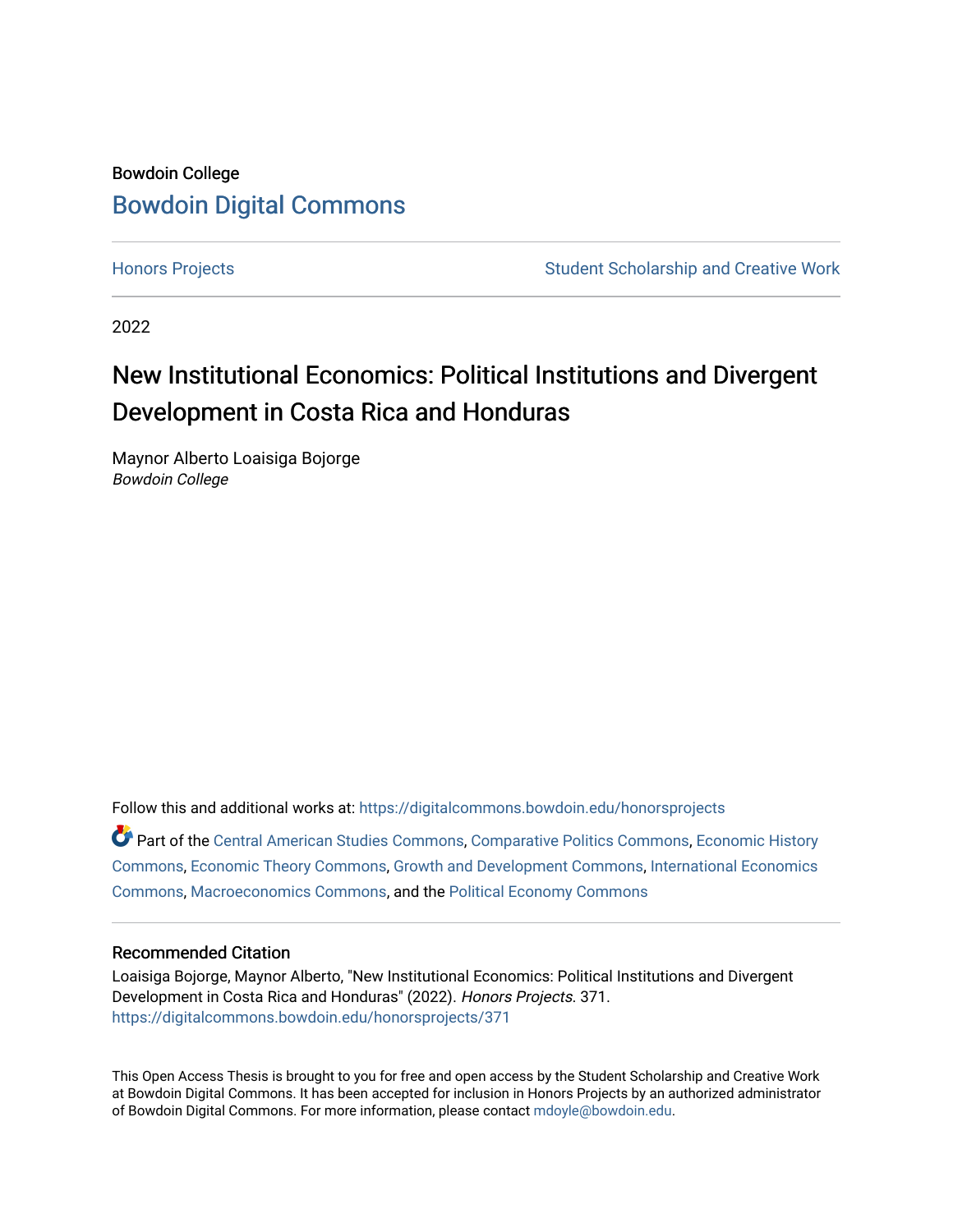Bowdoin College

# Bowdoin Digital Commons

Honors Projects | Student Scholarship and Creative Work

2022

# New Institutional Economics: Political Institutions and Divergent Development in Costa Rica and Honduras

Maynor Alberto Loaisiga Bojorge
*Bowdoin College*

Follow this and additional works at: https://digitalcommons.bowdoin.edu/honorsprojects

Part of the Central American Studies Commons, Comparative Politics Commons, Economic History Commons, Economic Theory Commons, Growth and Development Commons, International Economics Commons, Macroeconomics Commons, and the Political Economy Commons

## Recommended Citation

Loaisiga Bojorge, Maynor Alberto, "New Institutional Economics: Political Institutions and Divergent Development in Costa Rica and Honduras" (2022). *Honors Projects*. 371.
https://digitalcommons.bowdoin.edu/honorsprojects/371

This Open Access Thesis is brought to you for free and open access by the Student Scholarship and Creative Work at Bowdoin Digital Commons. It has been accepted for inclusion in Honors Projects by an authorized administrator of Bowdoin Digital Commons. For more information, please contact mdoyle@bowdoin.edu.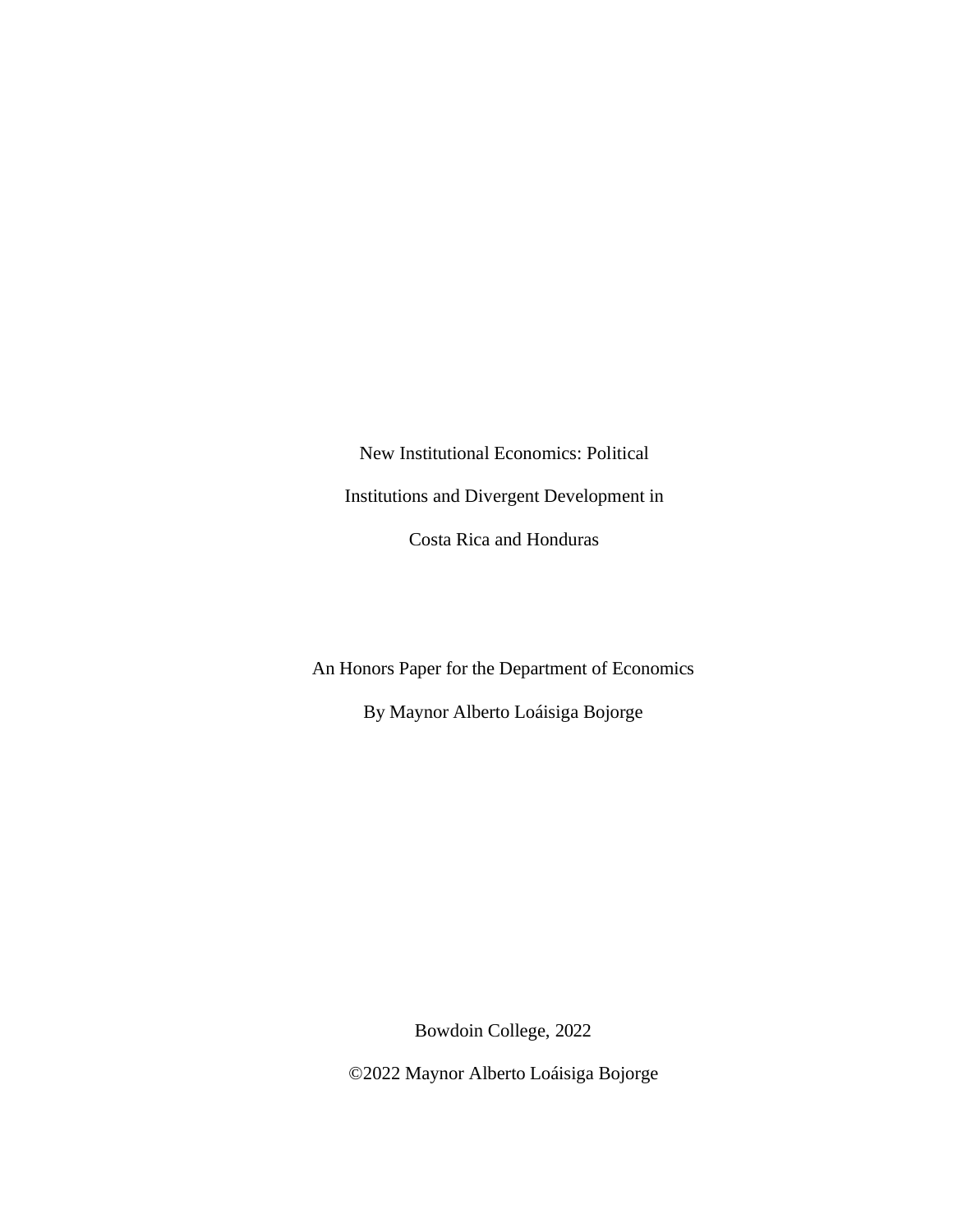New Institutional Economics: Political

Institutions and Divergent Development in

Costa Rica and Honduras

An Honors Paper for the Department of Economics

By Maynor Alberto Loáisiga Bojorge

Bowdoin College, 2022

©2022 Maynor Alberto Loáisiga Bojorge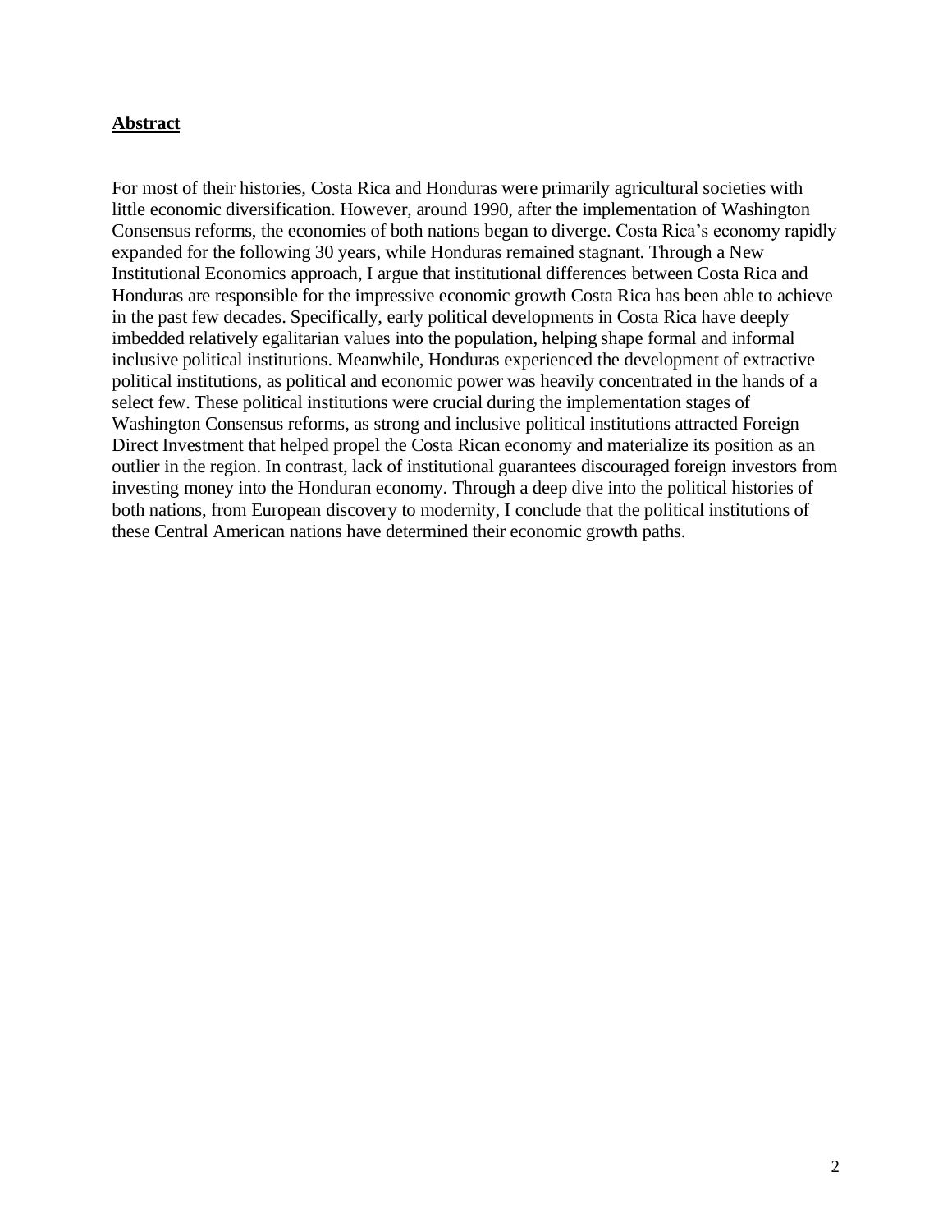## Abstract

For most of their histories, Costa Rica and Honduras were primarily agricultural societies with little economic diversification. However, around 1990, after the implementation of Washington Consensus reforms, the economies of both nations began to diverge. Costa Rica's economy rapidly expanded for the following 30 years, while Honduras remained stagnant. Through a New Institutional Economics approach, I argue that institutional differences between Costa Rica and Honduras are responsible for the impressive economic growth Costa Rica has been able to achieve in the past few decades. Specifically, early political developments in Costa Rica have deeply imbedded relatively egalitarian values into the population, helping shape formal and informal inclusive political institutions. Meanwhile, Honduras experienced the development of extractive political institutions, as political and economic power was heavily concentrated in the hands of a select few. These political institutions were crucial during the implementation stages of Washington Consensus reforms, as strong and inclusive political institutions attracted Foreign Direct Investment that helped propel the Costa Rican economy and materialize its position as an outlier in the region. In contrast, lack of institutional guarantees discouraged foreign investors from investing money into the Honduran economy. Through a deep dive into the political histories of both nations, from European discovery to modernity, I conclude that the political institutions of these Central American nations have determined their economic growth paths.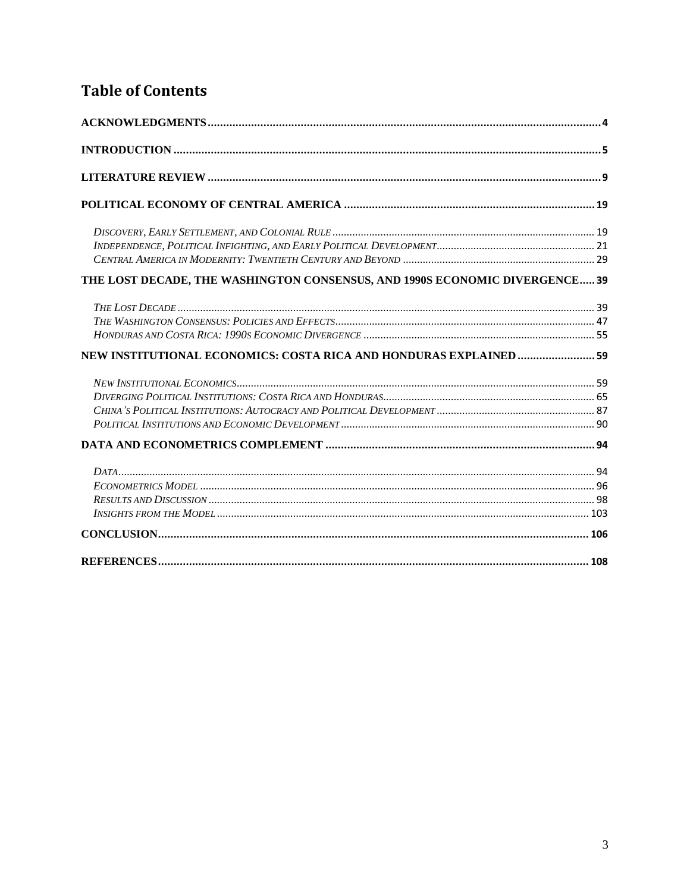# Table of Contents

**ACKNOWLEDGMENTS** .......... 4

**INTRODUCTION** .......... 5

**LITERATURE REVIEW** .......... 9

**POLITICAL ECONOMY OF CENTRAL AMERICA** .......... 19

*Discovery, Early Settlement, and Colonial Rule* .......... 19
*Independence, Political Infighting, and Early Political Development* .......... 21
*Central America in Modernity: Twentieth Century and Beyond* .......... 29

**THE LOST DECADE, THE WASHINGTON CONSENSUS, AND 1990S ECONOMIC DIVERGENCE** .......... 39

*The Lost Decade* .......... 39
*The Washington Consensus: Policies and Effects* .......... 47
*Honduras and Costa Rica: 1990s Economic Divergence* .......... 55

**NEW INSTITUTIONAL ECONOMICS: COSTA RICA AND HONDURAS EXPLAINED** .......... 59

*New Institutional Economics* .......... 59
*Diverging Political Institutions: Costa Rica and Honduras* .......... 65
*China's Political Institutions: Autocracy and Political Development* .......... 87
*Political Institutions and Economic Development* .......... 90

**DATA AND ECONOMETRICS COMPLEMENT** .......... 94

*Data* .......... 94
*Econometrics Model* .......... 96
*Results and Discussion* .......... 98
*Insights from the Model* .......... 103

**CONCLUSION** .......... 106

**REFERENCES** .......... 108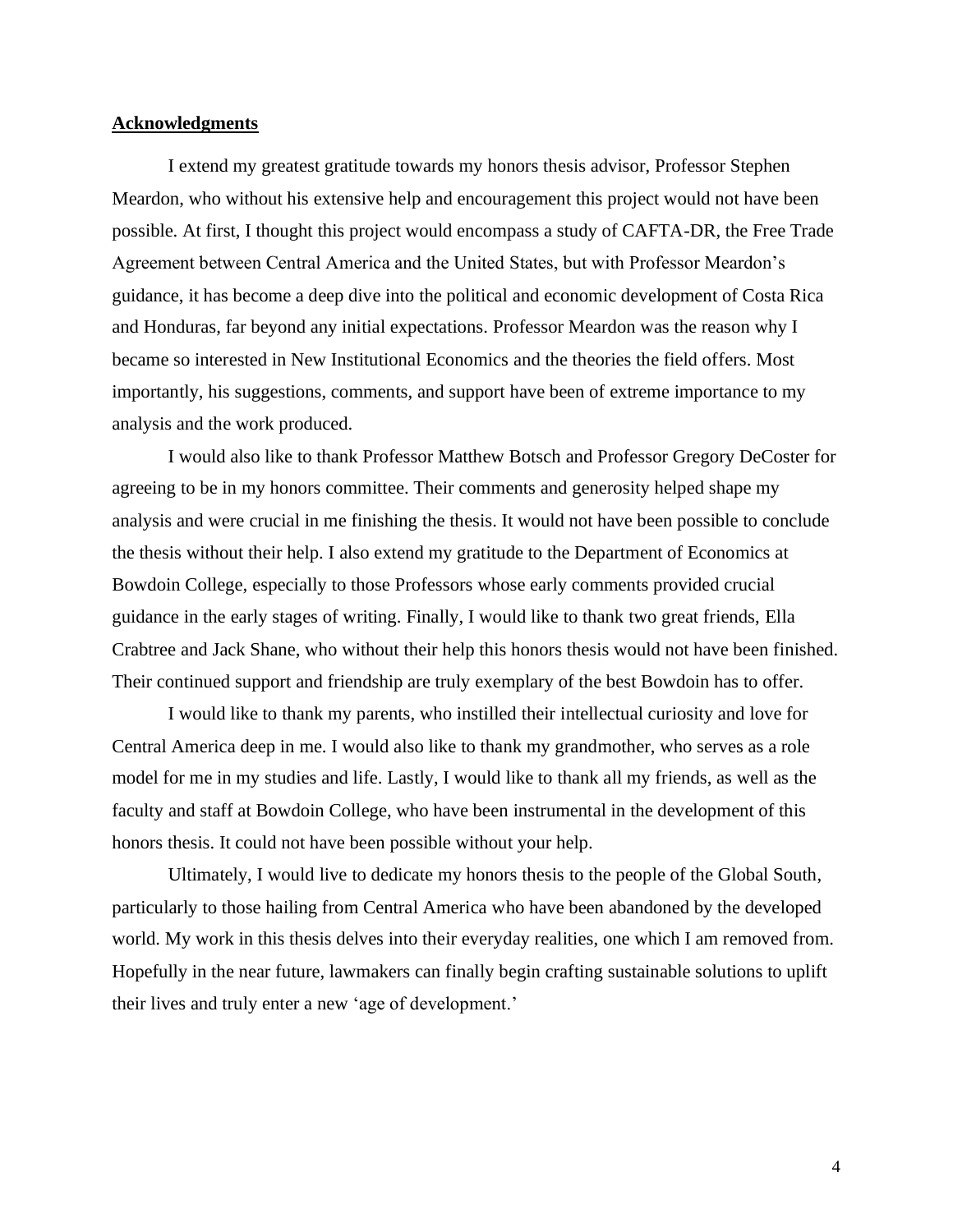**Acknowledgments**

I extend my greatest gratitude towards my honors thesis advisor, Professor Stephen Meardon, who without his extensive help and encouragement this project would not have been possible. At first, I thought this project would encompass a study of CAFTA-DR, the Free Trade Agreement between Central America and the United States, but with Professor Meardon's guidance, it has become a deep dive into the political and economic development of Costa Rica and Honduras, far beyond any initial expectations. Professor Meardon was the reason why I became so interested in New Institutional Economics and the theories the field offers. Most importantly, his suggestions, comments, and support have been of extreme importance to my analysis and the work produced.

I would also like to thank Professor Matthew Botsch and Professor Gregory DeCoster for agreeing to be in my honors committee. Their comments and generosity helped shape my analysis and were crucial in me finishing the thesis. It would not have been possible to conclude the thesis without their help. I also extend my gratitude to the Department of Economics at Bowdoin College, especially to those Professors whose early comments provided crucial guidance in the early stages of writing. Finally, I would like to thank two great friends, Ella Crabtree and Jack Shane, who without their help this honors thesis would not have been finished. Their continued support and friendship are truly exemplary of the best Bowdoin has to offer.

I would like to thank my parents, who instilled their intellectual curiosity and love for Central America deep in me. I would also like to thank my grandmother, who serves as a role model for me in my studies and life. Lastly, I would like to thank all my friends, as well as the faculty and staff at Bowdoin College, who have been instrumental in the development of this honors thesis. It could not have been possible without your help.

Ultimately, I would live to dedicate my honors thesis to the people of the Global South, particularly to those hailing from Central America who have been abandoned by the developed world. My work in this thesis delves into their everyday realities, one which I am removed from. Hopefully in the near future, lawmakers can finally begin crafting sustainable solutions to uplift their lives and truly enter a new 'age of development.'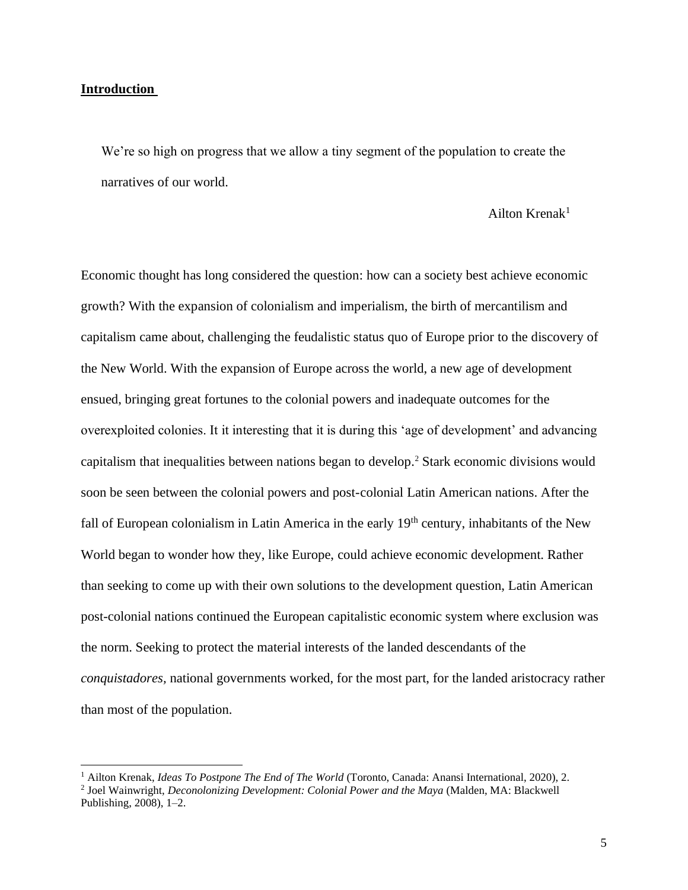## **Introduction**

> We're so high on progress that we allow a tiny segment of the population to create the narratives of our world.
>
> Ailton Krenak[1]

Economic thought has long considered the question: how can a society best achieve economic growth? With the expansion of colonialism and imperialism, the birth of mercantilism and capitalism came about, challenging the feudalistic status quo of Europe prior to the discovery of the New World. With the expansion of Europe across the world, a new age of development ensued, bringing great fortunes to the colonial powers and inadequate outcomes for the overexploited colonies. It it interesting that it is during this 'age of development' and advancing capitalism that inequalities between nations began to develop.[2] Stark economic divisions would soon be seen between the colonial powers and post-colonial Latin American nations. After the fall of European colonialism in Latin America in the early 19th century, inhabitants of the New World began to wonder how they, like Europe, could achieve economic development. Rather than seeking to come up with their own solutions to the development question, Latin American post-colonial nations continued the European capitalistic economic system where exclusion was the norm. Seeking to protect the material interests of the landed descendants of the *conquistadores,* national governments worked, for the most part, for the landed aristocracy rather than most of the population.

---

[1] Ailton Krenak, *Ideas To Postpone The End of The World* (Toronto, Canada: Anansi International, 2020), 2.

[2] Joel Wainwright, *Deconolonizing Development: Colonial Power and the Maya* (Malden, MA: Blackwell Publishing, 2008), 1–2.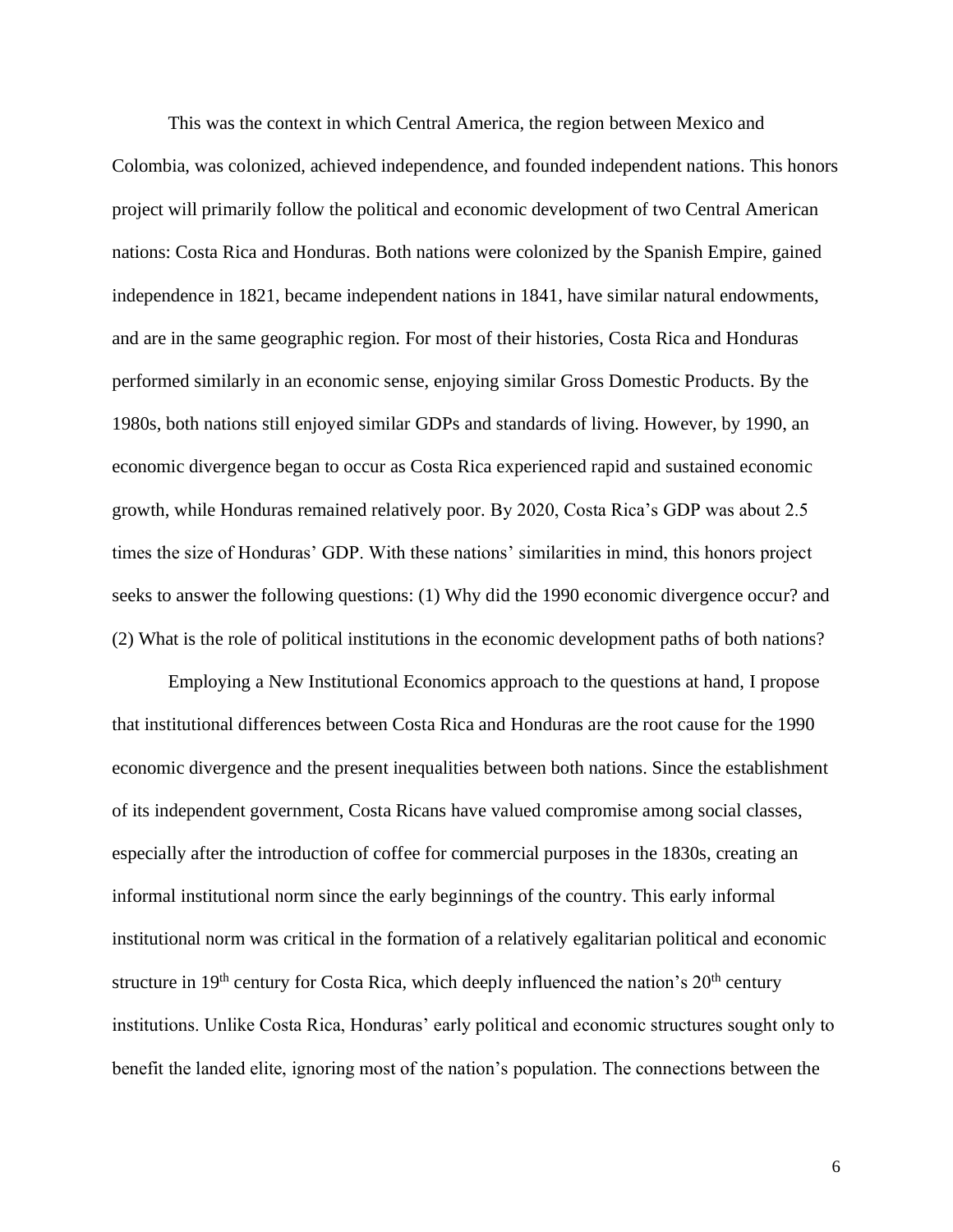This was the context in which Central America, the region between Mexico and Colombia, was colonized, achieved independence, and founded independent nations. This honors project will primarily follow the political and economic development of two Central American nations: Costa Rica and Honduras. Both nations were colonized by the Spanish Empire, gained independence in 1821, became independent nations in 1841, have similar natural endowments, and are in the same geographic region. For most of their histories, Costa Rica and Honduras performed similarly in an economic sense, enjoying similar Gross Domestic Products. By the 1980s, both nations still enjoyed similar GDPs and standards of living. However, by 1990, an economic divergence began to occur as Costa Rica experienced rapid and sustained economic growth, while Honduras remained relatively poor. By 2020, Costa Rica's GDP was about 2.5 times the size of Honduras' GDP. With these nations' similarities in mind, this honors project seeks to answer the following questions: (1) Why did the 1990 economic divergence occur? and (2) What is the role of political institutions in the economic development paths of both nations?

Employing a New Institutional Economics approach to the questions at hand, I propose that institutional differences between Costa Rica and Honduras are the root cause for the 1990 economic divergence and the present inequalities between both nations. Since the establishment of its independent government, Costa Ricans have valued compromise among social classes, especially after the introduction of coffee for commercial purposes in the 1830s, creating an informal institutional norm since the early beginnings of the country. This early informal institutional norm was critical in the formation of a relatively egalitarian political and economic structure in 19th century for Costa Rica, which deeply influenced the nation's 20th century institutions. Unlike Costa Rica, Honduras' early political and economic structures sought only to benefit the landed elite, ignoring most of the nation's population. The connections between the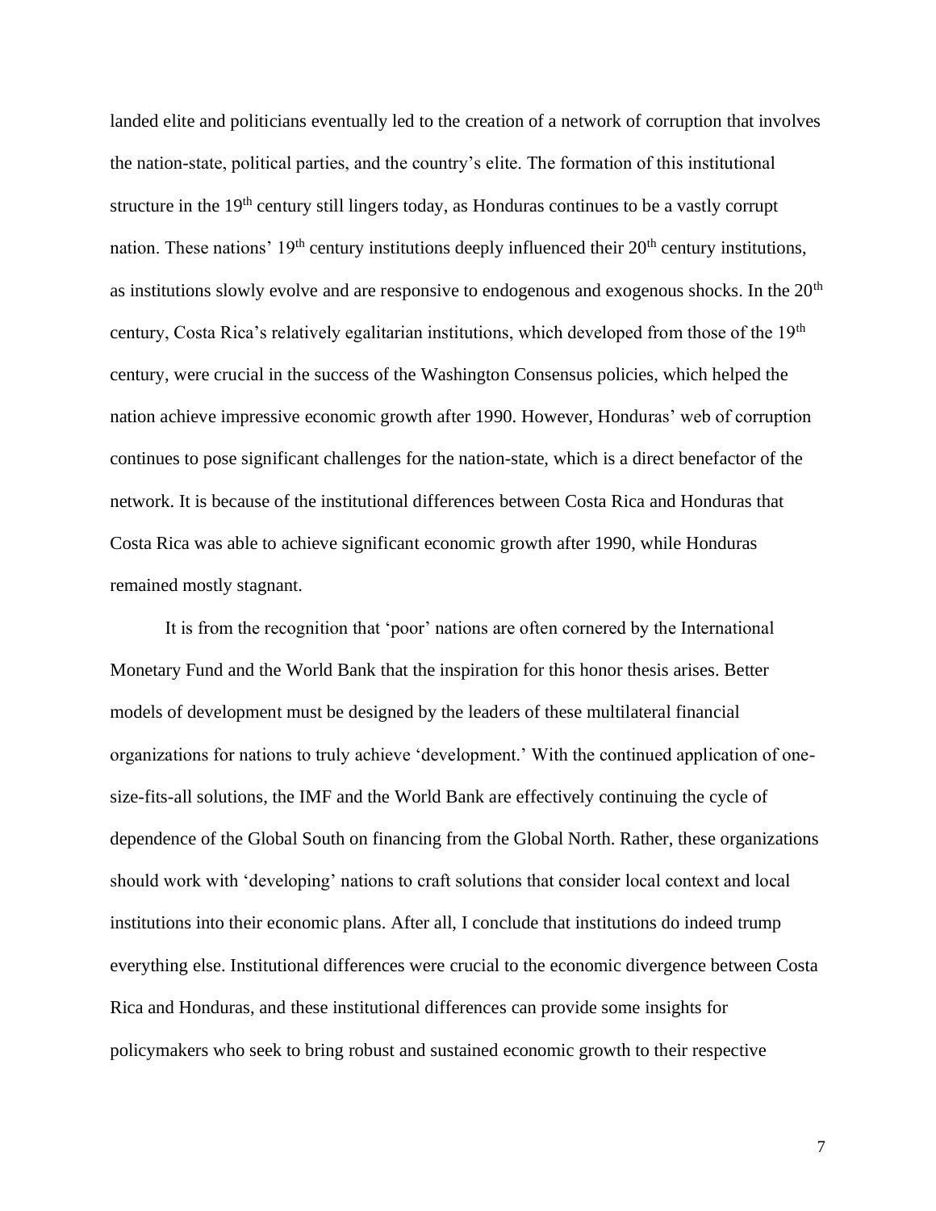landed elite and politicians eventually led to the creation of a network of corruption that involves the nation-state, political parties, and the country's elite. The formation of this institutional structure in the 19th century still lingers today, as Honduras continues to be a vastly corrupt nation. These nations' 19th century institutions deeply influenced their 20th century institutions, as institutions slowly evolve and are responsive to endogenous and exogenous shocks. In the 20th century, Costa Rica's relatively egalitarian institutions, which developed from those of the 19th century, were crucial in the success of the Washington Consensus policies, which helped the nation achieve impressive economic growth after 1990. However, Honduras' web of corruption continues to pose significant challenges for the nation-state, which is a direct benefactor of the network. It is because of the institutional differences between Costa Rica and Honduras that Costa Rica was able to achieve significant economic growth after 1990, while Honduras remained mostly stagnant.

It is from the recognition that 'poor' nations are often cornered by the International Monetary Fund and the World Bank that the inspiration for this honor thesis arises. Better models of development must be designed by the leaders of these multilateral financial organizations for nations to truly achieve 'development.' With the continued application of one-size-fits-all solutions, the IMF and the World Bank are effectively continuing the cycle of dependence of the Global South on financing from the Global North. Rather, these organizations should work with 'developing' nations to craft solutions that consider local context and local institutions into their economic plans. After all, I conclude that institutions do indeed trump everything else. Institutional differences were crucial to the economic divergence between Costa Rica and Honduras, and these institutional differences can provide some insights for policymakers who seek to bring robust and sustained economic growth to their respective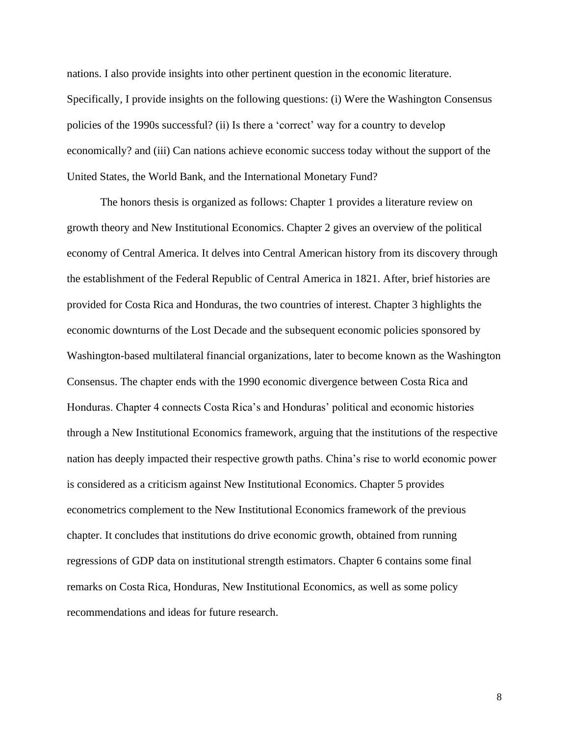nations. I also provide insights into other pertinent question in the economic literature. Specifically, I provide insights on the following questions: (i) Were the Washington Consensus policies of the 1990s successful? (ii) Is there a 'correct' way for a country to develop economically? and (iii) Can nations achieve economic success today without the support of the United States, the World Bank, and the International Monetary Fund?

The honors thesis is organized as follows: Chapter 1 provides a literature review on growth theory and New Institutional Economics. Chapter 2 gives an overview of the political economy of Central America. It delves into Central American history from its discovery through the establishment of the Federal Republic of Central America in 1821. After, brief histories are provided for Costa Rica and Honduras, the two countries of interest. Chapter 3 highlights the economic downturns of the Lost Decade and the subsequent economic policies sponsored by Washington-based multilateral financial organizations, later to become known as the Washington Consensus. The chapter ends with the 1990 economic divergence between Costa Rica and Honduras. Chapter 4 connects Costa Rica's and Honduras' political and economic histories through a New Institutional Economics framework, arguing that the institutions of the respective nation has deeply impacted their respective growth paths. China's rise to world economic power is considered as a criticism against New Institutional Economics. Chapter 5 provides econometrics complement to the New Institutional Economics framework of the previous chapter. It concludes that institutions do drive economic growth, obtained from running regressions of GDP data on institutional strength estimators. Chapter 6 contains some final remarks on Costa Rica, Honduras, New Institutional Economics, as well as some policy recommendations and ideas for future research.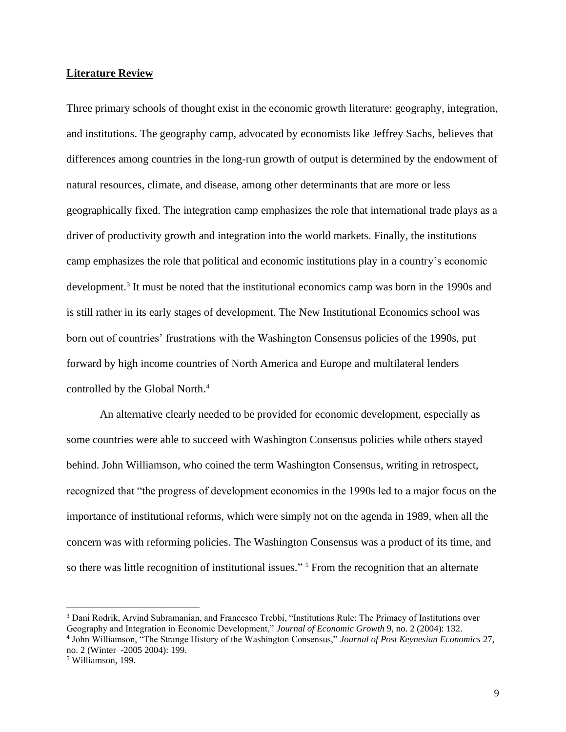## Literature Review

Three primary schools of thought exist in the economic growth literature: geography, integration, and institutions. The geography camp, advocated by economists like Jeffrey Sachs, believes that differences among countries in the long-run growth of output is determined by the endowment of natural resources, climate, and disease, among other determinants that are more or less geographically fixed. The integration camp emphasizes the role that international trade plays as a driver of productivity growth and integration into the world markets. Finally, the institutions camp emphasizes the role that political and economic institutions play in a country's economic development.[3] It must be noted that the institutional economics camp was born in the 1990s and is still rather in its early stages of development. The New Institutional Economics school was born out of countries' frustrations with the Washington Consensus policies of the 1990s, put forward by high income countries of North America and Europe and multilateral lenders controlled by the Global North.[4]

An alternative clearly needed to be provided for economic development, especially as some countries were able to succeed with Washington Consensus policies while others stayed behind. John Williamson, who coined the term Washington Consensus, writing in retrospect, recognized that "the progress of development economics in the 1990s led to a major focus on the importance of institutional reforms, which were simply not on the agenda in 1989, when all the concern was with reforming policies. The Washington Consensus was a product of its time, and so there was little recognition of institutional issues." [5] From the recognition that an alternate

---

[3] Dani Rodrik, Arvind Subramanian, and Francesco Trebbi, "Institutions Rule: The Primacy of Institutions over Geography and Integration in Economic Development," *Journal of Economic Growth* 9, no. 2 (2004): 132.

[4] John Williamson, "The Strange History of the Washington Consensus," *Journal of Post Keynesian Economics* 27, no. 2 (Winter -2005 2004): 199.

[5] Williamson, 199.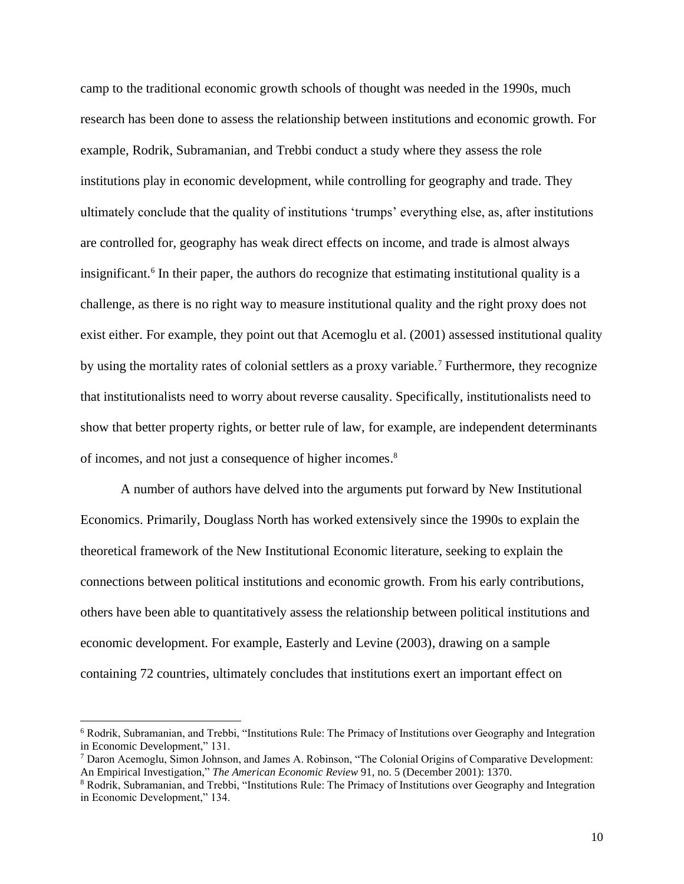camp to the traditional economic growth schools of thought was needed in the 1990s, much research has been done to assess the relationship between institutions and economic growth. For example, Rodrik, Subramanian, and Trebbi conduct a study where they assess the role institutions play in economic development, while controlling for geography and trade. They ultimately conclude that the quality of institutions 'trumps' everything else, as, after institutions are controlled for, geography has weak direct effects on income, and trade is almost always insignificant.[6] In their paper, the authors do recognize that estimating institutional quality is a challenge, as there is no right way to measure institutional quality and the right proxy does not exist either. For example, they point out that Acemoglu et al. (2001) assessed institutional quality by using the mortality rates of colonial settlers as a proxy variable.[7] Furthermore, they recognize that institutionalists need to worry about reverse causality. Specifically, institutionalists need to show that better property rights, or better rule of law, for example, are independent determinants of incomes, and not just a consequence of higher incomes.[8]

A number of authors have delved into the arguments put forward by New Institutional Economics. Primarily, Douglass North has worked extensively since the 1990s to explain the theoretical framework of the New Institutional Economic literature, seeking to explain the connections between political institutions and economic growth. From his early contributions, others have been able to quantitatively assess the relationship between political institutions and economic development. For example, Easterly and Levine (2003), drawing on a sample containing 72 countries, ultimately concludes that institutions exert an important effect on

---

[6] Rodrik, Subramanian, and Trebbi, "Institutions Rule: The Primacy of Institutions over Geography and Integration in Economic Development," 131.

[7] Daron Acemoglu, Simon Johnson, and James A. Robinson, "The Colonial Origins of Comparative Development: An Empirical Investigation," *The American Economic Review* 91, no. 5 (December 2001): 1370.

[8] Rodrik, Subramanian, and Trebbi, "Institutions Rule: The Primacy of Institutions over Geography and Integration in Economic Development," 134.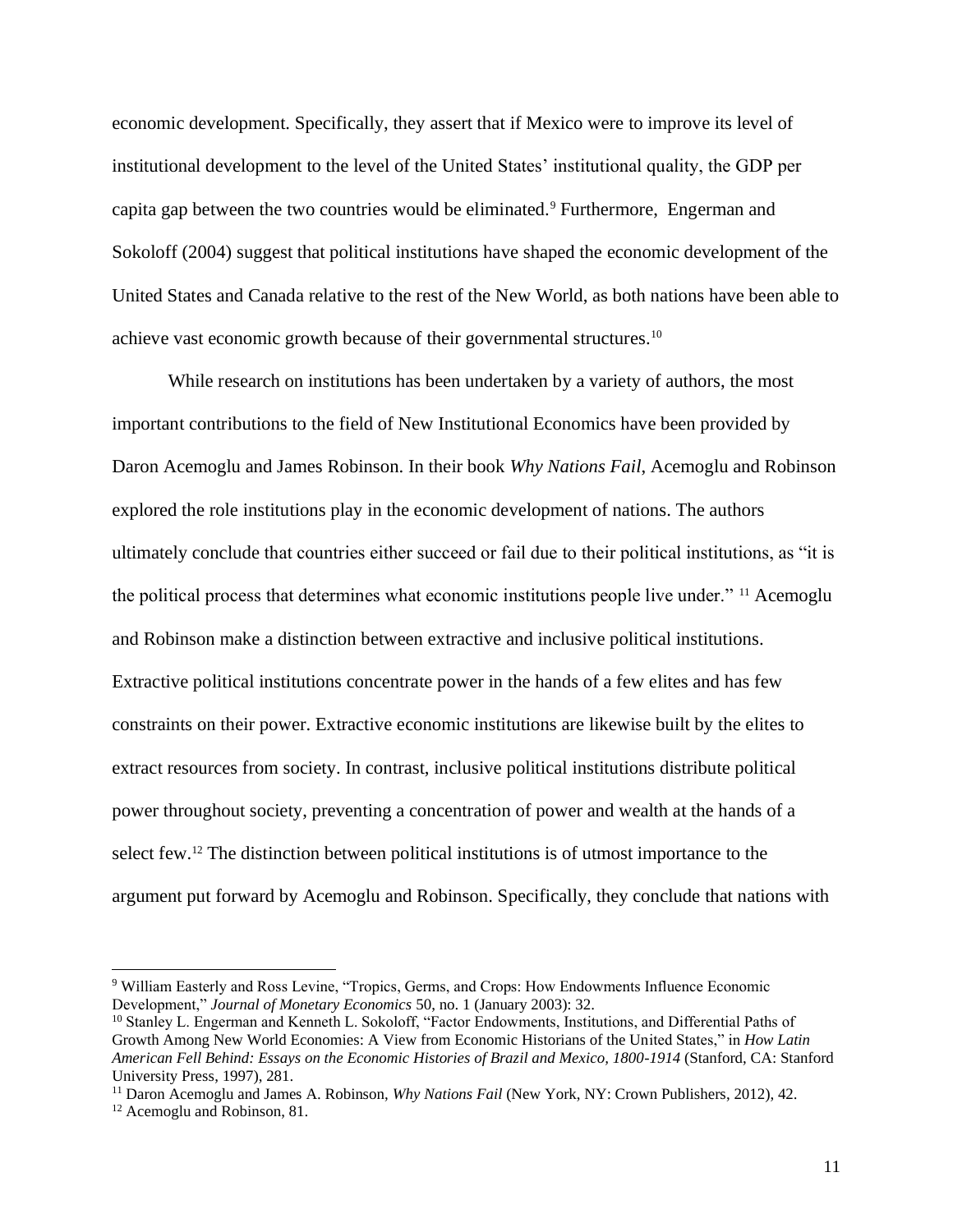economic development. Specifically, they assert that if Mexico were to improve its level of institutional development to the level of the United States' institutional quality, the GDP per capita gap between the two countries would be eliminated.[9] Furthermore, Engerman and Sokoloff (2004) suggest that political institutions have shaped the economic development of the United States and Canada relative to the rest of the New World, as both nations have been able to achieve vast economic growth because of their governmental structures.[10]

While research on institutions has been undertaken by a variety of authors, the most important contributions to the field of New Institutional Economics have been provided by Daron Acemoglu and James Robinson. In their book *Why Nations Fail*, Acemoglu and Robinson explored the role institutions play in the economic development of nations. The authors ultimately conclude that countries either succeed or fail due to their political institutions, as "it is the political process that determines what economic institutions people live under." [11] Acemoglu and Robinson make a distinction between extractive and inclusive political institutions. Extractive political institutions concentrate power in the hands of a few elites and has few constraints on their power. Extractive economic institutions are likewise built by the elites to extract resources from society. In contrast, inclusive political institutions distribute political power throughout society, preventing a concentration of power and wealth at the hands of a select few.[12] The distinction between political institutions is of utmost importance to the argument put forward by Acemoglu and Robinson. Specifically, they conclude that nations with

---

[9] William Easterly and Ross Levine, "Tropics, Germs, and Crops: How Endowments Influence Economic Development," *Journal of Monetary Economics* 50, no. 1 (January 2003): 32.

[10] Stanley L. Engerman and Kenneth L. Sokoloff, "Factor Endowments, Institutions, and Differential Paths of Growth Among New World Economies: A View from Economic Historians of the United States," in *How Latin American Fell Behind: Essays on the Economic Histories of Brazil and Mexico, 1800-1914* (Stanford, CA: Stanford University Press, 1997), 281.

[11] Daron Acemoglu and James A. Robinson, *Why Nations Fail* (New York, NY: Crown Publishers, 2012), 42.

[12] Acemoglu and Robinson, 81.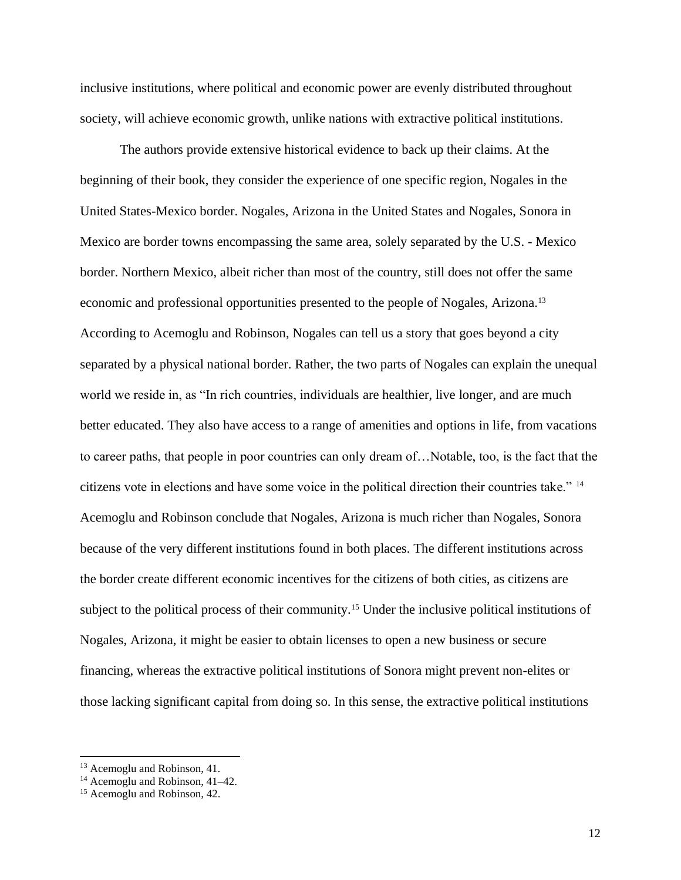inclusive institutions, where political and economic power are evenly distributed throughout society, will achieve economic growth, unlike nations with extractive political institutions.

The authors provide extensive historical evidence to back up their claims. At the beginning of their book, they consider the experience of one specific region, Nogales in the United States-Mexico border. Nogales, Arizona in the United States and Nogales, Sonora in Mexico are border towns encompassing the same area, solely separated by the U.S. - Mexico border. Northern Mexico, albeit richer than most of the country, still does not offer the same economic and professional opportunities presented to the people of Nogales, Arizona.[13] According to Acemoglu and Robinson, Nogales can tell us a story that goes beyond a city separated by a physical national border. Rather, the two parts of Nogales can explain the unequal world we reside in, as "In rich countries, individuals are healthier, live longer, and are much better educated. They also have access to a range of amenities and options in life, from vacations to career paths, that people in poor countries can only dream of…Notable, too, is the fact that the citizens vote in elections and have some voice in the political direction their countries take." [14] Acemoglu and Robinson conclude that Nogales, Arizona is much richer than Nogales, Sonora because of the very different institutions found in both places. The different institutions across the border create different economic incentives for the citizens of both cities, as citizens are subject to the political process of their community.[15] Under the inclusive political institutions of Nogales, Arizona, it might be easier to obtain licenses to open a new business or secure financing, whereas the extractive political institutions of Sonora might prevent non-elites or those lacking significant capital from doing so. In this sense, the extractive political institutions

---

[13] Acemoglu and Robinson, 41.

[14] Acemoglu and Robinson, 41–42.

[15] Acemoglu and Robinson, 42.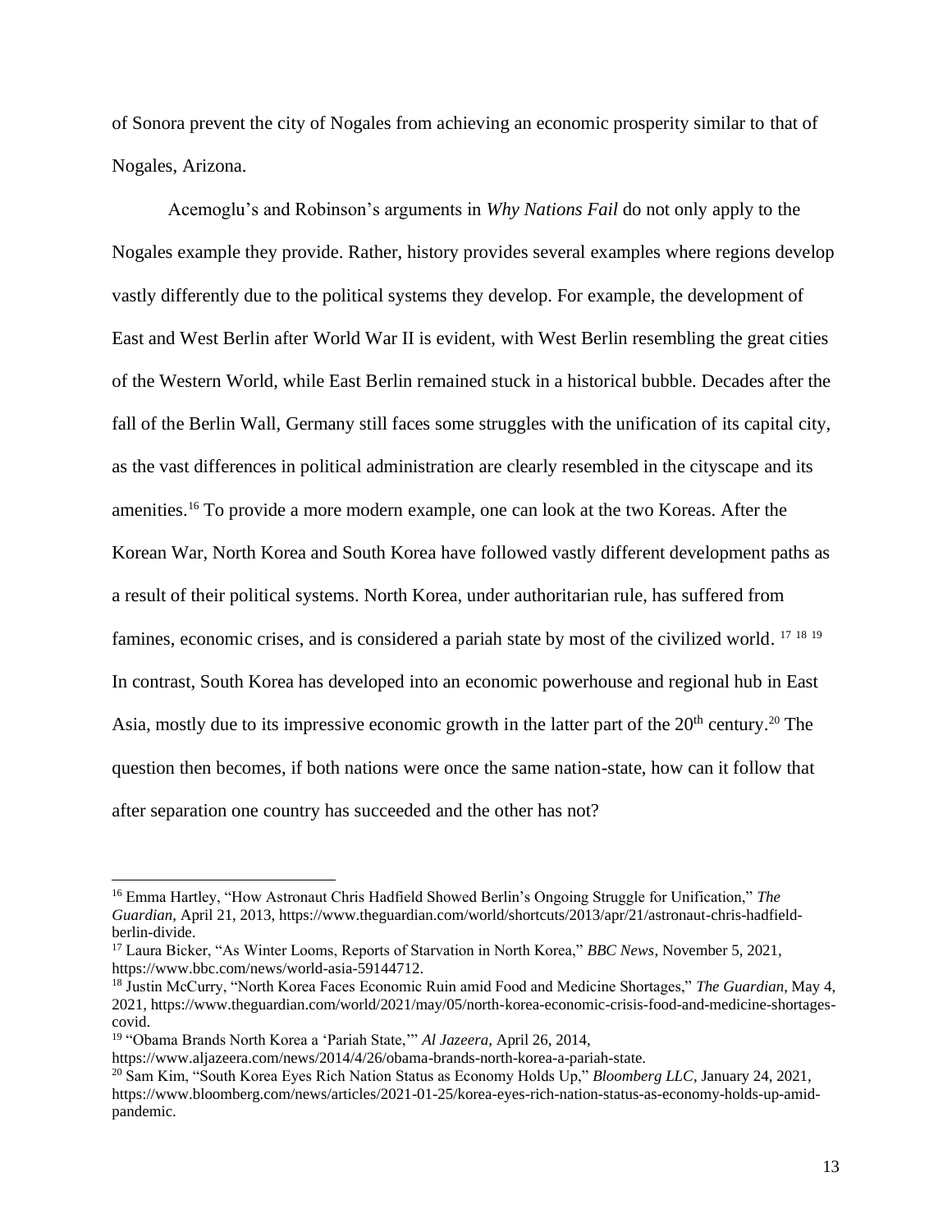of Sonora prevent the city of Nogales from achieving an economic prosperity similar to that of Nogales, Arizona.

Acemoglu's and Robinson's arguments in *Why Nations Fail* do not only apply to the Nogales example they provide. Rather, history provides several examples where regions develop vastly differently due to the political systems they develop. For example, the development of East and West Berlin after World War II is evident, with West Berlin resembling the great cities of the Western World, while East Berlin remained stuck in a historical bubble. Decades after the fall of the Berlin Wall, Germany still faces some struggles with the unification of its capital city, as the vast differences in political administration are clearly resembled in the cityscape and its amenities.[16] To provide a more modern example, one can look at the two Koreas. After the Korean War, North Korea and South Korea have followed vastly different development paths as a result of their political systems. North Korea, under authoritarian rule, has suffered from famines, economic crises, and is considered a pariah state by most of the civilized world. [17] [18] [19] In contrast, South Korea has developed into an economic powerhouse and regional hub in East Asia, mostly due to its impressive economic growth in the latter part of the 20th century.[20] The question then becomes, if both nations were once the same nation-state, how can it follow that after separation one country has succeeded and the other has not?

---

[16] Emma Hartley, "How Astronaut Chris Hadfield Showed Berlin's Ongoing Struggle for Unification," *The Guardian*, April 21, 2013, https://www.theguardian.com/world/shortcuts/2013/apr/21/astronaut-chris-hadfield-berlin-divide.

[17] Laura Bicker, "As Winter Looms, Reports of Starvation in North Korea," *BBC News*, November 5, 2021, https://www.bbc.com/news/world-asia-59144712.

[18] Justin McCurry, "North Korea Faces Economic Ruin amid Food and Medicine Shortages," *The Guardian*, May 4, 2021, https://www.theguardian.com/world/2021/may/05/north-korea-economic-crisis-food-and-medicine-shortages-covid.

[19] "Obama Brands North Korea a 'Pariah State,'" *Al Jazeera*, April 26, 2014, https://www.aljazeera.com/news/2014/4/26/obama-brands-north-korea-a-pariah-state.

[20] Sam Kim, "South Korea Eyes Rich Nation Status as Economy Holds Up," *Bloomberg LLC*, January 24, 2021, https://www.bloomberg.com/news/articles/2021-01-25/korea-eyes-rich-nation-status-as-economy-holds-up-amid-pandemic.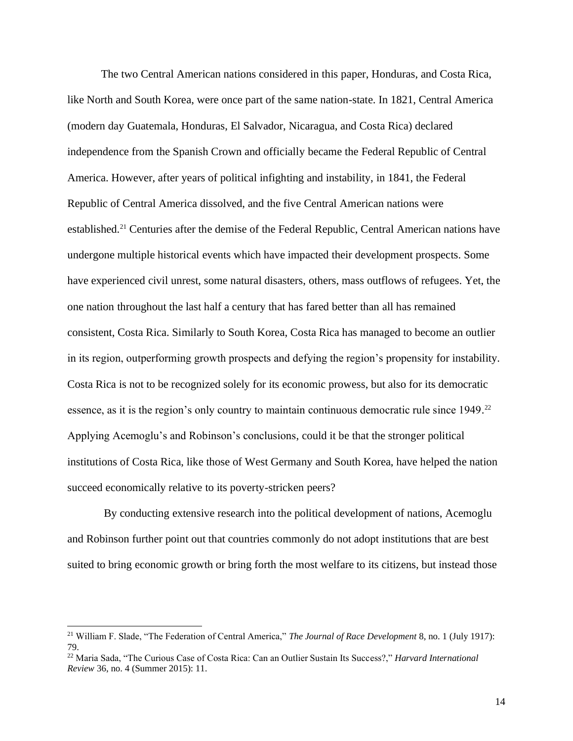The two Central American nations considered in this paper, Honduras, and Costa Rica, like North and South Korea, were once part of the same nation-state. In 1821, Central America (modern day Guatemala, Honduras, El Salvador, Nicaragua, and Costa Rica) declared independence from the Spanish Crown and officially became the Federal Republic of Central America. However, after years of political infighting and instability, in 1841, the Federal Republic of Central America dissolved, and the five Central American nations were established.[21] Centuries after the demise of the Federal Republic, Central American nations have undergone multiple historical events which have impacted their development prospects. Some have experienced civil unrest, some natural disasters, others, mass outflows of refugees. Yet, the one nation throughout the last half a century that has fared better than all has remained consistent, Costa Rica. Similarly to South Korea, Costa Rica has managed to become an outlier in its region, outperforming growth prospects and defying the region's propensity for instability. Costa Rica is not to be recognized solely for its economic prowess, but also for its democratic essence, as it is the region's only country to maintain continuous democratic rule since 1949.[22] Applying Acemoglu's and Robinson's conclusions, could it be that the stronger political institutions of Costa Rica, like those of West Germany and South Korea, have helped the nation succeed economically relative to its poverty-stricken peers?

By conducting extensive research into the political development of nations, Acemoglu and Robinson further point out that countries commonly do not adopt institutions that are best suited to bring economic growth or bring forth the most welfare to its citizens, but instead those

---

[21] William F. Slade, "The Federation of Central America," *The Journal of Race Development* 8, no. 1 (July 1917): 79.

[22] Maria Sada, "The Curious Case of Costa Rica: Can an Outlier Sustain Its Success?," *Harvard International Review* 36, no. 4 (Summer 2015): 11.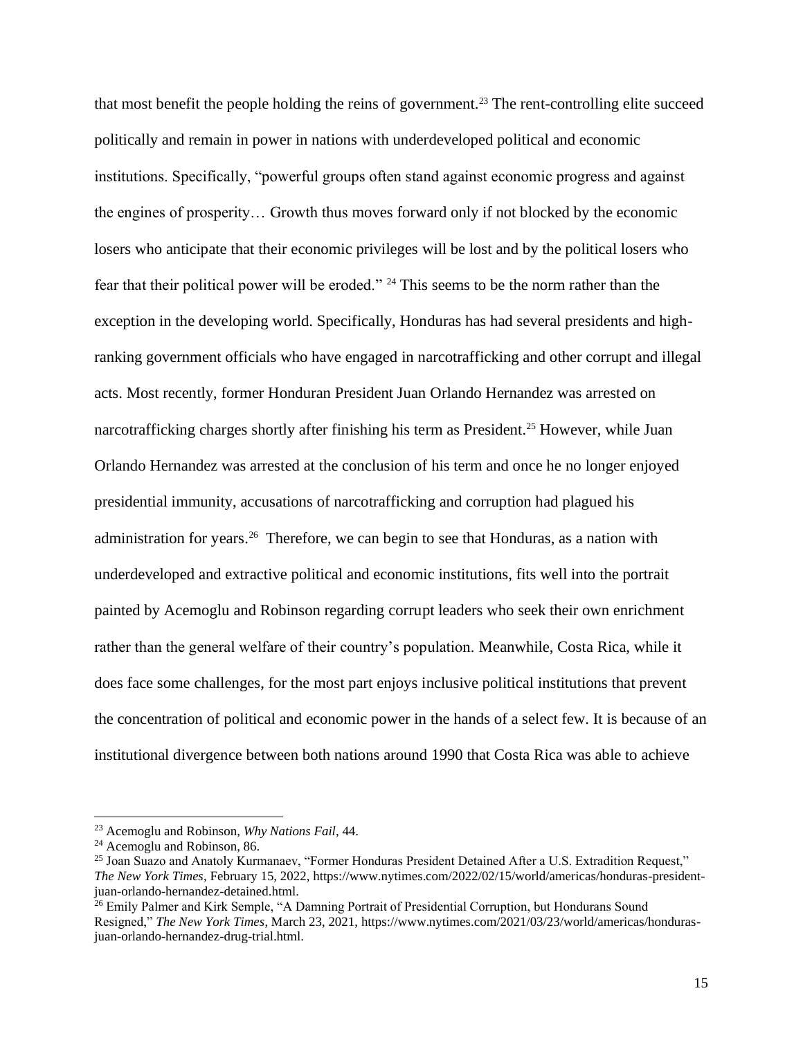that most benefit the people holding the reins of government.[23] The rent-controlling elite succeed politically and remain in power in nations with underdeveloped political and economic institutions. Specifically, "powerful groups often stand against economic progress and against the engines of prosperity… Growth thus moves forward only if not blocked by the economic losers who anticipate that their economic privileges will be lost and by the political losers who fear that their political power will be eroded." [24] This seems to be the norm rather than the exception in the developing world. Specifically, Honduras has had several presidents and high-ranking government officials who have engaged in narcotrafficking and other corrupt and illegal acts. Most recently, former Honduran President Juan Orlando Hernandez was arrested on narcotrafficking charges shortly after finishing his term as President.[25] However, while Juan Orlando Hernandez was arrested at the conclusion of his term and once he no longer enjoyed presidential immunity, accusations of narcotrafficking and corruption had plagued his administration for years.[26] Therefore, we can begin to see that Honduras, as a nation with underdeveloped and extractive political and economic institutions, fits well into the portrait painted by Acemoglu and Robinson regarding corrupt leaders who seek their own enrichment rather than the general welfare of their country's population. Meanwhile, Costa Rica, while it does face some challenges, for the most part enjoys inclusive political institutions that prevent the concentration of political and economic power in the hands of a select few. It is because of an institutional divergence between both nations around 1990 that Costa Rica was able to achieve

---

[23] Acemoglu and Robinson, *Why Nations Fail*, 44.

[24] Acemoglu and Robinson, 86.

[25] Joan Suazo and Anatoly Kurmanaev, "Former Honduras President Detained After a U.S. Extradition Request," *The New York Times*, February 15, 2022, https://www.nytimes.com/2022/02/15/world/americas/honduras-president-juan-orlando-hernandez-detained.html.

[26] Emily Palmer and Kirk Semple, "A Damning Portrait of Presidential Corruption, but Hondurans Sound Resigned," *The New York Times*, March 23, 2021, https://www.nytimes.com/2021/03/23/world/americas/honduras-juan-orlando-hernandez-drug-trial.html.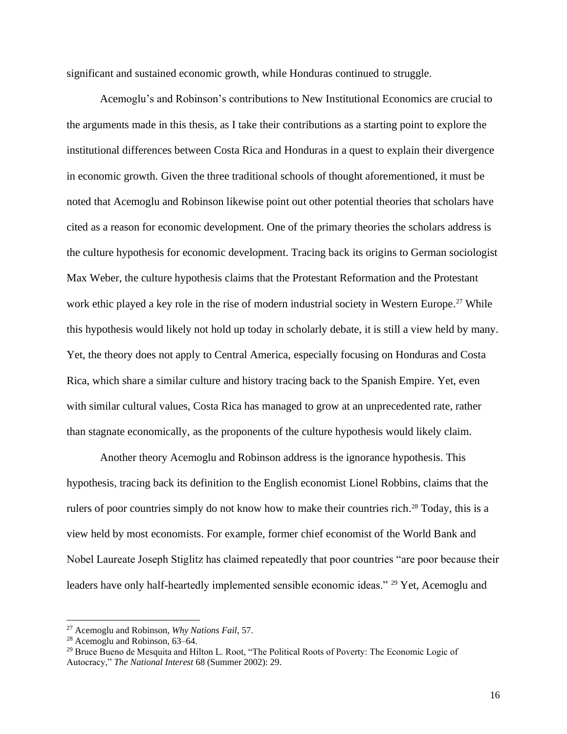significant and sustained economic growth, while Honduras continued to struggle.

Acemoglu's and Robinson's contributions to New Institutional Economics are crucial to the arguments made in this thesis, as I take their contributions as a starting point to explore the institutional differences between Costa Rica and Honduras in a quest to explain their divergence in economic growth. Given the three traditional schools of thought aforementioned, it must be noted that Acemoglu and Robinson likewise point out other potential theories that scholars have cited as a reason for economic development. One of the primary theories the scholars address is the culture hypothesis for economic development. Tracing back its origins to German sociologist Max Weber, the culture hypothesis claims that the Protestant Reformation and the Protestant work ethic played a key role in the rise of modern industrial society in Western Europe.[27] While this hypothesis would likely not hold up today in scholarly debate, it is still a view held by many. Yet, the theory does not apply to Central America, especially focusing on Honduras and Costa Rica, which share a similar culture and history tracing back to the Spanish Empire. Yet, even with similar cultural values, Costa Rica has managed to grow at an unprecedented rate, rather than stagnate economically, as the proponents of the culture hypothesis would likely claim.

Another theory Acemoglu and Robinson address is the ignorance hypothesis. This hypothesis, tracing back its definition to the English economist Lionel Robbins, claims that the rulers of poor countries simply do not know how to make their countries rich.[28] Today, this is a view held by most economists. For example, former chief economist of the World Bank and Nobel Laureate Joseph Stiglitz has claimed repeatedly that poor countries "are poor because their leaders have only half-heartedly implemented sensible economic ideas." [29] Yet, Acemoglu and

---

[27] Acemoglu and Robinson, *Why Nations Fail*, 57.

[28] Acemoglu and Robinson, 63–64.

[29] Bruce Bueno de Mesquita and Hilton L. Root, "The Political Roots of Poverty: The Economic Logic of Autocracy," *The National Interest* 68 (Summer 2002): 29.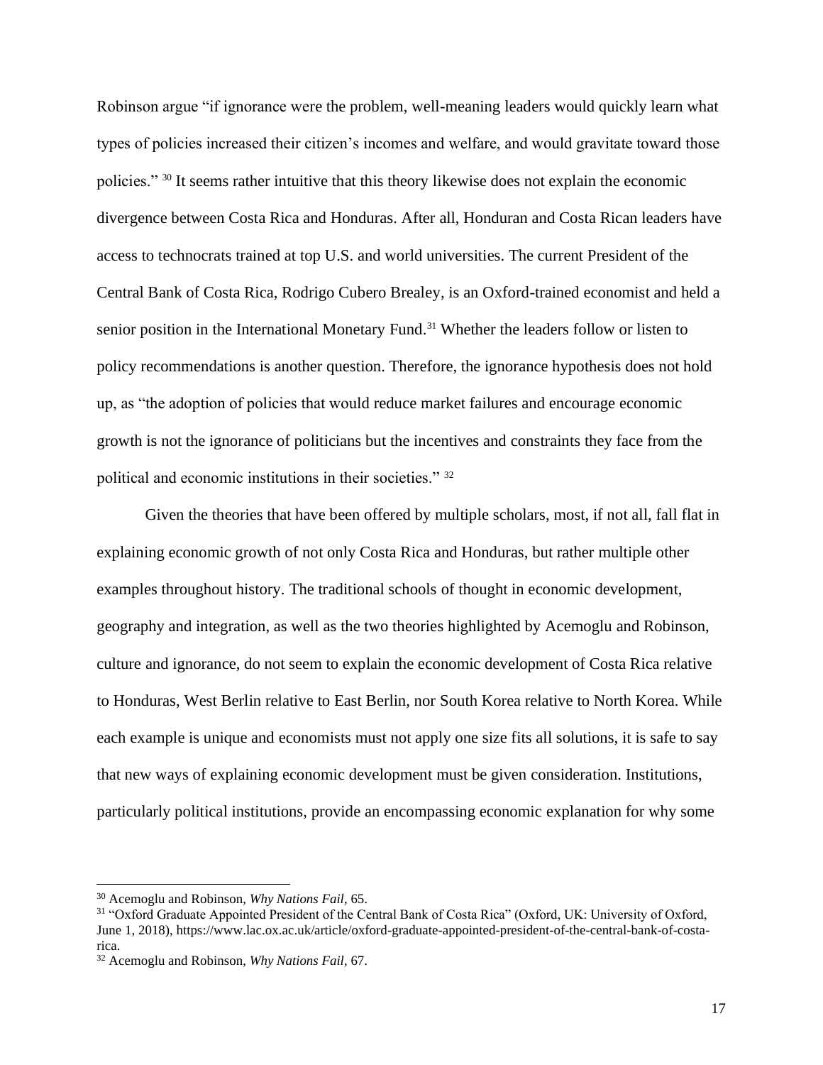Robinson argue "if ignorance were the problem, well-meaning leaders would quickly learn what types of policies increased their citizen's incomes and welfare, and would gravitate toward those policies." [30] It seems rather intuitive that this theory likewise does not explain the economic divergence between Costa Rica and Honduras. After all, Honduran and Costa Rican leaders have access to technocrats trained at top U.S. and world universities. The current President of the Central Bank of Costa Rica, Rodrigo Cubero Brealey, is an Oxford-trained economist and held a senior position in the International Monetary Fund.[31] Whether the leaders follow or listen to policy recommendations is another question. Therefore, the ignorance hypothesis does not hold up, as "the adoption of policies that would reduce market failures and encourage economic growth is not the ignorance of politicians but the incentives and constraints they face from the political and economic institutions in their societies." [32]

Given the theories that have been offered by multiple scholars, most, if not all, fall flat in explaining economic growth of not only Costa Rica and Honduras, but rather multiple other examples throughout history. The traditional schools of thought in economic development, geography and integration, as well as the two theories highlighted by Acemoglu and Robinson, culture and ignorance, do not seem to explain the economic development of Costa Rica relative to Honduras, West Berlin relative to East Berlin, nor South Korea relative to North Korea. While each example is unique and economists must not apply one size fits all solutions, it is safe to say that new ways of explaining economic development must be given consideration. Institutions, particularly political institutions, provide an encompassing economic explanation for why some

---

[30] Acemoglu and Robinson, *Why Nations Fail*, 65.

[31] "Oxford Graduate Appointed President of the Central Bank of Costa Rica" (Oxford, UK: University of Oxford, June 1, 2018), https://www.lac.ox.ac.uk/article/oxford-graduate-appointed-president-of-the-central-bank-of-costa-rica.

[32] Acemoglu and Robinson, *Why Nations Fail*, 67.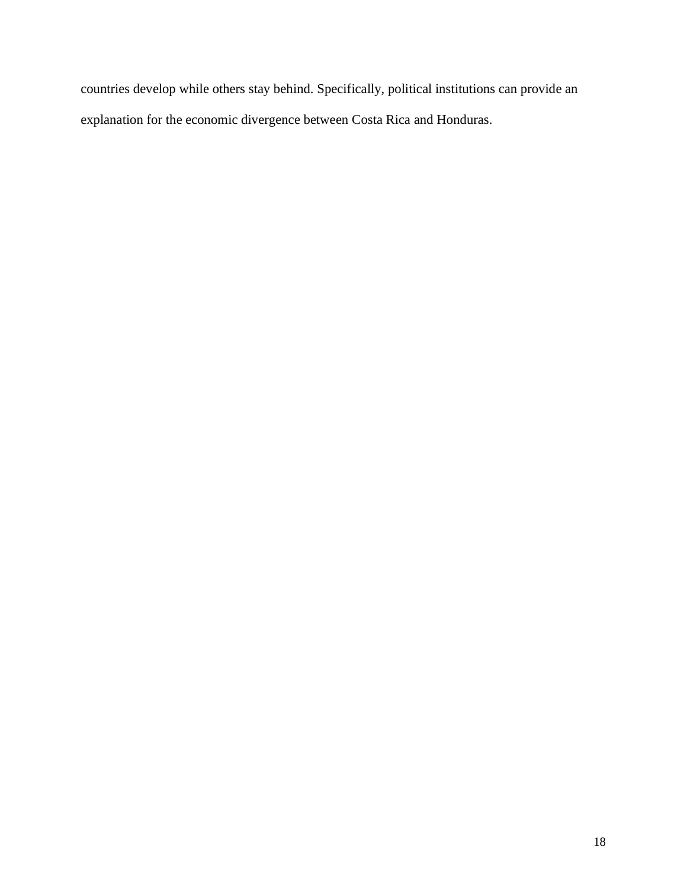countries develop while others stay behind. Specifically, political institutions can provide an explanation for the economic divergence between Costa Rica and Honduras.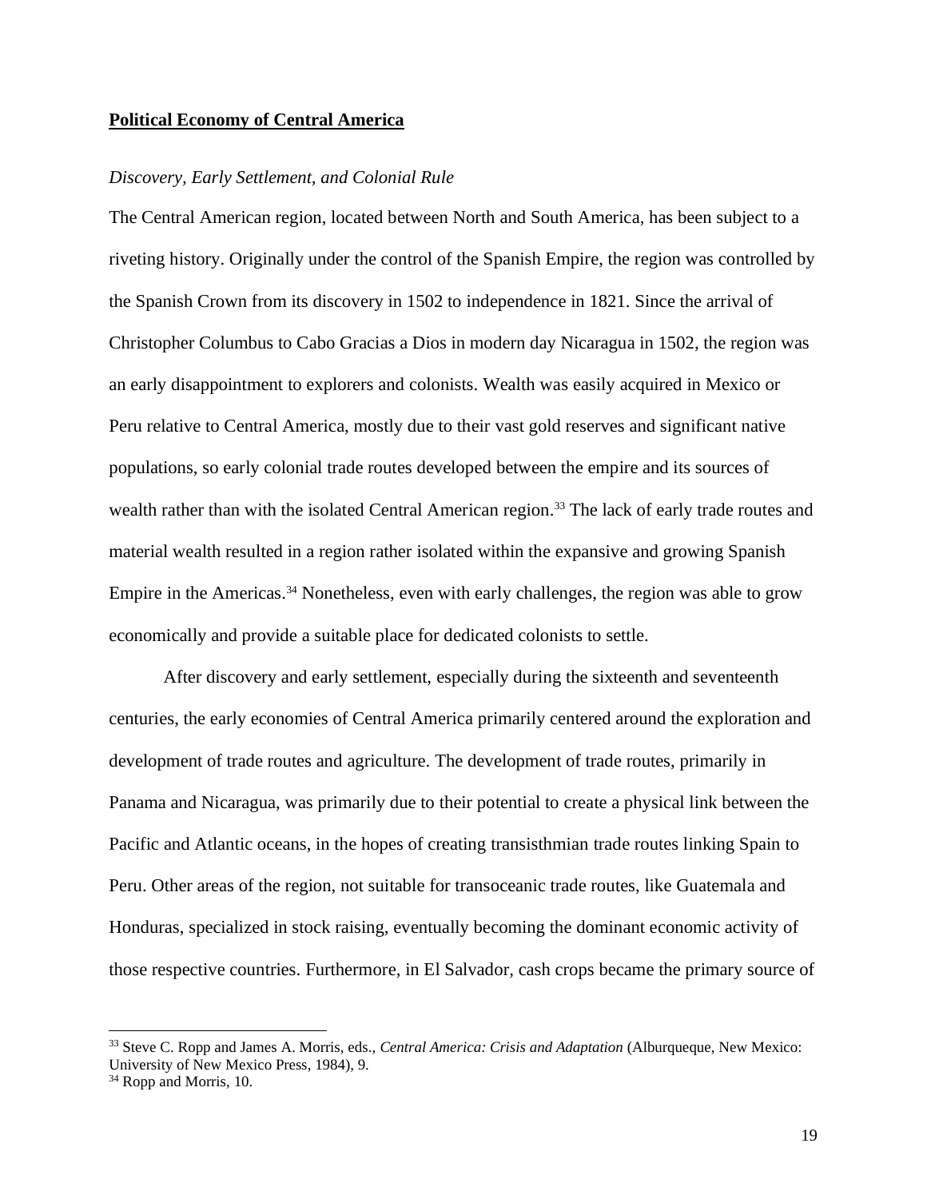**Political Economy of Central America**

*Discovery, Early Settlement, and Colonial Rule*

The Central American region, located between North and South America, has been subject to a riveting history. Originally under the control of the Spanish Empire, the region was controlled by the Spanish Crown from its discovery in 1502 to independence in 1821. Since the arrival of Christopher Columbus to Cabo Gracias a Dios in modern day Nicaragua in 1502, the region was an early disappointment to explorers and colonists. Wealth was easily acquired in Mexico or Peru relative to Central America, mostly due to their vast gold reserves and significant native populations, so early colonial trade routes developed between the empire and its sources of wealth rather than with the isolated Central American region.[33] The lack of early trade routes and material wealth resulted in a region rather isolated within the expansive and growing Spanish Empire in the Americas.[34] Nonetheless, even with early challenges, the region was able to grow economically and provide a suitable place for dedicated colonists to settle.

After discovery and early settlement, especially during the sixteenth and seventeenth centuries, the early economies of Central America primarily centered around the exploration and development of trade routes and agriculture. The development of trade routes, primarily in Panama and Nicaragua, was primarily due to their potential to create a physical link between the Pacific and Atlantic oceans, in the hopes of creating transisthmian trade routes linking Spain to Peru. Other areas of the region, not suitable for transoceanic trade routes, like Guatemala and Honduras, specialized in stock raising, eventually becoming the dominant economic activity of those respective countries. Furthermore, in El Salvador, cash crops became the primary source of

---

[33] Steve C. Ropp and James A. Morris, eds., *Central America: Crisis and Adaptation* (Alburqueque, New Mexico: University of New Mexico Press, 1984), 9.

[34] Ropp and Morris, 10.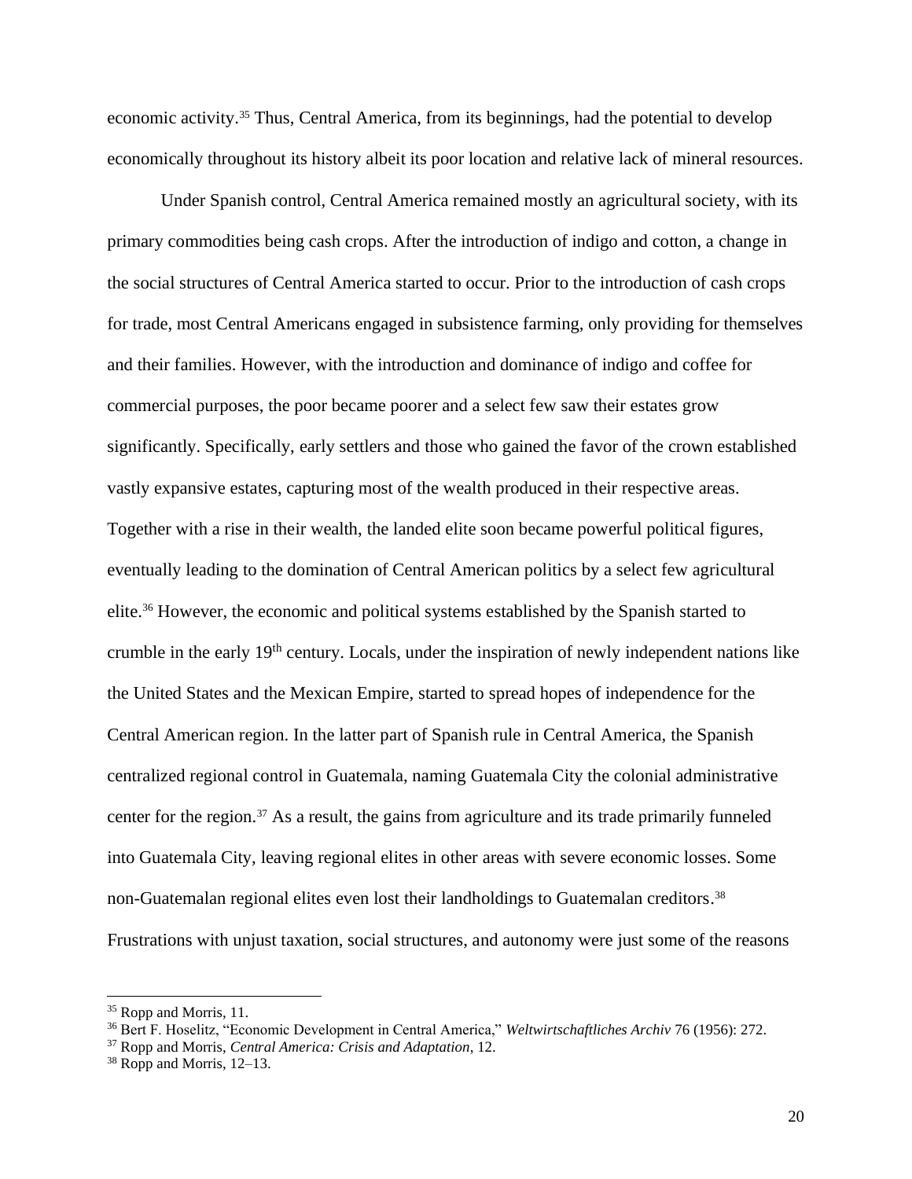economic activity.[35] Thus, Central America, from its beginnings, had the potential to develop economically throughout its history albeit its poor location and relative lack of mineral resources.

Under Spanish control, Central America remained mostly an agricultural society, with its primary commodities being cash crops. After the introduction of indigo and cotton, a change in the social structures of Central America started to occur. Prior to the introduction of cash crops for trade, most Central Americans engaged in subsistence farming, only providing for themselves and their families. However, with the introduction and dominance of indigo and coffee for commercial purposes, the poor became poorer and a select few saw their estates grow significantly. Specifically, early settlers and those who gained the favor of the crown established vastly expansive estates, capturing most of the wealth produced in their respective areas. Together with a rise in their wealth, the landed elite soon became powerful political figures, eventually leading to the domination of Central American politics by a select few agricultural elite.[36] However, the economic and political systems established by the Spanish started to crumble in the early 19th century. Locals, under the inspiration of newly independent nations like the United States and the Mexican Empire, started to spread hopes of independence for the Central American region. In the latter part of Spanish rule in Central America, the Spanish centralized regional control in Guatemala, naming Guatemala City the colonial administrative center for the region.[37] As a result, the gains from agriculture and its trade primarily funneled into Guatemala City, leaving regional elites in other areas with severe economic losses. Some non-Guatemalan regional elites even lost their landholdings to Guatemalan creditors.[38] Frustrations with unjust taxation, social structures, and autonomy were just some of the reasons

---

[35] Ropp and Morris, 11.

[36] Bert F. Hoselitz, "Economic Development in Central America," *Weltwirtschaftliches Archiv* 76 (1956): 272.

[37] Ropp and Morris, *Central America: Crisis and Adaptation*, 12.

[38] Ropp and Morris, 12–13.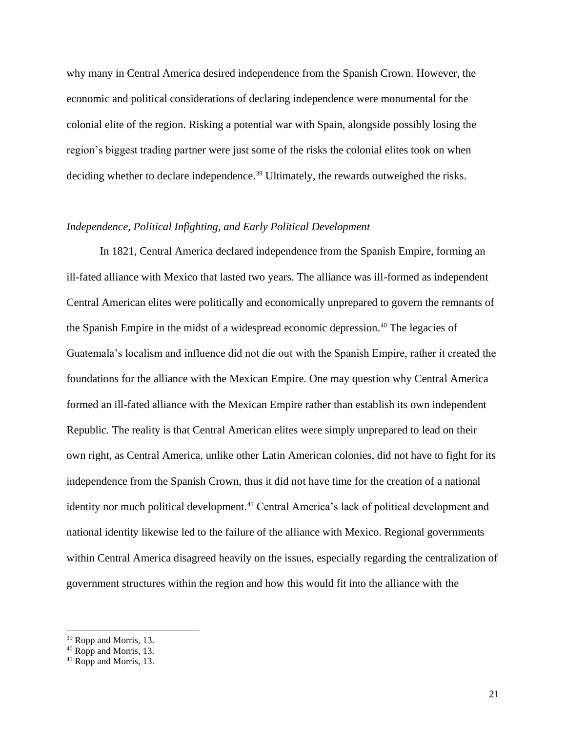why many in Central America desired independence from the Spanish Crown. However, the economic and political considerations of declaring independence were monumental for the colonial elite of the region. Risking a potential war with Spain, alongside possibly losing the region's biggest trading partner were just some of the risks the colonial elites took on when deciding whether to declare independence.[39] Ultimately, the rewards outweighed the risks.

### *Independence, Political Infighting, and Early Political Development*

In 1821, Central America declared independence from the Spanish Empire, forming an ill-fated alliance with Mexico that lasted two years. The alliance was ill-formed as independent Central American elites were politically and economically unprepared to govern the remnants of the Spanish Empire in the midst of a widespread economic depression.[40] The legacies of Guatemala's localism and influence did not die out with the Spanish Empire, rather it created the foundations for the alliance with the Mexican Empire. One may question why Central America formed an ill-fated alliance with the Mexican Empire rather than establish its own independent Republic. The reality is that Central American elites were simply unprepared to lead on their own right, as Central America, unlike other Latin American colonies, did not have to fight for its independence from the Spanish Crown, thus it did not have time for the creation of a national identity nor much political development.[41] Central America's lack of political development and national identity likewise led to the failure of the alliance with Mexico. Regional governments within Central America disagreed heavily on the issues, especially regarding the centralization of government structures within the region and how this would fit into the alliance with the

---

[39] Ropp and Morris, 13.

[40] Ropp and Morris, 13.

[41] Ropp and Morris, 13.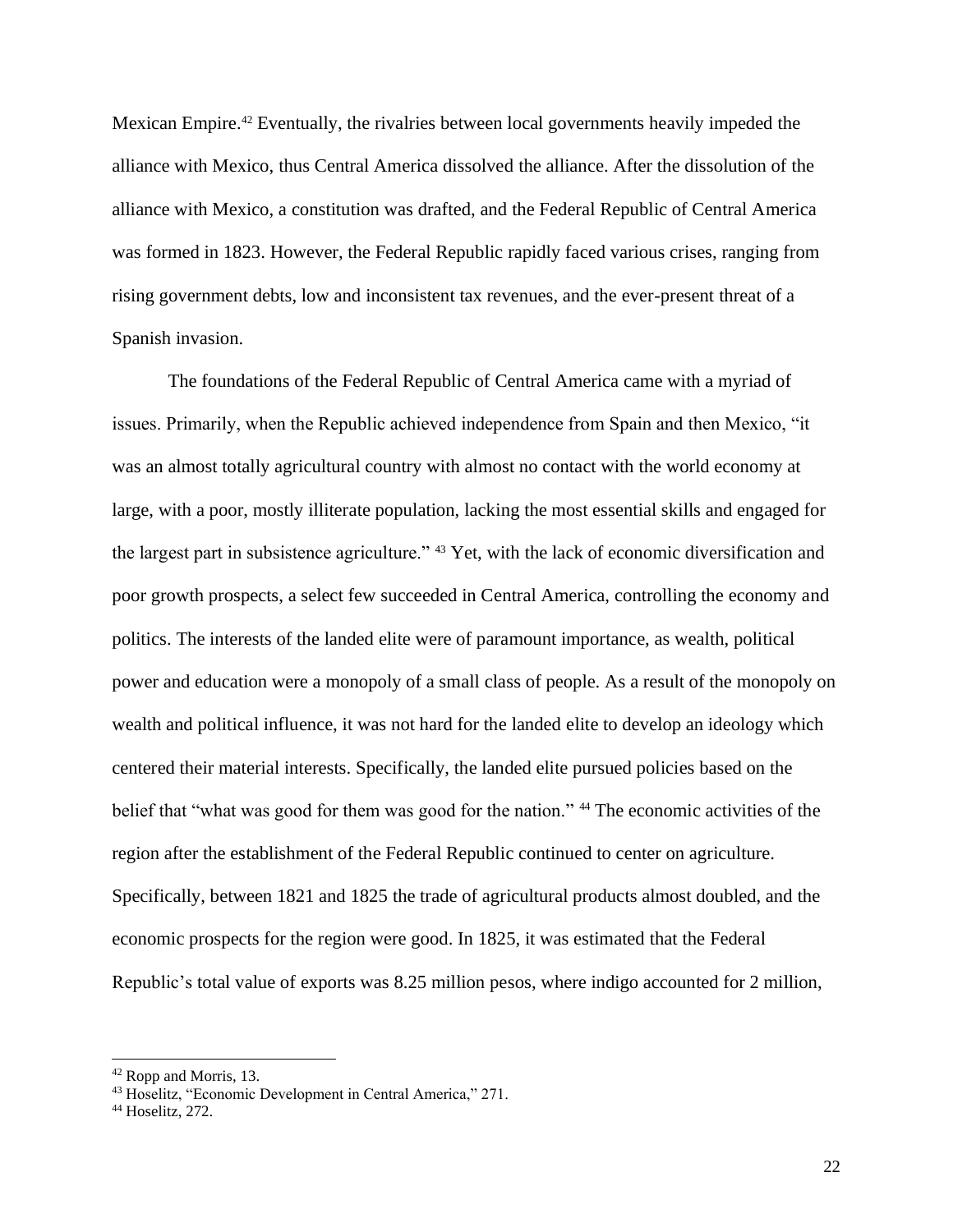Mexican Empire.[42] Eventually, the rivalries between local governments heavily impeded the alliance with Mexico, thus Central America dissolved the alliance. After the dissolution of the alliance with Mexico, a constitution was drafted, and the Federal Republic of Central America was formed in 1823. However, the Federal Republic rapidly faced various crises, ranging from rising government debts, low and inconsistent tax revenues, and the ever-present threat of a Spanish invasion.

The foundations of the Federal Republic of Central America came with a myriad of issues. Primarily, when the Republic achieved independence from Spain and then Mexico, "it was an almost totally agricultural country with almost no contact with the world economy at large, with a poor, mostly illiterate population, lacking the most essential skills and engaged for the largest part in subsistence agriculture." [43] Yet, with the lack of economic diversification and poor growth prospects, a select few succeeded in Central America, controlling the economy and politics. The interests of the landed elite were of paramount importance, as wealth, political power and education were a monopoly of a small class of people. As a result of the monopoly on wealth and political influence, it was not hard for the landed elite to develop an ideology which centered their material interests. Specifically, the landed elite pursued policies based on the belief that "what was good for them was good for the nation." [44] The economic activities of the region after the establishment of the Federal Republic continued to center on agriculture. Specifically, between 1821 and 1825 the trade of agricultural products almost doubled, and the economic prospects for the region were good. In 1825, it was estimated that the Federal Republic's total value of exports was 8.25 million pesos, where indigo accounted for 2 million,

---

[42] Ropp and Morris, 13.

[43] Hoselitz, "Economic Development in Central America," 271.

[44] Hoselitz, 272.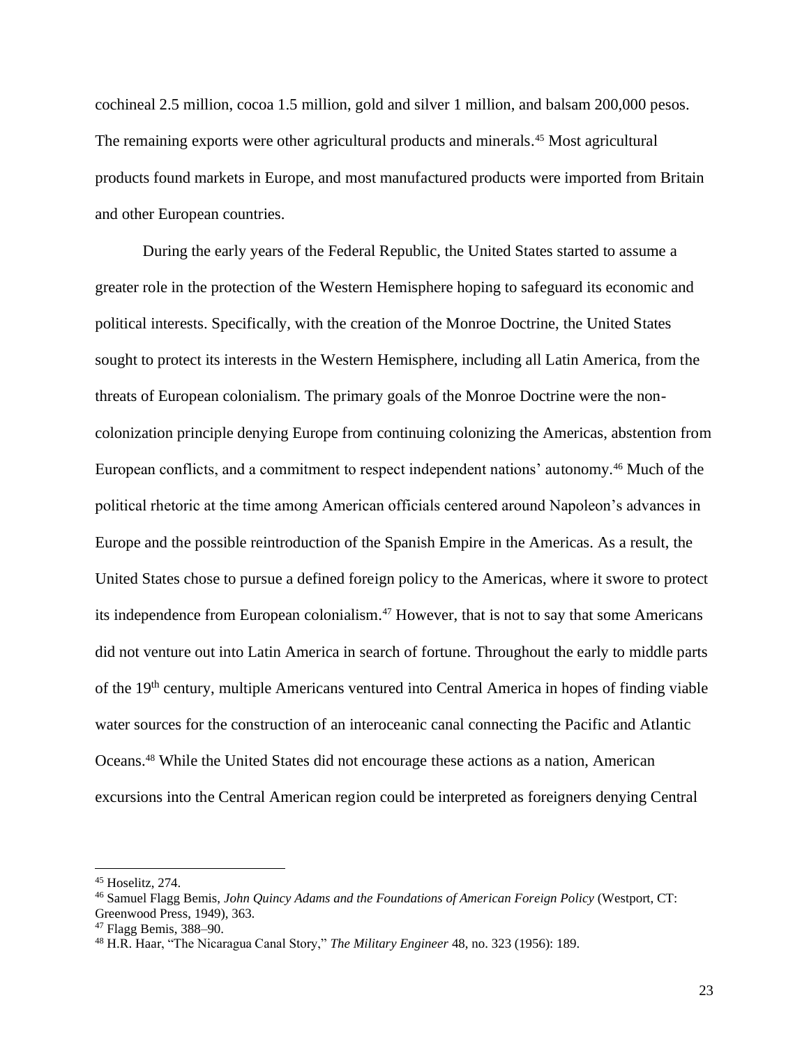cochineal 2.5 million, cocoa 1.5 million, gold and silver 1 million, and balsam 200,000 pesos. The remaining exports were other agricultural products and minerals.[45] Most agricultural products found markets in Europe, and most manufactured products were imported from Britain and other European countries.

During the early years of the Federal Republic, the United States started to assume a greater role in the protection of the Western Hemisphere hoping to safeguard its economic and political interests. Specifically, with the creation of the Monroe Doctrine, the United States sought to protect its interests in the Western Hemisphere, including all Latin America, from the threats of European colonialism. The primary goals of the Monroe Doctrine were the non-colonization principle denying Europe from continuing colonizing the Americas, abstention from European conflicts, and a commitment to respect independent nations' autonomy.[46] Much of the political rhetoric at the time among American officials centered around Napoleon's advances in Europe and the possible reintroduction of the Spanish Empire in the Americas. As a result, the United States chose to pursue a defined foreign policy to the Americas, where it swore to protect its independence from European colonialism.[47] However, that is not to say that some Americans did not venture out into Latin America in search of fortune. Throughout the early to middle parts of the 19th century, multiple Americans ventured into Central America in hopes of finding viable water sources for the construction of an interoceanic canal connecting the Pacific and Atlantic Oceans.[48] While the United States did not encourage these actions as a nation, American excursions into the Central American region could be interpreted as foreigners denying Central

---

[45] Hoselitz, 274.

[46] Samuel Flagg Bemis, *John Quincy Adams and the Foundations of American Foreign Policy* (Westport, CT: Greenwood Press, 1949), 363.

[47] Flagg Bemis, 388–90.

[48] H.R. Haar, "The Nicaragua Canal Story," *The Military Engineer* 48, no. 323 (1956): 189.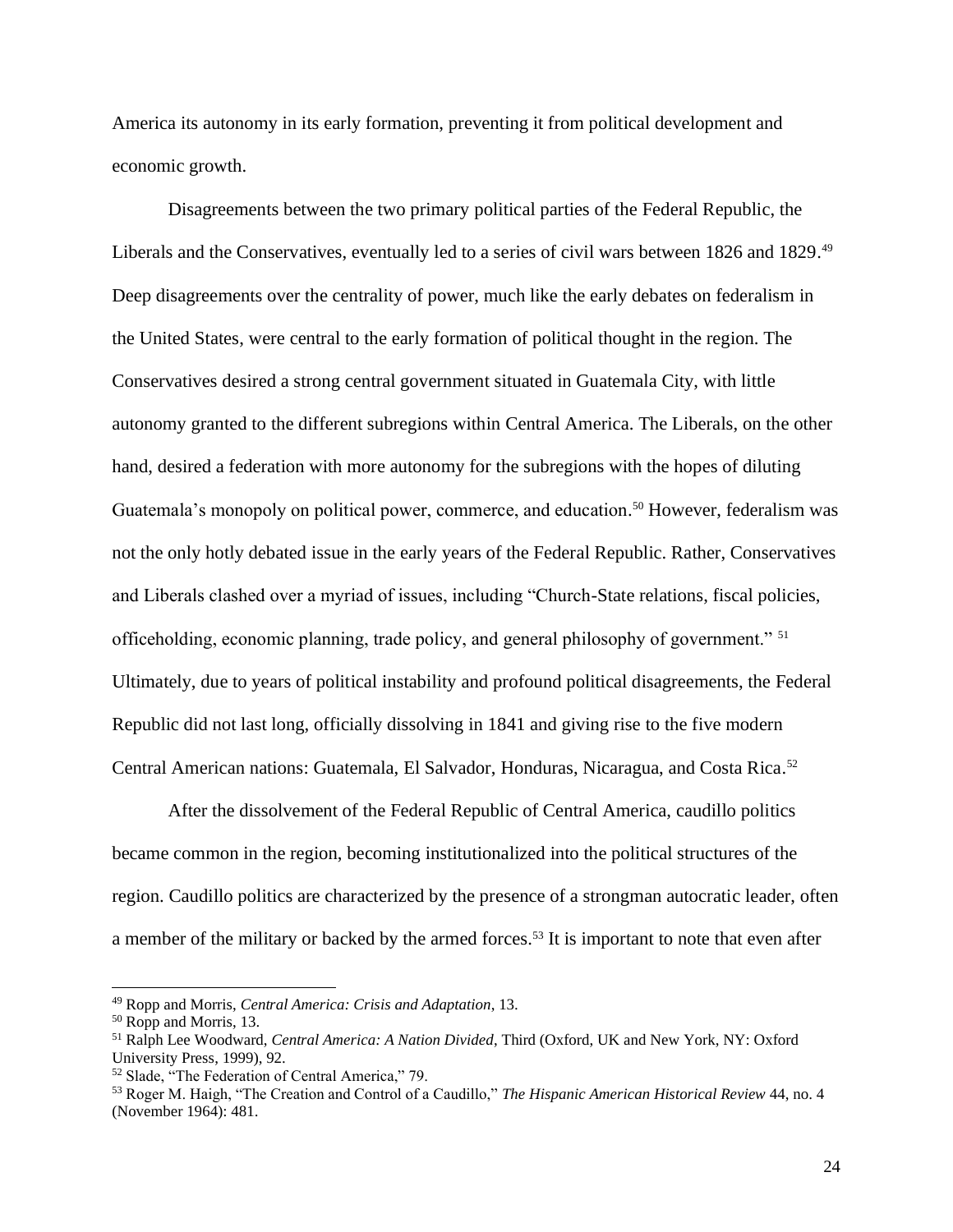America its autonomy in its early formation, preventing it from political development and economic growth.

Disagreements between the two primary political parties of the Federal Republic, the Liberals and the Conservatives, eventually led to a series of civil wars between 1826 and 1829.[49] Deep disagreements over the centrality of power, much like the early debates on federalism in the United States, were central to the early formation of political thought in the region. The Conservatives desired a strong central government situated in Guatemala City, with little autonomy granted to the different subregions within Central America. The Liberals, on the other hand, desired a federation with more autonomy for the subregions with the hopes of diluting Guatemala's monopoly on political power, commerce, and education.[50] However, federalism was not the only hotly debated issue in the early years of the Federal Republic. Rather, Conservatives and Liberals clashed over a myriad of issues, including "Church-State relations, fiscal policies, officeholding, economic planning, trade policy, and general philosophy of government." [51] Ultimately, due to years of political instability and profound political disagreements, the Federal Republic did not last long, officially dissolving in 1841 and giving rise to the five modern Central American nations: Guatemala, El Salvador, Honduras, Nicaragua, and Costa Rica.[52]

After the dissolvement of the Federal Republic of Central America, caudillo politics became common in the region, becoming institutionalized into the political structures of the region. Caudillo politics are characterized by the presence of a strongman autocratic leader, often a member of the military or backed by the armed forces.[53] It is important to note that even after

---

[49] Ropp and Morris, *Central America: Crisis and Adaptation*, 13.

[50] Ropp and Morris, 13.

[51] Ralph Lee Woodward, *Central America: A Nation Divided*, Third (Oxford, UK and New York, NY: Oxford University Press, 1999), 92.

[52] Slade, "The Federation of Central America," 79.

[53] Roger M. Haigh, "The Creation and Control of a Caudillo," *The Hispanic American Historical Review* 44, no. 4 (November 1964): 481.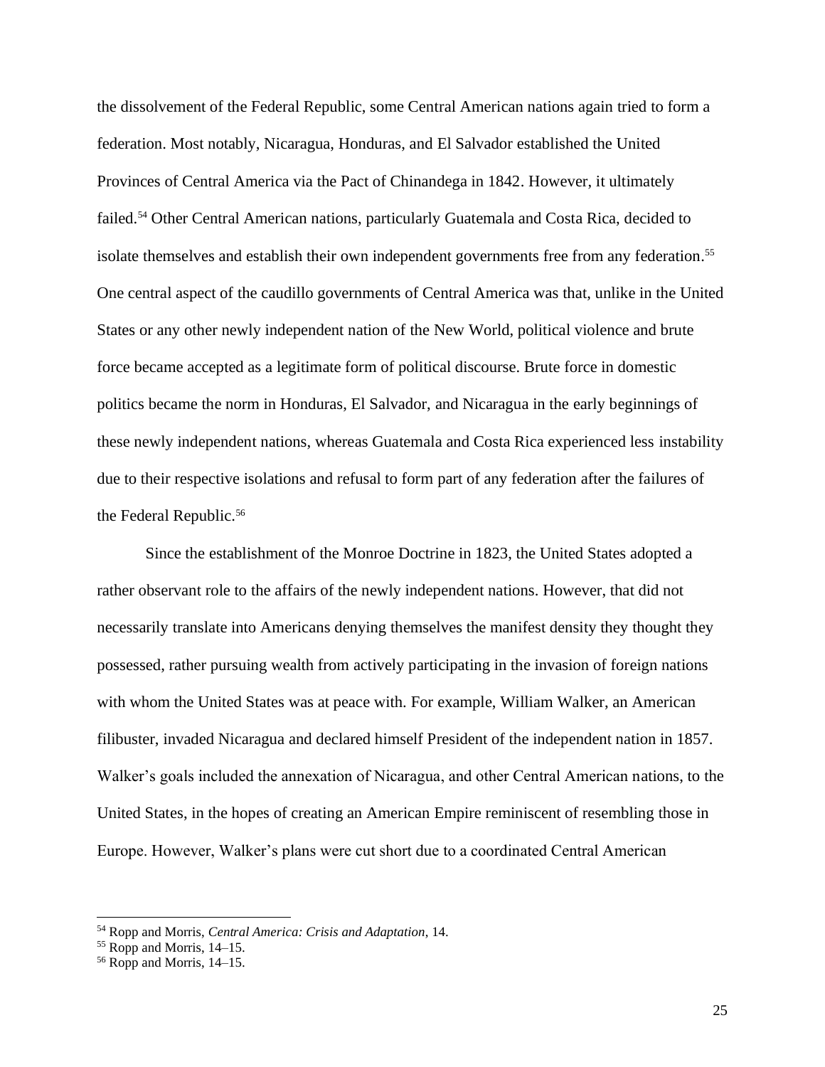the dissolvement of the Federal Republic, some Central American nations again tried to form a federation. Most notably, Nicaragua, Honduras, and El Salvador established the United Provinces of Central America via the Pact of Chinandega in 1842. However, it ultimately failed.[54] Other Central American nations, particularly Guatemala and Costa Rica, decided to isolate themselves and establish their own independent governments free from any federation.[55] One central aspect of the caudillo governments of Central America was that, unlike in the United States or any other newly independent nation of the New World, political violence and brute force became accepted as a legitimate form of political discourse. Brute force in domestic politics became the norm in Honduras, El Salvador, and Nicaragua in the early beginnings of these newly independent nations, whereas Guatemala and Costa Rica experienced less instability due to their respective isolations and refusal to form part of any federation after the failures of the Federal Republic.[56]

Since the establishment of the Monroe Doctrine in 1823, the United States adopted a rather observant role to the affairs of the newly independent nations. However, that did not necessarily translate into Americans denying themselves the manifest density they thought they possessed, rather pursuing wealth from actively participating in the invasion of foreign nations with whom the United States was at peace with. For example, William Walker, an American filibuster, invaded Nicaragua and declared himself President of the independent nation in 1857. Walker's goals included the annexation of Nicaragua, and other Central American nations, to the United States, in the hopes of creating an American Empire reminiscent of resembling those in Europe. However, Walker's plans were cut short due to a coordinated Central American

---

[54] Ropp and Morris, *Central America: Crisis and Adaptation*, 14.

[55] Ropp and Morris, 14–15.

[56] Ropp and Morris, 14–15.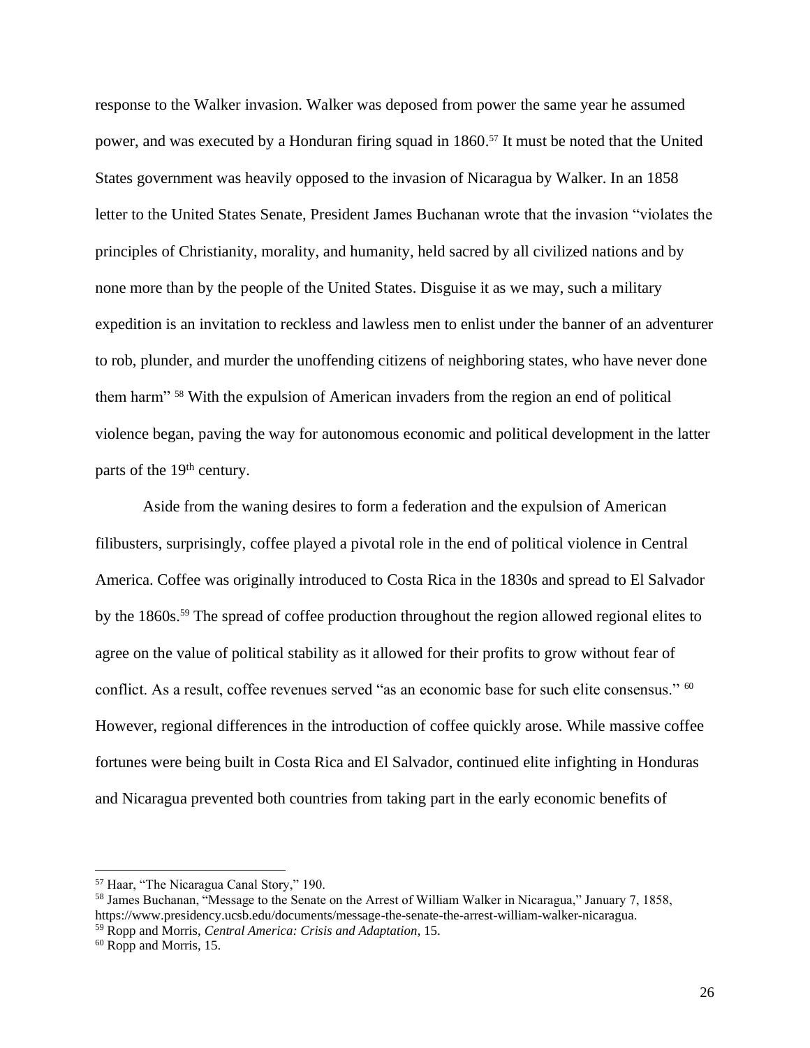response to the Walker invasion. Walker was deposed from power the same year he assumed power, and was executed by a Honduran firing squad in 1860.[57] It must be noted that the United States government was heavily opposed to the invasion of Nicaragua by Walker. In an 1858 letter to the United States Senate, President James Buchanan wrote that the invasion "violates the principles of Christianity, morality, and humanity, held sacred by all civilized nations and by none more than by the people of the United States. Disguise it as we may, such a military expedition is an invitation to reckless and lawless men to enlist under the banner of an adventurer to rob, plunder, and murder the unoffending citizens of neighboring states, who have never done them harm" [58] With the expulsion of American invaders from the region an end of political violence began, paving the way for autonomous economic and political development in the latter parts of the 19th century.

Aside from the waning desires to form a federation and the expulsion of American filibusters, surprisingly, coffee played a pivotal role in the end of political violence in Central America. Coffee was originally introduced to Costa Rica in the 1830s and spread to El Salvador by the 1860s.[59] The spread of coffee production throughout the region allowed regional elites to agree on the value of political stability as it allowed for their profits to grow without fear of conflict. As a result, coffee revenues served "as an economic base for such elite consensus." [60] However, regional differences in the introduction of coffee quickly arose. While massive coffee fortunes were being built in Costa Rica and El Salvador, continued elite infighting in Honduras and Nicaragua prevented both countries from taking part in the early economic benefits of

---

[57] Haar, "The Nicaragua Canal Story," 190.

[58] James Buchanan, "Message to the Senate on the Arrest of William Walker in Nicaragua," January 7, 1858, https://www.presidency.ucsb.edu/documents/message-the-senate-the-arrest-william-walker-nicaragua.

[59] Ropp and Morris, *Central America: Crisis and Adaptation*, 15.

[60] Ropp and Morris, 15.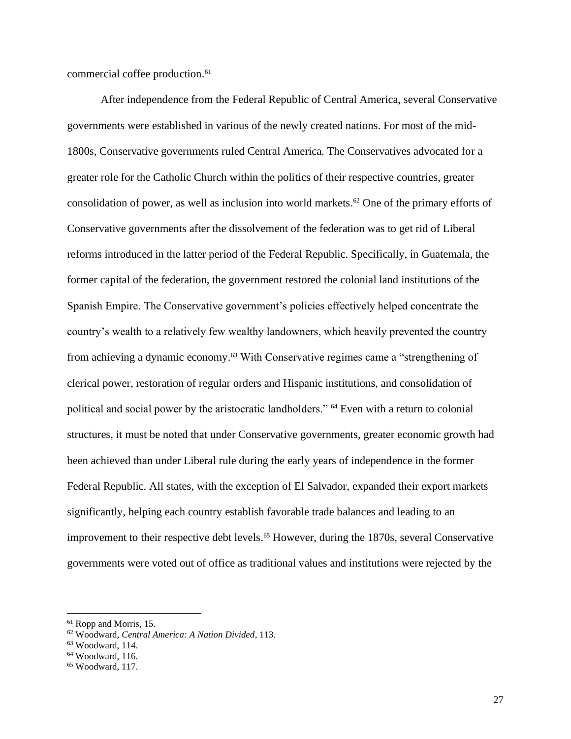commercial coffee production.[61]

After independence from the Federal Republic of Central America, several Conservative governments were established in various of the newly created nations. For most of the mid-1800s, Conservative governments ruled Central America. The Conservatives advocated for a greater role for the Catholic Church within the politics of their respective countries, greater consolidation of power, as well as inclusion into world markets.[62] One of the primary efforts of Conservative governments after the dissolvement of the federation was to get rid of Liberal reforms introduced in the latter period of the Federal Republic. Specifically, in Guatemala, the former capital of the federation, the government restored the colonial land institutions of the Spanish Empire. The Conservative government's policies effectively helped concentrate the country's wealth to a relatively few wealthy landowners, which heavily prevented the country from achieving a dynamic economy.[63] With Conservative regimes came a "strengthening of clerical power, restoration of regular orders and Hispanic institutions, and consolidation of political and social power by the aristocratic landholders." [64] Even with a return to colonial structures, it must be noted that under Conservative governments, greater economic growth had been achieved than under Liberal rule during the early years of independence in the former Federal Republic. All states, with the exception of El Salvador, expanded their export markets significantly, helping each country establish favorable trade balances and leading to an improvement to their respective debt levels.[65] However, during the 1870s, several Conservative governments were voted out of office as traditional values and institutions were rejected by the

---

[61] Ropp and Morris, 15.

[62] Woodward, *Central America: A Nation Divided*, 113.

[63] Woodward, 114.

[64] Woodward, 116.

[65] Woodward, 117.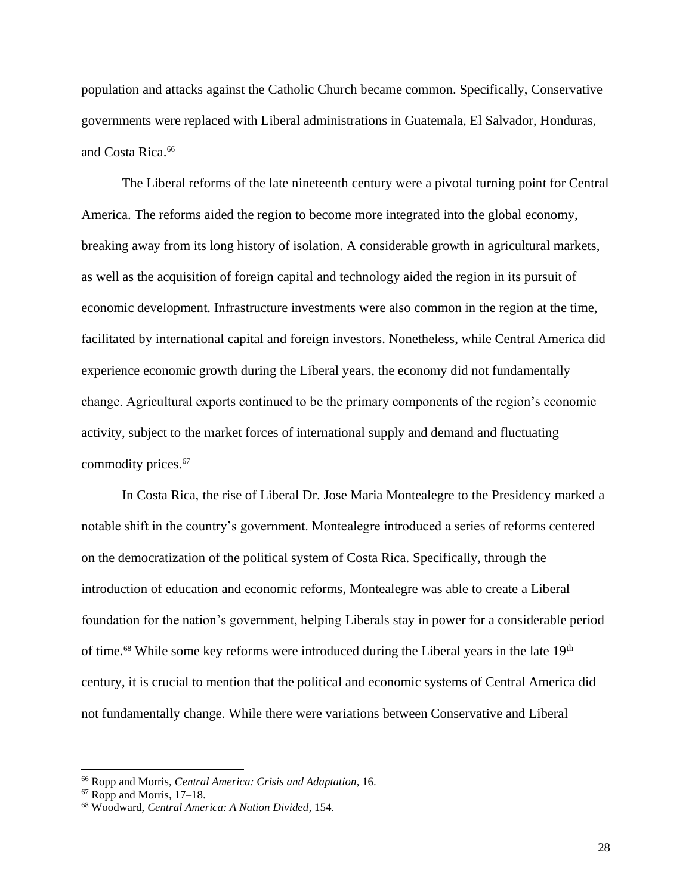population and attacks against the Catholic Church became common. Specifically, Conservative governments were replaced with Liberal administrations in Guatemala, El Salvador, Honduras, and Costa Rica.[66]

The Liberal reforms of the late nineteenth century were a pivotal turning point for Central America. The reforms aided the region to become more integrated into the global economy, breaking away from its long history of isolation. A considerable growth in agricultural markets, as well as the acquisition of foreign capital and technology aided the region in its pursuit of economic development. Infrastructure investments were also common in the region at the time, facilitated by international capital and foreign investors. Nonetheless, while Central America did experience economic growth during the Liberal years, the economy did not fundamentally change. Agricultural exports continued to be the primary components of the region's economic activity, subject to the market forces of international supply and demand and fluctuating commodity prices.[67]

In Costa Rica, the rise of Liberal Dr. Jose Maria Montealegre to the Presidency marked a notable shift in the country's government. Montealegre introduced a series of reforms centered on the democratization of the political system of Costa Rica. Specifically, through the introduction of education and economic reforms, Montealegre was able to create a Liberal foundation for the nation's government, helping Liberals stay in power for a considerable period of time.[68] While some key reforms were introduced during the Liberal years in the late 19th century, it is crucial to mention that the political and economic systems of Central America did not fundamentally change. While there were variations between Conservative and Liberal

---

[66] Ropp and Morris, *Central America: Crisis and Adaptation*, 16.

[67] Ropp and Morris, 17–18.

[68] Woodward, *Central America: A Nation Divided*, 154.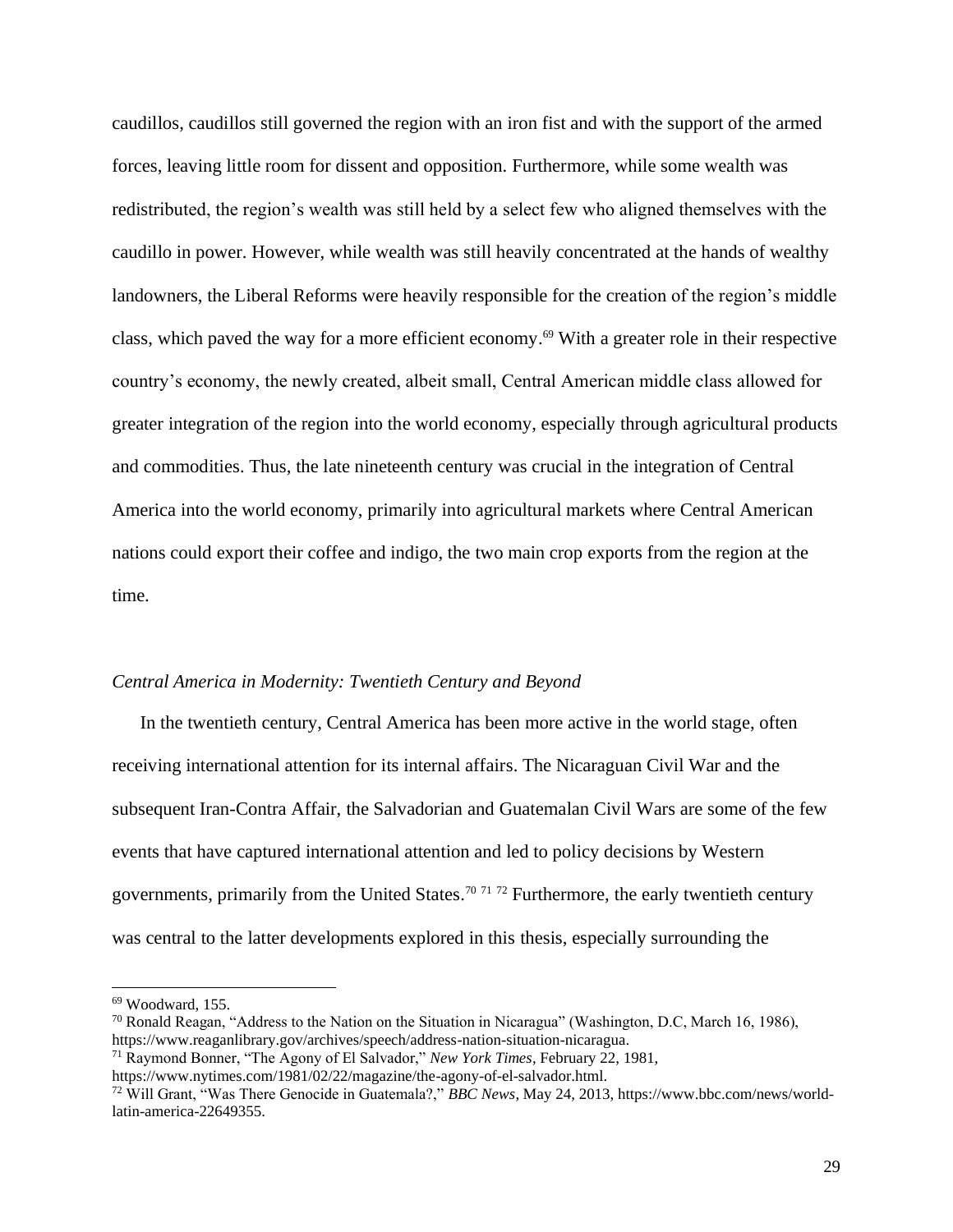caudillos, caudillos still governed the region with an iron fist and with the support of the armed forces, leaving little room for dissent and opposition. Furthermore, while some wealth was redistributed, the region's wealth was still held by a select few who aligned themselves with the caudillo in power. However, while wealth was still heavily concentrated at the hands of wealthy landowners, the Liberal Reforms were heavily responsible for the creation of the region's middle class, which paved the way for a more efficient economy.[69] With a greater role in their respective country's economy, the newly created, albeit small, Central American middle class allowed for greater integration of the region into the world economy, especially through agricultural products and commodities. Thus, the late nineteenth century was crucial in the integration of Central America into the world economy, primarily into agricultural markets where Central American nations could export their coffee and indigo, the two main crop exports from the region at the time.

### *Central America in Modernity: Twentieth Century and Beyond*

In the twentieth century, Central America has been more active in the world stage, often receiving international attention for its internal affairs. The Nicaraguan Civil War and the subsequent Iran-Contra Affair, the Salvadorian and Guatemalan Civil Wars are some of the few events that have captured international attention and led to policy decisions by Western governments, primarily from the United States.[70] [71] [72] Furthermore, the early twentieth century was central to the latter developments explored in this thesis, especially surrounding the

---

[69] Woodward, 155.

[70] Ronald Reagan, "Address to the Nation on the Situation in Nicaragua" (Washington, D.C, March 16, 1986), https://www.reaganlibrary.gov/archives/speech/address-nation-situation-nicaragua.

[71] Raymond Bonner, "The Agony of El Salvador," *New York Times*, February 22, 1981, https://www.nytimes.com/1981/02/22/magazine/the-agony-of-el-salvador.html.

[72] Will Grant, "Was There Genocide in Guatemala?," *BBC News*, May 24, 2013, https://www.bbc.com/news/world-latin-america-22649355.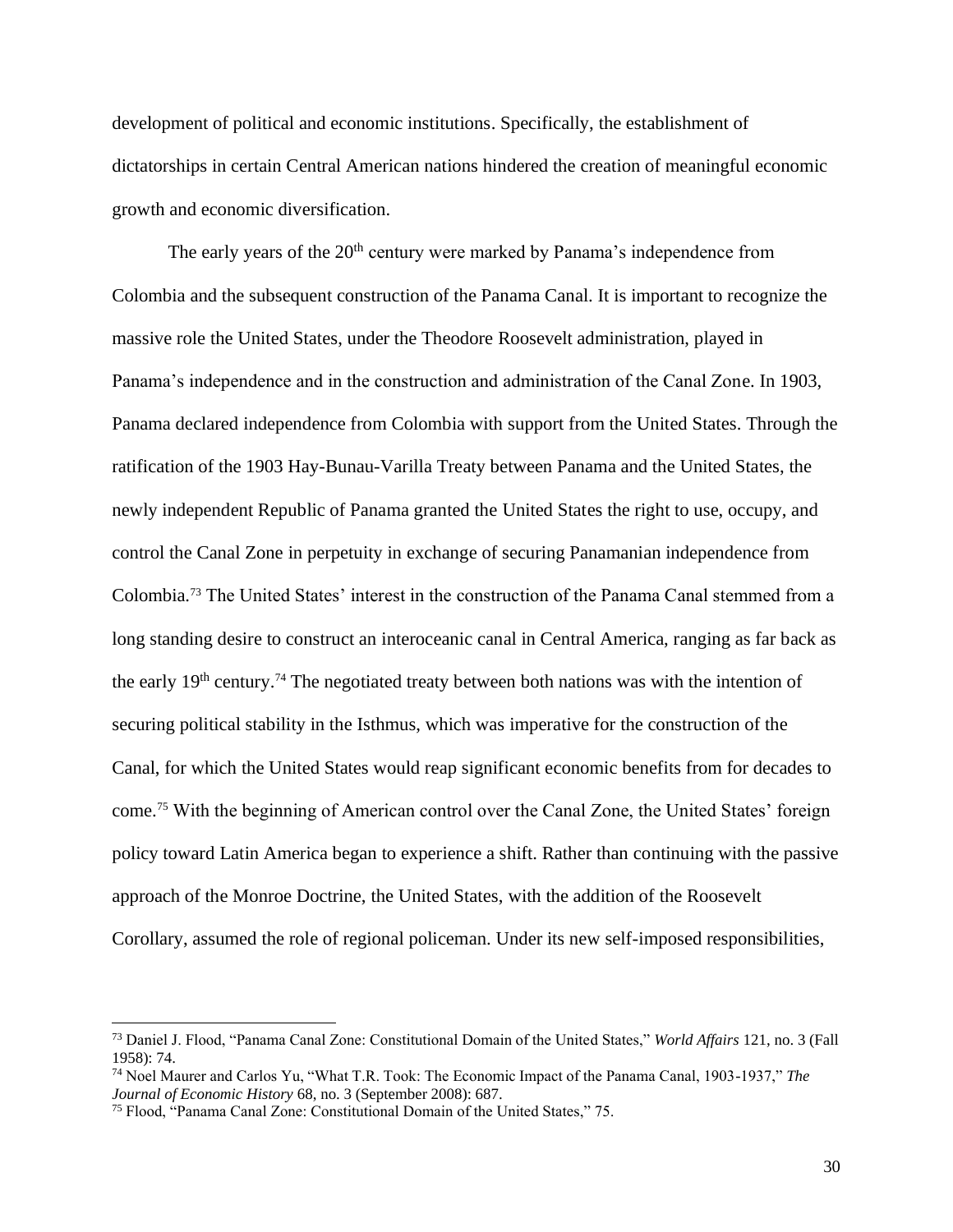development of political and economic institutions. Specifically, the establishment of dictatorships in certain Central American nations hindered the creation of meaningful economic growth and economic diversification.

The early years of the 20th century were marked by Panama's independence from Colombia and the subsequent construction of the Panama Canal. It is important to recognize the massive role the United States, under the Theodore Roosevelt administration, played in Panama's independence and in the construction and administration of the Canal Zone. In 1903, Panama declared independence from Colombia with support from the United States. Through the ratification of the 1903 Hay-Bunau-Varilla Treaty between Panama and the United States, the newly independent Republic of Panama granted the United States the right to use, occupy, and control the Canal Zone in perpetuity in exchange of securing Panamanian independence from Colombia.[73] The United States' interest in the construction of the Panama Canal stemmed from a long standing desire to construct an interoceanic canal in Central America, ranging as far back as the early 19th century.[74] The negotiated treaty between both nations was with the intention of securing political stability in the Isthmus, which was imperative for the construction of the Canal, for which the United States would reap significant economic benefits from for decades to come.[75] With the beginning of American control over the Canal Zone, the United States' foreign policy toward Latin America began to experience a shift. Rather than continuing with the passive approach of the Monroe Doctrine, the United States, with the addition of the Roosevelt Corollary, assumed the role of regional policeman. Under its new self-imposed responsibilities,

---

[73] Daniel J. Flood, "Panama Canal Zone: Constitutional Domain of the United States," *World Affairs* 121, no. 3 (Fall 1958): 74.

[74] Noel Maurer and Carlos Yu, "What T.R. Took: The Economic Impact of the Panama Canal, 1903-1937," *The Journal of Economic History* 68, no. 3 (September 2008): 687.

[75] Flood, "Panama Canal Zone: Constitutional Domain of the United States," 75.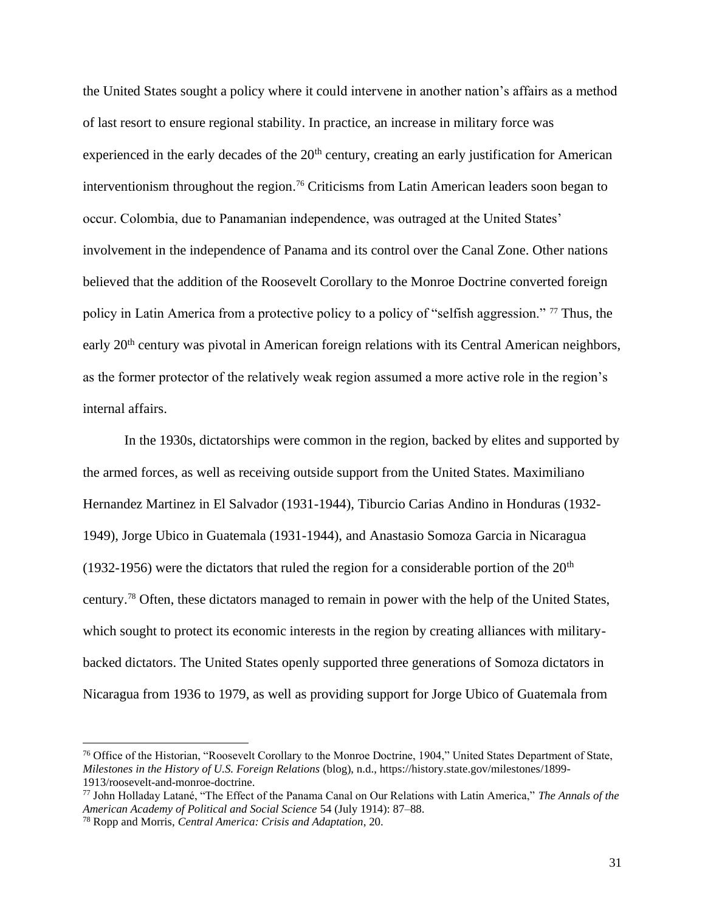the United States sought a policy where it could intervene in another nation's affairs as a method of last resort to ensure regional stability. In practice, an increase in military force was experienced in the early decades of the 20th century, creating an early justification for American interventionism throughout the region.[76] Criticisms from Latin American leaders soon began to occur. Colombia, due to Panamanian independence, was outraged at the United States' involvement in the independence of Panama and its control over the Canal Zone. Other nations believed that the addition of the Roosevelt Corollary to the Monroe Doctrine converted foreign policy in Latin America from a protective policy to a policy of "selfish aggression." [77] Thus, the early 20th century was pivotal in American foreign relations with its Central American neighbors, as the former protector of the relatively weak region assumed a more active role in the region's internal affairs.

In the 1930s, dictatorships were common in the region, backed by elites and supported by the armed forces, as well as receiving outside support from the United States. Maximiliano Hernandez Martinez in El Salvador (1931-1944), Tiburcio Carias Andino in Honduras (1932-1949), Jorge Ubico in Guatemala (1931-1944), and Anastasio Somoza Garcia in Nicaragua (1932-1956) were the dictators that ruled the region for a considerable portion of the 20th century.[78] Often, these dictators managed to remain in power with the help of the United States, which sought to protect its economic interests in the region by creating alliances with military-backed dictators. The United States openly supported three generations of Somoza dictators in Nicaragua from 1936 to 1979, as well as providing support for Jorge Ubico of Guatemala from

---

[76] Office of the Historian, "Roosevelt Corollary to the Monroe Doctrine, 1904," United States Department of State, *Milestones in the History of U.S. Foreign Relations* (blog), n.d., https://history.state.gov/milestones/1899-1913/roosevelt-and-monroe-doctrine.

[77] John Holladay Latané, "The Effect of the Panama Canal on Our Relations with Latin America," *The Annals of the American Academy of Political and Social Science* 54 (July 1914): 87–88.

[78] Ropp and Morris, *Central America: Crisis and Adaptation*, 20.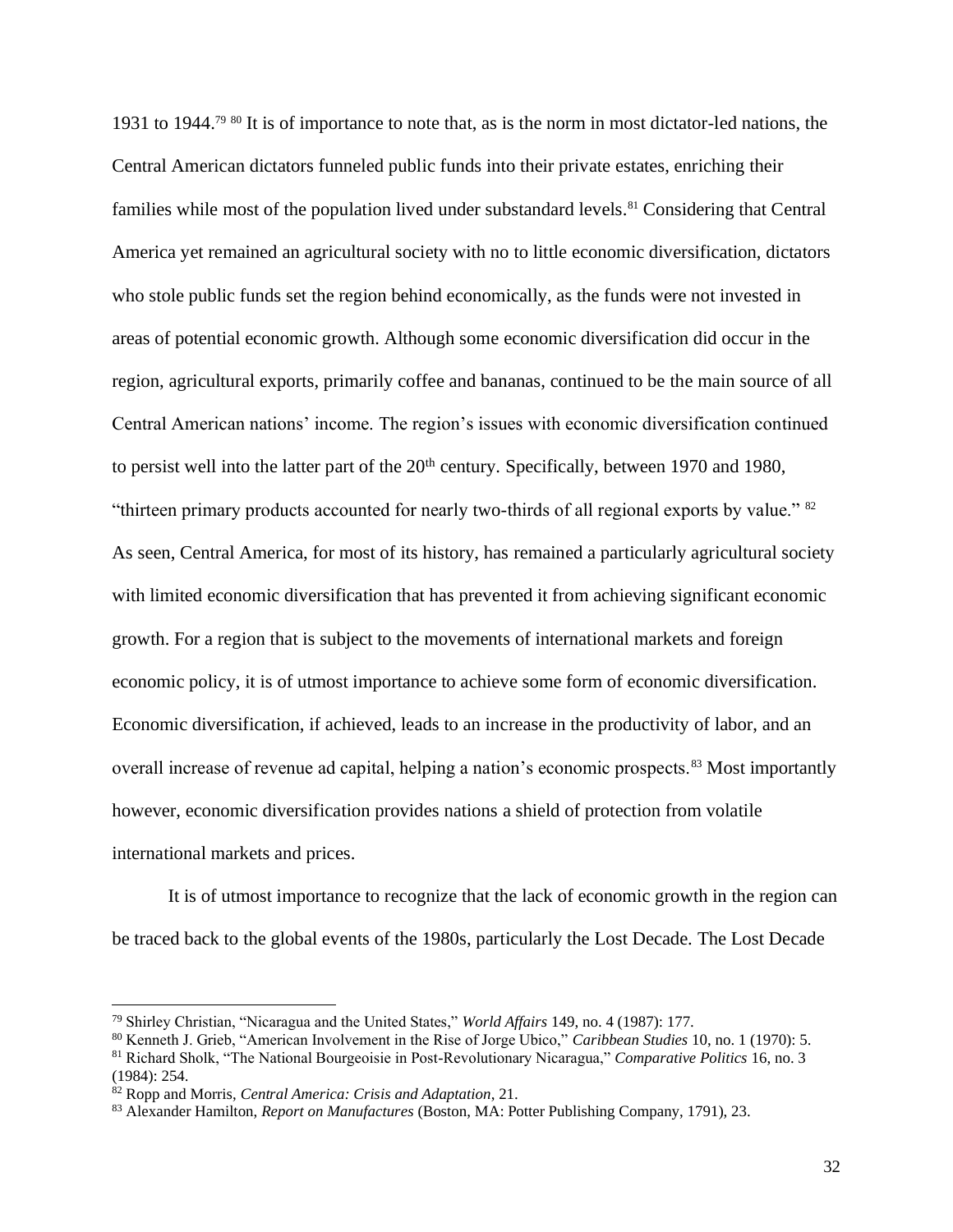1931 to 1944.[79] [80] It is of importance to note that, as is the norm in most dictator-led nations, the Central American dictators funneled public funds into their private estates, enriching their families while most of the population lived under substandard levels.[81] Considering that Central America yet remained an agricultural society with no to little economic diversification, dictators who stole public funds set the region behind economically, as the funds were not invested in areas of potential economic growth. Although some economic diversification did occur in the region, agricultural exports, primarily coffee and bananas, continued to be the main source of all Central American nations' income. The region's issues with economic diversification continued to persist well into the latter part of the 20th century. Specifically, between 1970 and 1980, "thirteen primary products accounted for nearly two-thirds of all regional exports by value." [82] As seen, Central America, for most of its history, has remained a particularly agricultural society with limited economic diversification that has prevented it from achieving significant economic growth. For a region that is subject to the movements of international markets and foreign economic policy, it is of utmost importance to achieve some form of economic diversification. Economic diversification, if achieved, leads to an increase in the productivity of labor, and an overall increase of revenue ad capital, helping a nation's economic prospects.[83] Most importantly however, economic diversification provides nations a shield of protection from volatile international markets and prices.

It is of utmost importance to recognize that the lack of economic growth in the region can be traced back to the global events of the 1980s, particularly the Lost Decade. The Lost Decade

---

[79] Shirley Christian, "Nicaragua and the United States," *World Affairs* 149, no. 4 (1987): 177.

[80] Kenneth J. Grieb, "American Involvement in the Rise of Jorge Ubico," *Caribbean Studies* 10, no. 1 (1970): 5.

[81] Richard Sholk, "The National Bourgeoisie in Post-Revolutionary Nicaragua," *Comparative Politics* 16, no. 3 (1984): 254.

[82] Ropp and Morris, *Central America: Crisis and Adaptation*, 21.

[83] Alexander Hamilton, *Report on Manufactures* (Boston, MA: Potter Publishing Company, 1791), 23.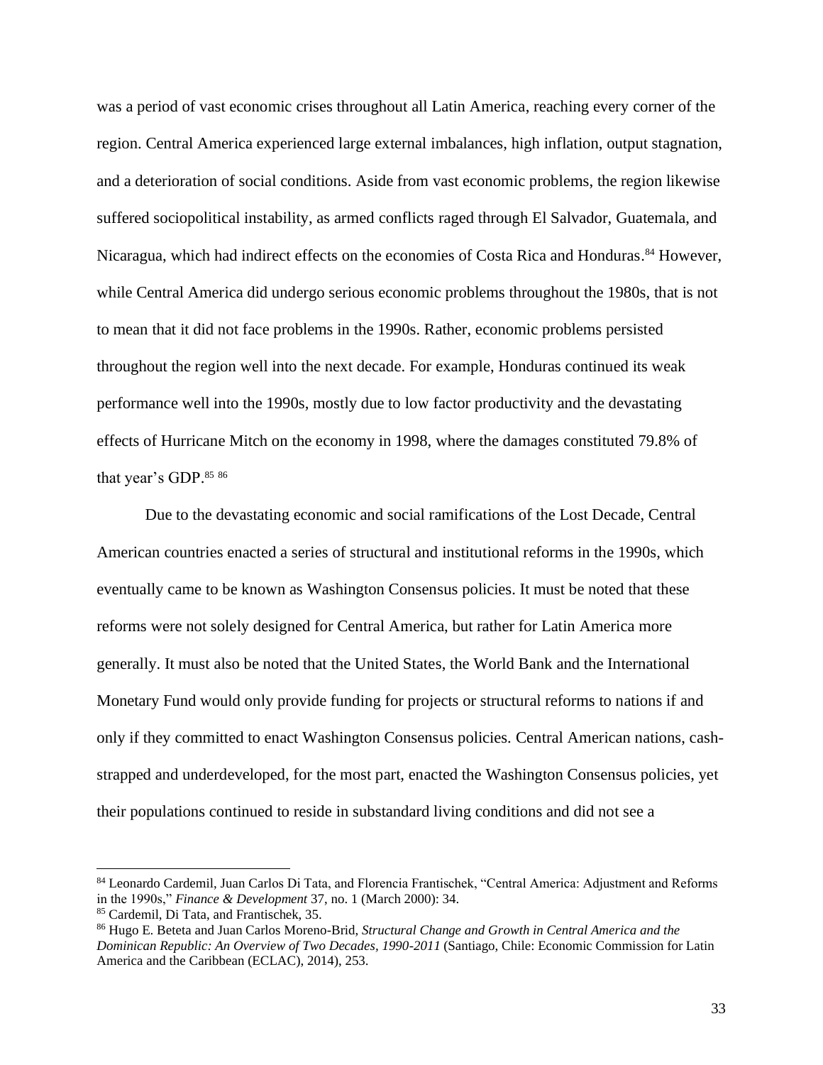was a period of vast economic crises throughout all Latin America, reaching every corner of the region. Central America experienced large external imbalances, high inflation, output stagnation, and a deterioration of social conditions. Aside from vast economic problems, the region likewise suffered sociopolitical instability, as armed conflicts raged through El Salvador, Guatemala, and Nicaragua, which had indirect effects on the economies of Costa Rica and Honduras.[84] However, while Central America did undergo serious economic problems throughout the 1980s, that is not to mean that it did not face problems in the 1990s. Rather, economic problems persisted throughout the region well into the next decade. For example, Honduras continued its weak performance well into the 1990s, mostly due to low factor productivity and the devastating effects of Hurricane Mitch on the economy in 1998, where the damages constituted 79.8% of that year's GDP.[85] [86]

Due to the devastating economic and social ramifications of the Lost Decade, Central American countries enacted a series of structural and institutional reforms in the 1990s, which eventually came to be known as Washington Consensus policies. It must be noted that these reforms were not solely designed for Central America, but rather for Latin America more generally. It must also be noted that the United States, the World Bank and the International Monetary Fund would only provide funding for projects or structural reforms to nations if and only if they committed to enact Washington Consensus policies. Central American nations, cash-strapped and underdeveloped, for the most part, enacted the Washington Consensus policies, yet their populations continued to reside in substandard living conditions and did not see a

---

[84] Leonardo Cardemil, Juan Carlos Di Tata, and Florencia Frantischek, "Central America: Adjustment and Reforms in the 1990s," *Finance & Development* 37, no. 1 (March 2000): 34.

[85] Cardemil, Di Tata, and Frantischek, 35.

[86] Hugo E. Beteta and Juan Carlos Moreno-Brid, *Structural Change and Growth in Central America and the Dominican Republic: An Overview of Two Decades, 1990-2011* (Santiago, Chile: Economic Commission for Latin America and the Caribbean (ECLAC), 2014), 253.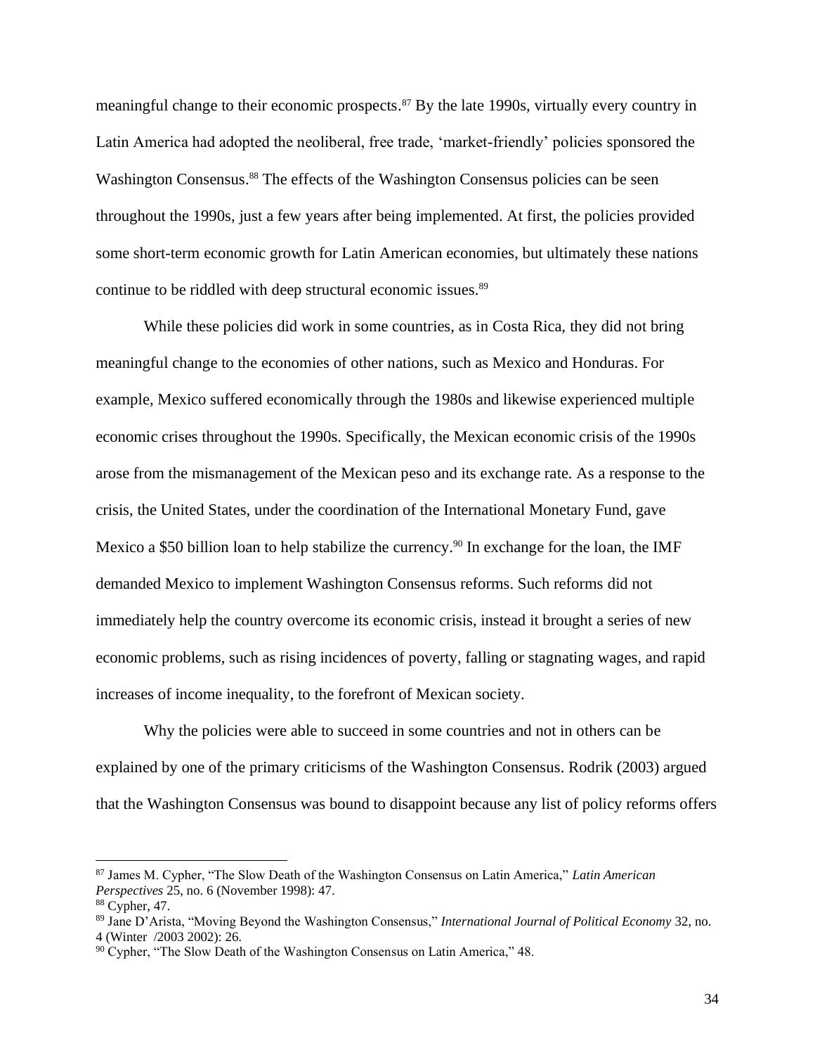meaningful change to their economic prospects.[87] By the late 1990s, virtually every country in Latin America had adopted the neoliberal, free trade, 'market-friendly' policies sponsored the Washington Consensus.[88] The effects of the Washington Consensus policies can be seen throughout the 1990s, just a few years after being implemented. At first, the policies provided some short-term economic growth for Latin American economies, but ultimately these nations continue to be riddled with deep structural economic issues.[89]

While these policies did work in some countries, as in Costa Rica, they did not bring meaningful change to the economies of other nations, such as Mexico and Honduras. For example, Mexico suffered economically through the 1980s and likewise experienced multiple economic crises throughout the 1990s. Specifically, the Mexican economic crisis of the 1990s arose from the mismanagement of the Mexican peso and its exchange rate. As a response to the crisis, the United States, under the coordination of the International Monetary Fund, gave Mexico a $50 billion loan to help stabilize the currency.[90] In exchange for the loan, the IMF demanded Mexico to implement Washington Consensus reforms. Such reforms did not immediately help the country overcome its economic crisis, instead it brought a series of new economic problems, such as rising incidences of poverty, falling or stagnating wages, and rapid increases of income inequality, to the forefront of Mexican society.

Why the policies were able to succeed in some countries and not in others can be explained by one of the primary criticisms of the Washington Consensus. Rodrik (2003) argued that the Washington Consensus was bound to disappoint because any list of policy reforms offers

---

[87] James M. Cypher, "The Slow Death of the Washington Consensus on Latin America," *Latin American Perspectives* 25, no. 6 (November 1998): 47.

[88] Cypher, 47.

[89] Jane D'Arista, "Moving Beyond the Washington Consensus," *International Journal of Political Economy* 32, no. 4 (Winter /2003 2002): 26.

[90] Cypher, "The Slow Death of the Washington Consensus on Latin America," 48.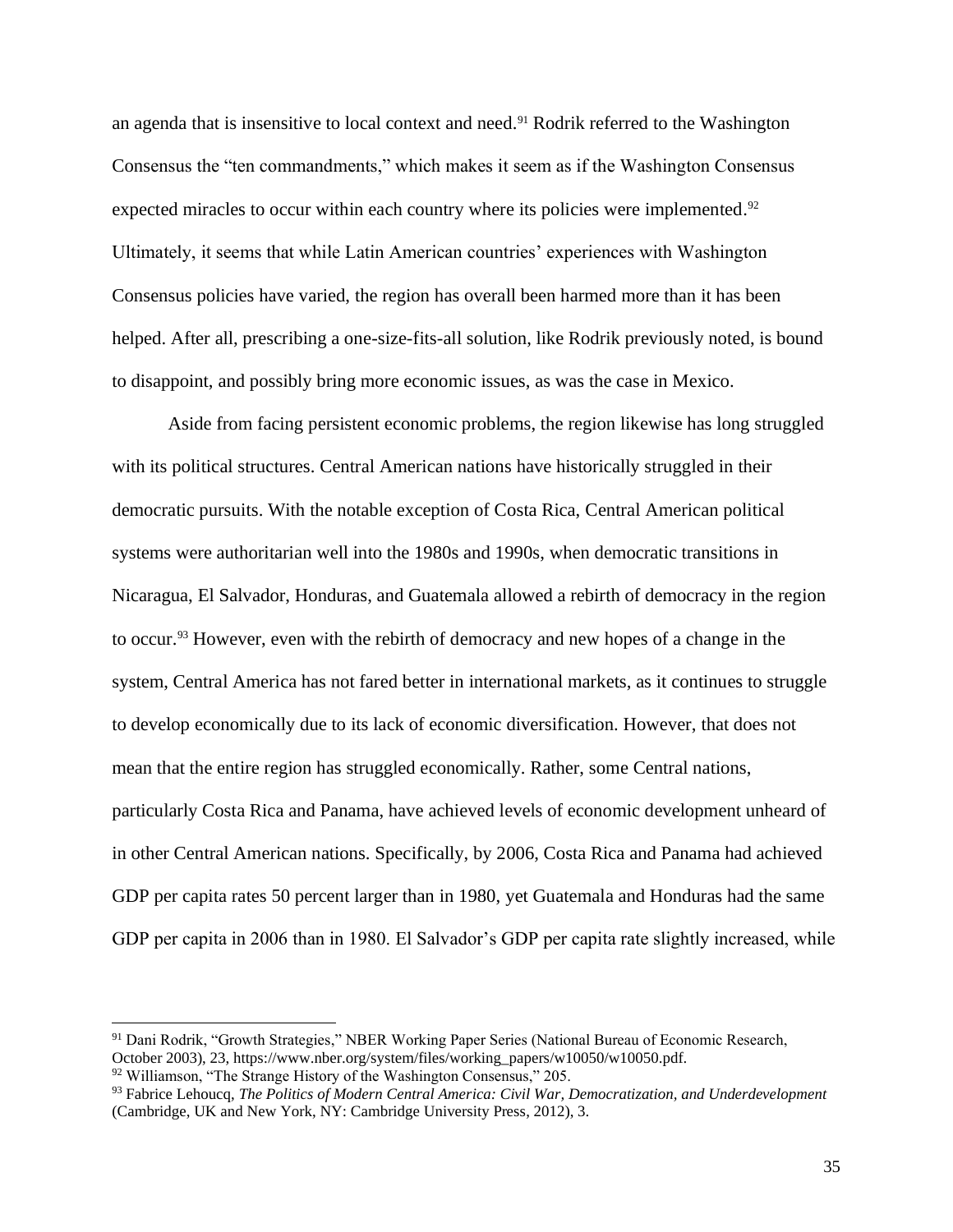an agenda that is insensitive to local context and need.[91] Rodrik referred to the Washington Consensus the "ten commandments," which makes it seem as if the Washington Consensus expected miracles to occur within each country where its policies were implemented.[92] Ultimately, it seems that while Latin American countries' experiences with Washington Consensus policies have varied, the region has overall been harmed more than it has been helped. After all, prescribing a one-size-fits-all solution, like Rodrik previously noted, is bound to disappoint, and possibly bring more economic issues, as was the case in Mexico.

Aside from facing persistent economic problems, the region likewise has long struggled with its political structures. Central American nations have historically struggled in their democratic pursuits. With the notable exception of Costa Rica, Central American political systems were authoritarian well into the 1980s and 1990s, when democratic transitions in Nicaragua, El Salvador, Honduras, and Guatemala allowed a rebirth of democracy in the region to occur.[93] However, even with the rebirth of democracy and new hopes of a change in the system, Central America has not fared better in international markets, as it continues to struggle to develop economically due to its lack of economic diversification. However, that does not mean that the entire region has struggled economically. Rather, some Central nations, particularly Costa Rica and Panama, have achieved levels of economic development unheard of in other Central American nations. Specifically, by 2006, Costa Rica and Panama had achieved GDP per capita rates 50 percent larger than in 1980, yet Guatemala and Honduras had the same GDP per capita in 2006 than in 1980. El Salvador's GDP per capita rate slightly increased, while

---

[91] Dani Rodrik, "Growth Strategies," NBER Working Paper Series (National Bureau of Economic Research, October 2003), 23, https://www.nber.org/system/files/working_papers/w10050/w10050.pdf.

[92] Williamson, "The Strange History of the Washington Consensus," 205.

[93] Fabrice Lehoucq, *The Politics of Modern Central America: Civil War, Democratization, and Underdevelopment* (Cambridge, UK and New York, NY: Cambridge University Press, 2012), 3.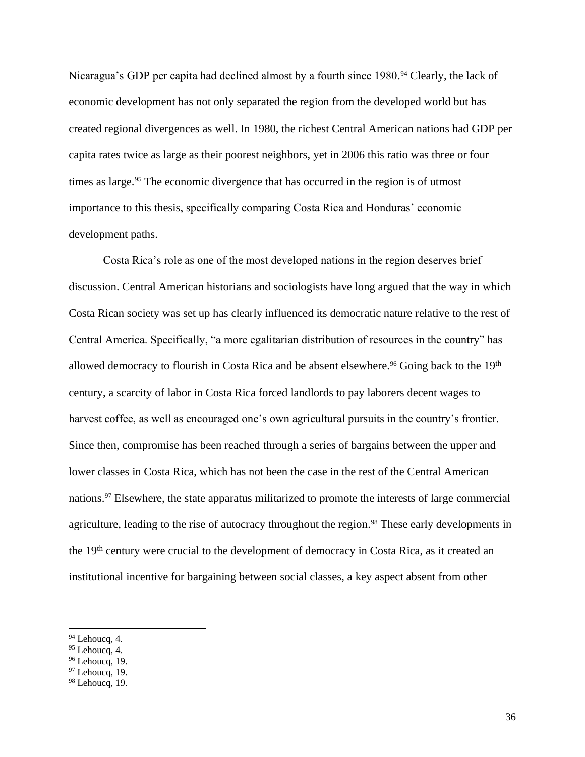Nicaragua's GDP per capita had declined almost by a fourth since 1980.[94] Clearly, the lack of economic development has not only separated the region from the developed world but has created regional divergences as well. In 1980, the richest Central American nations had GDP per capita rates twice as large as their poorest neighbors, yet in 2006 this ratio was three or four times as large.[95] The economic divergence that has occurred in the region is of utmost importance to this thesis, specifically comparing Costa Rica and Honduras' economic development paths.

Costa Rica's role as one of the most developed nations in the region deserves brief discussion. Central American historians and sociologists have long argued that the way in which Costa Rican society was set up has clearly influenced its democratic nature relative to the rest of Central America. Specifically, "a more egalitarian distribution of resources in the country" has allowed democracy to flourish in Costa Rica and be absent elsewhere.[96] Going back to the 19th century, a scarcity of labor in Costa Rica forced landlords to pay laborers decent wages to harvest coffee, as well as encouraged one's own agricultural pursuits in the country's frontier. Since then, compromise has been reached through a series of bargains between the upper and lower classes in Costa Rica, which has not been the case in the rest of the Central American nations.[97] Elsewhere, the state apparatus militarized to promote the interests of large commercial agriculture, leading to the rise of autocracy throughout the region.[98] These early developments in the 19th century were crucial to the development of democracy in Costa Rica, as it created an institutional incentive for bargaining between social classes, a key aspect absent from other

---

[94] Lehoucq, 4.
[95] Lehoucq, 4.
[96] Lehoucq, 19.
[97] Lehoucq, 19.
[98] Lehoucq, 19.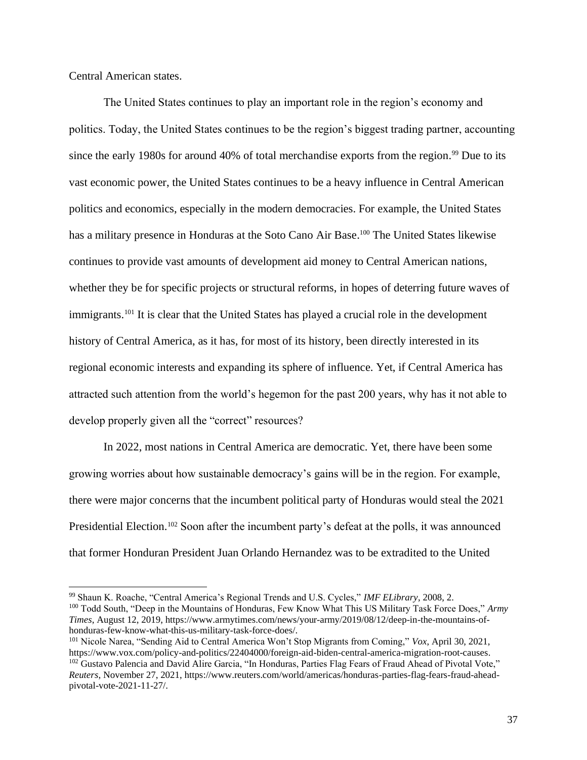Central American states.

The United States continues to play an important role in the region's economy and politics. Today, the United States continues to be the region's biggest trading partner, accounting since the early 1980s for around 40% of total merchandise exports from the region.[99] Due to its vast economic power, the United States continues to be a heavy influence in Central American politics and economics, especially in the modern democracies. For example, the United States has a military presence in Honduras at the Soto Cano Air Base.[100] The United States likewise continues to provide vast amounts of development aid money to Central American nations, whether they be for specific projects or structural reforms, in hopes of deterring future waves of immigrants.[101] It is clear that the United States has played a crucial role in the development history of Central America, as it has, for most of its history, been directly interested in its regional economic interests and expanding its sphere of influence. Yet, if Central America has attracted such attention from the world's hegemon for the past 200 years, why has it not able to develop properly given all the "correct" resources?

In 2022, most nations in Central America are democratic. Yet, there have been some growing worries about how sustainable democracy's gains will be in the region. For example, there were major concerns that the incumbent political party of Honduras would steal the 2021 Presidential Election.[102] Soon after the incumbent party's defeat at the polls, it was announced that former Honduran President Juan Orlando Hernandez was to be extradited to the United

---

[99] Shaun K. Roache, "Central America's Regional Trends and U.S. Cycles," *IMF ELibrary*, 2008, 2.

[100] Todd South, "Deep in the Mountains of Honduras, Few Know What This US Military Task Force Does," *Army Times*, August 12, 2019, https://www.armytimes.com/news/your-army/2019/08/12/deep-in-the-mountains-of-honduras-few-know-what-this-us-military-task-force-does/.

[101] Nicole Narea, "Sending Aid to Central America Won't Stop Migrants from Coming," *Vox*, April 30, 2021, https://www.vox.com/policy-and-politics/22404000/foreign-aid-biden-central-america-migration-root-causes.

[102] Gustavo Palencia and David Alire Garcia, "In Honduras, Parties Flag Fears of Fraud Ahead of Pivotal Vote," *Reuters*, November 27, 2021, https://www.reuters.com/world/americas/honduras-parties-flag-fears-fraud-ahead-pivotal-vote-2021-11-27/.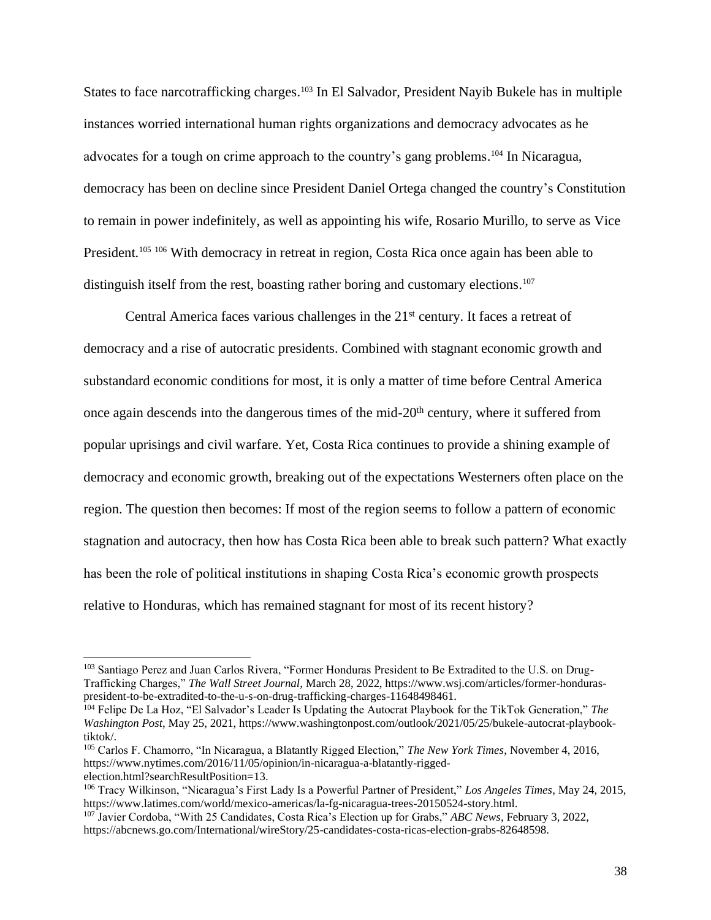States to face narcotrafficking charges.[103] In El Salvador, President Nayib Bukele has in multiple instances worried international human rights organizations and democracy advocates as he advocates for a tough on crime approach to the country's gang problems.[104] In Nicaragua, democracy has been on decline since President Daniel Ortega changed the country's Constitution to remain in power indefinitely, as well as appointing his wife, Rosario Murillo, to serve as Vice President.[105] [106] With democracy in retreat in region, Costa Rica once again has been able to distinguish itself from the rest, boasting rather boring and customary elections.[107]

Central America faces various challenges in the 21st century. It faces a retreat of democracy and a rise of autocratic presidents. Combined with stagnant economic growth and substandard economic conditions for most, it is only a matter of time before Central America once again descends into the dangerous times of the mid-20th century, where it suffered from popular uprisings and civil warfare. Yet, Costa Rica continues to provide a shining example of democracy and economic growth, breaking out of the expectations Westerners often place on the region. The question then becomes: If most of the region seems to follow a pattern of economic stagnation and autocracy, then how has Costa Rica been able to break such pattern? What exactly has been the role of political institutions in shaping Costa Rica's economic growth prospects relative to Honduras, which has remained stagnant for most of its recent history?

---

[103] Santiago Perez and Juan Carlos Rivera, "Former Honduras President to Be Extradited to the U.S. on Drug-Trafficking Charges," *The Wall Street Journal*, March 28, 2022, https://www.wsj.com/articles/former-honduras-president-to-be-extradited-to-the-u-s-on-drug-trafficking-charges-11648498461.

[104] Felipe De La Hoz, "El Salvador's Leader Is Updating the Autocrat Playbook for the TikTok Generation," *The Washington Post*, May 25, 2021, https://www.washingtonpost.com/outlook/2021/05/25/bukele-autocrat-playbook-tiktok/.

[105] Carlos F. Chamorro, "In Nicaragua, a Blatantly Rigged Election," *The New York Times*, November 4, 2016, https://www.nytimes.com/2016/11/05/opinion/in-nicaragua-a-blatantly-rigged-election.html?searchResultPosition=13.

[106] Tracy Wilkinson, "Nicaragua's First Lady Is a Powerful Partner of President," *Los Angeles Times*, May 24, 2015, https://www.latimes.com/world/mexico-americas/la-fg-nicaragua-trees-20150524-story.html.

[107] Javier Cordoba, "With 25 Candidates, Costa Rica's Election up for Grabs," *ABC News*, February 3, 2022, https://abcnews.go.com/International/wireStory/25-candidates-costa-ricas-election-grabs-82648598.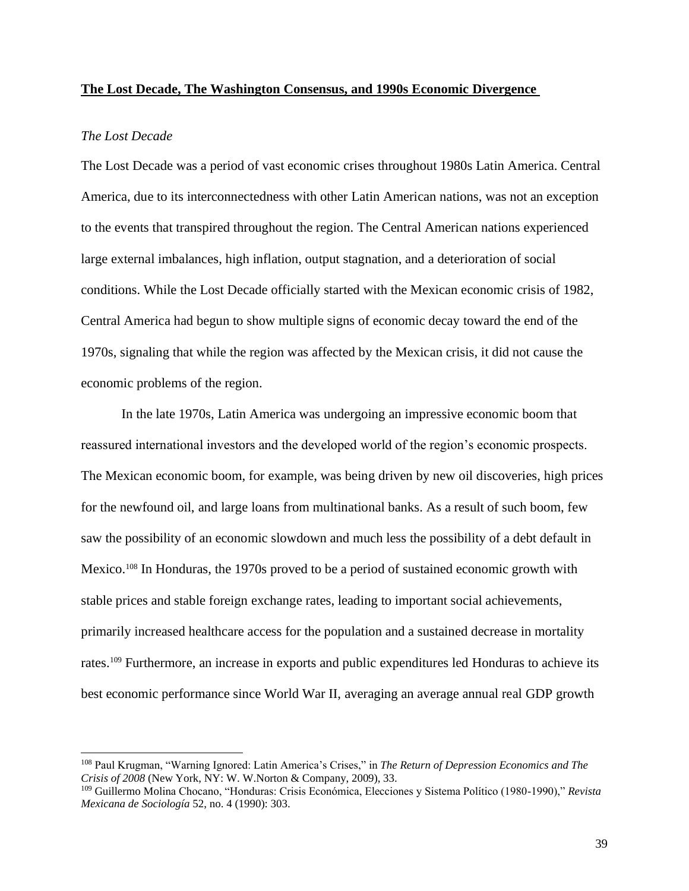## **The Lost Decade, The Washington Consensus, and 1990s Economic Divergence**

### *The Lost Decade*

The Lost Decade was a period of vast economic crises throughout 1980s Latin America. Central America, due to its interconnectedness with other Latin American nations, was not an exception to the events that transpired throughout the region. The Central American nations experienced large external imbalances, high inflation, output stagnation, and a deterioration of social conditions. While the Lost Decade officially started with the Mexican economic crisis of 1982, Central America had begun to show multiple signs of economic decay toward the end of the 1970s, signaling that while the region was affected by the Mexican crisis, it did not cause the economic problems of the region.

In the late 1970s, Latin America was undergoing an impressive economic boom that reassured international investors and the developed world of the region's economic prospects. The Mexican economic boom, for example, was being driven by new oil discoveries, high prices for the newfound oil, and large loans from multinational banks. As a result of such boom, few saw the possibility of an economic slowdown and much less the possibility of a debt default in Mexico.[108] In Honduras, the 1970s proved to be a period of sustained economic growth with stable prices and stable foreign exchange rates, leading to important social achievements, primarily increased healthcare access for the population and a sustained decrease in mortality rates.[109] Furthermore, an increase in exports and public expenditures led Honduras to achieve its best economic performance since World War II, averaging an average annual real GDP growth

---

[108] Paul Krugman, "Warning Ignored: Latin America's Crises," in *The Return of Depression Economics and The Crisis of 2008* (New York, NY: W. W.Norton & Company, 2009), 33.

[109] Guillermo Molina Chocano, "Honduras: Crisis Ecónomica, Elecciones y Sistema Político (1980-1990)," *Revista Mexicana de Sociología* 52, no. 4 (1990): 303.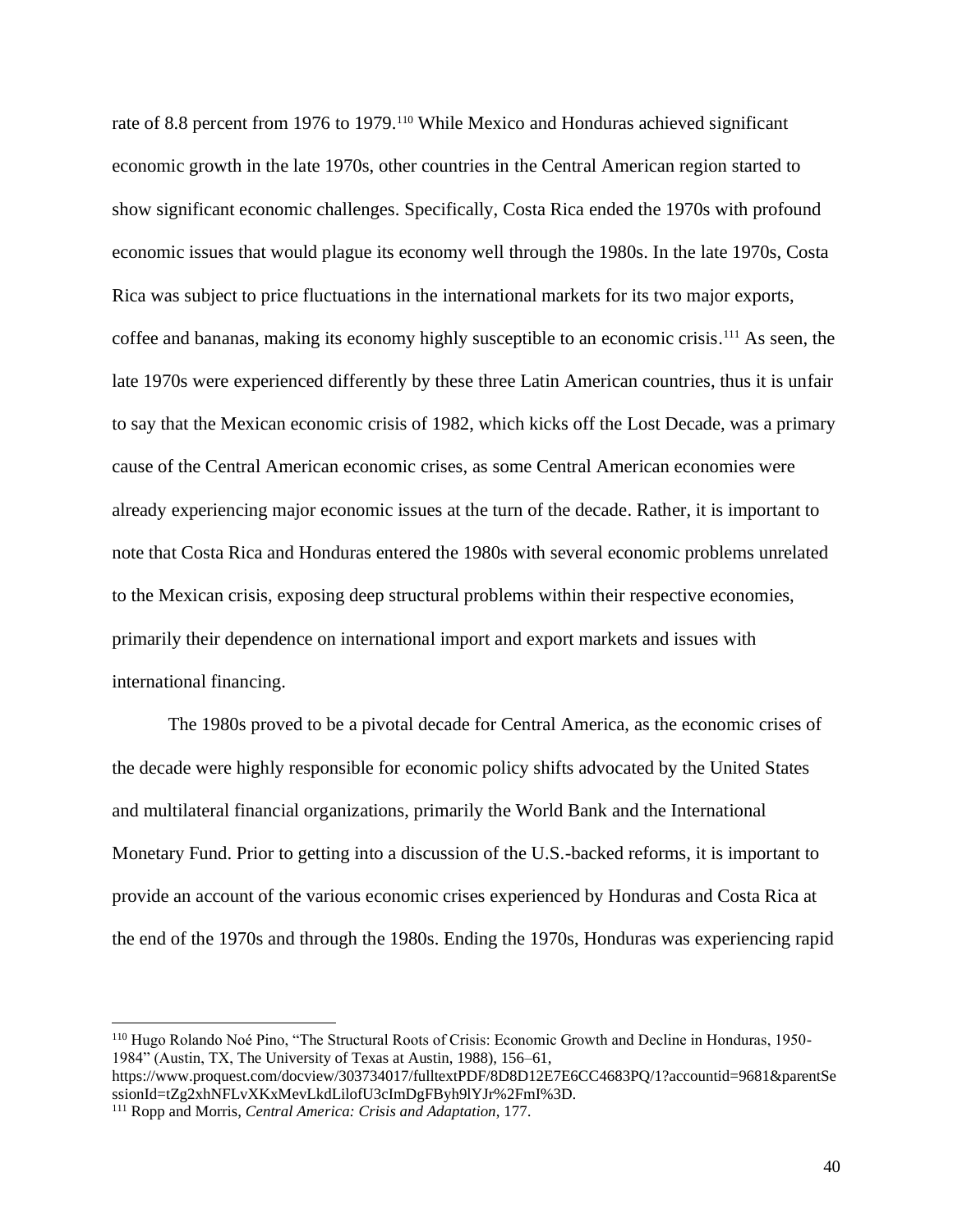rate of 8.8 percent from 1976 to 1979.[110] While Mexico and Honduras achieved significant economic growth in the late 1970s, other countries in the Central American region started to show significant economic challenges. Specifically, Costa Rica ended the 1970s with profound economic issues that would plague its economy well through the 1980s. In the late 1970s, Costa Rica was subject to price fluctuations in the international markets for its two major exports, coffee and bananas, making its economy highly susceptible to an economic crisis.[111] As seen, the late 1970s were experienced differently by these three Latin American countries, thus it is unfair to say that the Mexican economic crisis of 1982, which kicks off the Lost Decade, was a primary cause of the Central American economic crises, as some Central American economies were already experiencing major economic issues at the turn of the decade. Rather, it is important to note that Costa Rica and Honduras entered the 1980s with several economic problems unrelated to the Mexican crisis, exposing deep structural problems within their respective economies, primarily their dependence on international import and export markets and issues with international financing.

The 1980s proved to be a pivotal decade for Central America, as the economic crises of the decade were highly responsible for economic policy shifts advocated by the United States and multilateral financial organizations, primarily the World Bank and the International Monetary Fund. Prior to getting into a discussion of the U.S.-backed reforms, it is important to provide an account of the various economic crises experienced by Honduras and Costa Rica at the end of the 1970s and through the 1980s. Ending the 1970s, Honduras was experiencing rapid

---

[110] Hugo Rolando Noé Pino, "The Structural Roots of Crisis: Economic Growth and Decline in Honduras, 1950-1984" (Austin, TX, The University of Texas at Austin, 1988), 156–61, https://www.proquest.com/docview/303734017/fulltextPDF/8D8D12E7E6CC4683PQ/1?accountid=9681&parentSessionId=tZg2xhNFLvXKxMevLkdLilofU3cImDgFByh9lYJr%2FmI%3D.

[111] Ropp and Morris, *Central America: Crisis and Adaptation*, 177.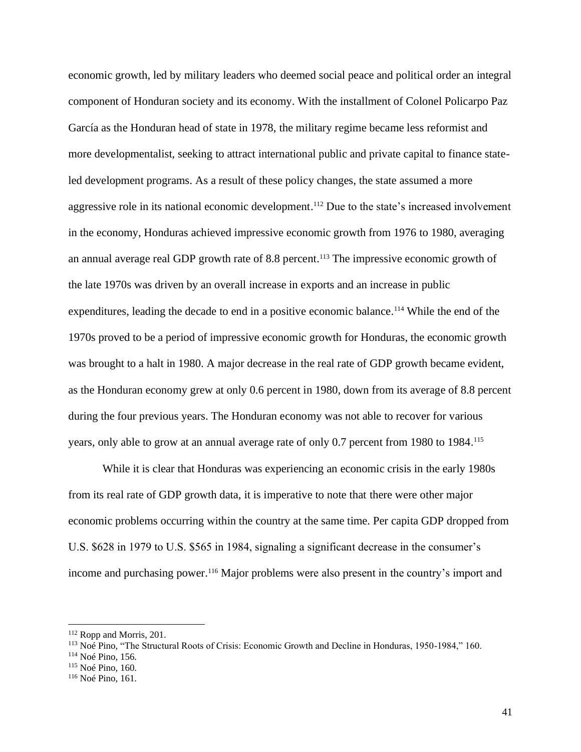economic growth, led by military leaders who deemed social peace and political order an integral component of Honduran society and its economy. With the installment of Colonel Policarpo Paz García as the Honduran head of state in 1978, the military regime became less reformist and more developmentalist, seeking to attract international public and private capital to finance state-led development programs. As a result of these policy changes, the state assumed a more aggressive role in its national economic development.[112] Due to the state's increased involvement in the economy, Honduras achieved impressive economic growth from 1976 to 1980, averaging an annual average real GDP growth rate of 8.8 percent.[113] The impressive economic growth of the late 1970s was driven by an overall increase in exports and an increase in public expenditures, leading the decade to end in a positive economic balance.[114] While the end of the 1970s proved to be a period of impressive economic growth for Honduras, the economic growth was brought to a halt in 1980. A major decrease in the real rate of GDP growth became evident, as the Honduran economy grew at only 0.6 percent in 1980, down from its average of 8.8 percent during the four previous years. The Honduran economy was not able to recover for various years, only able to grow at an annual average rate of only 0.7 percent from 1980 to 1984.[115]

While it is clear that Honduras was experiencing an economic crisis in the early 1980s from its real rate of GDP growth data, it is imperative to note that there were other major economic problems occurring within the country at the same time. Per capita GDP dropped from U.S. $628 in 1979 to U.S. $565 in 1984, signaling a significant decrease in the consumer's income and purchasing power.[116] Major problems were also present in the country's import and

---

[112] Ropp and Morris, 201.

[113] Noé Pino, "The Structural Roots of Crisis: Economic Growth and Decline in Honduras, 1950-1984," 160.

[114] Noé Pino, 156.

[115] Noé Pino, 160.

[116] Noé Pino, 161.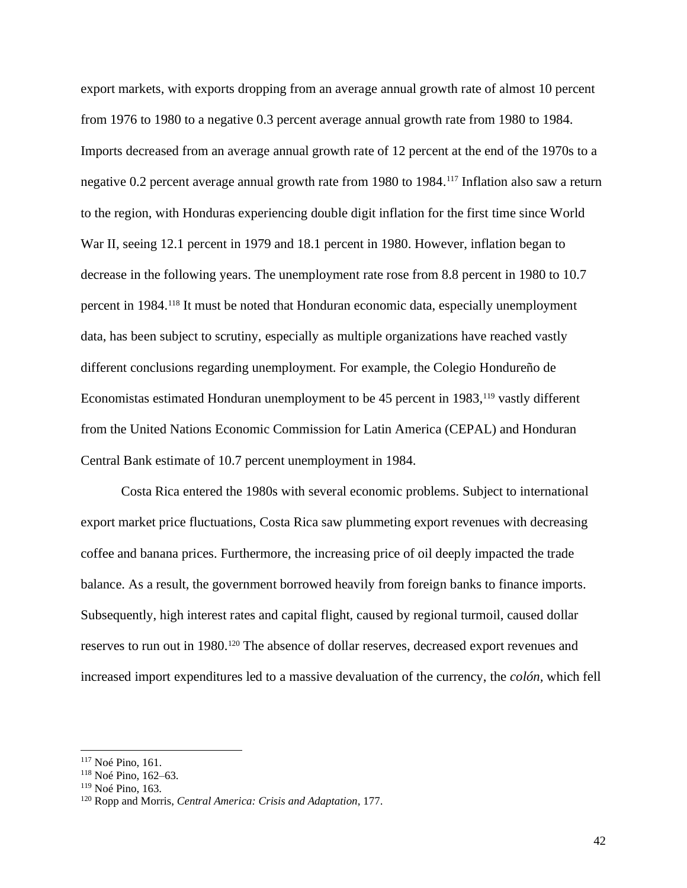export markets, with exports dropping from an average annual growth rate of almost 10 percent from 1976 to 1980 to a negative 0.3 percent average annual growth rate from 1980 to 1984. Imports decreased from an average annual growth rate of 12 percent at the end of the 1970s to a negative 0.2 percent average annual growth rate from 1980 to 1984.[117] Inflation also saw a return to the region, with Honduras experiencing double digit inflation for the first time since World War II, seeing 12.1 percent in 1979 and 18.1 percent in 1980. However, inflation began to decrease in the following years. The unemployment rate rose from 8.8 percent in 1980 to 10.7 percent in 1984.[118] It must be noted that Honduran economic data, especially unemployment data, has been subject to scrutiny, especially as multiple organizations have reached vastly different conclusions regarding unemployment. For example, the Colegio Hondureño de Economistas estimated Honduran unemployment to be 45 percent in 1983,[119] vastly different from the United Nations Economic Commission for Latin America (CEPAL) and Honduran Central Bank estimate of 10.7 percent unemployment in 1984.

Costa Rica entered the 1980s with several economic problems. Subject to international export market price fluctuations, Costa Rica saw plummeting export revenues with decreasing coffee and banana prices. Furthermore, the increasing price of oil deeply impacted the trade balance. As a result, the government borrowed heavily from foreign banks to finance imports. Subsequently, high interest rates and capital flight, caused by regional turmoil, caused dollar reserves to run out in 1980.[120] The absence of dollar reserves, decreased export revenues and increased import expenditures led to a massive devaluation of the currency, the *colón*, which fell

---

[117] Noé Pino, 161.

[118] Noé Pino, 162–63.

[119] Noé Pino, 163.

[120] Ropp and Morris, *Central America: Crisis and Adaptation*, 177.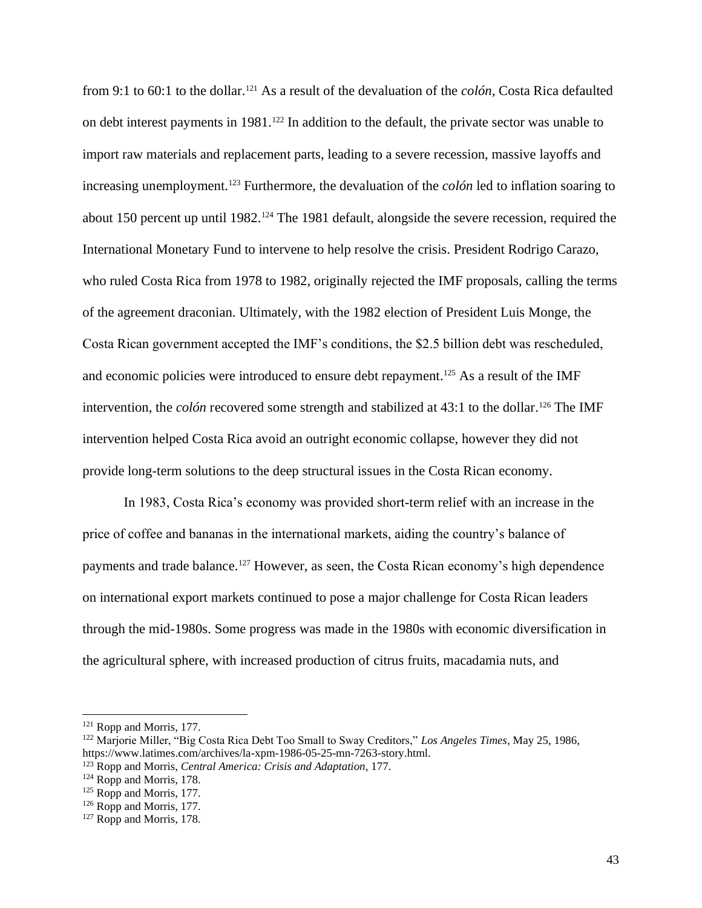from 9:1 to 60:1 to the dollar.[121] As a result of the devaluation of the *colón,* Costa Rica defaulted on debt interest payments in 1981.[122] In addition to the default, the private sector was unable to import raw materials and replacement parts, leading to a severe recession, massive layoffs and increasing unemployment.[123] Furthermore, the devaluation of the *colón* led to inflation soaring to about 150 percent up until 1982.[124] The 1981 default, alongside the severe recession, required the International Monetary Fund to intervene to help resolve the crisis. President Rodrigo Carazo, who ruled Costa Rica from 1978 to 1982, originally rejected the IMF proposals, calling the terms of the agreement draconian. Ultimately, with the 1982 election of President Luis Monge, the Costa Rican government accepted the IMF's conditions, the $2.5 billion debt was rescheduled, and economic policies were introduced to ensure debt repayment.[125] As a result of the IMF intervention, the *colón* recovered some strength and stabilized at 43:1 to the dollar.[126] The IMF intervention helped Costa Rica avoid an outright economic collapse, however they did not provide long-term solutions to the deep structural issues in the Costa Rican economy.

In 1983, Costa Rica's economy was provided short-term relief with an increase in the price of coffee and bananas in the international markets, aiding the country's balance of payments and trade balance.[127] However, as seen, the Costa Rican economy's high dependence on international export markets continued to pose a major challenge for Costa Rican leaders through the mid-1980s. Some progress was made in the 1980s with economic diversification in the agricultural sphere, with increased production of citrus fruits, macadamia nuts, and

---

[121] Ropp and Morris, 177.

[122] Marjorie Miller, "Big Costa Rica Debt Too Small to Sway Creditors," *Los Angeles Times*, May 25, 1986, https://www.latimes.com/archives/la-xpm-1986-05-25-mn-7263-story.html.

[123] Ropp and Morris, *Central America: Crisis and Adaptation*, 177.

[124] Ropp and Morris, 178.

[125] Ropp and Morris, 177.

[126] Ropp and Morris, 177.

[127] Ropp and Morris, 178.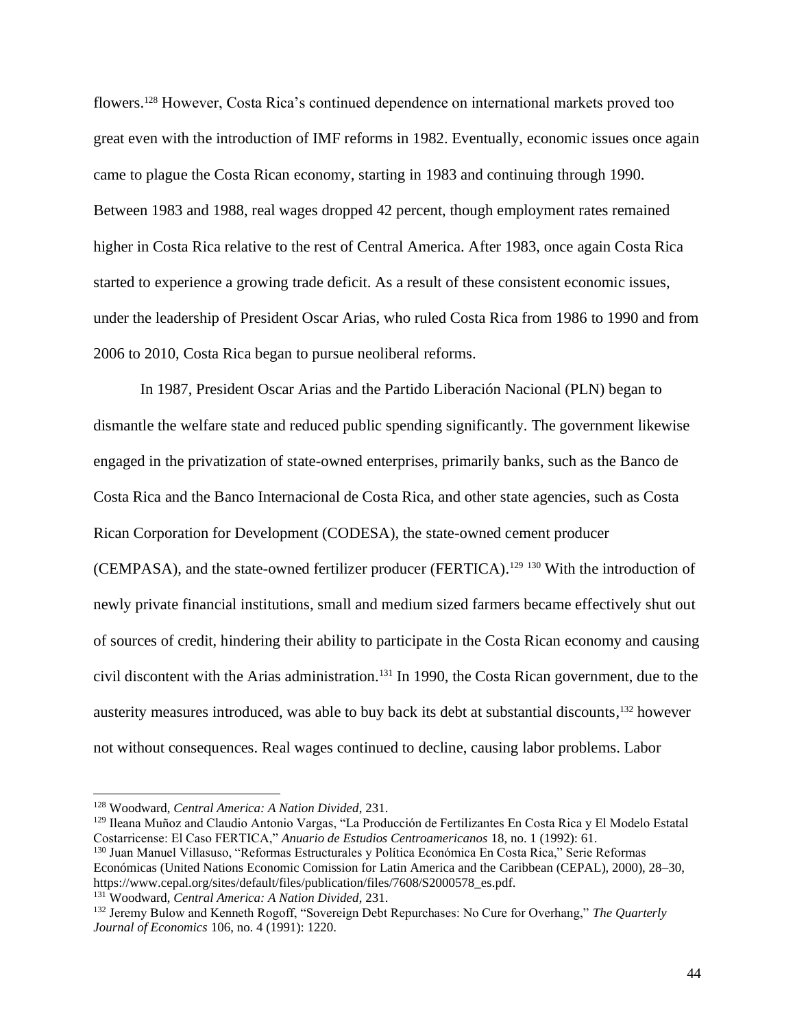flowers.[128] However, Costa Rica's continued dependence on international markets proved too great even with the introduction of IMF reforms in 1982. Eventually, economic issues once again came to plague the Costa Rican economy, starting in 1983 and continuing through 1990. Between 1983 and 1988, real wages dropped 42 percent, though employment rates remained higher in Costa Rica relative to the rest of Central America. After 1983, once again Costa Rica started to experience a growing trade deficit. As a result of these consistent economic issues, under the leadership of President Oscar Arias, who ruled Costa Rica from 1986 to 1990 and from 2006 to 2010, Costa Rica began to pursue neoliberal reforms.

In 1987, President Oscar Arias and the Partido Liberación Nacional (PLN) began to dismantle the welfare state and reduced public spending significantly. The government likewise engaged in the privatization of state-owned enterprises, primarily banks, such as the Banco de Costa Rica and the Banco Internacional de Costa Rica, and other state agencies, such as Costa Rican Corporation for Development (CODESA), the state-owned cement producer (CEMPASA), and the state-owned fertilizer producer (FERTICA).[129] [130] With the introduction of newly private financial institutions, small and medium sized farmers became effectively shut out of sources of credit, hindering their ability to participate in the Costa Rican economy and causing civil discontent with the Arias administration.[131] In 1990, the Costa Rican government, due to the austerity measures introduced, was able to buy back its debt at substantial discounts,[132] however not without consequences. Real wages continued to decline, causing labor problems. Labor

---

[128] Woodward, *Central America: A Nation Divided*, 231.

[129] Ileana Muñoz and Claudio Antonio Vargas, "La Producción de Fertilizantes En Costa Rica y El Modelo Estatal Costarricense: El Caso FERTICA," *Anuario de Estudios Centroamericanos* 18, no. 1 (1992): 61.

[130] Juan Manuel Villasuso, "Reformas Estructurales y Política Económica En Costa Rica," Serie Reformas Económicas (United Nations Economic Comission for Latin America and the Caribbean (CEPAL), 2000), 28–30, https://www.cepal.org/sites/default/files/publication/files/7608/S2000578_es.pdf.

[131] Woodward, *Central America: A Nation Divided*, 231.

[132] Jeremy Bulow and Kenneth Rogoff, "Sovereign Debt Repurchases: No Cure for Overhang," *The Quarterly Journal of Economics* 106, no. 4 (1991): 1220.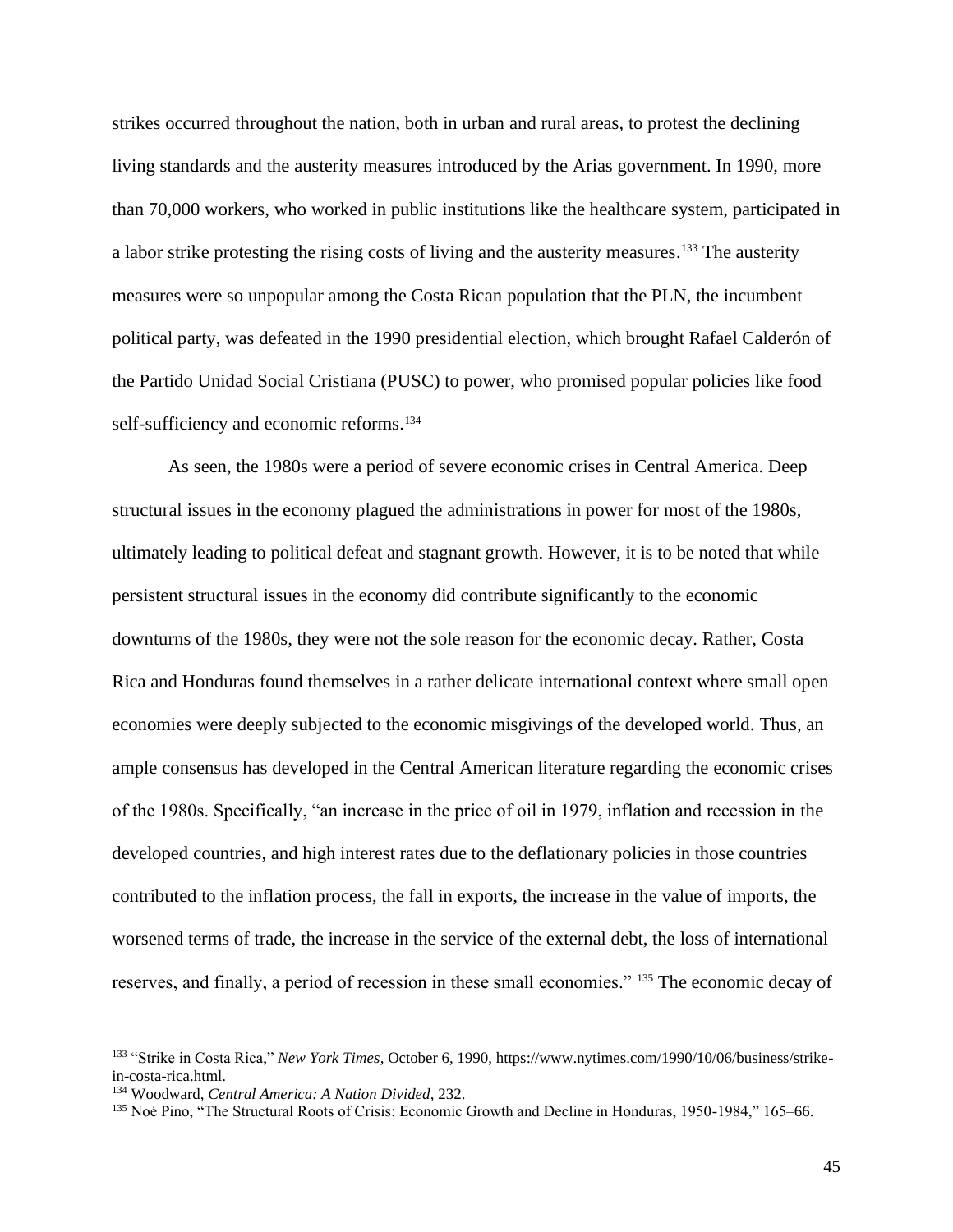strikes occurred throughout the nation, both in urban and rural areas, to protest the declining living standards and the austerity measures introduced by the Arias government. In 1990, more than 70,000 workers, who worked in public institutions like the healthcare system, participated in a labor strike protesting the rising costs of living and the austerity measures.[133] The austerity measures were so unpopular among the Costa Rican population that the PLN, the incumbent political party, was defeated in the 1990 presidential election, which brought Rafael Calderón of the Partido Unidad Social Cristiana (PUSC) to power, who promised popular policies like food self-sufficiency and economic reforms.[134]

As seen, the 1980s were a period of severe economic crises in Central America. Deep structural issues in the economy plagued the administrations in power for most of the 1980s, ultimately leading to political defeat and stagnant growth. However, it is to be noted that while persistent structural issues in the economy did contribute significantly to the economic downturns of the 1980s, they were not the sole reason for the economic decay. Rather, Costa Rica and Honduras found themselves in a rather delicate international context where small open economies were deeply subjected to the economic misgivings of the developed world. Thus, an ample consensus has developed in the Central American literature regarding the economic crises of the 1980s. Specifically, "an increase in the price of oil in 1979, inflation and recession in the developed countries, and high interest rates due to the deflationary policies in those countries contributed to the inflation process, the fall in exports, the increase in the value of imports, the worsened terms of trade, the increase in the service of the external debt, the loss of international reserves, and finally, a period of recession in these small economies." [135] The economic decay of

---

[133] "Strike in Costa Rica," *New York Times*, October 6, 1990, https://www.nytimes.com/1990/10/06/business/strike-in-costa-rica.html.

[134] Woodward, *Central America: A Nation Divided*, 232.

[135] Noé Pino, "The Structural Roots of Crisis: Economic Growth and Decline in Honduras, 1950-1984," 165–66.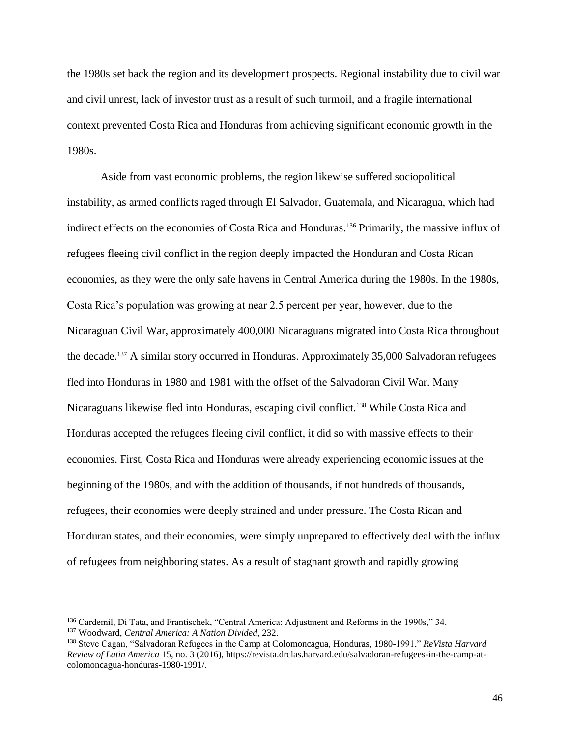the 1980s set back the region and its development prospects. Regional instability due to civil war and civil unrest, lack of investor trust as a result of such turmoil, and a fragile international context prevented Costa Rica and Honduras from achieving significant economic growth in the 1980s.

Aside from vast economic problems, the region likewise suffered sociopolitical instability, as armed conflicts raged through El Salvador, Guatemala, and Nicaragua, which had indirect effects on the economies of Costa Rica and Honduras.[136] Primarily, the massive influx of refugees fleeing civil conflict in the region deeply impacted the Honduran and Costa Rican economies, as they were the only safe havens in Central America during the 1980s. In the 1980s, Costa Rica's population was growing at near 2.5 percent per year, however, due to the Nicaraguan Civil War, approximately 400,000 Nicaraguans migrated into Costa Rica throughout the decade.[137] A similar story occurred in Honduras. Approximately 35,000 Salvadoran refugees fled into Honduras in 1980 and 1981 with the offset of the Salvadoran Civil War. Many Nicaraguans likewise fled into Honduras, escaping civil conflict.[138] While Costa Rica and Honduras accepted the refugees fleeing civil conflict, it did so with massive effects to their economies. First, Costa Rica and Honduras were already experiencing economic issues at the beginning of the 1980s, and with the addition of thousands, if not hundreds of thousands, refugees, their economies were deeply strained and under pressure. The Costa Rican and Honduran states, and their economies, were simply unprepared to effectively deal with the influx of refugees from neighboring states. As a result of stagnant growth and rapidly growing

---

[136] Cardemil, Di Tata, and Frantischek, "Central America: Adjustment and Reforms in the 1990s," 34.

[137] Woodward, *Central America: A Nation Divided*, 232.

[138] Steve Cagan, "Salvadoran Refugees in the Camp at Colomoncagua, Honduras, 1980-1991," *ReVista Harvard Review of Latin America* 15, no. 3 (2016), https://revista.drclas.harvard.edu/salvadoran-refugees-in-the-camp-at-colomoncagua-honduras-1980-1991/.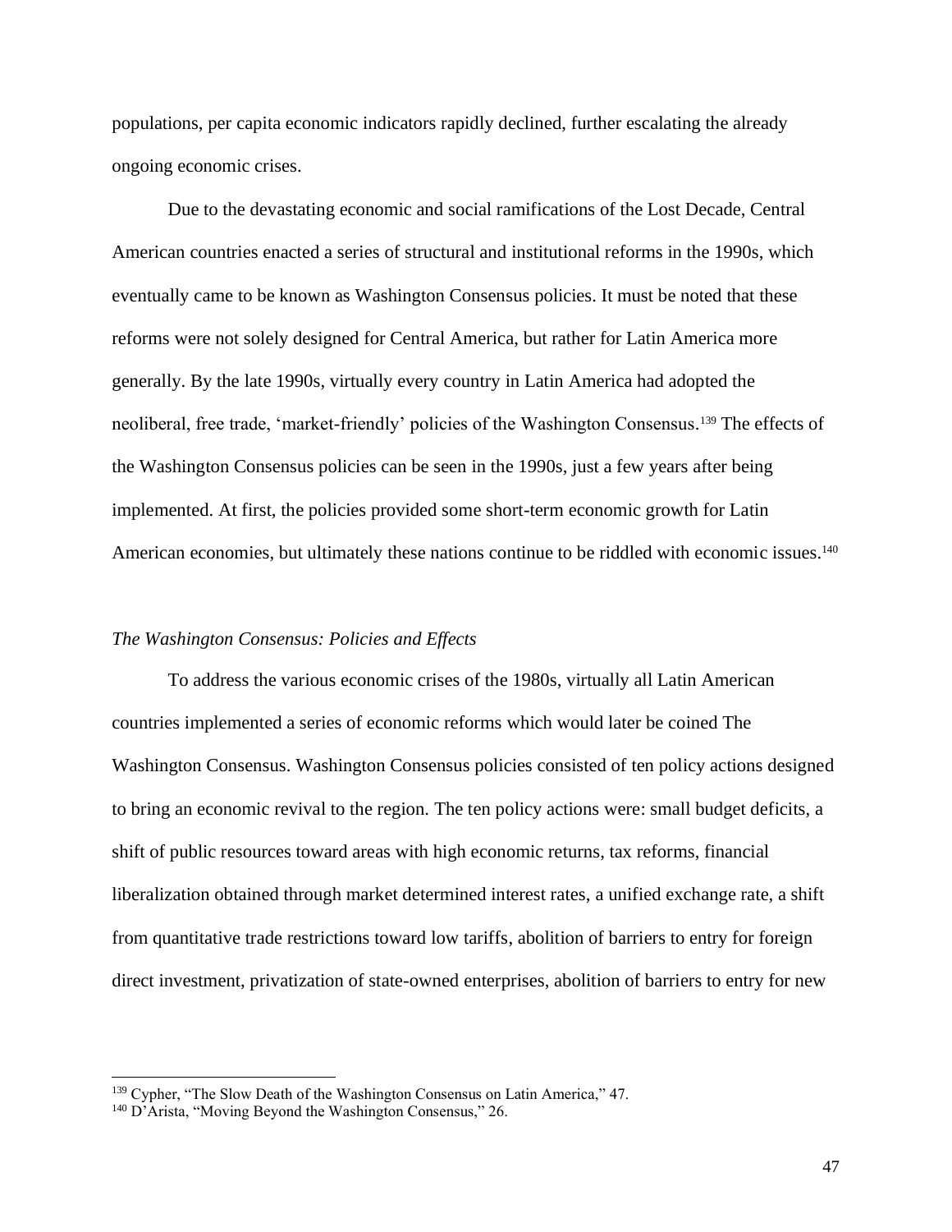populations, per capita economic indicators rapidly declined, further escalating the already ongoing economic crises.

Due to the devastating economic and social ramifications of the Lost Decade, Central American countries enacted a series of structural and institutional reforms in the 1990s, which eventually came to be known as Washington Consensus policies. It must be noted that these reforms were not solely designed for Central America, but rather for Latin America more generally. By the late 1990s, virtually every country in Latin America had adopted the neoliberal, free trade, 'market-friendly' policies of the Washington Consensus.[139] The effects of the Washington Consensus policies can be seen in the 1990s, just a few years after being implemented. At first, the policies provided some short-term economic growth for Latin American economies, but ultimately these nations continue to be riddled with economic issues.[140]

### *The Washington Consensus: Policies and Effects*

To address the various economic crises of the 1980s, virtually all Latin American countries implemented a series of economic reforms which would later be coined The Washington Consensus. Washington Consensus policies consisted of ten policy actions designed to bring an economic revival to the region. The ten policy actions were: small budget deficits, a shift of public resources toward areas with high economic returns, tax reforms, financial liberalization obtained through market determined interest rates, a unified exchange rate, a shift from quantitative trade restrictions toward low tariffs, abolition of barriers to entry for foreign direct investment, privatization of state-owned enterprises, abolition of barriers to entry for new

---

[139] Cypher, "The Slow Death of the Washington Consensus on Latin America," 47.

[140] D'Arista, "Moving Beyond the Washington Consensus," 26.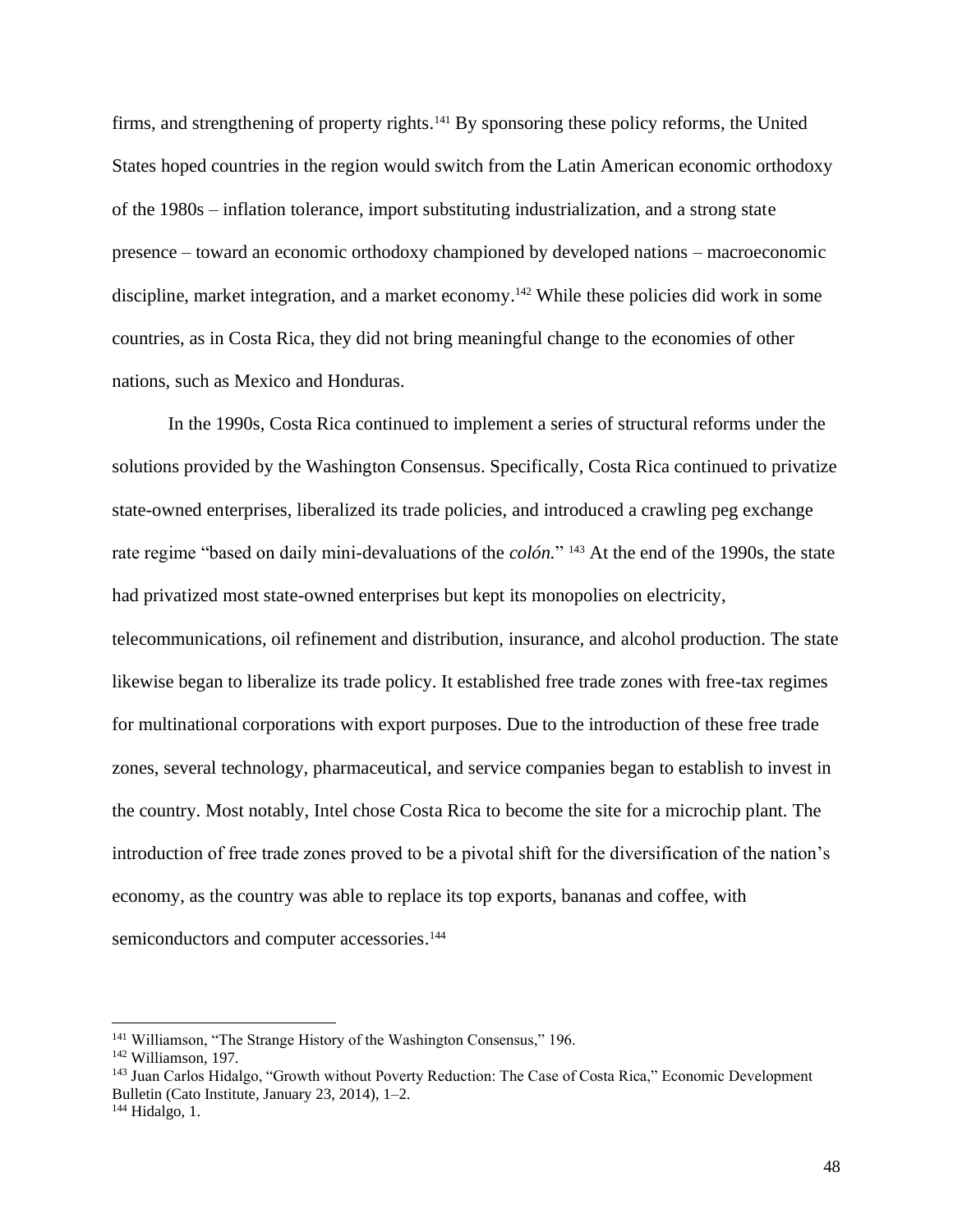firms, and strengthening of property rights.[141] By sponsoring these policy reforms, the United States hoped countries in the region would switch from the Latin American economic orthodoxy of the 1980s – inflation tolerance, import substituting industrialization, and a strong state presence – toward an economic orthodoxy championed by developed nations – macroeconomic discipline, market integration, and a market economy.[142] While these policies did work in some countries, as in Costa Rica, they did not bring meaningful change to the economies of other nations, such as Mexico and Honduras.

In the 1990s, Costa Rica continued to implement a series of structural reforms under the solutions provided by the Washington Consensus. Specifically, Costa Rica continued to privatize state-owned enterprises, liberalized its trade policies, and introduced a crawling peg exchange rate regime "based on daily mini-devaluations of the *colón.*" [143] At the end of the 1990s, the state had privatized most state-owned enterprises but kept its monopolies on electricity, telecommunications, oil refinement and distribution, insurance, and alcohol production. The state likewise began to liberalize its trade policy. It established free trade zones with free-tax regimes for multinational corporations with export purposes. Due to the introduction of these free trade zones, several technology, pharmaceutical, and service companies began to establish to invest in the country. Most notably, Intel chose Costa Rica to become the site for a microchip plant. The introduction of free trade zones proved to be a pivotal shift for the diversification of the nation's economy, as the country was able to replace its top exports, bananas and coffee, with semiconductors and computer accessories.[144]

---

[141] Williamson, "The Strange History of the Washington Consensus," 196.

[142] Williamson, 197.

[143] Juan Carlos Hidalgo, "Growth without Poverty Reduction: The Case of Costa Rica," Economic Development Bulletin (Cato Institute, January 23, 2014), 1–2.

[144] Hidalgo, 1.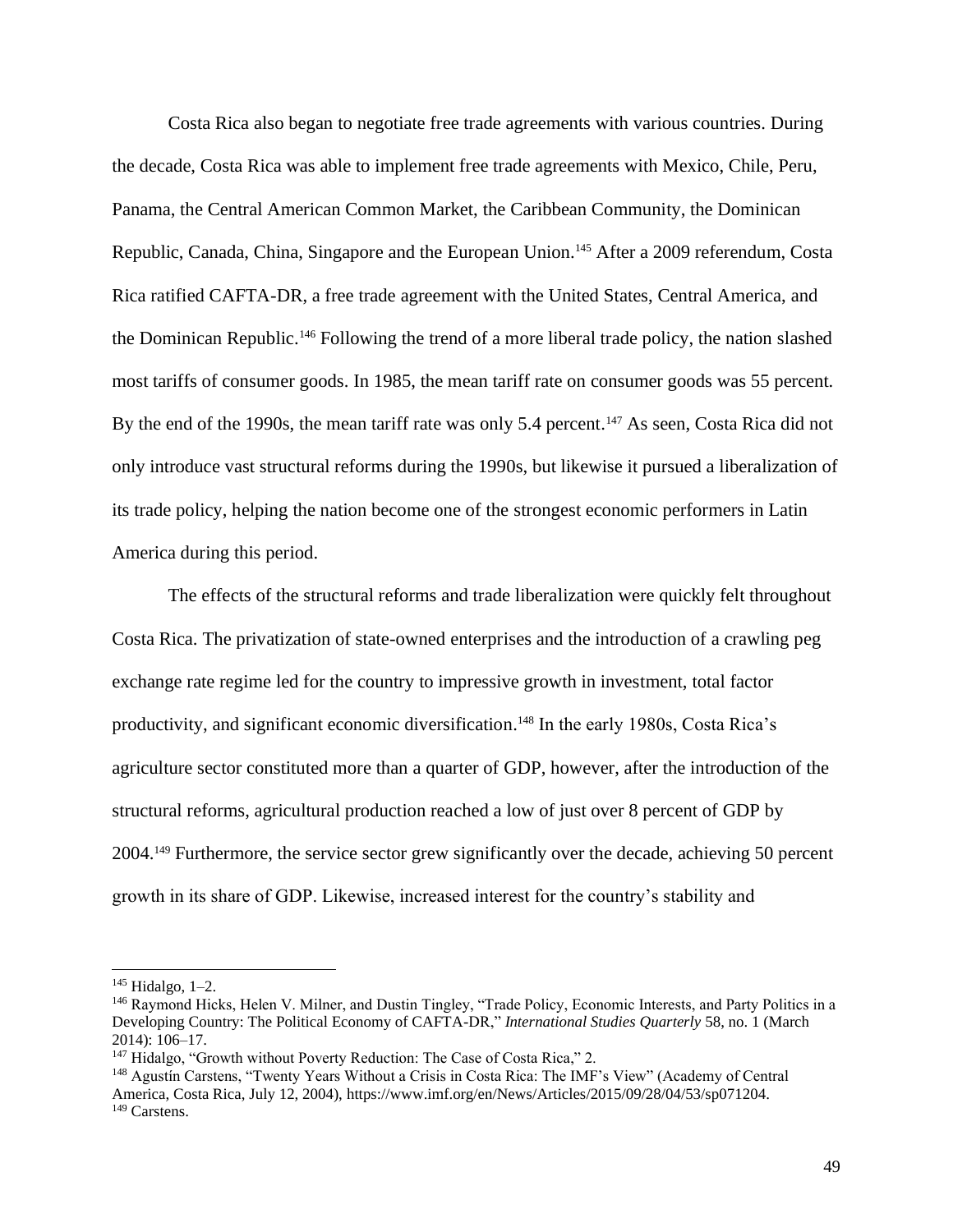Costa Rica also began to negotiate free trade agreements with various countries. During the decade, Costa Rica was able to implement free trade agreements with Mexico, Chile, Peru, Panama, the Central American Common Market, the Caribbean Community, the Dominican Republic, Canada, China, Singapore and the European Union.[145] After a 2009 referendum, Costa Rica ratified CAFTA-DR, a free trade agreement with the United States, Central America, and the Dominican Republic.[146] Following the trend of a more liberal trade policy, the nation slashed most tariffs of consumer goods. In 1985, the mean tariff rate on consumer goods was 55 percent. By the end of the 1990s, the mean tariff rate was only 5.4 percent.[147] As seen, Costa Rica did not only introduce vast structural reforms during the 1990s, but likewise it pursued a liberalization of its trade policy, helping the nation become one of the strongest economic performers in Latin America during this period.

The effects of the structural reforms and trade liberalization were quickly felt throughout Costa Rica. The privatization of state-owned enterprises and the introduction of a crawling peg exchange rate regime led for the country to impressive growth in investment, total factor productivity, and significant economic diversification.[148] In the early 1980s, Costa Rica's agriculture sector constituted more than a quarter of GDP, however, after the introduction of the structural reforms, agricultural production reached a low of just over 8 percent of GDP by 2004.[149] Furthermore, the service sector grew significantly over the decade, achieving 50 percent growth in its share of GDP. Likewise, increased interest for the country's stability and

---

[145] Hidalgo, 1–2.

[146] Raymond Hicks, Helen V. Milner, and Dustin Tingley, "Trade Policy, Economic Interests, and Party Politics in a Developing Country: The Political Economy of CAFTA-DR," *International Studies Quarterly* 58, no. 1 (March 2014): 106–17.

[147] Hidalgo, "Growth without Poverty Reduction: The Case of Costa Rica," 2.

[148] Agustín Carstens, "Twenty Years Without a Crisis in Costa Rica: The IMF's View" (Academy of Central America, Costa Rica, July 12, 2004), https://www.imf.org/en/News/Articles/2015/09/28/04/53/sp071204.

[149] Carstens.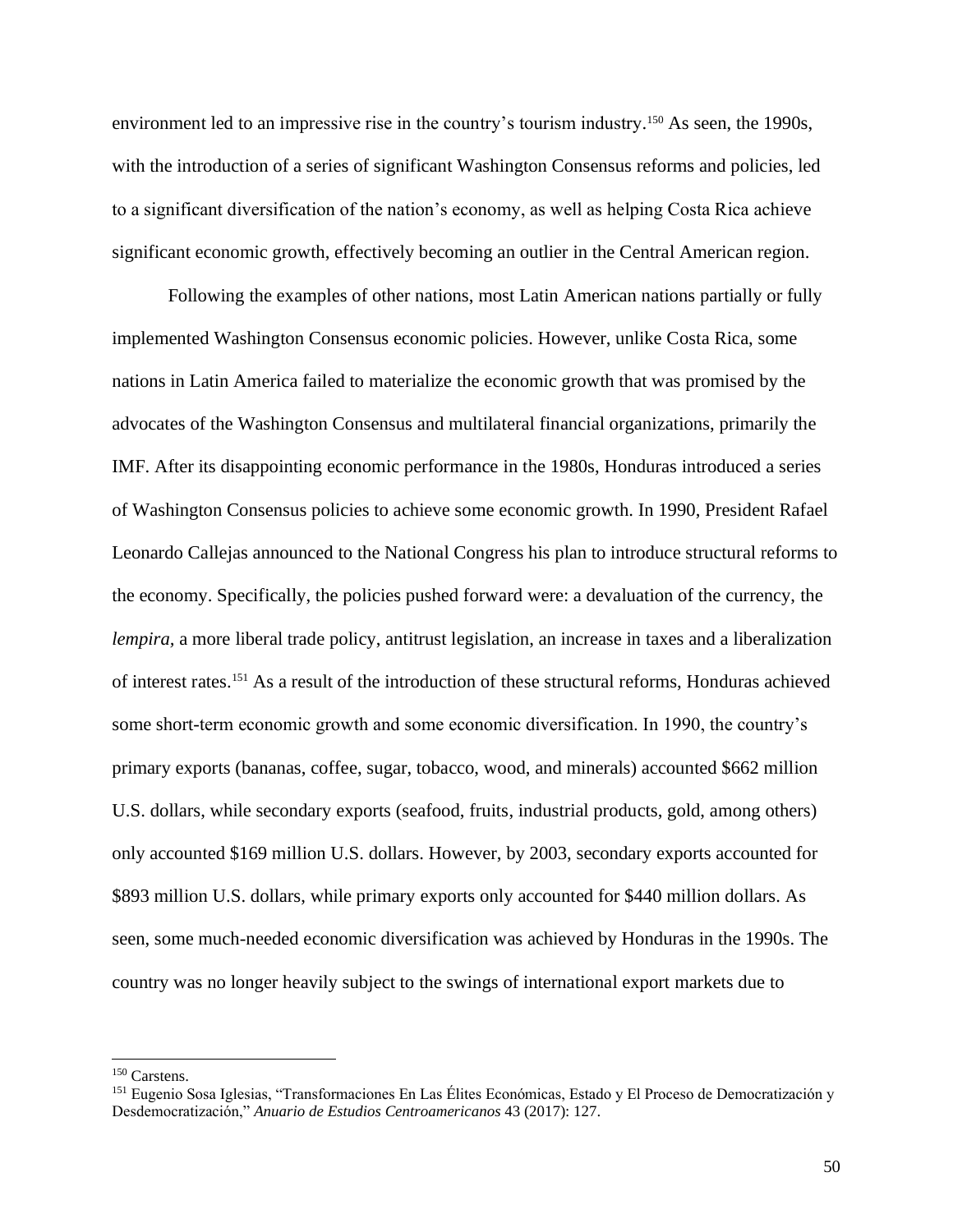environment led to an impressive rise in the country's tourism industry.[150] As seen, the 1990s, with the introduction of a series of significant Washington Consensus reforms and policies, led to a significant diversification of the nation's economy, as well as helping Costa Rica achieve significant economic growth, effectively becoming an outlier in the Central American region.

Following the examples of other nations, most Latin American nations partially or fully implemented Washington Consensus economic policies. However, unlike Costa Rica, some nations in Latin America failed to materialize the economic growth that was promised by the advocates of the Washington Consensus and multilateral financial organizations, primarily the IMF. After its disappointing economic performance in the 1980s, Honduras introduced a series of Washington Consensus policies to achieve some economic growth. In 1990, President Rafael Leonardo Callejas announced to the National Congress his plan to introduce structural reforms to the economy. Specifically, the policies pushed forward were: a devaluation of the currency, the *lempira*, a more liberal trade policy, antitrust legislation, an increase in taxes and a liberalization of interest rates.[151] As a result of the introduction of these structural reforms, Honduras achieved some short-term economic growth and some economic diversification. In 1990, the country's primary exports (bananas, coffee, sugar, tobacco, wood, and minerals) accounted $662 million U.S. dollars, while secondary exports (seafood, fruits, industrial products, gold, among others) only accounted $169 million U.S. dollars. However, by 2003, secondary exports accounted for $893 million U.S. dollars, while primary exports only accounted for $440 million dollars. As seen, some much-needed economic diversification was achieved by Honduras in the 1990s. The country was no longer heavily subject to the swings of international export markets due to

---

[150] Carstens.

[151] Eugenio Sosa Iglesias, "Transformaciones En Las Élites Económicas, Estado y El Proceso de Democratización y Desdemocratización," *Anuario de Estudios Centroamericanos* 43 (2017): 127.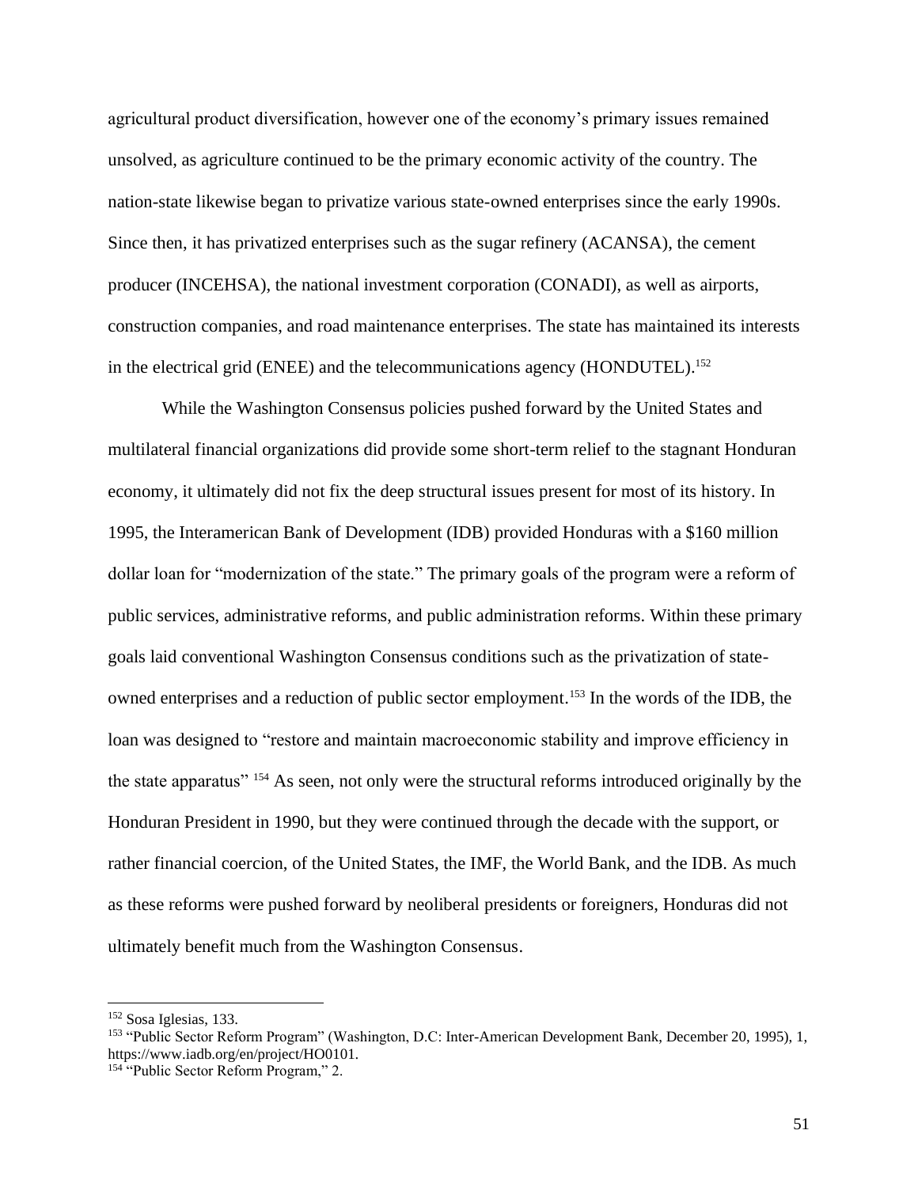agricultural product diversification, however one of the economy's primary issues remained unsolved, as agriculture continued to be the primary economic activity of the country. The nation-state likewise began to privatize various state-owned enterprises since the early 1990s. Since then, it has privatized enterprises such as the sugar refinery (ACANSA), the cement producer (INCEHSA), the national investment corporation (CONADI), as well as airports, construction companies, and road maintenance enterprises. The state has maintained its interests in the electrical grid (ENEE) and the telecommunications agency (HONDUTEL).[152]

While the Washington Consensus policies pushed forward by the United States and multilateral financial organizations did provide some short-term relief to the stagnant Honduran economy, it ultimately did not fix the deep structural issues present for most of its history. In 1995, the Interamerican Bank of Development (IDB) provided Honduras with a $160 million dollar loan for "modernization of the state." The primary goals of the program were a reform of public services, administrative reforms, and public administration reforms. Within these primary goals laid conventional Washington Consensus conditions such as the privatization of state-owned enterprises and a reduction of public sector employment.[153] In the words of the IDB, the loan was designed to "restore and maintain macroeconomic stability and improve efficiency in the state apparatus" [154] As seen, not only were the structural reforms introduced originally by the Honduran President in 1990, but they were continued through the decade with the support, or rather financial coercion, of the United States, the IMF, the World Bank, and the IDB. As much as these reforms were pushed forward by neoliberal presidents or foreigners, Honduras did not ultimately benefit much from the Washington Consensus.

---

[152] Sosa Iglesias, 133.

[153] "Public Sector Reform Program" (Washington, D.C: Inter-American Development Bank, December 20, 1995), 1, https://www.iadb.org/en/project/HO0101.

[154] "Public Sector Reform Program," 2.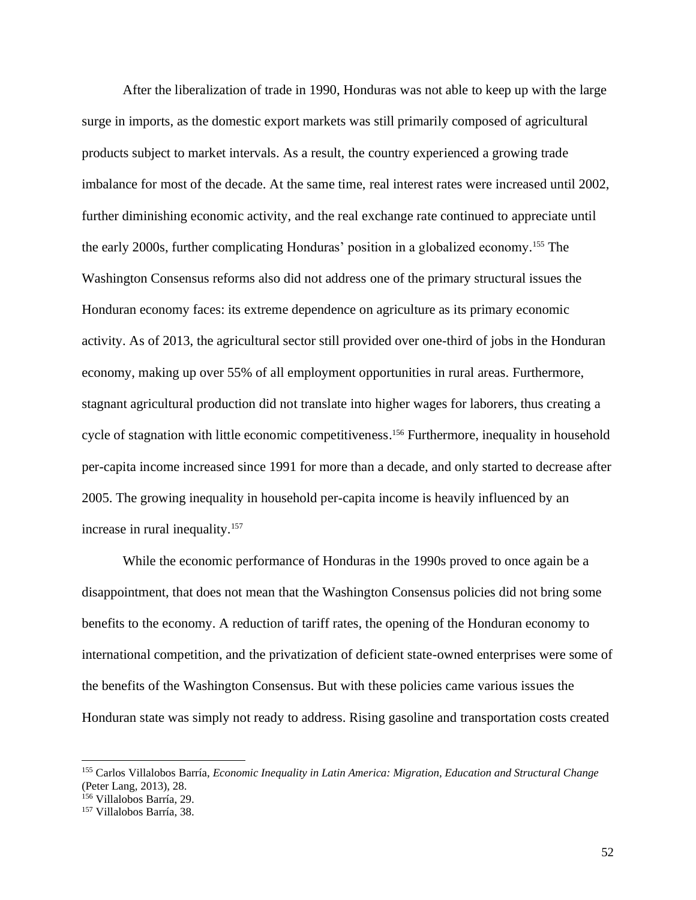After the liberalization of trade in 1990, Honduras was not able to keep up with the large surge in imports, as the domestic export markets was still primarily composed of agricultural products subject to market intervals. As a result, the country experienced a growing trade imbalance for most of the decade. At the same time, real interest rates were increased until 2002, further diminishing economic activity, and the real exchange rate continued to appreciate until the early 2000s, further complicating Honduras' position in a globalized economy.[155] The Washington Consensus reforms also did not address one of the primary structural issues the Honduran economy faces: its extreme dependence on agriculture as its primary economic activity. As of 2013, the agricultural sector still provided over one-third of jobs in the Honduran economy, making up over 55% of all employment opportunities in rural areas. Furthermore, stagnant agricultural production did not translate into higher wages for laborers, thus creating a cycle of stagnation with little economic competitiveness.[156] Furthermore, inequality in household per-capita income increased since 1991 for more than a decade, and only started to decrease after 2005. The growing inequality in household per-capita income is heavily influenced by an increase in rural inequality.[157]

While the economic performance of Honduras in the 1990s proved to once again be a disappointment, that does not mean that the Washington Consensus policies did not bring some benefits to the economy. A reduction of tariff rates, the opening of the Honduran economy to international competition, and the privatization of deficient state-owned enterprises were some of the benefits of the Washington Consensus. But with these policies came various issues the Honduran state was simply not ready to address. Rising gasoline and transportation costs created

---

[155] Carlos Villalobos Barría, *Economic Inequality in Latin America: Migration, Education and Structural Change* (Peter Lang, 2013), 28.

[156] Villalobos Barría, 29.

[157] Villalobos Barría, 38.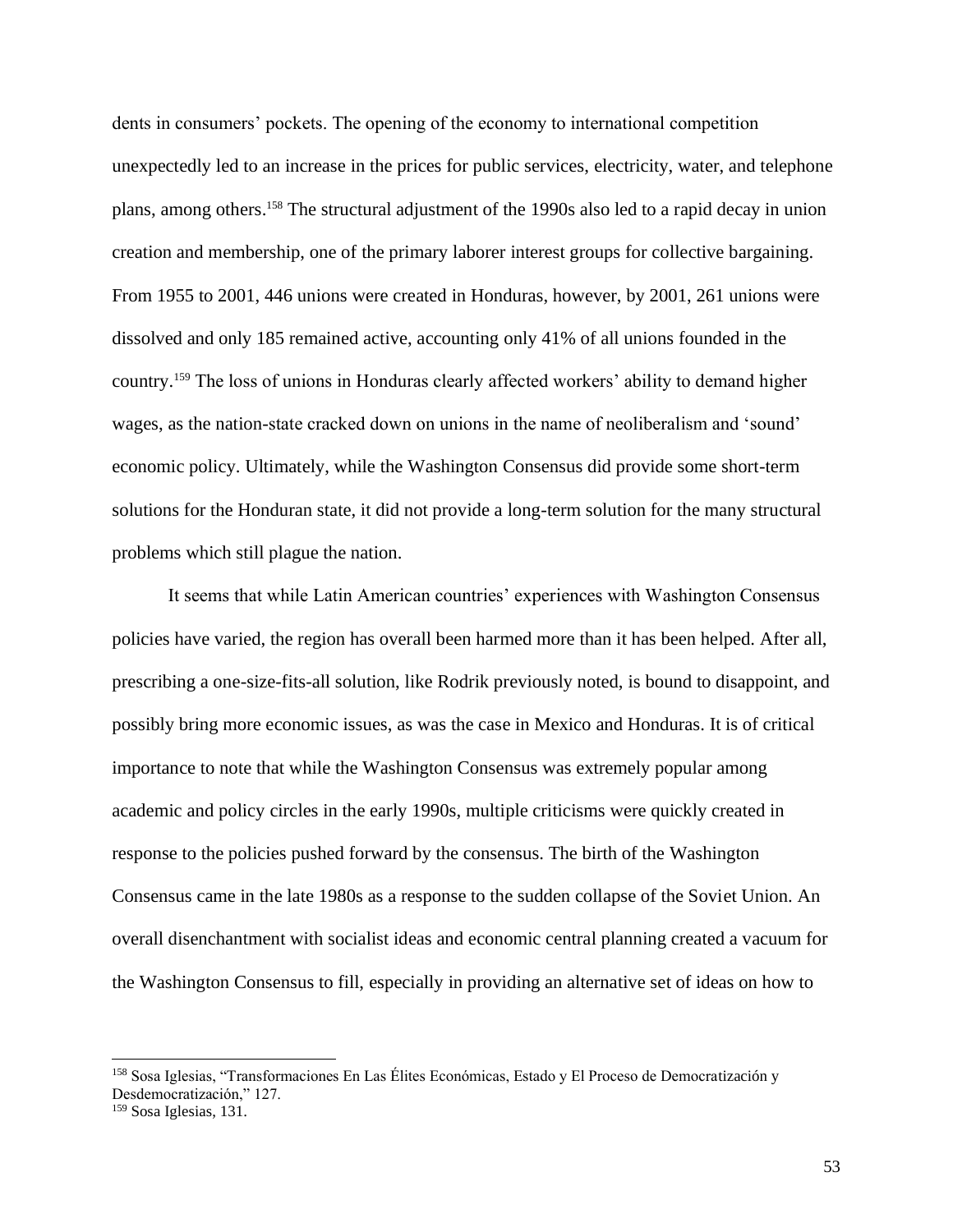dents in consumers' pockets. The opening of the economy to international competition unexpectedly led to an increase in the prices for public services, electricity, water, and telephone plans, among others.[158] The structural adjustment of the 1990s also led to a rapid decay in union creation and membership, one of the primary laborer interest groups for collective bargaining. From 1955 to 2001, 446 unions were created in Honduras, however, by 2001, 261 unions were dissolved and only 185 remained active, accounting only 41% of all unions founded in the country.[159] The loss of unions in Honduras clearly affected workers' ability to demand higher wages, as the nation-state cracked down on unions in the name of neoliberalism and 'sound' economic policy. Ultimately, while the Washington Consensus did provide some short-term solutions for the Honduran state, it did not provide a long-term solution for the many structural problems which still plague the nation.

It seems that while Latin American countries' experiences with Washington Consensus policies have varied, the region has overall been harmed more than it has been helped. After all, prescribing a one-size-fits-all solution, like Rodrik previously noted, is bound to disappoint, and possibly bring more economic issues, as was the case in Mexico and Honduras. It is of critical importance to note that while the Washington Consensus was extremely popular among academic and policy circles in the early 1990s, multiple criticisms were quickly created in response to the policies pushed forward by the consensus. The birth of the Washington Consensus came in the late 1980s as a response to the sudden collapse of the Soviet Union. An overall disenchantment with socialist ideas and economic central planning created a vacuum for the Washington Consensus to fill, especially in providing an alternative set of ideas on how to

---

[158] Sosa Iglesias, "Transformaciones En Las Élites Económicas, Estado y El Proceso de Democratización y Desdemocratización," 127.

[159] Sosa Iglesias, 131.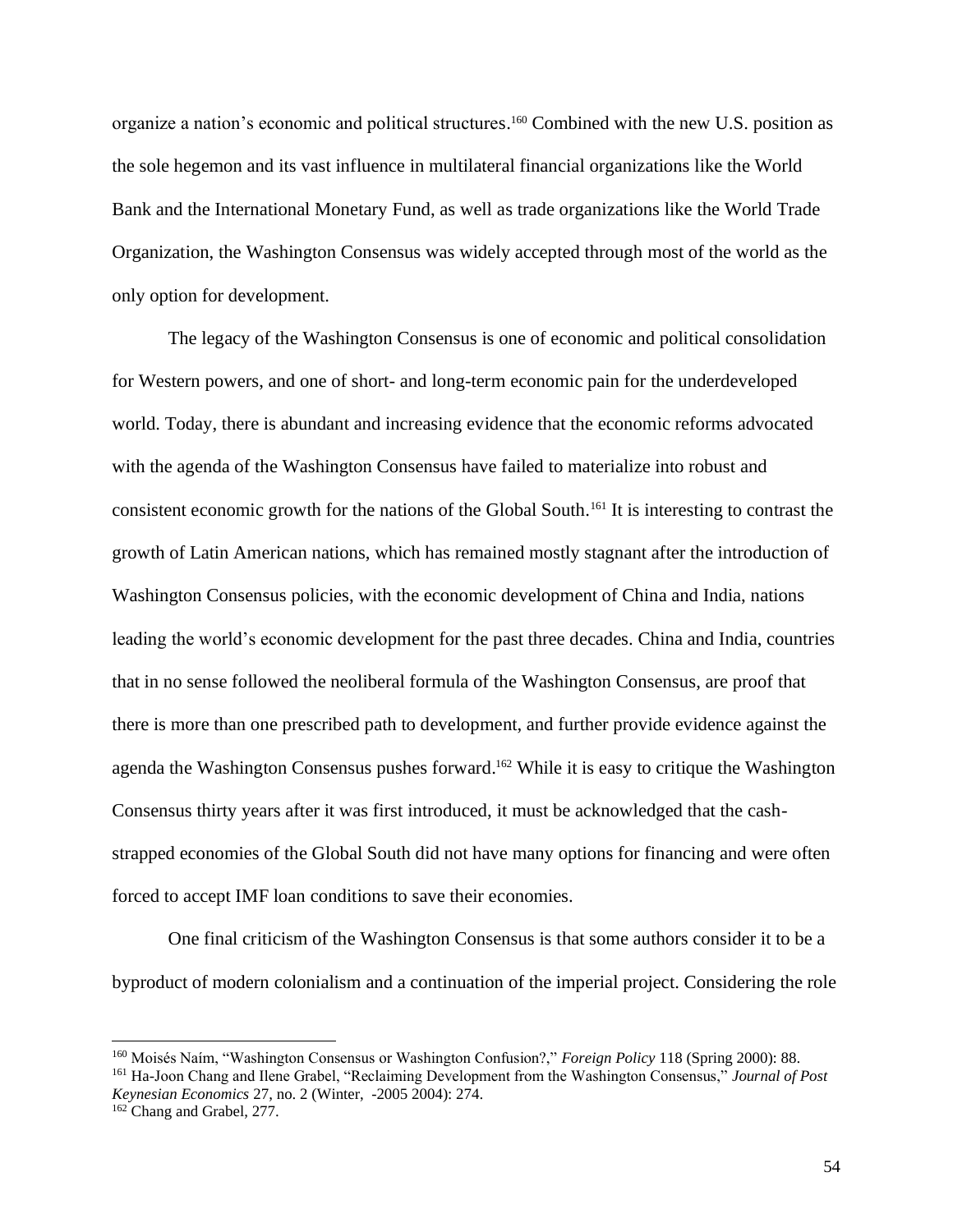organize a nation's economic and political structures.[160] Combined with the new U.S. position as the sole hegemon and its vast influence in multilateral financial organizations like the World Bank and the International Monetary Fund, as well as trade organizations like the World Trade Organization, the Washington Consensus was widely accepted through most of the world as the only option for development.

The legacy of the Washington Consensus is one of economic and political consolidation for Western powers, and one of short- and long-term economic pain for the underdeveloped world. Today, there is abundant and increasing evidence that the economic reforms advocated with the agenda of the Washington Consensus have failed to materialize into robust and consistent economic growth for the nations of the Global South.[161] It is interesting to contrast the growth of Latin American nations, which has remained mostly stagnant after the introduction of Washington Consensus policies, with the economic development of China and India, nations leading the world's economic development for the past three decades. China and India, countries that in no sense followed the neoliberal formula of the Washington Consensus, are proof that there is more than one prescribed path to development, and further provide evidence against the agenda the Washington Consensus pushes forward.[162] While it is easy to critique the Washington Consensus thirty years after it was first introduced, it must be acknowledged that the cash-strapped economies of the Global South did not have many options for financing and were often forced to accept IMF loan conditions to save their economies.

One final criticism of the Washington Consensus is that some authors consider it to be a byproduct of modern colonialism and a continuation of the imperial project. Considering the role

---

[160] Moisés Naím, "Washington Consensus or Washington Confusion?," *Foreign Policy* 118 (Spring 2000): 88.

[161] Ha-Joon Chang and Ilene Grabel, "Reclaiming Development from the Washington Consensus," *Journal of Post Keynesian Economics* 27, no. 2 (Winter, -2005 2004): 274.

[162] Chang and Grabel, 277.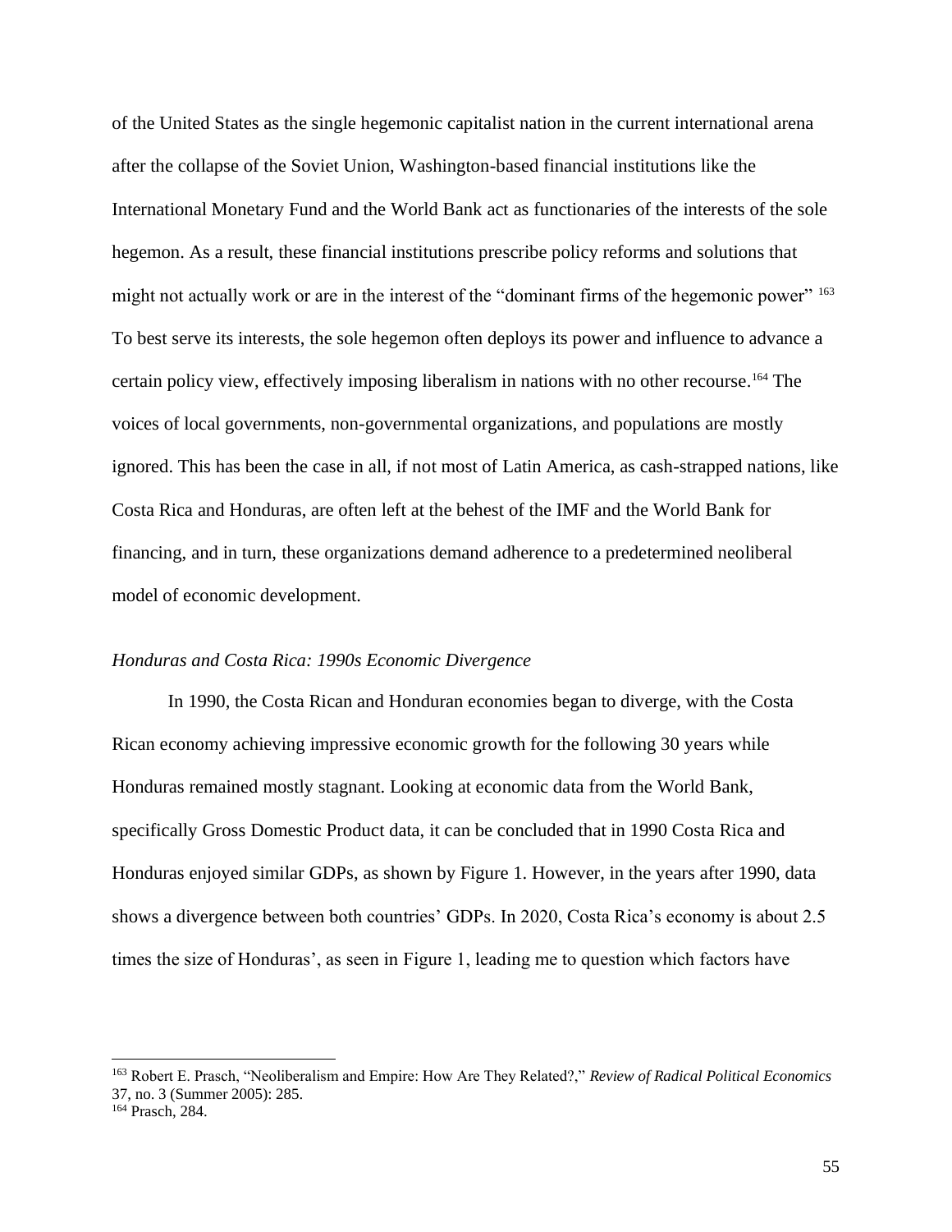of the United States as the single hegemonic capitalist nation in the current international arena after the collapse of the Soviet Union, Washington-based financial institutions like the International Monetary Fund and the World Bank act as functionaries of the interests of the sole hegemon. As a result, these financial institutions prescribe policy reforms and solutions that might not actually work or are in the interest of the "dominant firms of the hegemonic power" [163] To best serve its interests, the sole hegemon often deploys its power and influence to advance a certain policy view, effectively imposing liberalism in nations with no other recourse.[164] The voices of local governments, non-governmental organizations, and populations are mostly ignored. This has been the case in all, if not most of Latin America, as cash-strapped nations, like Costa Rica and Honduras, are often left at the behest of the IMF and the World Bank for financing, and in turn, these organizations demand adherence to a predetermined neoliberal model of economic development.

### *Honduras and Costa Rica: 1990s Economic Divergence*

In 1990, the Costa Rican and Honduran economies began to diverge, with the Costa Rican economy achieving impressive economic growth for the following 30 years while Honduras remained mostly stagnant. Looking at economic data from the World Bank, specifically Gross Domestic Product data, it can be concluded that in 1990 Costa Rica and Honduras enjoyed similar GDPs, as shown by Figure 1. However, in the years after 1990, data shows a divergence between both countries' GDPs. In 2020, Costa Rica's economy is about 2.5 times the size of Honduras', as seen in Figure 1, leading me to question which factors have

---

[163] Robert E. Prasch, "Neoliberalism and Empire: How Are They Related?," *Review of Radical Political Economics* 37, no. 3 (Summer 2005): 285.

[164] Prasch, 284.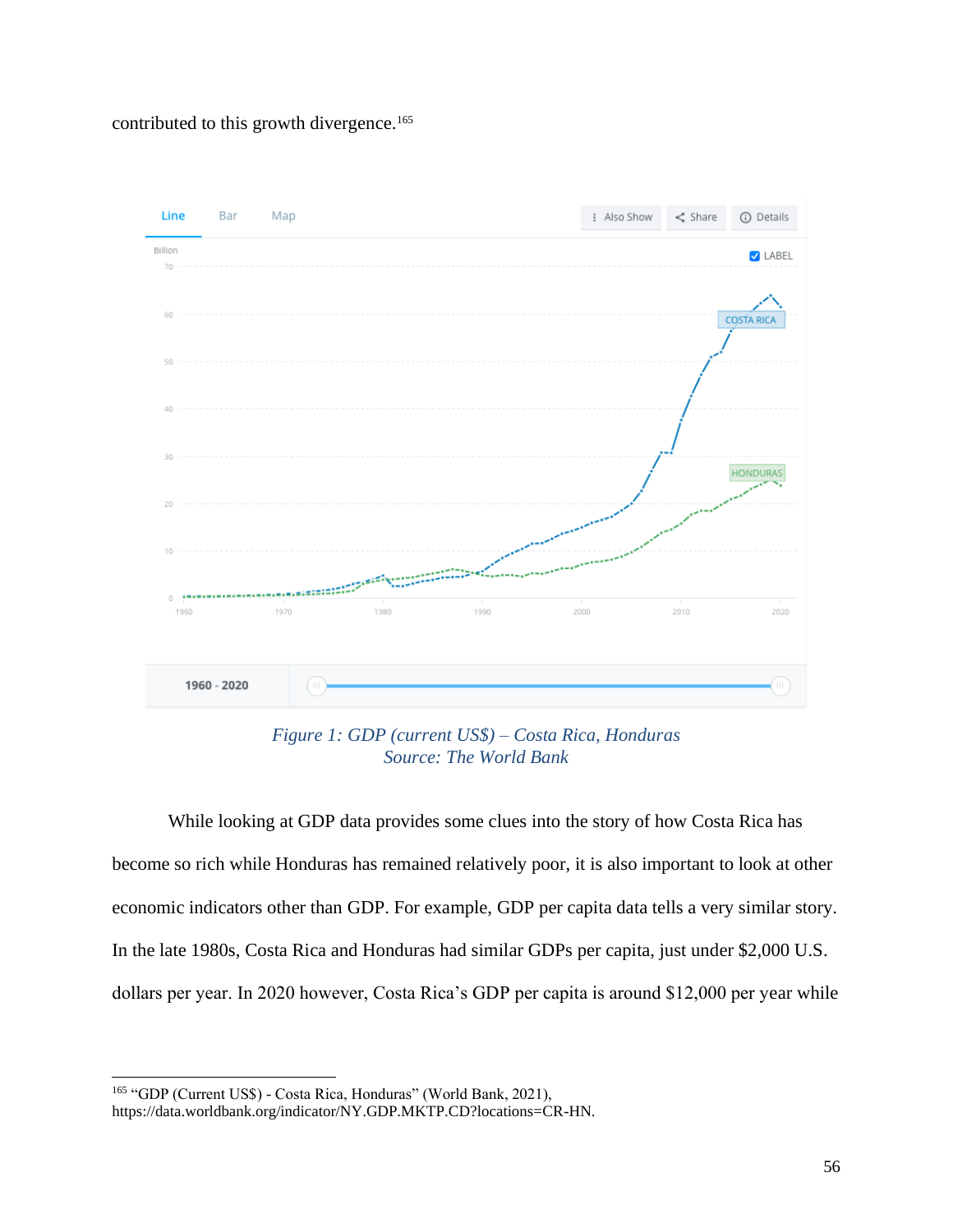contributed to this growth divergence.[165]

*Figure 1: GDP (current US$) – Costa Rica, Honduras*
*Source: The World Bank*

While looking at GDP data provides some clues into the story of how Costa Rica has become so rich while Honduras has remained relatively poor, it is also important to look at other economic indicators other than GDP. For example, GDP per capita data tells a very similar story. In the late 1980s, Costa Rica and Honduras had similar GDPs per capita, just under $2,000 U.S. dollars per year. In 2020 however, Costa Rica's GDP per capita is around $12,000 per year while

---

[165] "GDP (Current US$) - Costa Rica, Honduras" (World Bank, 2021), https://data.worldbank.org/indicator/NY.GDP.MKTP.CD?locations=CR-HN.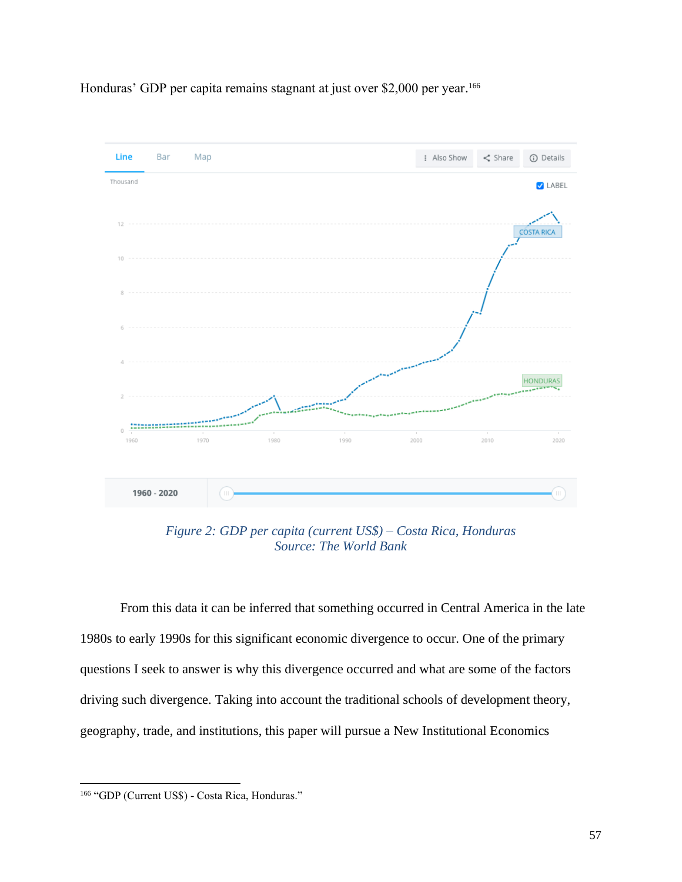Honduras' GDP per capita remains stagnant at just over $2,000 per year.[166]

*Figure 2: GDP per capita (current US$) – Costa Rica, Honduras*
*Source: The World Bank*

From this data it can be inferred that something occurred in Central America in the late 1980s to early 1990s for this significant economic divergence to occur. One of the primary questions I seek to answer is why this divergence occurred and what are some of the factors driving such divergence. Taking into account the traditional schools of development theory, geography, trade, and institutions, this paper will pursue a New Institutional Economics

---

[166] "GDP (Current US$) - Costa Rica, Honduras."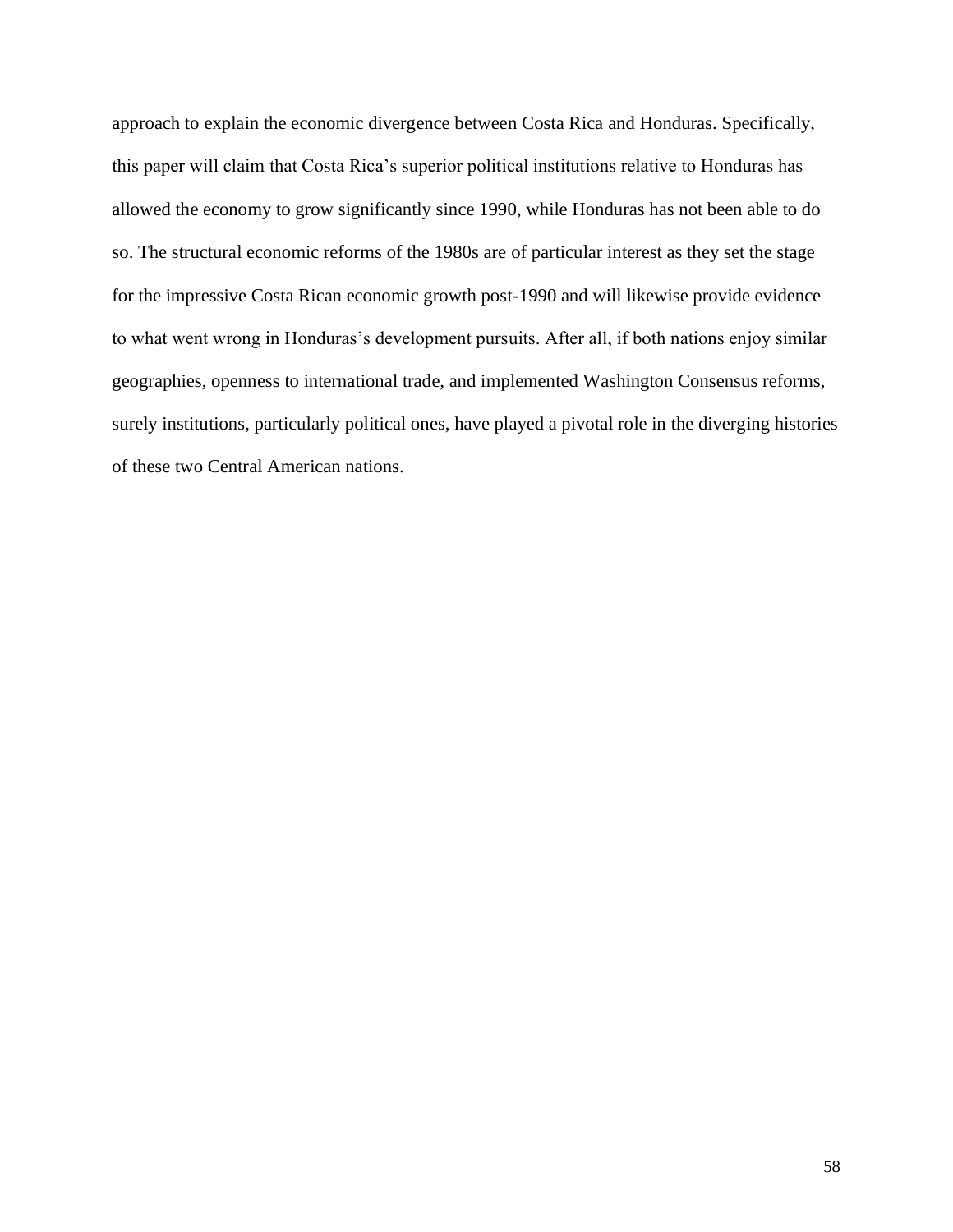approach to explain the economic divergence between Costa Rica and Honduras. Specifically, this paper will claim that Costa Rica's superior political institutions relative to Honduras has allowed the economy to grow significantly since 1990, while Honduras has not been able to do so. The structural economic reforms of the 1980s are of particular interest as they set the stage for the impressive Costa Rican economic growth post-1990 and will likewise provide evidence to what went wrong in Honduras's development pursuits. After all, if both nations enjoy similar geographies, openness to international trade, and implemented Washington Consensus reforms, surely institutions, particularly political ones, have played a pivotal role in the diverging histories of these two Central American nations.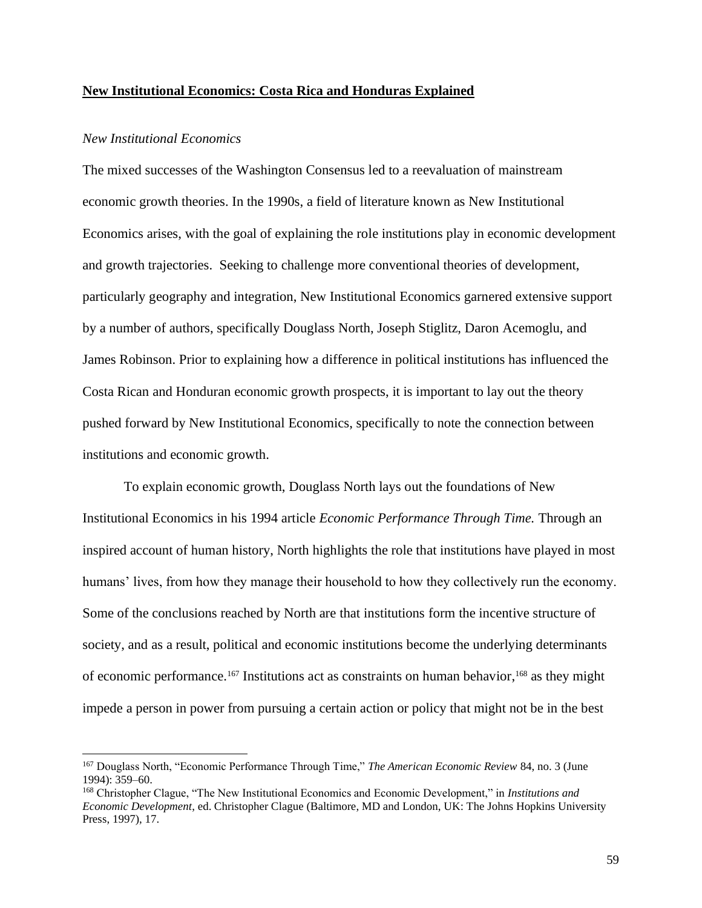## **New Institutional Economics: Costa Rica and Honduras Explained**

*New Institutional Economics*

The mixed successes of the Washington Consensus led to a reevaluation of mainstream economic growth theories. In the 1990s, a field of literature known as New Institutional Economics arises, with the goal of explaining the role institutions play in economic development and growth trajectories. Seeking to challenge more conventional theories of development, particularly geography and integration, New Institutional Economics garnered extensive support by a number of authors, specifically Douglass North, Joseph Stiglitz, Daron Acemoglu, and James Robinson. Prior to explaining how a difference in political institutions has influenced the Costa Rican and Honduran economic growth prospects, it is important to lay out the theory pushed forward by New Institutional Economics, specifically to note the connection between institutions and economic growth.

To explain economic growth, Douglass North lays out the foundations of New Institutional Economics in his 1994 article *Economic Performance Through Time.* Through an inspired account of human history, North highlights the role that institutions have played in most humans' lives, from how they manage their household to how they collectively run the economy. Some of the conclusions reached by North are that institutions form the incentive structure of society, and as a result, political and economic institutions become the underlying determinants of economic performance.[167] Institutions act as constraints on human behavior,[168] as they might impede a person in power from pursuing a certain action or policy that might not be in the best

---

[167] Douglass North, "Economic Performance Through Time," *The American Economic Review* 84, no. 3 (June 1994): 359–60.

[168] Christopher Clague, "The New Institutional Economics and Economic Development," in *Institutions and Economic Development*, ed. Christopher Clague (Baltimore, MD and London, UK: The Johns Hopkins University Press, 1997), 17.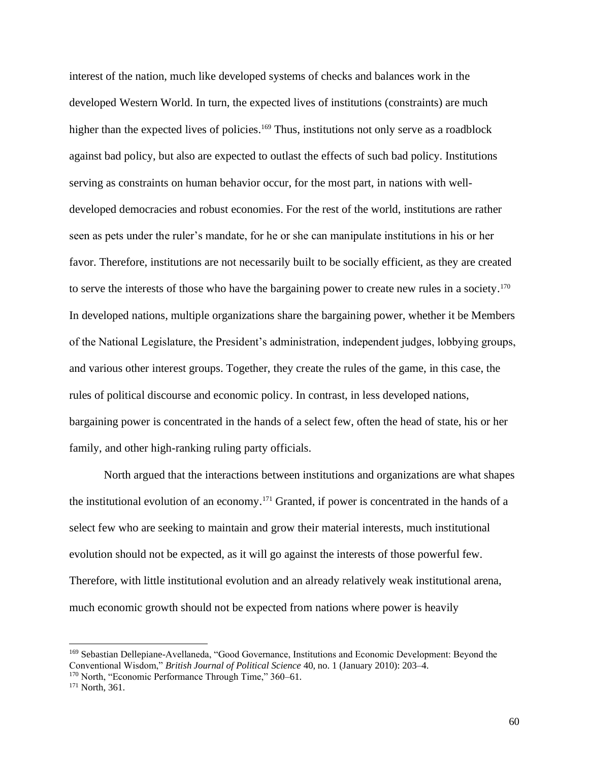interest of the nation, much like developed systems of checks and balances work in the developed Western World. In turn, the expected lives of institutions (constraints) are much higher than the expected lives of policies.[169] Thus, institutions not only serve as a roadblock against bad policy, but also are expected to outlast the effects of such bad policy. Institutions serving as constraints on human behavior occur, for the most part, in nations with well-developed democracies and robust economies. For the rest of the world, institutions are rather seen as pets under the ruler's mandate, for he or she can manipulate institutions in his or her favor. Therefore, institutions are not necessarily built to be socially efficient, as they are created to serve the interests of those who have the bargaining power to create new rules in a society.[170] In developed nations, multiple organizations share the bargaining power, whether it be Members of the National Legislature, the President's administration, independent judges, lobbying groups, and various other interest groups. Together, they create the rules of the game, in this case, the rules of political discourse and economic policy. In contrast, in less developed nations, bargaining power is concentrated in the hands of a select few, often the head of state, his or her family, and other high-ranking ruling party officials.

North argued that the interactions between institutions and organizations are what shapes the institutional evolution of an economy.[171] Granted, if power is concentrated in the hands of a select few who are seeking to maintain and grow their material interests, much institutional evolution should not be expected, as it will go against the interests of those powerful few. Therefore, with little institutional evolution and an already relatively weak institutional arena, much economic growth should not be expected from nations where power is heavily

---

[169] Sebastian Dellepiane-Avellaneda, "Good Governance, Institutions and Economic Development: Beyond the Conventional Wisdom," *British Journal of Political Science* 40, no. 1 (January 2010): 203–4.

[170] North, "Economic Performance Through Time," 360–61.

[171] North, 361.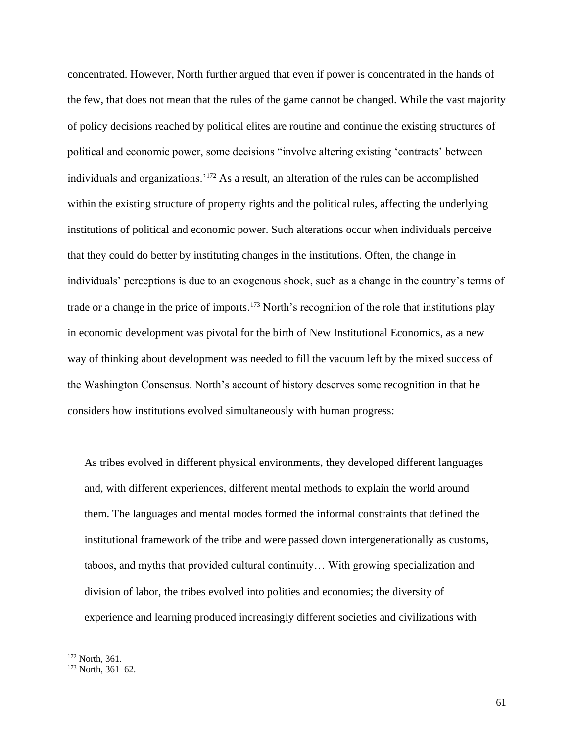concentrated. However, North further argued that even if power is concentrated in the hands of the few, that does not mean that the rules of the game cannot be changed. While the vast majority of policy decisions reached by political elites are routine and continue the existing structures of political and economic power, some decisions "involve altering existing 'contracts' between individuals and organizations.'[172] As a result, an alteration of the rules can be accomplished within the existing structure of property rights and the political rules, affecting the underlying institutions of political and economic power. Such alterations occur when individuals perceive that they could do better by instituting changes in the institutions. Often, the change in individuals' perceptions is due to an exogenous shock, such as a change in the country's terms of trade or a change in the price of imports.[173] North's recognition of the role that institutions play in economic development was pivotal for the birth of New Institutional Economics, as a new way of thinking about development was needed to fill the vacuum left by the mixed success of the Washington Consensus. North's account of history deserves some recognition in that he considers how institutions evolved simultaneously with human progress:

> As tribes evolved in different physical environments, they developed different languages and, with different experiences, different mental methods to explain the world around them. The languages and mental modes formed the informal constraints that defined the institutional framework of the tribe and were passed down intergenerationally as customs, taboos, and myths that provided cultural continuity… With growing specialization and division of labor, the tribes evolved into polities and economies; the diversity of experience and learning produced increasingly different societies and civilizations with

---

[172] North, 361.

[173] North, 361–62.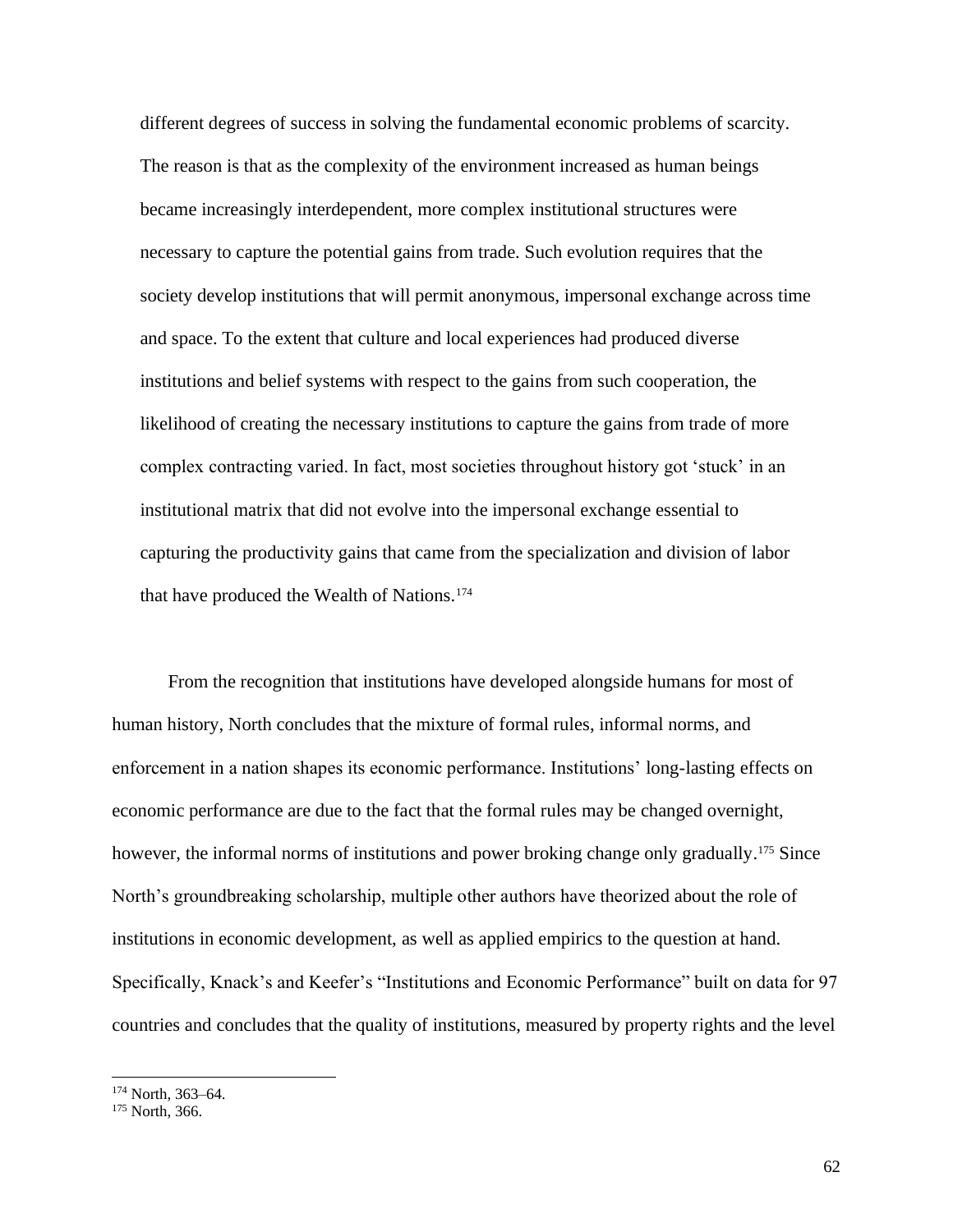> different degrees of success in solving the fundamental economic problems of scarcity. The reason is that as the complexity of the environment increased as human beings became increasingly interdependent, more complex institutional structures were necessary to capture the potential gains from trade. Such evolution requires that the society develop institutions that will permit anonymous, impersonal exchange across time and space. To the extent that culture and local experiences had produced diverse institutions and belief systems with respect to the gains from such cooperation, the likelihood of creating the necessary institutions to capture the gains from trade of more complex contracting varied. In fact, most societies throughout history got 'stuck' in an institutional matrix that did not evolve into the impersonal exchange essential to capturing the productivity gains that came from the specialization and division of labor that have produced the Wealth of Nations.[174]

From the recognition that institutions have developed alongside humans for most of human history, North concludes that the mixture of formal rules, informal norms, and enforcement in a nation shapes its economic performance. Institutions' long-lasting effects on economic performance are due to the fact that the formal rules may be changed overnight, however, the informal norms of institutions and power broking change only gradually.[175] Since North's groundbreaking scholarship, multiple other authors have theorized about the role of institutions in economic development, as well as applied empirics to the question at hand. Specifically, Knack's and Keefer's "Institutions and Economic Performance" built on data for 97 countries and concludes that the quality of institutions, measured by property rights and the level

---

[174] North, 363–64.

[175] North, 366.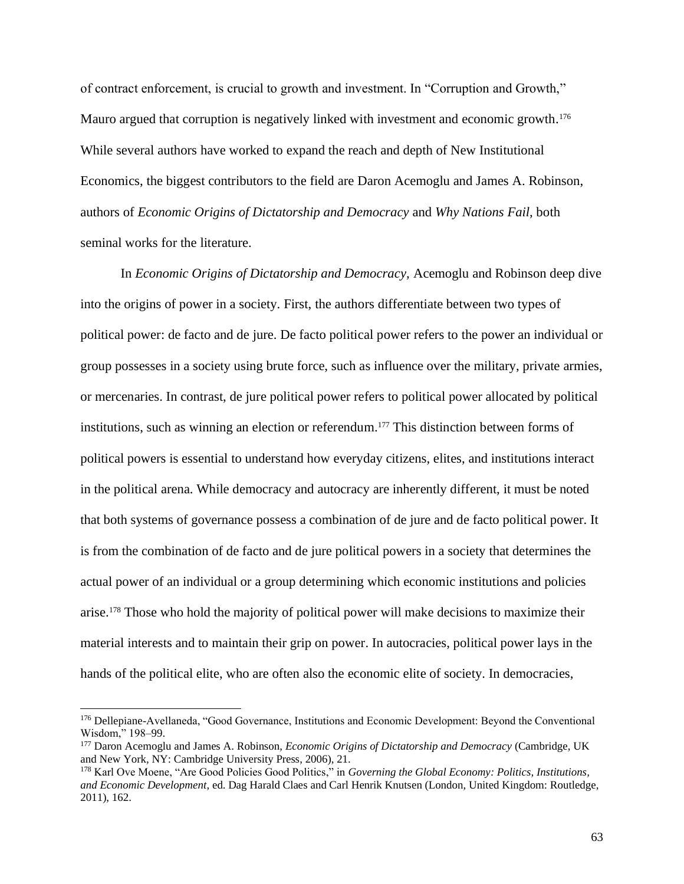of contract enforcement, is crucial to growth and investment. In "Corruption and Growth," Mauro argued that corruption is negatively linked with investment and economic growth.[176] While several authors have worked to expand the reach and depth of New Institutional Economics, the biggest contributors to the field are Daron Acemoglu and James A. Robinson, authors of *Economic Origins of Dictatorship and Democracy* and *Why Nations Fail*, both seminal works for the literature.

In *Economic Origins of Dictatorship and Democracy,* Acemoglu and Robinson deep dive into the origins of power in a society. First, the authors differentiate between two types of political power: de facto and de jure. De facto political power refers to the power an individual or group possesses in a society using brute force, such as influence over the military, private armies, or mercenaries. In contrast, de jure political power refers to political power allocated by political institutions, such as winning an election or referendum.[177] This distinction between forms of political powers is essential to understand how everyday citizens, elites, and institutions interact in the political arena. While democracy and autocracy are inherently different, it must be noted that both systems of governance possess a combination of de jure and de facto political power. It is from the combination of de facto and de jure political powers in a society that determines the actual power of an individual or a group determining which economic institutions and policies arise.[178] Those who hold the majority of political power will make decisions to maximize their material interests and to maintain their grip on power. In autocracies, political power lays in the hands of the political elite, who are often also the economic elite of society. In democracies,

---

[176] Dellepiane-Avellaneda, "Good Governance, Institutions and Economic Development: Beyond the Conventional Wisdom," 198–99.

[177] Daron Acemoglu and James A. Robinson, *Economic Origins of Dictatorship and Democracy* (Cambridge, UK and New York, NY: Cambridge University Press, 2006), 21.

[178] Karl Ove Moene, "Are Good Policies Good Politics," in *Governing the Global Economy: Politics, Institutions, and Economic Development*, ed. Dag Harald Claes and Carl Henrik Knutsen (London, United Kingdom: Routledge, 2011), 162.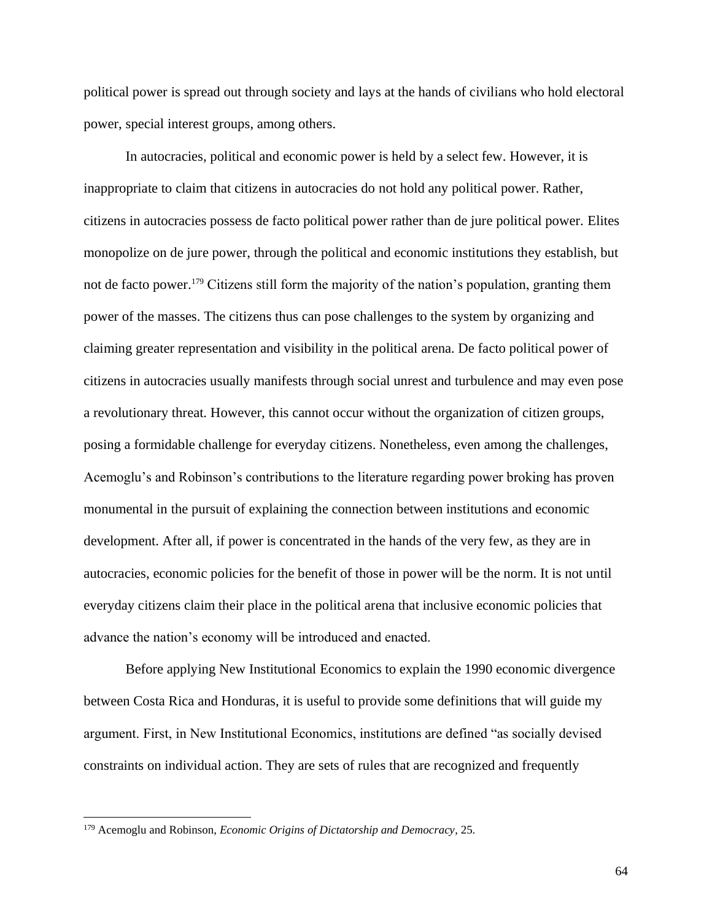political power is spread out through society and lays at the hands of civilians who hold electoral power, special interest groups, among others.

In autocracies, political and economic power is held by a select few. However, it is inappropriate to claim that citizens in autocracies do not hold any political power. Rather, citizens in autocracies possess de facto political power rather than de jure political power. Elites monopolize on de jure power, through the political and economic institutions they establish, but not de facto power.[179] Citizens still form the majority of the nation's population, granting them power of the masses. The citizens thus can pose challenges to the system by organizing and claiming greater representation and visibility in the political arena. De facto political power of citizens in autocracies usually manifests through social unrest and turbulence and may even pose a revolutionary threat. However, this cannot occur without the organization of citizen groups, posing a formidable challenge for everyday citizens. Nonetheless, even among the challenges, Acemoglu's and Robinson's contributions to the literature regarding power broking has proven monumental in the pursuit of explaining the connection between institutions and economic development. After all, if power is concentrated in the hands of the very few, as they are in autocracies, economic policies for the benefit of those in power will be the norm. It is not until everyday citizens claim their place in the political arena that inclusive economic policies that advance the nation's economy will be introduced and enacted.

Before applying New Institutional Economics to explain the 1990 economic divergence between Costa Rica and Honduras, it is useful to provide some definitions that will guide my argument. First, in New Institutional Economics, institutions are defined "as socially devised constraints on individual action. They are sets of rules that are recognized and frequently

[179] Acemoglu and Robinson, *Economic Origins of Dictatorship and Democracy*, 25.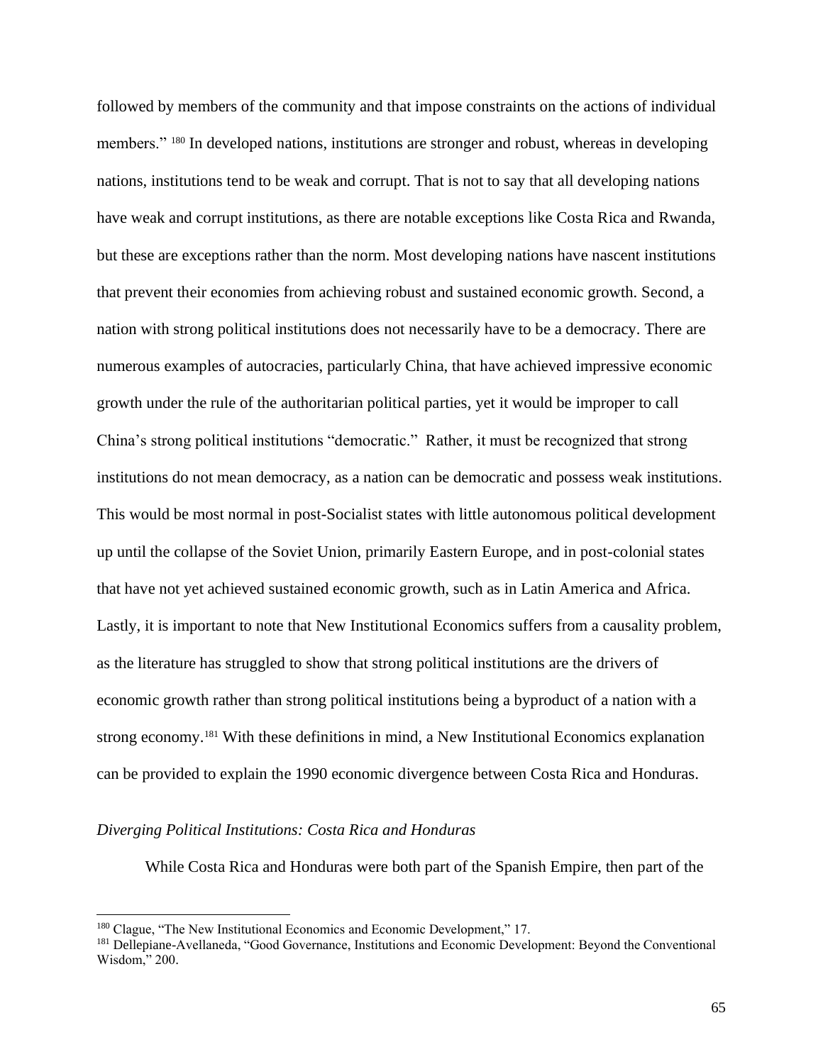followed by members of the community and that impose constraints on the actions of individual members." [180] In developed nations, institutions are stronger and robust, whereas in developing nations, institutions tend to be weak and corrupt. That is not to say that all developing nations have weak and corrupt institutions, as there are notable exceptions like Costa Rica and Rwanda, but these are exceptions rather than the norm. Most developing nations have nascent institutions that prevent their economies from achieving robust and sustained economic growth. Second, a nation with strong political institutions does not necessarily have to be a democracy. There are numerous examples of autocracies, particularly China, that have achieved impressive economic growth under the rule of the authoritarian political parties, yet it would be improper to call China's strong political institutions "democratic." Rather, it must be recognized that strong institutions do not mean democracy, as a nation can be democratic and possess weak institutions. This would be most normal in post-Socialist states with little autonomous political development up until the collapse of the Soviet Union, primarily Eastern Europe, and in post-colonial states that have not yet achieved sustained economic growth, such as in Latin America and Africa. Lastly, it is important to note that New Institutional Economics suffers from a causality problem, as the literature has struggled to show that strong political institutions are the drivers of economic growth rather than strong political institutions being a byproduct of a nation with a strong economy.[181] With these definitions in mind, a New Institutional Economics explanation can be provided to explain the 1990 economic divergence between Costa Rica and Honduras.

### *Diverging Political Institutions: Costa Rica and Honduras*

While Costa Rica and Honduras were both part of the Spanish Empire, then part of the

---

[180] Clague, "The New Institutional Economics and Economic Development," 17.

[181] Dellepiane-Avellaneda, "Good Governance, Institutions and Economic Development: Beyond the Conventional Wisdom," 200.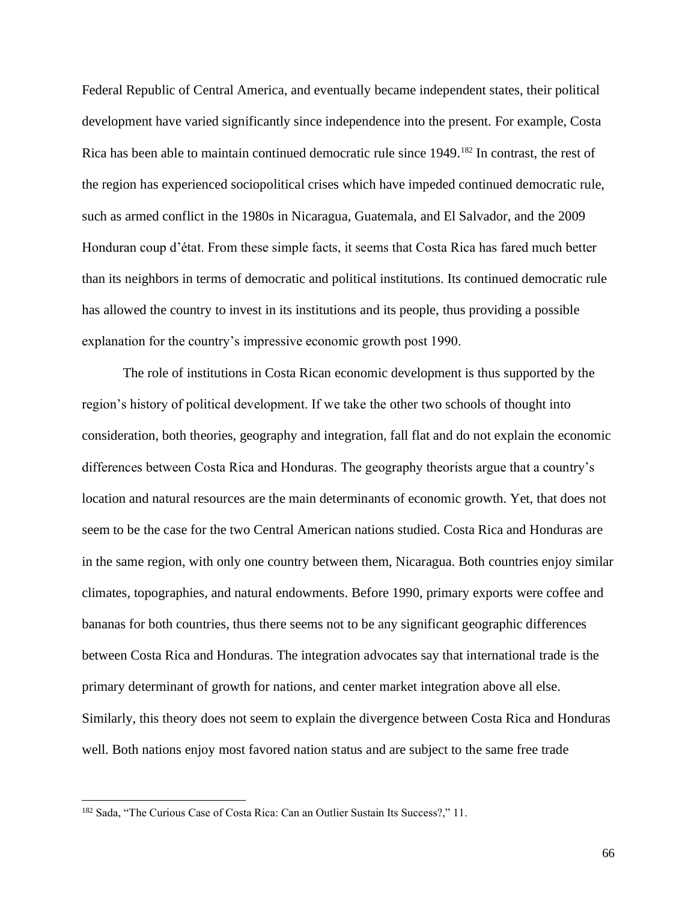Federal Republic of Central America, and eventually became independent states, their political development have varied significantly since independence into the present. For example, Costa Rica has been able to maintain continued democratic rule since 1949.[182] In contrast, the rest of the region has experienced sociopolitical crises which have impeded continued democratic rule, such as armed conflict in the 1980s in Nicaragua, Guatemala, and El Salvador, and the 2009 Honduran coup d'état. From these simple facts, it seems that Costa Rica has fared much better than its neighbors in terms of democratic and political institutions. Its continued democratic rule has allowed the country to invest in its institutions and its people, thus providing a possible explanation for the country's impressive economic growth post 1990.

The role of institutions in Costa Rican economic development is thus supported by the region's history of political development. If we take the other two schools of thought into consideration, both theories, geography and integration, fall flat and do not explain the economic differences between Costa Rica and Honduras. The geography theorists argue that a country's location and natural resources are the main determinants of economic growth. Yet, that does not seem to be the case for the two Central American nations studied. Costa Rica and Honduras are in the same region, with only one country between them, Nicaragua. Both countries enjoy similar climates, topographies, and natural endowments. Before 1990, primary exports were coffee and bananas for both countries, thus there seems not to be any significant geographic differences between Costa Rica and Honduras. The integration advocates say that international trade is the primary determinant of growth for nations, and center market integration above all else. Similarly, this theory does not seem to explain the divergence between Costa Rica and Honduras well. Both nations enjoy most favored nation status and are subject to the same free trade

[182] Sada, "The Curious Case of Costa Rica: Can an Outlier Sustain Its Success?," 11.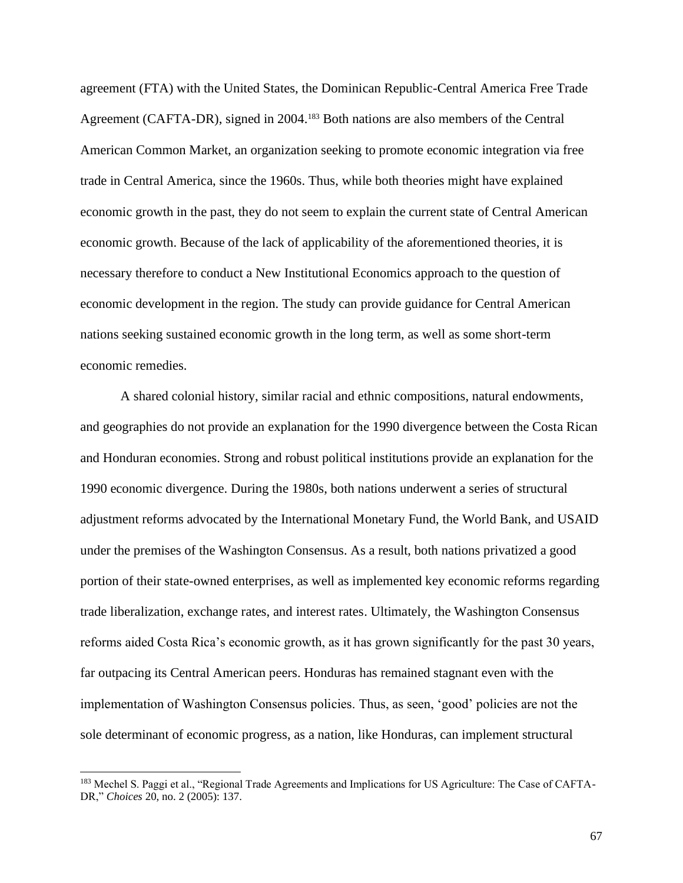agreement (FTA) with the United States, the Dominican Republic-Central America Free Trade Agreement (CAFTA-DR), signed in 2004.[183] Both nations are also members of the Central American Common Market, an organization seeking to promote economic integration via free trade in Central America, since the 1960s. Thus, while both theories might have explained economic growth in the past, they do not seem to explain the current state of Central American economic growth. Because of the lack of applicability of the aforementioned theories, it is necessary therefore to conduct a New Institutional Economics approach to the question of economic development in the region. The study can provide guidance for Central American nations seeking sustained economic growth in the long term, as well as some short-term economic remedies.

A shared colonial history, similar racial and ethnic compositions, natural endowments, and geographies do not provide an explanation for the 1990 divergence between the Costa Rican and Honduran economies. Strong and robust political institutions provide an explanation for the 1990 economic divergence. During the 1980s, both nations underwent a series of structural adjustment reforms advocated by the International Monetary Fund, the World Bank, and USAID under the premises of the Washington Consensus. As a result, both nations privatized a good portion of their state-owned enterprises, as well as implemented key economic reforms regarding trade liberalization, exchange rates, and interest rates. Ultimately, the Washington Consensus reforms aided Costa Rica's economic growth, as it has grown significantly for the past 30 years, far outpacing its Central American peers. Honduras has remained stagnant even with the implementation of Washington Consensus policies. Thus, as seen, 'good' policies are not the sole determinant of economic progress, as a nation, like Honduras, can implement structural

---

[183] Mechel S. Paggi et al., "Regional Trade Agreements and Implications for US Agriculture: The Case of CAFTA-DR," *Choices* 20, no. 2 (2005): 137.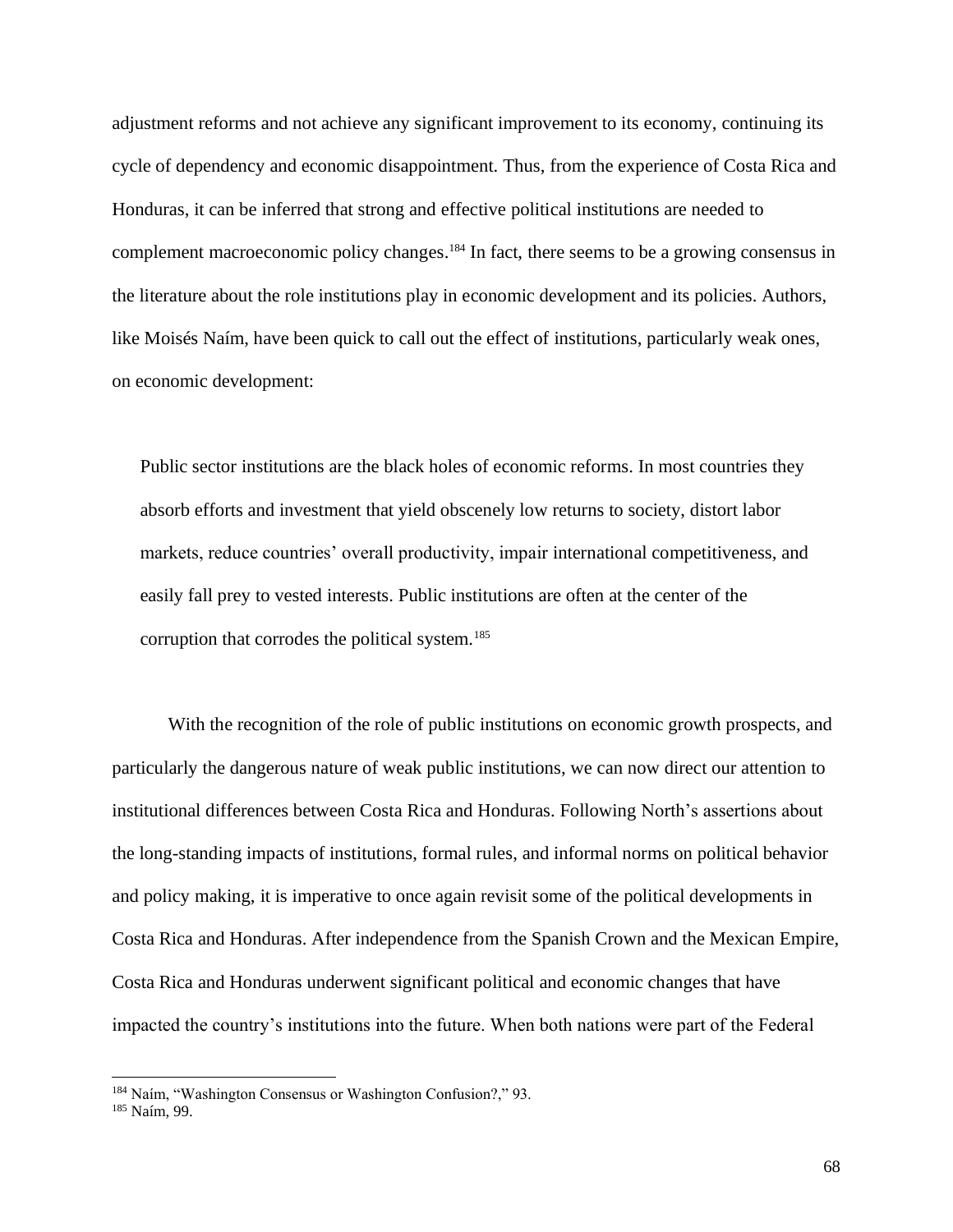adjustment reforms and not achieve any significant improvement to its economy, continuing its cycle of dependency and economic disappointment. Thus, from the experience of Costa Rica and Honduras, it can be inferred that strong and effective political institutions are needed to complement macroeconomic policy changes.[184] In fact, there seems to be a growing consensus in the literature about the role institutions play in economic development and its policies. Authors, like Moisés Naím, have been quick to call out the effect of institutions, particularly weak ones, on economic development:

> Public sector institutions are the black holes of economic reforms. In most countries they absorb efforts and investment that yield obscenely low returns to society, distort labor markets, reduce countries' overall productivity, impair international competitiveness, and easily fall prey to vested interests. Public institutions are often at the center of the corruption that corrodes the political system.[185]

With the recognition of the role of public institutions on economic growth prospects, and particularly the dangerous nature of weak public institutions, we can now direct our attention to institutional differences between Costa Rica and Honduras. Following North's assertions about the long-standing impacts of institutions, formal rules, and informal norms on political behavior and policy making, it is imperative to once again revisit some of the political developments in Costa Rica and Honduras. After independence from the Spanish Crown and the Mexican Empire, Costa Rica and Honduras underwent significant political and economic changes that have impacted the country's institutions into the future. When both nations were part of the Federal

---

[184] Naím, "Washington Consensus or Washington Confusion?," 93.

[185] Naím, 99.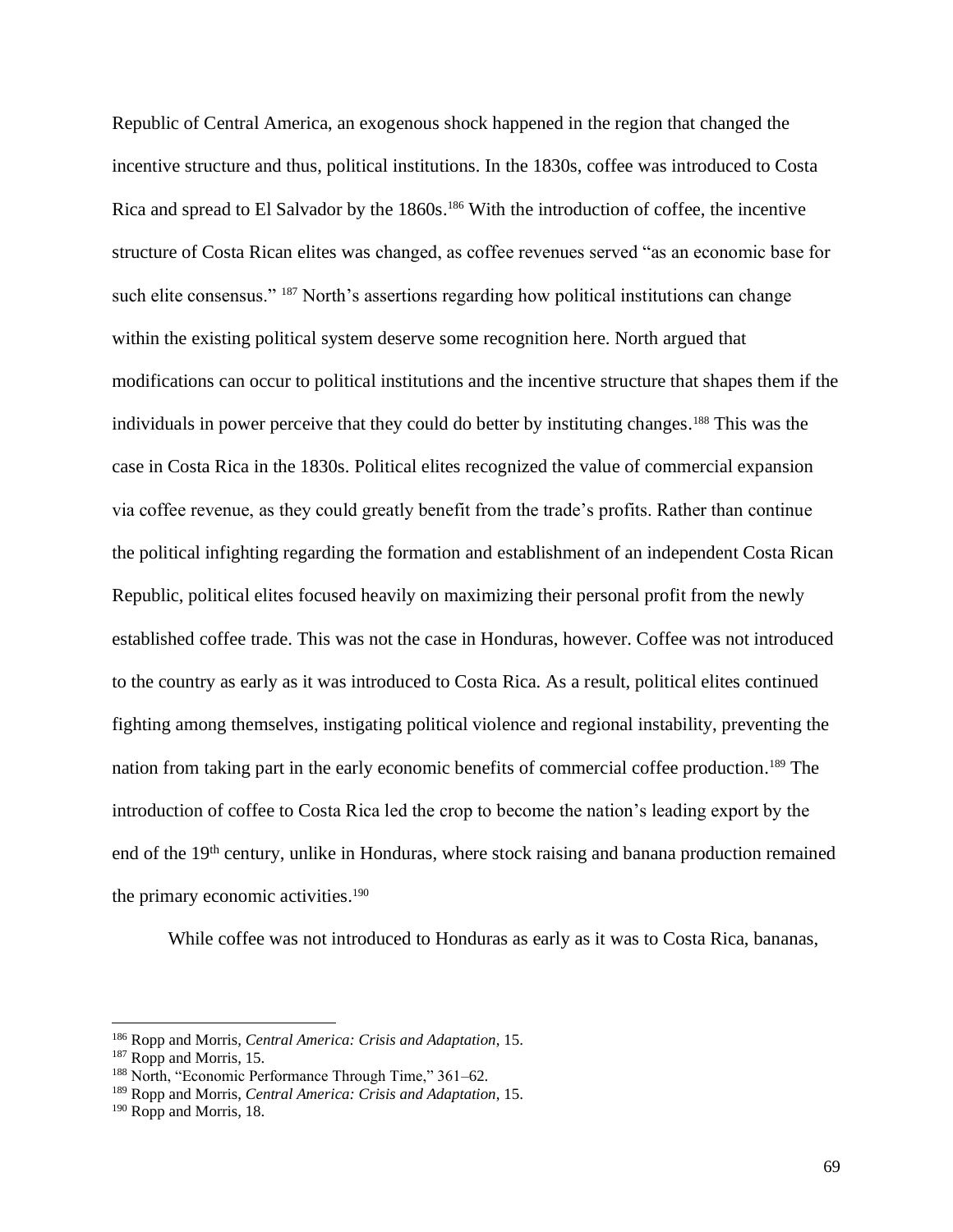Republic of Central America, an exogenous shock happened in the region that changed the incentive structure and thus, political institutions. In the 1830s, coffee was introduced to Costa Rica and spread to El Salvador by the 1860s.[186] With the introduction of coffee, the incentive structure of Costa Rican elites was changed, as coffee revenues served "as an economic base for such elite consensus." [187] North's assertions regarding how political institutions can change within the existing political system deserve some recognition here. North argued that modifications can occur to political institutions and the incentive structure that shapes them if the individuals in power perceive that they could do better by instituting changes.[188] This was the case in Costa Rica in the 1830s. Political elites recognized the value of commercial expansion via coffee revenue, as they could greatly benefit from the trade's profits. Rather than continue the political infighting regarding the formation and establishment of an independent Costa Rican Republic, political elites focused heavily on maximizing their personal profit from the newly established coffee trade. This was not the case in Honduras, however. Coffee was not introduced to the country as early as it was introduced to Costa Rica. As a result, political elites continued fighting among themselves, instigating political violence and regional instability, preventing the nation from taking part in the early economic benefits of commercial coffee production.[189] The introduction of coffee to Costa Rica led the crop to become the nation's leading export by the end of the 19th century, unlike in Honduras, where stock raising and banana production remained the primary economic activities.[190]

While coffee was not introduced to Honduras as early as it was to Costa Rica, bananas,

---

[186] Ropp and Morris, *Central America: Crisis and Adaptation*, 15.

[187] Ropp and Morris, 15.

[188] North, "Economic Performance Through Time," 361–62.

[189] Ropp and Morris, *Central America: Crisis and Adaptation*, 15.

[190] Ropp and Morris, 18.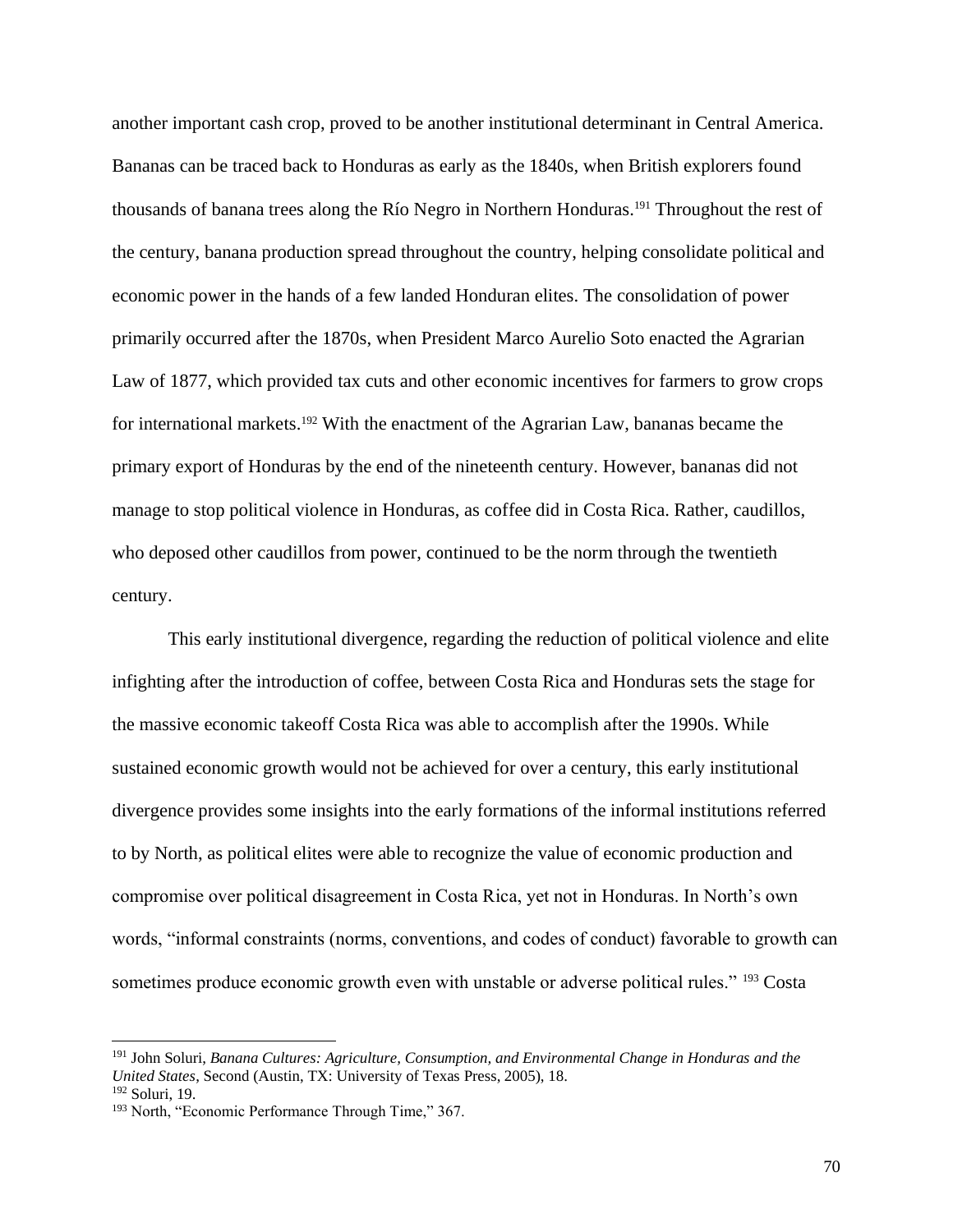another important cash crop, proved to be another institutional determinant in Central America. Bananas can be traced back to Honduras as early as the 1840s, when British explorers found thousands of banana trees along the Río Negro in Northern Honduras.[191] Throughout the rest of the century, banana production spread throughout the country, helping consolidate political and economic power in the hands of a few landed Honduran elites. The consolidation of power primarily occurred after the 1870s, when President Marco Aurelio Soto enacted the Agrarian Law of 1877, which provided tax cuts and other economic incentives for farmers to grow crops for international markets.[192] With the enactment of the Agrarian Law, bananas became the primary export of Honduras by the end of the nineteenth century. However, bananas did not manage to stop political violence in Honduras, as coffee did in Costa Rica. Rather, caudillos, who deposed other caudillos from power, continued to be the norm through the twentieth century.

This early institutional divergence, regarding the reduction of political violence and elite infighting after the introduction of coffee, between Costa Rica and Honduras sets the stage for the massive economic takeoff Costa Rica was able to accomplish after the 1990s. While sustained economic growth would not be achieved for over a century, this early institutional divergence provides some insights into the early formations of the informal institutions referred to by North, as political elites were able to recognize the value of economic production and compromise over political disagreement in Costa Rica, yet not in Honduras. In North's own words, "informal constraints (norms, conventions, and codes of conduct) favorable to growth can sometimes produce economic growth even with unstable or adverse political rules." [193] Costa

---

[191] John Soluri, *Banana Cultures: Agriculture, Consumption, and Environmental Change in Honduras and the United States*, Second (Austin, TX: University of Texas Press, 2005), 18.

[192] Soluri, 19.

[193] North, "Economic Performance Through Time," 367.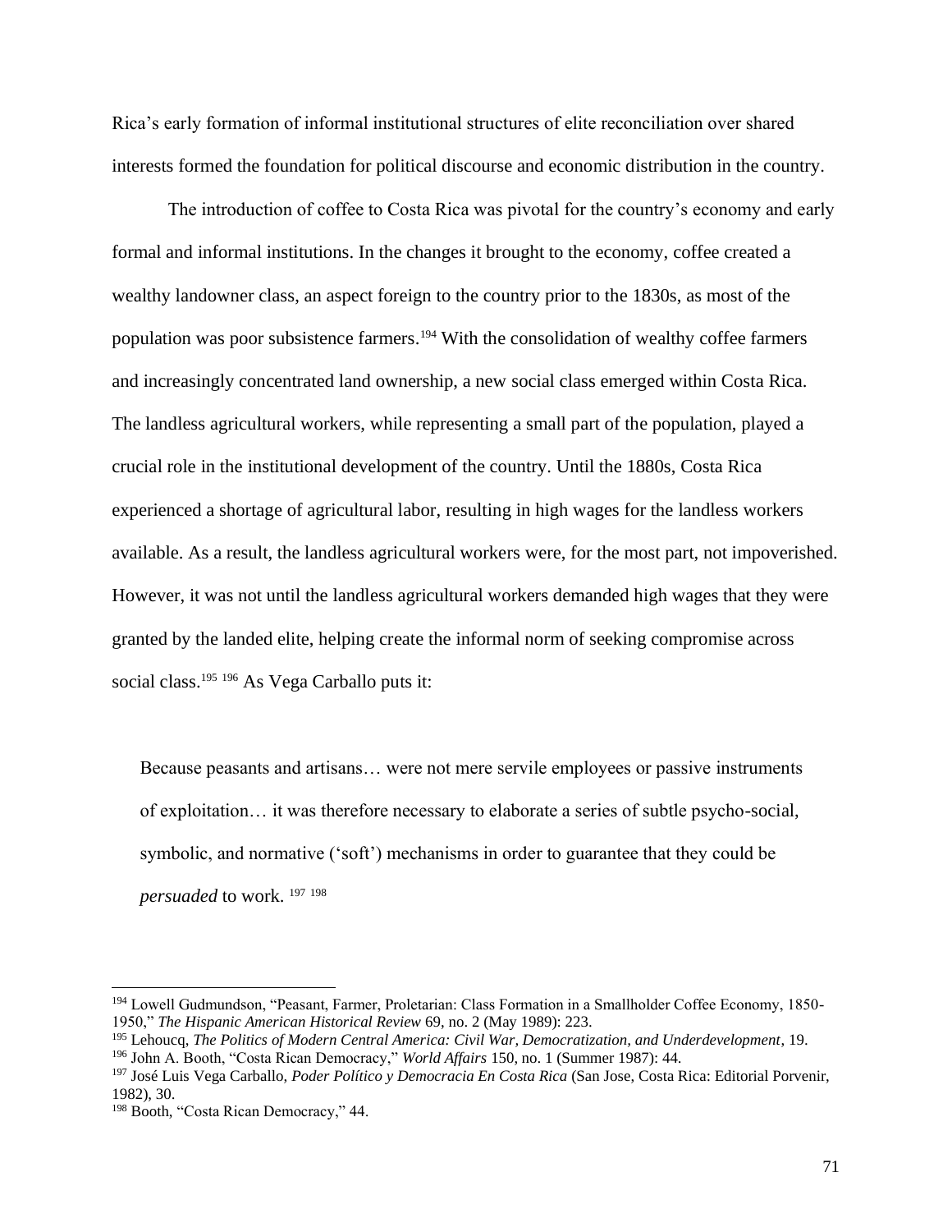Rica's early formation of informal institutional structures of elite reconciliation over shared interests formed the foundation for political discourse and economic distribution in the country.

The introduction of coffee to Costa Rica was pivotal for the country's economy and early formal and informal institutions. In the changes it brought to the economy, coffee created a wealthy landowner class, an aspect foreign to the country prior to the 1830s, as most of the population was poor subsistence farmers.[194] With the consolidation of wealthy coffee farmers and increasingly concentrated land ownership, a new social class emerged within Costa Rica. The landless agricultural workers, while representing a small part of the population, played a crucial role in the institutional development of the country. Until the 1880s, Costa Rica experienced a shortage of agricultural labor, resulting in high wages for the landless workers available. As a result, the landless agricultural workers were, for the most part, not impoverished. However, it was not until the landless agricultural workers demanded high wages that they were granted by the landed elite, helping create the informal norm of seeking compromise across social class.[195] [196] As Vega Carballo puts it:

> Because peasants and artisans… were not mere servile employees or passive instruments of exploitation… it was therefore necessary to elaborate a series of subtle psycho-social, symbolic, and normative ('soft') mechanisms in order to guarantee that they could be *persuaded* to work. [197] [198]

---

[194] Lowell Gudmundson, "Peasant, Farmer, Proletarian: Class Formation in a Smallholder Coffee Economy, 1850-1950," *The Hispanic American Historical Review* 69, no. 2 (May 1989): 223.

[195] Lehoucq, *The Politics of Modern Central America: Civil War, Democratization, and Underdevelopment*, 19.

[196] John A. Booth, "Costa Rican Democracy," *World Affairs* 150, no. 1 (Summer 1987): 44.

[197] José Luis Vega Carballo, *Poder Político y Democracia En Costa Rica* (San Jose, Costa Rica: Editorial Porvenir, 1982), 30.

[198] Booth, "Costa Rican Democracy," 44.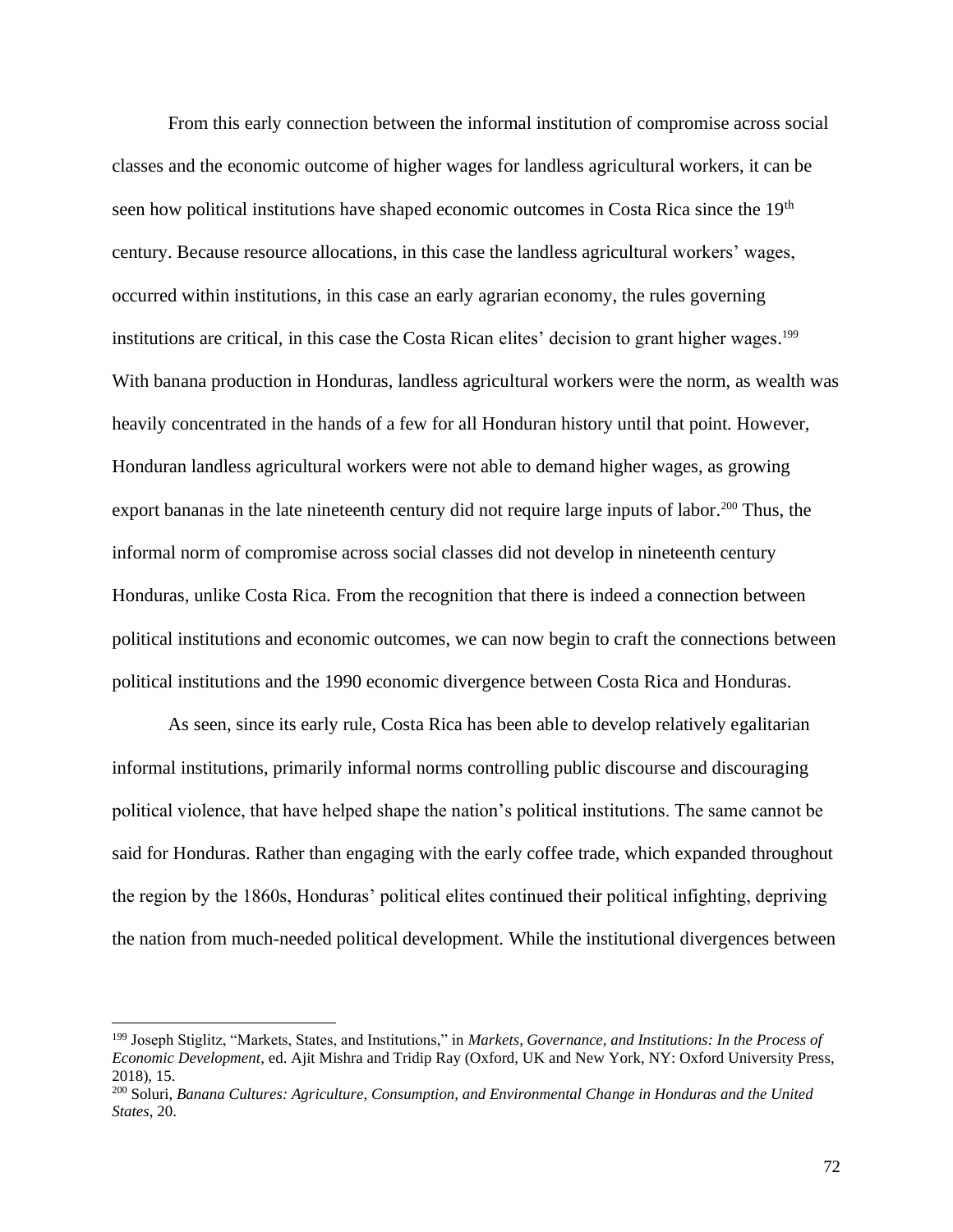From this early connection between the informal institution of compromise across social classes and the economic outcome of higher wages for landless agricultural workers, it can be seen how political institutions have shaped economic outcomes in Costa Rica since the 19th century. Because resource allocations, in this case the landless agricultural workers' wages, occurred within institutions, in this case an early agrarian economy, the rules governing institutions are critical, in this case the Costa Rican elites' decision to grant higher wages.[199] With banana production in Honduras, landless agricultural workers were the norm, as wealth was heavily concentrated in the hands of a few for all Honduran history until that point. However, Honduran landless agricultural workers were not able to demand higher wages, as growing export bananas in the late nineteenth century did not require large inputs of labor.[200] Thus, the informal norm of compromise across social classes did not develop in nineteenth century Honduras, unlike Costa Rica. From the recognition that there is indeed a connection between political institutions and economic outcomes, we can now begin to craft the connections between political institutions and the 1990 economic divergence between Costa Rica and Honduras.

As seen, since its early rule, Costa Rica has been able to develop relatively egalitarian informal institutions, primarily informal norms controlling public discourse and discouraging political violence, that have helped shape the nation's political institutions. The same cannot be said for Honduras. Rather than engaging with the early coffee trade, which expanded throughout the region by the 1860s, Honduras' political elites continued their political infighting, depriving the nation from much-needed political development. While the institutional divergences between

---

[199] Joseph Stiglitz, "Markets, States, and Institutions," in *Markets, Governance, and Institutions: In the Process of Economic Development*, ed. Ajit Mishra and Tridip Ray (Oxford, UK and New York, NY: Oxford University Press, 2018), 15.

[200] Soluri, *Banana Cultures: Agriculture, Consumption, and Environmental Change in Honduras and the United States*, 20.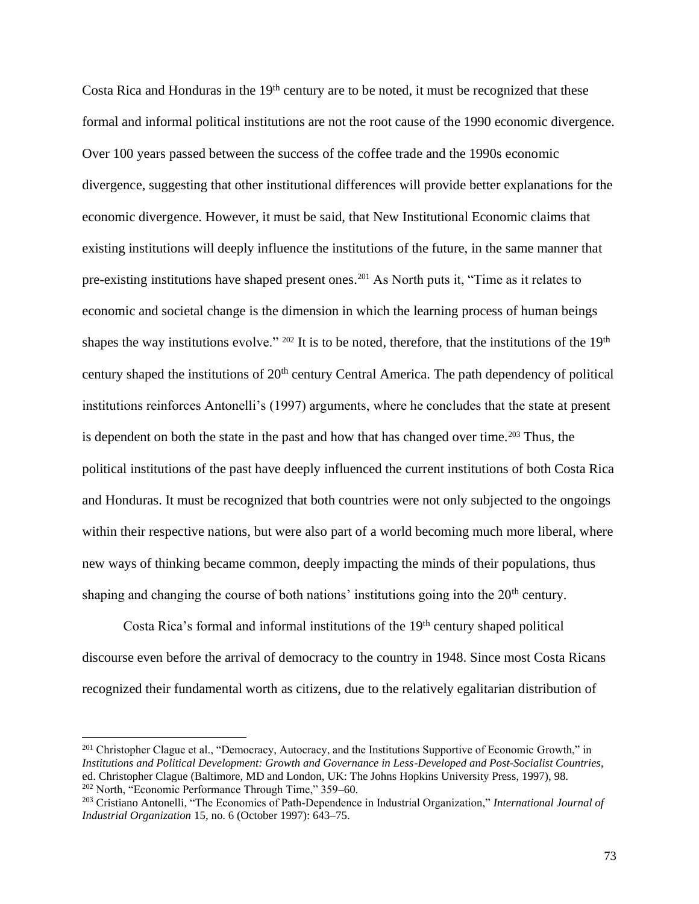Costa Rica and Honduras in the 19th century are to be noted, it must be recognized that these formal and informal political institutions are not the root cause of the 1990 economic divergence. Over 100 years passed between the success of the coffee trade and the 1990s economic divergence, suggesting that other institutional differences will provide better explanations for the economic divergence. However, it must be said, that New Institutional Economic claims that existing institutions will deeply influence the institutions of the future, in the same manner that pre-existing institutions have shaped present ones.[201] As North puts it, "Time as it relates to economic and societal change is the dimension in which the learning process of human beings shapes the way institutions evolve." [202] It is to be noted, therefore, that the institutions of the 19th century shaped the institutions of 20th century Central America. The path dependency of political institutions reinforces Antonelli's (1997) arguments, where he concludes that the state at present is dependent on both the state in the past and how that has changed over time.[203] Thus, the political institutions of the past have deeply influenced the current institutions of both Costa Rica and Honduras. It must be recognized that both countries were not only subjected to the ongoings within their respective nations, but were also part of a world becoming much more liberal, where new ways of thinking became common, deeply impacting the minds of their populations, thus shaping and changing the course of both nations' institutions going into the 20th century.

Costa Rica's formal and informal institutions of the 19th century shaped political discourse even before the arrival of democracy to the country in 1948. Since most Costa Ricans recognized their fundamental worth as citizens, due to the relatively egalitarian distribution of

[201] Christopher Clague et al., "Democracy, Autocracy, and the Institutions Supportive of Economic Growth," in *Institutions and Political Development: Growth and Governance in Less-Developed and Post-Socialist Countries*, ed. Christopher Clague (Baltimore, MD and London, UK: The Johns Hopkins University Press, 1997), 98.

[202] North, "Economic Performance Through Time," 359–60.

[203] Cristiano Antonelli, "The Economics of Path-Dependence in Industrial Organization," *International Journal of Industrial Organization* 15, no. 6 (October 1997): 643–75.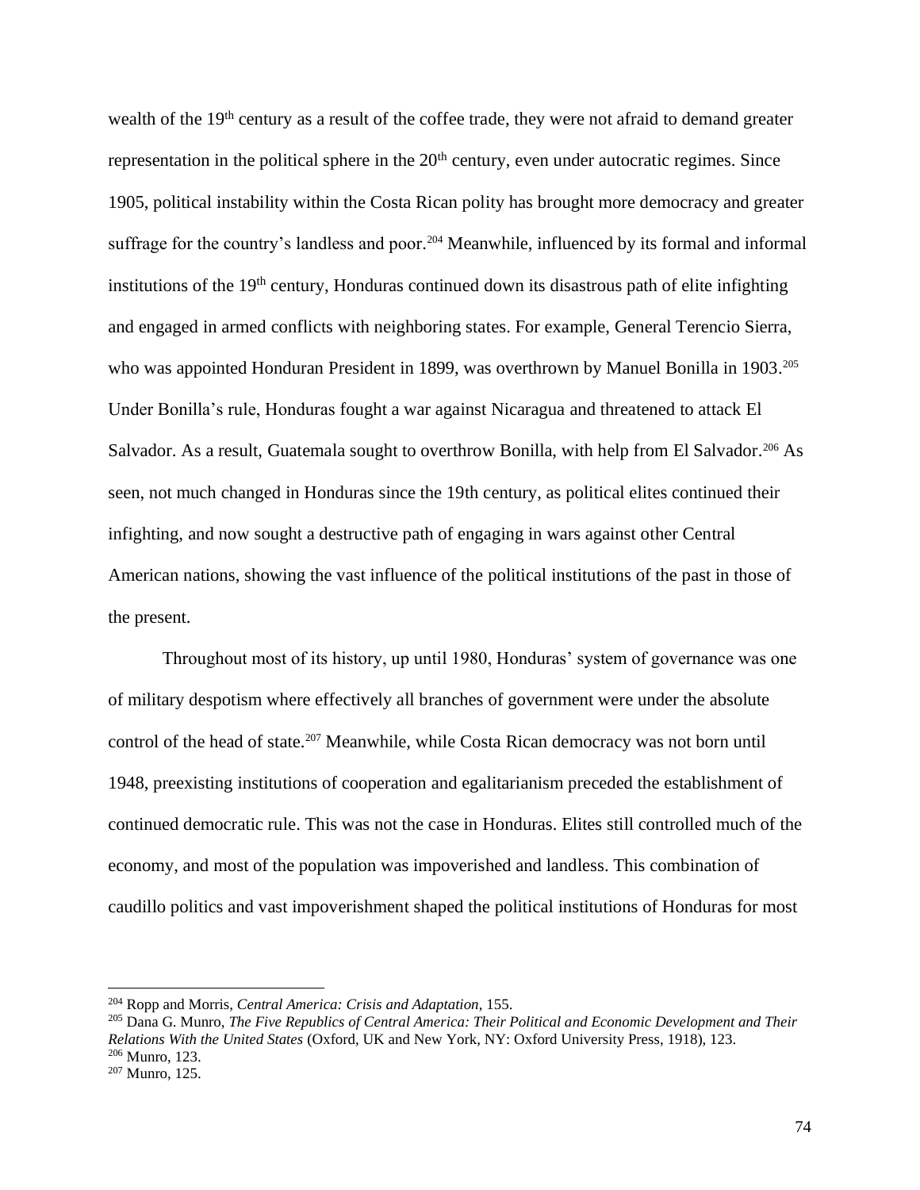wealth of the 19th century as a result of the coffee trade, they were not afraid to demand greater representation in the political sphere in the 20th century, even under autocratic regimes. Since 1905, political instability within the Costa Rican polity has brought more democracy and greater suffrage for the country's landless and poor.[204] Meanwhile, influenced by its formal and informal institutions of the 19th century, Honduras continued down its disastrous path of elite infighting and engaged in armed conflicts with neighboring states. For example, General Terencio Sierra, who was appointed Honduran President in 1899, was overthrown by Manuel Bonilla in 1903.[205] Under Bonilla's rule, Honduras fought a war against Nicaragua and threatened to attack El Salvador. As a result, Guatemala sought to overthrow Bonilla, with help from El Salvador.[206] As seen, not much changed in Honduras since the 19th century, as political elites continued their infighting, and now sought a destructive path of engaging in wars against other Central American nations, showing the vast influence of the political institutions of the past in those of the present.

Throughout most of its history, up until 1980, Honduras' system of governance was one of military despotism where effectively all branches of government were under the absolute control of the head of state.[207] Meanwhile, while Costa Rican democracy was not born until 1948, preexisting institutions of cooperation and egalitarianism preceded the establishment of continued democratic rule. This was not the case in Honduras. Elites still controlled much of the economy, and most of the population was impoverished and landless. This combination of caudillo politics and vast impoverishment shaped the political institutions of Honduras for most

---

[204] Ropp and Morris, *Central America: Crisis and Adaptation*, 155.

[205] Dana G. Munro, *The Five Republics of Central America: Their Political and Economic Development and Their Relations With the United States* (Oxford, UK and New York, NY: Oxford University Press, 1918), 123.

[206] Munro, 123.

[207] Munro, 125.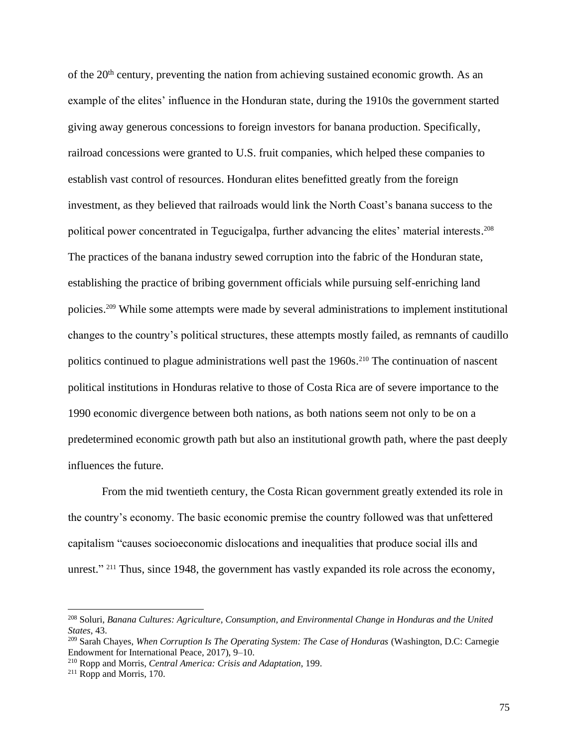of the 20th century, preventing the nation from achieving sustained economic growth. As an example of the elites' influence in the Honduran state, during the 1910s the government started giving away generous concessions to foreign investors for banana production. Specifically, railroad concessions were granted to U.S. fruit companies, which helped these companies to establish vast control of resources. Honduran elites benefitted greatly from the foreign investment, as they believed that railroads would link the North Coast's banana success to the political power concentrated in Tegucigalpa, further advancing the elites' material interests.[208] The practices of the banana industry sewed corruption into the fabric of the Honduran state, establishing the practice of bribing government officials while pursuing self-enriching land policies.[209] While some attempts were made by several administrations to implement institutional changes to the country's political structures, these attempts mostly failed, as remnants of caudillo politics continued to plague administrations well past the 1960s.[210] The continuation of nascent political institutions in Honduras relative to those of Costa Rica are of severe importance to the 1990 economic divergence between both nations, as both nations seem not only to be on a predetermined economic growth path but also an institutional growth path, where the past deeply influences the future.

From the mid twentieth century, the Costa Rican government greatly extended its role in the country's economy. The basic economic premise the country followed was that unfettered capitalism "causes socioeconomic dislocations and inequalities that produce social ills and unrest." [211] Thus, since 1948, the government has vastly expanded its role across the economy,

---

[208] Soluri, *Banana Cultures: Agriculture, Consumption, and Environmental Change in Honduras and the United States*, 43.

[209] Sarah Chayes, *When Corruption Is The Operating System: The Case of Honduras* (Washington, D.C: Carnegie Endowment for International Peace, 2017), 9–10.

[210] Ropp and Morris, *Central America: Crisis and Adaptation*, 199.

[211] Ropp and Morris, 170.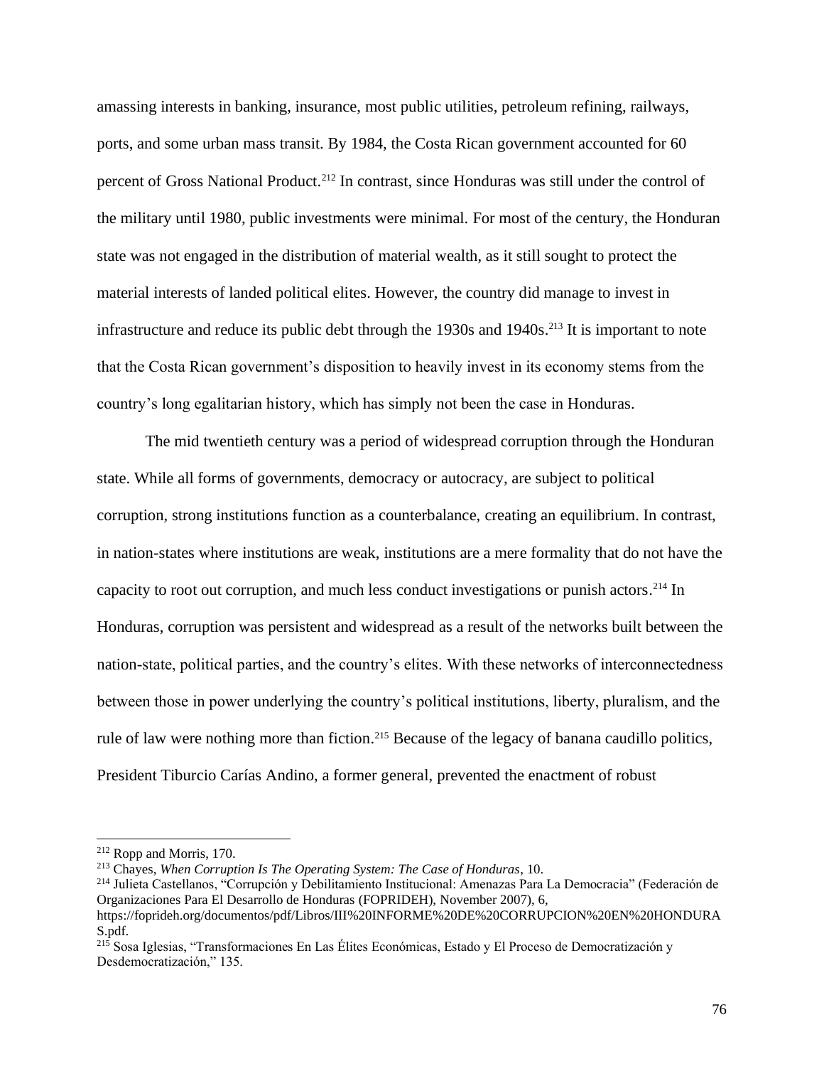amassing interests in banking, insurance, most public utilities, petroleum refining, railways, ports, and some urban mass transit. By 1984, the Costa Rican government accounted for 60 percent of Gross National Product.[212] In contrast, since Honduras was still under the control of the military until 1980, public investments were minimal. For most of the century, the Honduran state was not engaged in the distribution of material wealth, as it still sought to protect the material interests of landed political elites. However, the country did manage to invest in infrastructure and reduce its public debt through the 1930s and 1940s.[213] It is important to note that the Costa Rican government's disposition to heavily invest in its economy stems from the country's long egalitarian history, which has simply not been the case in Honduras.

The mid twentieth century was a period of widespread corruption through the Honduran state. While all forms of governments, democracy or autocracy, are subject to political corruption, strong institutions function as a counterbalance, creating an equilibrium. In contrast, in nation-states where institutions are weak, institutions are a mere formality that do not have the capacity to root out corruption, and much less conduct investigations or punish actors.[214] In Honduras, corruption was persistent and widespread as a result of the networks built between the nation-state, political parties, and the country's elites. With these networks of interconnectedness between those in power underlying the country's political institutions, liberty, pluralism, and the rule of law were nothing more than fiction.[215] Because of the legacy of banana caudillo politics, President Tiburcio Carías Andino, a former general, prevented the enactment of robust

---

[212] Ropp and Morris, 170.

[213] Chayes, *When Corruption Is The Operating System: The Case of Honduras*, 10.

[214] Julieta Castellanos, "Corrupción y Debilitamiento Institucional: Amenazas Para La Democracia" (Federación de Organizaciones Para El Desarrollo de Honduras (FOPRIDEH), November 2007), 6, https://foprideh.org/documentos/pdf/Libros/III%20INFORME%20DE%20CORRUPCION%20EN%20HONDURAS.pdf.

[215] Sosa Iglesias, "Transformaciones En Las Élites Económicas, Estado y El Proceso de Democratización y Desdemocratización," 135.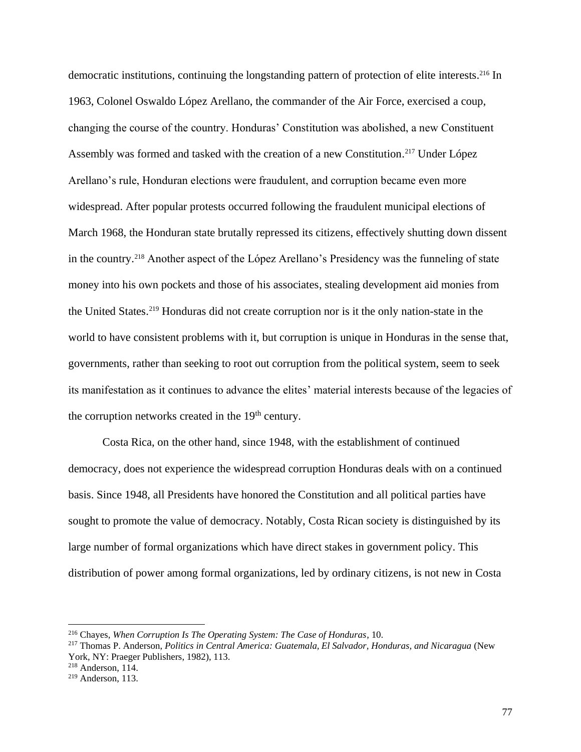democratic institutions, continuing the longstanding pattern of protection of elite interests.[216] In 1963, Colonel Oswaldo López Arellano, the commander of the Air Force, exercised a coup, changing the course of the country. Honduras' Constitution was abolished, a new Constituent Assembly was formed and tasked with the creation of a new Constitution.[217] Under López Arellano's rule, Honduran elections were fraudulent, and corruption became even more widespread. After popular protests occurred following the fraudulent municipal elections of March 1968, the Honduran state brutally repressed its citizens, effectively shutting down dissent in the country.[218] Another aspect of the López Arellano's Presidency was the funneling of state money into his own pockets and those of his associates, stealing development aid monies from the United States.[219] Honduras did not create corruption nor is it the only nation-state in the world to have consistent problems with it, but corruption is unique in Honduras in the sense that, governments, rather than seeking to root out corruption from the political system, seem to seek its manifestation as it continues to advance the elites' material interests because of the legacies of the corruption networks created in the 19th century.

Costa Rica, on the other hand, since 1948, with the establishment of continued democracy, does not experience the widespread corruption Honduras deals with on a continued basis. Since 1948, all Presidents have honored the Constitution and all political parties have sought to promote the value of democracy. Notably, Costa Rican society is distinguished by its large number of formal organizations which have direct stakes in government policy. This distribution of power among formal organizations, led by ordinary citizens, is not new in Costa

---

[216] Chayes, *When Corruption Is The Operating System: The Case of Honduras*, 10.

[217] Thomas P. Anderson, *Politics in Central America: Guatemala, El Salvador, Honduras, and Nicaragua* (New York, NY: Praeger Publishers, 1982), 113.

[218] Anderson, 114.

[219] Anderson, 113.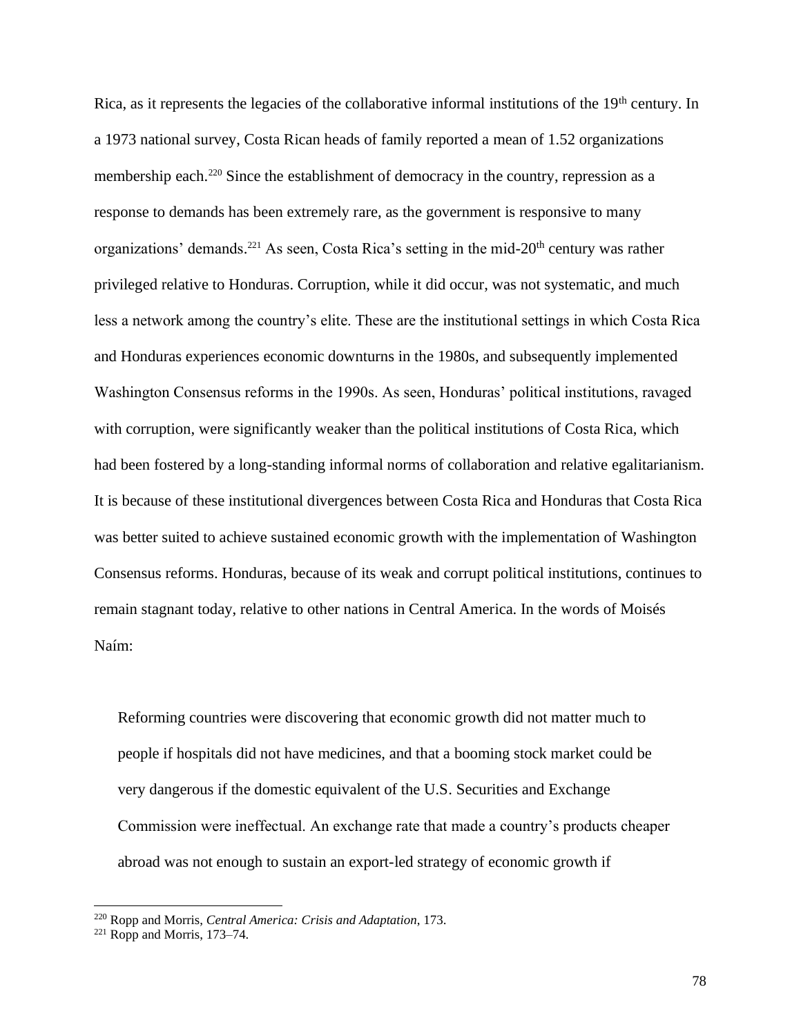Rica, as it represents the legacies of the collaborative informal institutions of the 19th century. In a 1973 national survey, Costa Rican heads of family reported a mean of 1.52 organizations membership each.[220] Since the establishment of democracy in the country, repression as a response to demands has been extremely rare, as the government is responsive to many organizations' demands.[221] As seen, Costa Rica's setting in the mid-20th century was rather privileged relative to Honduras. Corruption, while it did occur, was not systematic, and much less a network among the country's elite. These are the institutional settings in which Costa Rica and Honduras experiences economic downturns in the 1980s, and subsequently implemented Washington Consensus reforms in the 1990s. As seen, Honduras' political institutions, ravaged with corruption, were significantly weaker than the political institutions of Costa Rica, which had been fostered by a long-standing informal norms of collaboration and relative egalitarianism. It is because of these institutional divergences between Costa Rica and Honduras that Costa Rica was better suited to achieve sustained economic growth with the implementation of Washington Consensus reforms. Honduras, because of its weak and corrupt political institutions, continues to remain stagnant today, relative to other nations in Central America. In the words of Moisés Naím:

> Reforming countries were discovering that economic growth did not matter much to people if hospitals did not have medicines, and that a booming stock market could be very dangerous if the domestic equivalent of the U.S. Securities and Exchange Commission were ineffectual. An exchange rate that made a country's products cheaper abroad was not enough to sustain an export-led strategy of economic growth if

---

[220] Ropp and Morris, *Central America: Crisis and Adaptation*, 173.

[221] Ropp and Morris, 173–74.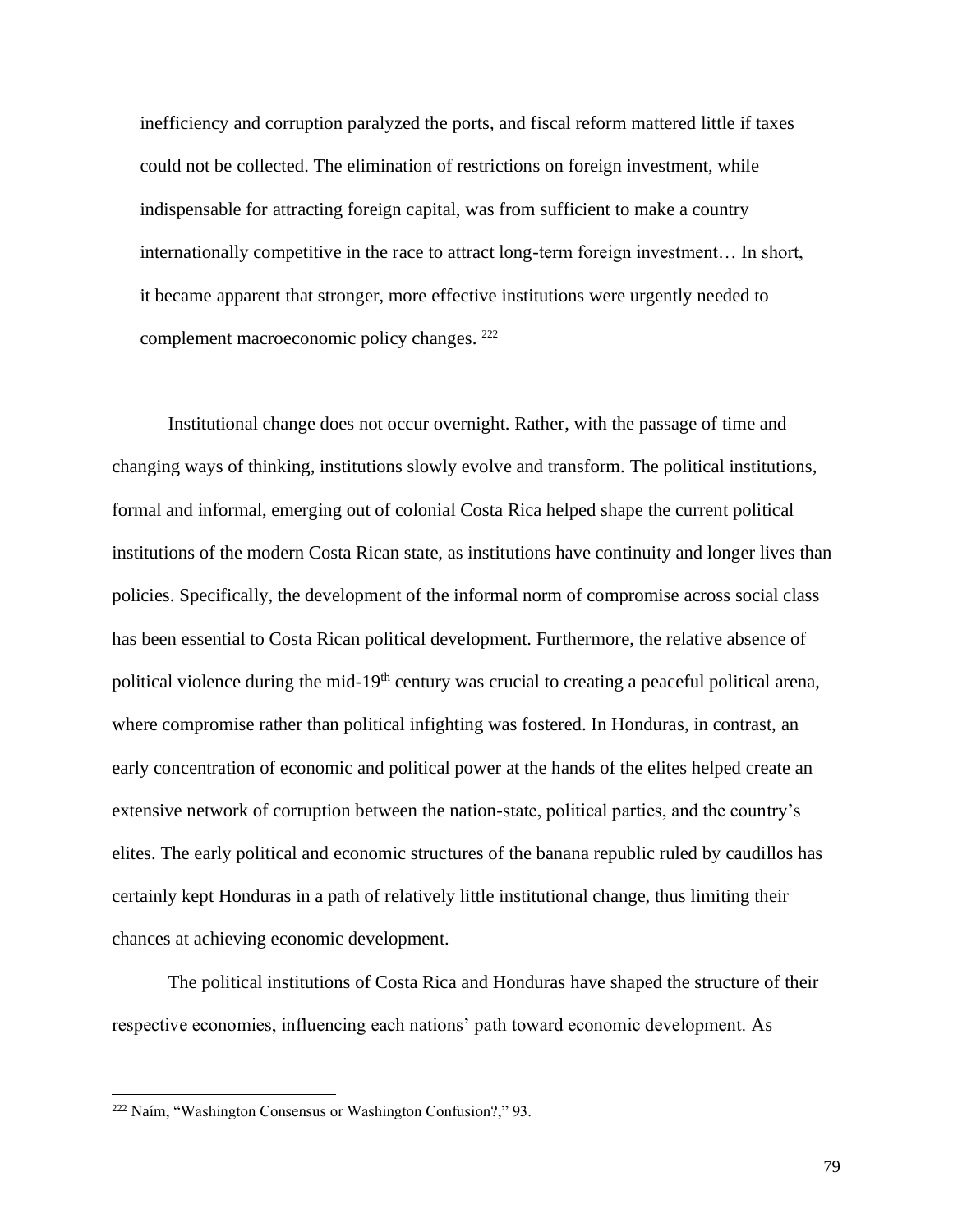inefficiency and corruption paralyzed the ports, and fiscal reform mattered little if taxes could not be collected. The elimination of restrictions on foreign investment, while indispensable for attracting foreign capital, was from sufficient to make a country internationally competitive in the race to attract long-term foreign investment… In short, it became apparent that stronger, more effective institutions were urgently needed to complement macroeconomic policy changes. [222]

Institutional change does not occur overnight. Rather, with the passage of time and changing ways of thinking, institutions slowly evolve and transform. The political institutions, formal and informal, emerging out of colonial Costa Rica helped shape the current political institutions of the modern Costa Rican state, as institutions have continuity and longer lives than policies. Specifically, the development of the informal norm of compromise across social class has been essential to Costa Rican political development. Furthermore, the relative absence of political violence during the mid-19th century was crucial to creating a peaceful political arena, where compromise rather than political infighting was fostered. In Honduras, in contrast, an early concentration of economic and political power at the hands of the elites helped create an extensive network of corruption between the nation-state, political parties, and the country's elites. The early political and economic structures of the banana republic ruled by caudillos has certainly kept Honduras in a path of relatively little institutional change, thus limiting their chances at achieving economic development.

The political institutions of Costa Rica and Honduras have shaped the structure of their respective economies, influencing each nations' path toward economic development. As

[222] Naím, "Washington Consensus or Washington Confusion?," 93.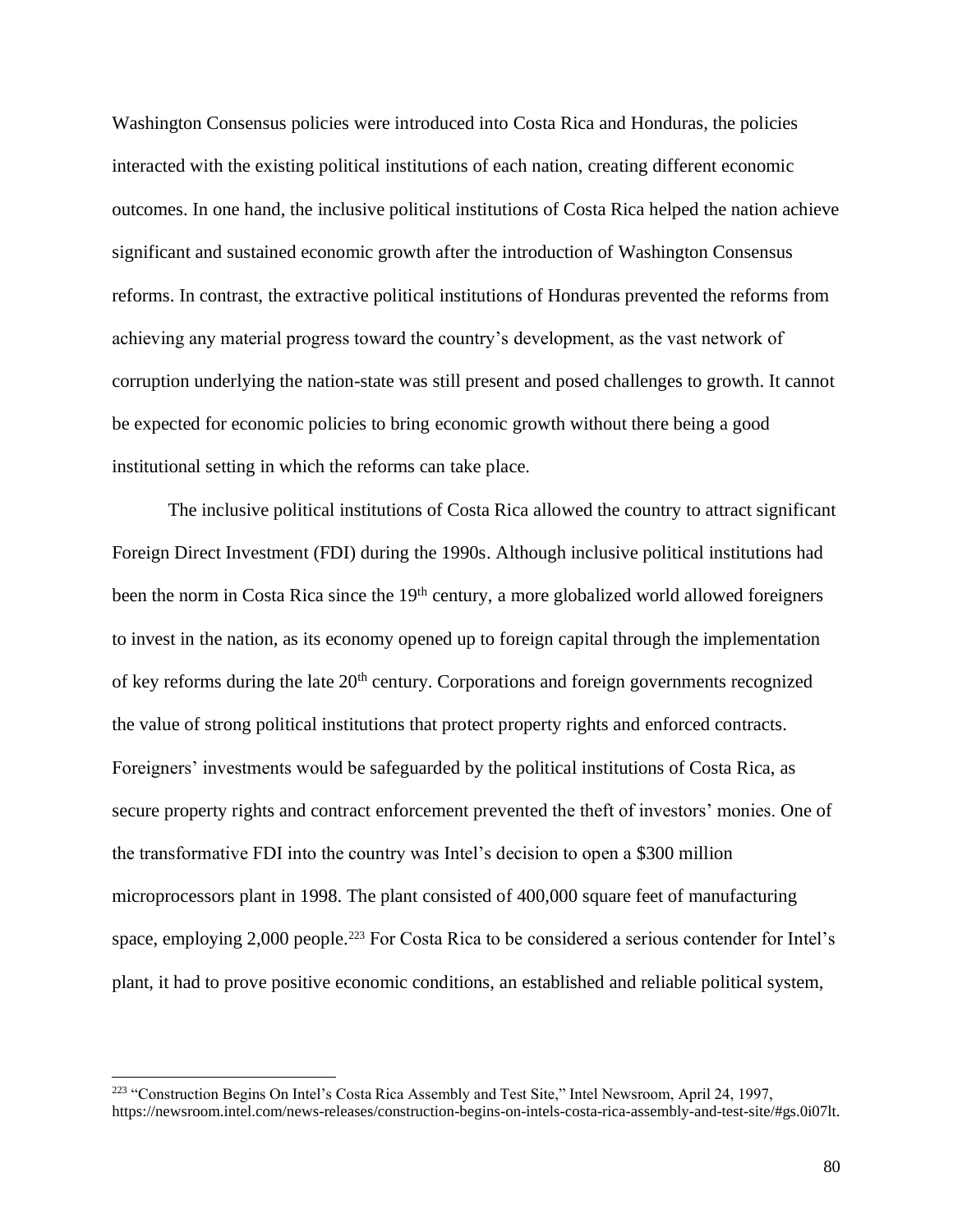Washington Consensus policies were introduced into Costa Rica and Honduras, the policies interacted with the existing political institutions of each nation, creating different economic outcomes. In one hand, the inclusive political institutions of Costa Rica helped the nation achieve significant and sustained economic growth after the introduction of Washington Consensus reforms. In contrast, the extractive political institutions of Honduras prevented the reforms from achieving any material progress toward the country's development, as the vast network of corruption underlying the nation-state was still present and posed challenges to growth. It cannot be expected for economic policies to bring economic growth without there being a good institutional setting in which the reforms can take place.

The inclusive political institutions of Costa Rica allowed the country to attract significant Foreign Direct Investment (FDI) during the 1990s. Although inclusive political institutions had been the norm in Costa Rica since the 19th century, a more globalized world allowed foreigners to invest in the nation, as its economy opened up to foreign capital through the implementation of key reforms during the late 20th century. Corporations and foreign governments recognized the value of strong political institutions that protect property rights and enforced contracts. Foreigners' investments would be safeguarded by the political institutions of Costa Rica, as secure property rights and contract enforcement prevented the theft of investors' monies. One of the transformative FDI into the country was Intel's decision to open a $300 million microprocessors plant in 1998. The plant consisted of 400,000 square feet of manufacturing space, employing 2,000 people.[223] For Costa Rica to be considered a serious contender for Intel's plant, it had to prove positive economic conditions, an established and reliable political system,

---

[223] "Construction Begins On Intel's Costa Rica Assembly and Test Site," Intel Newsroom, April 24, 1997, https://newsroom.intel.com/news-releases/construction-begins-on-intels-costa-rica-assembly-and-test-site/#gs.0i07lt.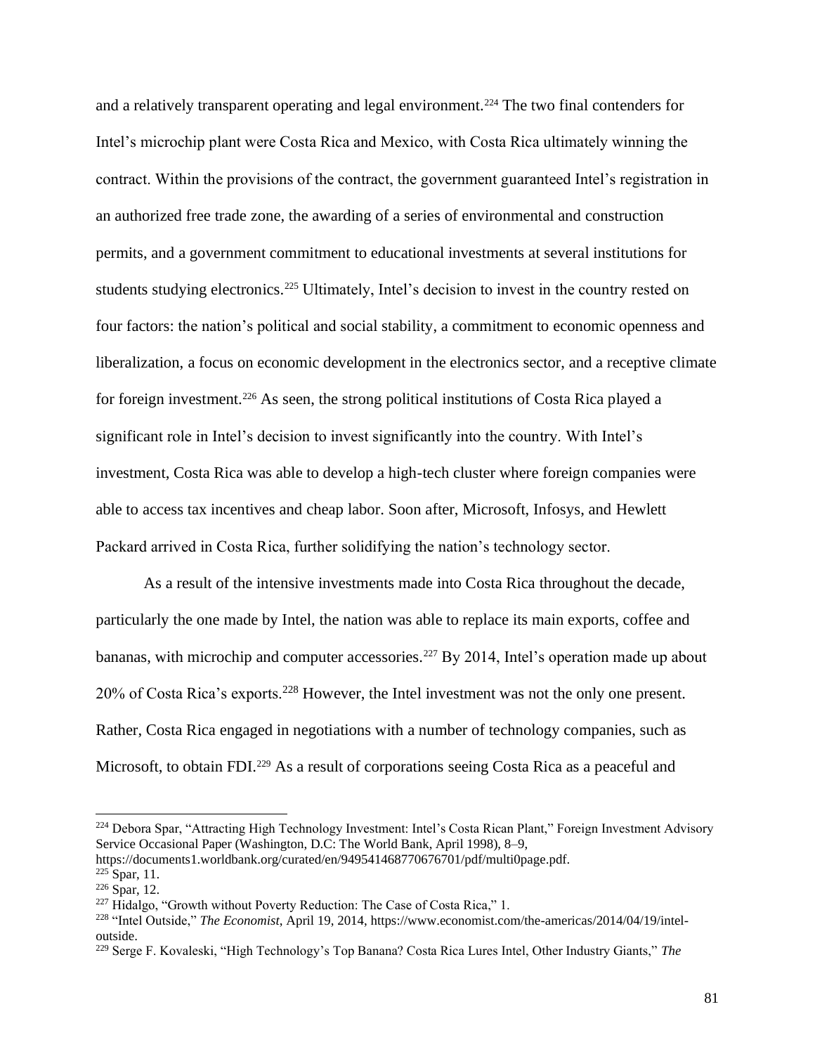and a relatively transparent operating and legal environment.[224] The two final contenders for Intel's microchip plant were Costa Rica and Mexico, with Costa Rica ultimately winning the contract. Within the provisions of the contract, the government guaranteed Intel's registration in an authorized free trade zone, the awarding of a series of environmental and construction permits, and a government commitment to educational investments at several institutions for students studying electronics.[225] Ultimately, Intel's decision to invest in the country rested on four factors: the nation's political and social stability, a commitment to economic openness and liberalization, a focus on economic development in the electronics sector, and a receptive climate for foreign investment.[226] As seen, the strong political institutions of Costa Rica played a significant role in Intel's decision to invest significantly into the country. With Intel's investment, Costa Rica was able to develop a high-tech cluster where foreign companies were able to access tax incentives and cheap labor. Soon after, Microsoft, Infosys, and Hewlett Packard arrived in Costa Rica, further solidifying the nation's technology sector.

As a result of the intensive investments made into Costa Rica throughout the decade, particularly the one made by Intel, the nation was able to replace its main exports, coffee and bananas, with microchip and computer accessories.[227] By 2014, Intel's operation made up about 20% of Costa Rica's exports.[228] However, the Intel investment was not the only one present. Rather, Costa Rica engaged in negotiations with a number of technology companies, such as Microsoft, to obtain FDI.[229] As a result of corporations seeing Costa Rica as a peaceful and

---

[224] Debora Spar, "Attracting High Technology Investment: Intel's Costa Rican Plant," Foreign Investment Advisory Service Occasional Paper (Washington, D.C: The World Bank, April 1998), 8–9, https://documents1.worldbank.org/curated/en/949541468770676701/pdf/multi0page.pdf.

[225] Spar, 11.

[226] Spar, 12.

[227] Hidalgo, "Growth without Poverty Reduction: The Case of Costa Rica," 1.

[228] "Intel Outside," *The Economist*, April 19, 2014, https://www.economist.com/the-americas/2014/04/19/intel-outside.

[229] Serge F. Kovaleski, "High Technology's Top Banana? Costa Rica Lures Intel, Other Industry Giants," *The*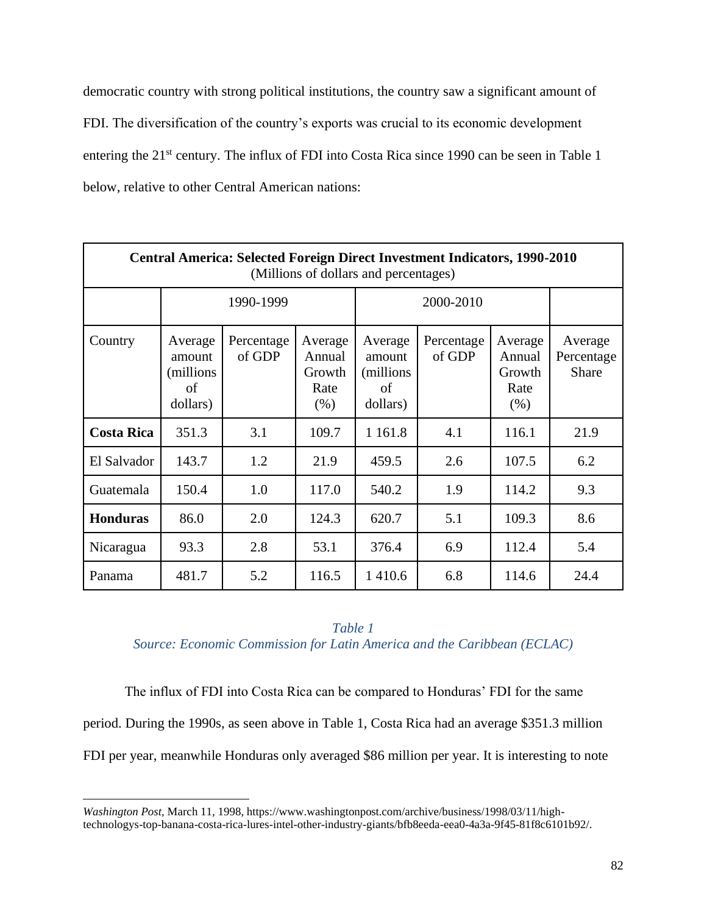democratic country with strong political institutions, the country saw a significant amount of FDI. The diversification of the country's exports was crucial to its economic development entering the 21st century. The influx of FDI into Costa Rica since 1990 can be seen in Table 1 below, relative to other Central American nations:

| **Central America: Selected Foreign Direct Investment Indicators, 1990-2010** (Millions of dollars and percentages) | | | | | | | |
|---|---|---|---|---|---|---|---|
| | 1990-1999 | | | 2000-2010 | | | |
| Country | Average amount (millions of dollars) | Percentage of GDP | Average Annual Growth Rate (%) | Average amount (millions of dollars) | Percentage of GDP | Average Annual Growth Rate (%) | Average Percentage Share |
| **Costa Rica** | 351.3 | 3.1 | 109.7 | 1 161.8 | 4.1 | 116.1 | 21.9 |
| El Salvador | 143.7 | 1.2 | 21.9 | 459.5 | 2.6 | 107.5 | 6.2 |
| Guatemala | 150.4 | 1.0 | 117.0 | 540.2 | 1.9 | 114.2 | 9.3 |
| **Honduras** | 86.0 | 2.0 | 124.3 | 620.7 | 5.1 | 109.3 | 8.6 |
| Nicaragua | 93.3 | 2.8 | 53.1 | 376.4 | 6.9 | 112.4 | 5.4 |
| Panama | 481.7 | 5.2 | 116.5 | 1 410.6 | 6.8 | 114.6 | 24.4 |

*Table 1*
*Source: Economic Commission for Latin America and the Caribbean (ECLAC)*

The influx of FDI into Costa Rica can be compared to Honduras' FDI for the same period. During the 1990s, as seen above in Table 1, Costa Rica had an average $351.3 million FDI per year, meanwhile Honduras only averaged $86 million per year. It is interesting to note

*Washington Post*, March 11, 1998, https://www.washingtonpost.com/archive/business/1998/03/11/high-technologys-top-banana-costa-rica-lures-intel-other-industry-giants/bfb8eeda-eea0-4a3a-9f45-81f8c6101b92/.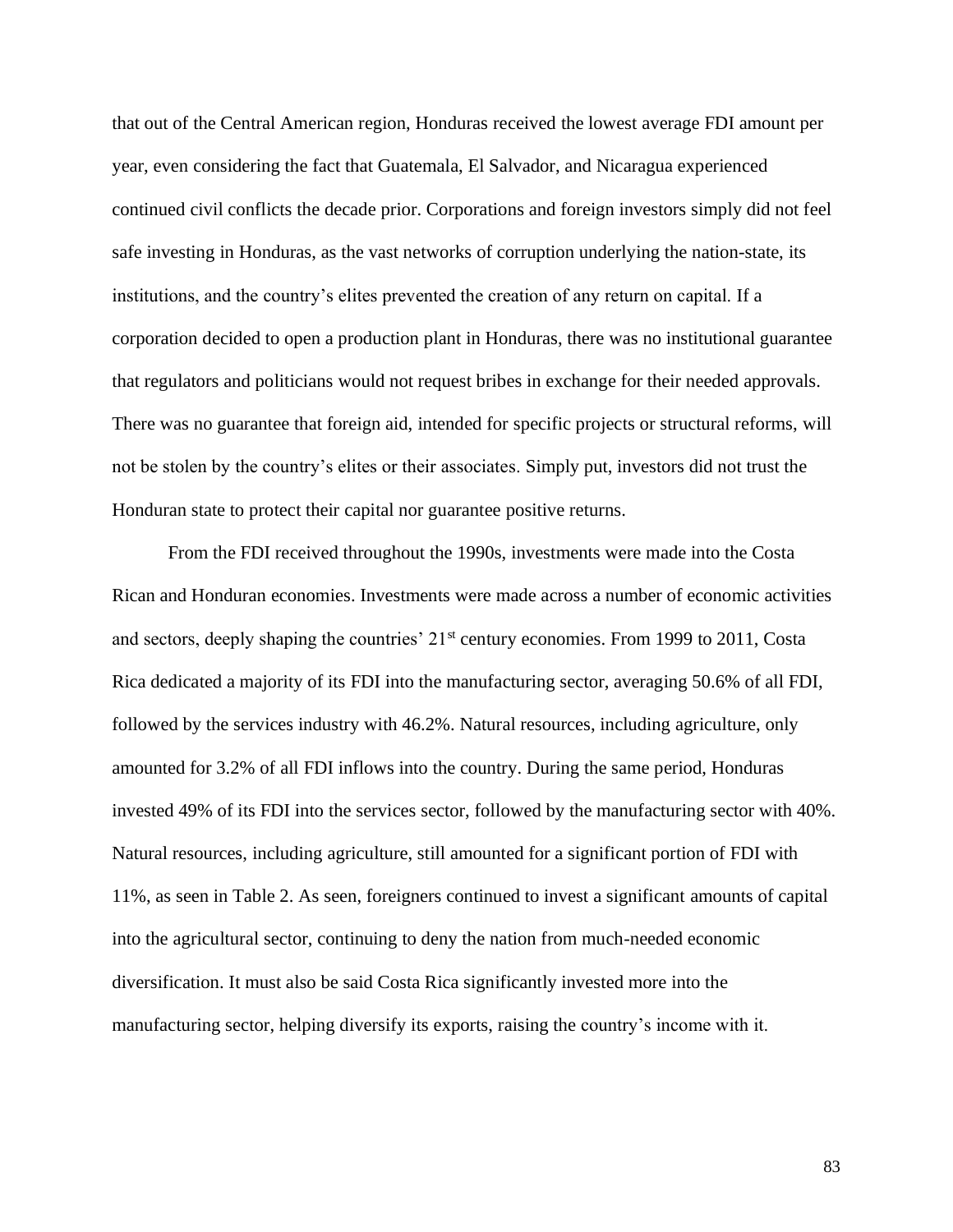that out of the Central American region, Honduras received the lowest average FDI amount per year, even considering the fact that Guatemala, El Salvador, and Nicaragua experienced continued civil conflicts the decade prior. Corporations and foreign investors simply did not feel safe investing in Honduras, as the vast networks of corruption underlying the nation-state, its institutions, and the country's elites prevented the creation of any return on capital. If a corporation decided to open a production plant in Honduras, there was no institutional guarantee that regulators and politicians would not request bribes in exchange for their needed approvals. There was no guarantee that foreign aid, intended for specific projects or structural reforms, will not be stolen by the country's elites or their associates. Simply put, investors did not trust the Honduran state to protect their capital nor guarantee positive returns.

From the FDI received throughout the 1990s, investments were made into the Costa Rican and Honduran economies. Investments were made across a number of economic activities and sectors, deeply shaping the countries' 21st century economies. From 1999 to 2011, Costa Rica dedicated a majority of its FDI into the manufacturing sector, averaging 50.6% of all FDI, followed by the services industry with 46.2%. Natural resources, including agriculture, only amounted for 3.2% of all FDI inflows into the country. During the same period, Honduras invested 49% of its FDI into the services sector, followed by the manufacturing sector with 40%. Natural resources, including agriculture, still amounted for a significant portion of FDI with 11%, as seen in Table 2. As seen, foreigners continued to invest a significant amounts of capital into the agricultural sector, continuing to deny the nation from much-needed economic diversification. It must also be said Costa Rica significantly invested more into the manufacturing sector, helping diversify its exports, raising the country's income with it.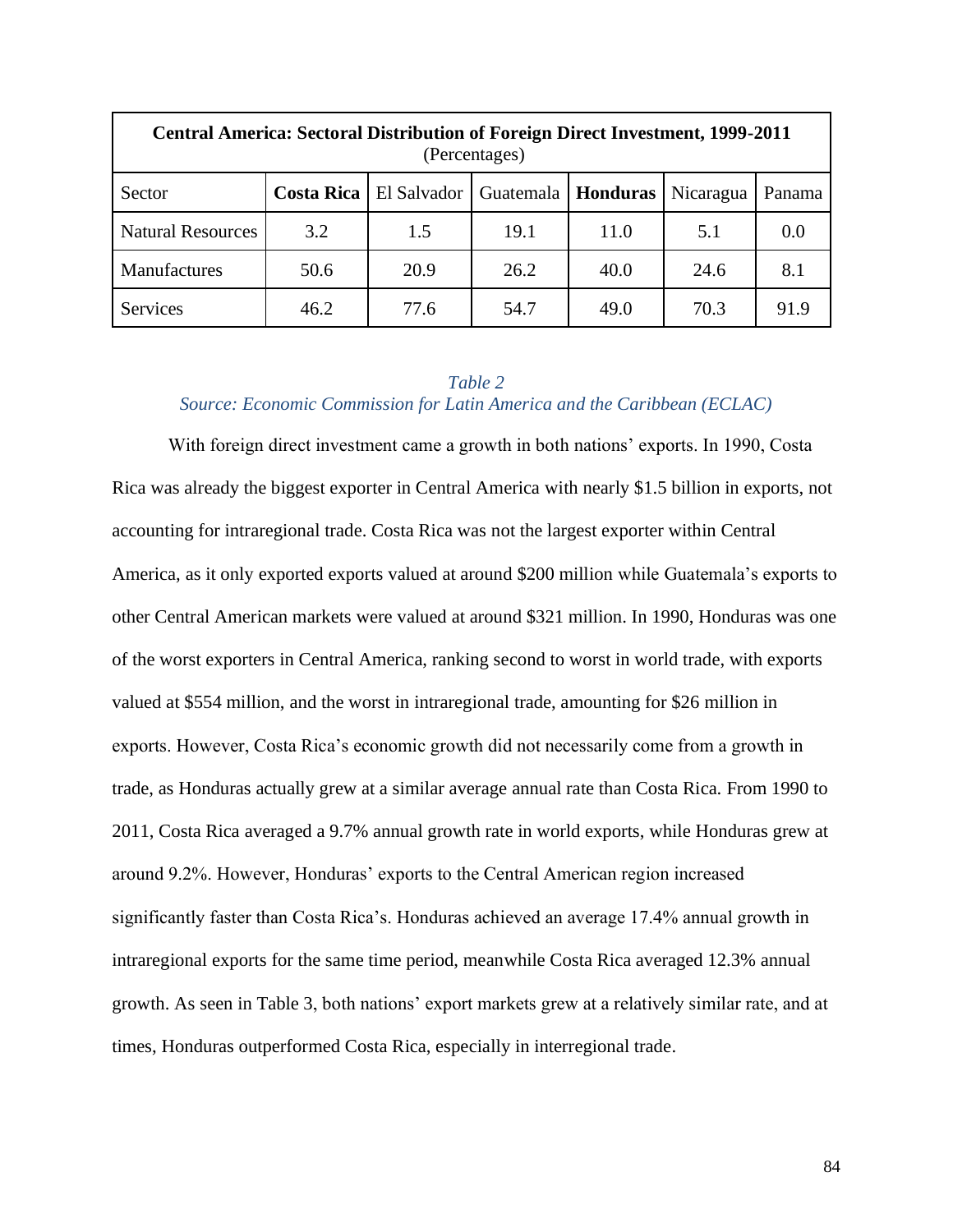| **Central America: Sectoral Distribution of Foreign Direct Investment, 1999-2011** (Percentages) | | | | | | |
|---|---|---|---|---|---|---|
| Sector | **Costa Rica** | El Salvador | Guatemala | **Honduras** | Nicaragua | Panama |
| Natural Resources | 3.2 | 1.5 | 19.1 | 11.0 | 5.1 | 0.0 |
| Manufactures | 50.6 | 20.9 | 26.2 | 40.0 | 24.6 | 8.1 |
| Services | 46.2 | 77.6 | 54.7 | 49.0 | 70.3 | 91.9 |

*Table 2*
*Source: Economic Commission for Latin America and the Caribbean (ECLAC)*

With foreign direct investment came a growth in both nations' exports. In 1990, Costa Rica was already the biggest exporter in Central America with nearly $1.5 billion in exports, not accounting for intraregional trade. Costa Rica was not the largest exporter within Central America, as it only exported exports valued at around $200 million while Guatemala's exports to other Central American markets were valued at around $321 million. In 1990, Honduras was one of the worst exporters in Central America, ranking second to worst in world trade, with exports valued at $554 million, and the worst in intraregional trade, amounting for $26 million in exports. However, Costa Rica's economic growth did not necessarily come from a growth in trade, as Honduras actually grew at a similar average annual rate than Costa Rica. From 1990 to 2011, Costa Rica averaged a 9.7% annual growth rate in world exports, while Honduras grew at around 9.2%. However, Honduras' exports to the Central American region increased significantly faster than Costa Rica's. Honduras achieved an average 17.4% annual growth in intraregional exports for the same time period, meanwhile Costa Rica averaged 12.3% annual growth. As seen in Table 3, both nations' export markets grew at a relatively similar rate, and at times, Honduras outperformed Costa Rica, especially in interregional trade.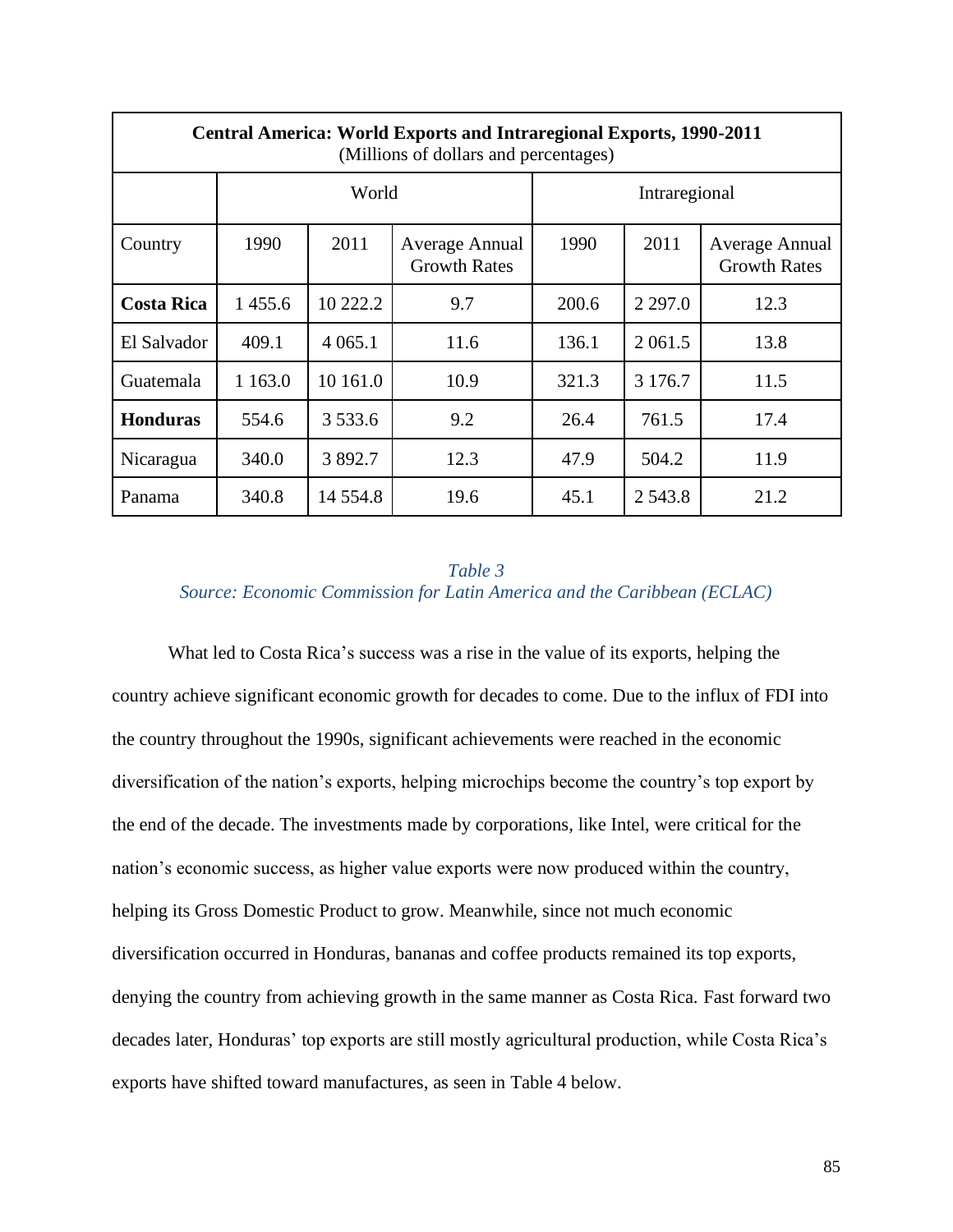| **Central America: World Exports and Intraregional Exports, 1990-2011** (Millions of dollars and percentages) | | | | | | |
|---|---|---|---|---|---|---|
| | World | | | Intraregional | | |
| Country | 1990 | 2011 | Average Annual Growth Rates | 1990 | 2011 | Average Annual Growth Rates |
| **Costa Rica** | 1 455.6 | 10 222.2 | 9.7 | 200.6 | 2 297.0 | 12.3 |
| El Salvador | 409.1 | 4 065.1 | 11.6 | 136.1 | 2 061.5 | 13.8 |
| Guatemala | 1 163.0 | 10 161.0 | 10.9 | 321.3 | 3 176.7 | 11.5 |
| **Honduras** | 554.6 | 3 533.6 | 9.2 | 26.4 | 761.5 | 17.4 |
| Nicaragua | 340.0 | 3 892.7 | 12.3 | 47.9 | 504.2 | 11.9 |
| Panama | 340.8 | 14 554.8 | 19.6 | 45.1 | 2 543.8 | 21.2 |

*Table 3*
*Source: Economic Commission for Latin America and the Caribbean (ECLAC)*

What led to Costa Rica's success was a rise in the value of its exports, helping the country achieve significant economic growth for decades to come. Due to the influx of FDI into the country throughout the 1990s, significant achievements were reached in the economic diversification of the nation's exports, helping microchips become the country's top export by the end of the decade. The investments made by corporations, like Intel, were critical for the nation's economic success, as higher value exports were now produced within the country, helping its Gross Domestic Product to grow. Meanwhile, since not much economic diversification occurred in Honduras, bananas and coffee products remained its top exports, denying the country from achieving growth in the same manner as Costa Rica. Fast forward two decades later, Honduras' top exports are still mostly agricultural production, while Costa Rica's exports have shifted toward manufactures, as seen in Table 4 below.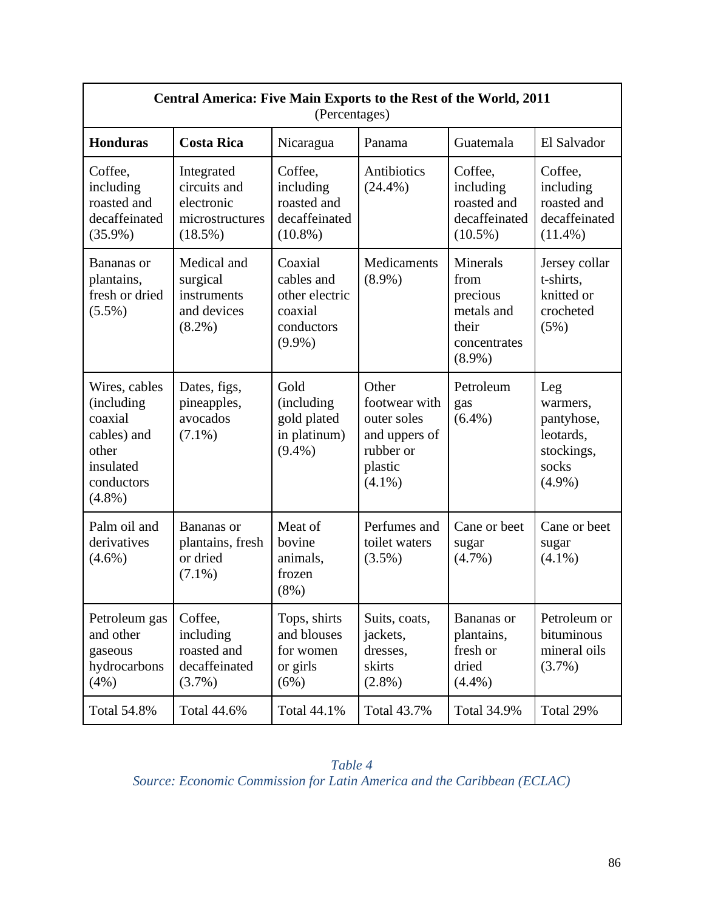| Central America: Five Main Exports to the Rest of the World, 2011 (Percentages) | | | | | |
|---|---|---|---|---|---|
| **Honduras** | **Costa Rica** | Nicaragua | Panama | Guatemala | El Salvador |
| Coffee, including roasted and decaffeinated (35.9%) | Integrated circuits and electronic microstructures (18.5%) | Coffee, including roasted and decaffeinated (10.8%) | Antibiotics (24.4%) | Coffee, including roasted and decaffeinated (10.5%) | Coffee, including roasted and decaffeinated (11.4%) |
| Bananas or plantains, fresh or dried (5.5%) | Medical and surgical instruments and devices (8.2%) | Coaxial cables and other electric coaxial conductors (9.9%) | Medicaments (8.9%) | Minerals from precious metals and their concentrates (8.9%) | Jersey collar t-shirts, knitted or crocheted (5%) |
| Wires, cables (including coaxial cables) and other insulated conductors (4.8%) | Dates, figs, pineapples, avocados (7.1%) | Gold (including gold plated in platinum) (9.4%) | Other footwear with outer soles and uppers of rubber or plastic (4.1%) | Petroleum gas (6.4%) | Leg warmers, pantyhose, leotards, stockings, socks (4.9%) |
| Palm oil and derivatives (4.6%) | Bananas or plantains, fresh or dried (7.1%) | Meat of bovine animals, frozen (8%) | Perfumes and toilet waters (3.5%) | Cane or beet sugar (4.7%) | Cane or beet sugar (4.1%) |
| Petroleum gas and other gaseous hydrocarbons (4%) | Coffee, including roasted and decaffeinated (3.7%) | Tops, shirts and blouses for women or girls (6%) | Suits, coats, jackets, dresses, skirts (2.8%) | Bananas or plantains, fresh or dried (4.4%) | Petroleum or bituminous mineral oils (3.7%) |
| Total 54.8% | Total 44.6% | Total 44.1% | Total 43.7% | Total 34.9% | Total 29% |

*Table 4*
*Source: Economic Commission for Latin America and the Caribbean (ECLAC)*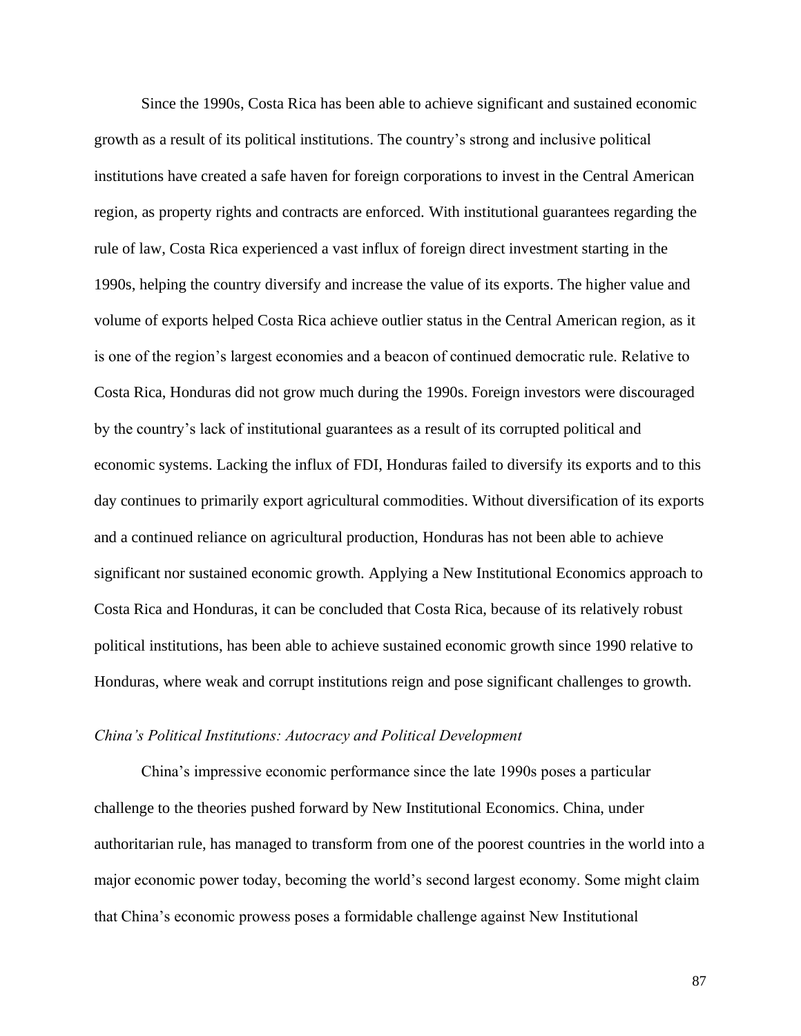Since the 1990s, Costa Rica has been able to achieve significant and sustained economic growth as a result of its political institutions. The country's strong and inclusive political institutions have created a safe haven for foreign corporations to invest in the Central American region, as property rights and contracts are enforced. With institutional guarantees regarding the rule of law, Costa Rica experienced a vast influx of foreign direct investment starting in the 1990s, helping the country diversify and increase the value of its exports. The higher value and volume of exports helped Costa Rica achieve outlier status in the Central American region, as it is one of the region's largest economies and a beacon of continued democratic rule. Relative to Costa Rica, Honduras did not grow much during the 1990s. Foreign investors were discouraged by the country's lack of institutional guarantees as a result of its corrupted political and economic systems. Lacking the influx of FDI, Honduras failed to diversify its exports and to this day continues to primarily export agricultural commodities. Without diversification of its exports and a continued reliance on agricultural production, Honduras has not been able to achieve significant nor sustained economic growth. Applying a New Institutional Economics approach to Costa Rica and Honduras, it can be concluded that Costa Rica, because of its relatively robust political institutions, has been able to achieve sustained economic growth since 1990 relative to Honduras, where weak and corrupt institutions reign and pose significant challenges to growth.

### *China's Political Institutions: Autocracy and Political Development*

China's impressive economic performance since the late 1990s poses a particular challenge to the theories pushed forward by New Institutional Economics. China, under authoritarian rule, has managed to transform from one of the poorest countries in the world into a major economic power today, becoming the world's second largest economy. Some might claim that China's economic prowess poses a formidable challenge against New Institutional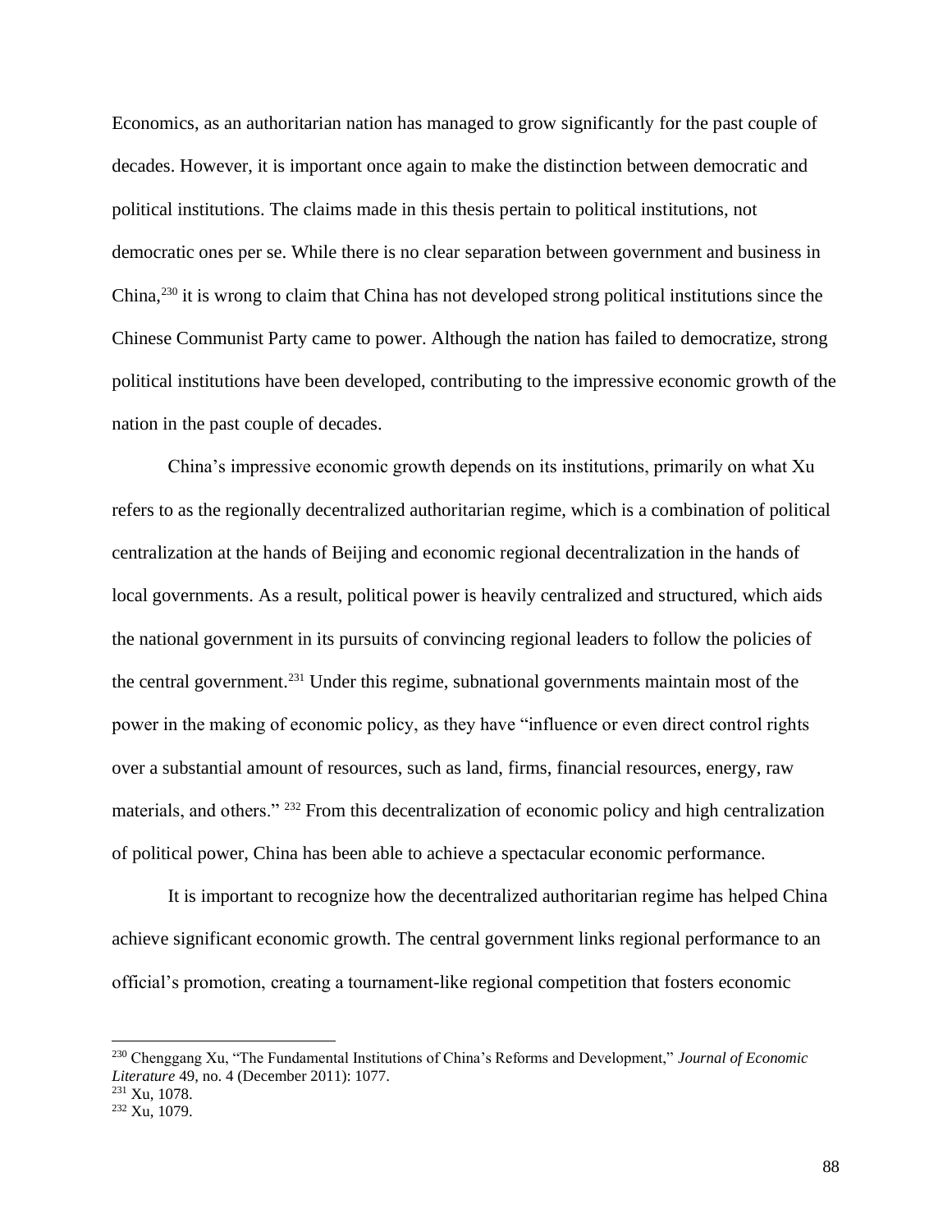Economics, as an authoritarian nation has managed to grow significantly for the past couple of decades. However, it is important once again to make the distinction between democratic and political institutions. The claims made in this thesis pertain to political institutions, not democratic ones per se. While there is no clear separation between government and business in China,[230] it is wrong to claim that China has not developed strong political institutions since the Chinese Communist Party came to power. Although the nation has failed to democratize, strong political institutions have been developed, contributing to the impressive economic growth of the nation in the past couple of decades.

China's impressive economic growth depends on its institutions, primarily on what Xu refers to as the regionally decentralized authoritarian regime, which is a combination of political centralization at the hands of Beijing and economic regional decentralization in the hands of local governments. As a result, political power is heavily centralized and structured, which aids the national government in its pursuits of convincing regional leaders to follow the policies of the central government.[231] Under this regime, subnational governments maintain most of the power in the making of economic policy, as they have "influence or even direct control rights over a substantial amount of resources, such as land, firms, financial resources, energy, raw materials, and others." [232] From this decentralization of economic policy and high centralization of political power, China has been able to achieve a spectacular economic performance.

It is important to recognize how the decentralized authoritarian regime has helped China achieve significant economic growth. The central government links regional performance to an official's promotion, creating a tournament-like regional competition that fosters economic

---

[230] Chenggang Xu, "The Fundamental Institutions of China's Reforms and Development," *Journal of Economic Literature* 49, no. 4 (December 2011): 1077.

[231] Xu, 1078.

[232] Xu, 1079.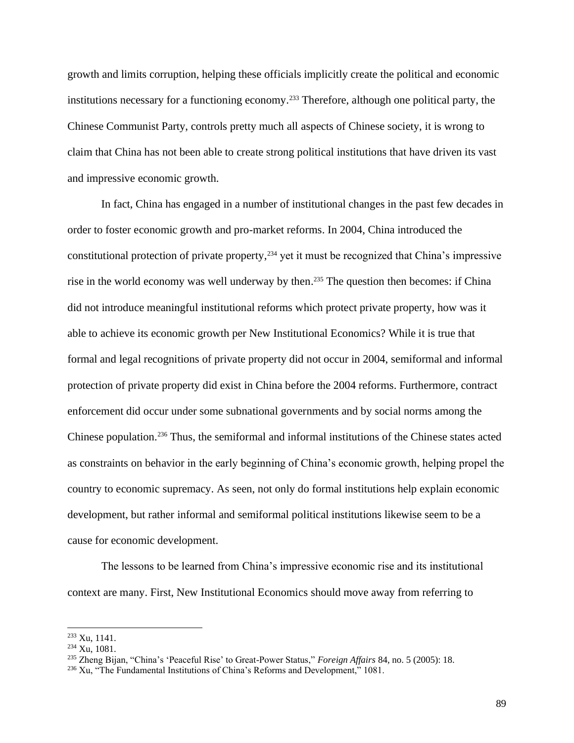growth and limits corruption, helping these officials implicitly create the political and economic institutions necessary for a functioning economy.[233] Therefore, although one political party, the Chinese Communist Party, controls pretty much all aspects of Chinese society, it is wrong to claim that China has not been able to create strong political institutions that have driven its vast and impressive economic growth.

In fact, China has engaged in a number of institutional changes in the past few decades in order to foster economic growth and pro-market reforms. In 2004, China introduced the constitutional protection of private property,[234] yet it must be recognized that China's impressive rise in the world economy was well underway by then.[235] The question then becomes: if China did not introduce meaningful institutional reforms which protect private property, how was it able to achieve its economic growth per New Institutional Economics? While it is true that formal and legal recognitions of private property did not occur in 2004, semiformal and informal protection of private property did exist in China before the 2004 reforms. Furthermore, contract enforcement did occur under some subnational governments and by social norms among the Chinese population.[236] Thus, the semiformal and informal institutions of the Chinese states acted as constraints on behavior in the early beginning of China's economic growth, helping propel the country to economic supremacy. As seen, not only do formal institutions help explain economic development, but rather informal and semiformal political institutions likewise seem to be a cause for economic development.

The lessons to be learned from China's impressive economic rise and its institutional context are many. First, New Institutional Economics should move away from referring to

---

[233] Xu, 1141.

[234] Xu, 1081.

[235] Zheng Bijan, "China's 'Peaceful Rise' to Great-Power Status," *Foreign Affairs* 84, no. 5 (2005): 18.

[236] Xu, "The Fundamental Institutions of China's Reforms and Development," 1081.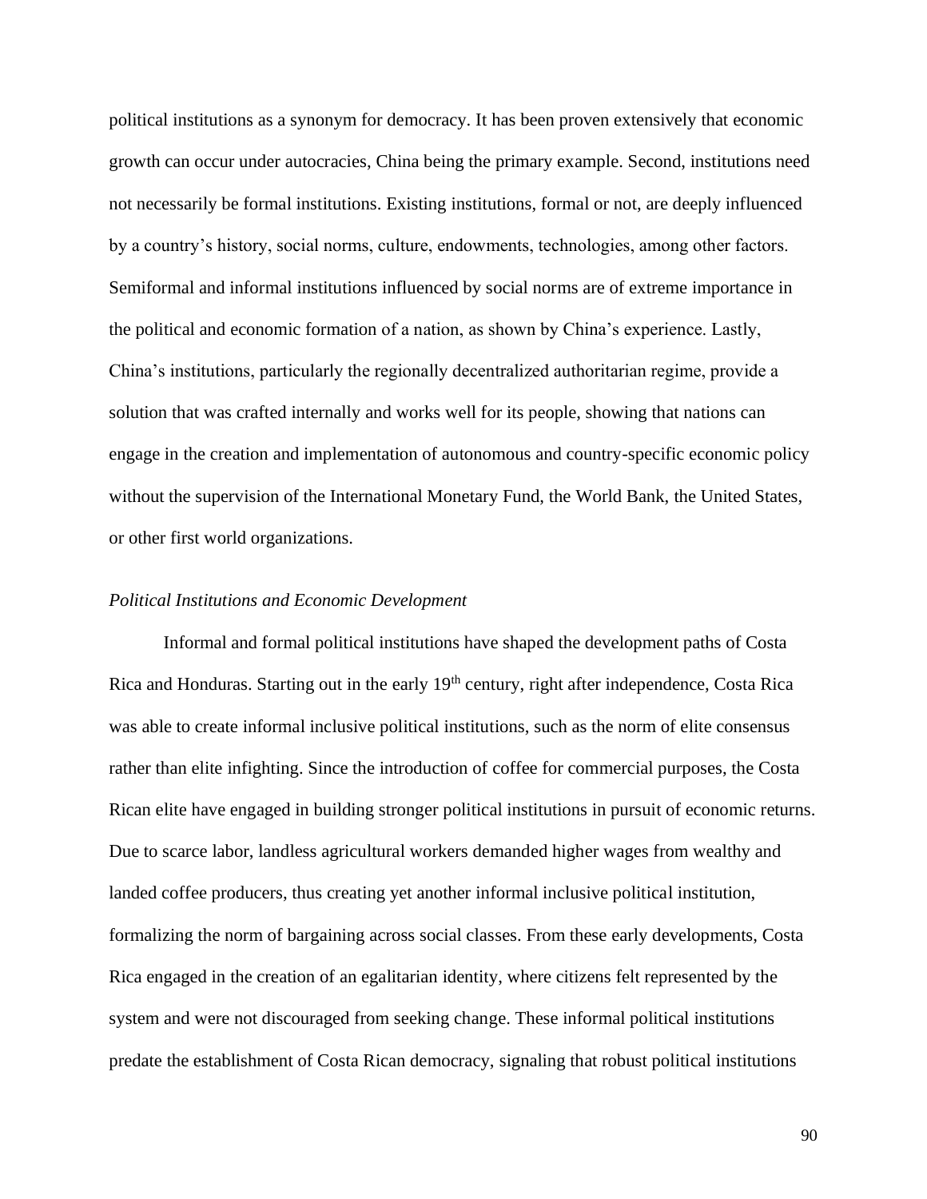political institutions as a synonym for democracy. It has been proven extensively that economic growth can occur under autocracies, China being the primary example. Second, institutions need not necessarily be formal institutions. Existing institutions, formal or not, are deeply influenced by a country's history, social norms, culture, endowments, technologies, among other factors. Semiformal and informal institutions influenced by social norms are of extreme importance in the political and economic formation of a nation, as shown by China's experience. Lastly, China's institutions, particularly the regionally decentralized authoritarian regime, provide a solution that was crafted internally and works well for its people, showing that nations can engage in the creation and implementation of autonomous and country-specific economic policy without the supervision of the International Monetary Fund, the World Bank, the United States, or other first world organizations.

*Political Institutions and Economic Development*

Informal and formal political institutions have shaped the development paths of Costa Rica and Honduras. Starting out in the early 19th century, right after independence, Costa Rica was able to create informal inclusive political institutions, such as the norm of elite consensus rather than elite infighting. Since the introduction of coffee for commercial purposes, the Costa Rican elite have engaged in building stronger political institutions in pursuit of economic returns. Due to scarce labor, landless agricultural workers demanded higher wages from wealthy and landed coffee producers, thus creating yet another informal inclusive political institution, formalizing the norm of bargaining across social classes. From these early developments, Costa Rica engaged in the creation of an egalitarian identity, where citizens felt represented by the system and were not discouraged from seeking change. These informal political institutions predate the establishment of Costa Rican democracy, signaling that robust political institutions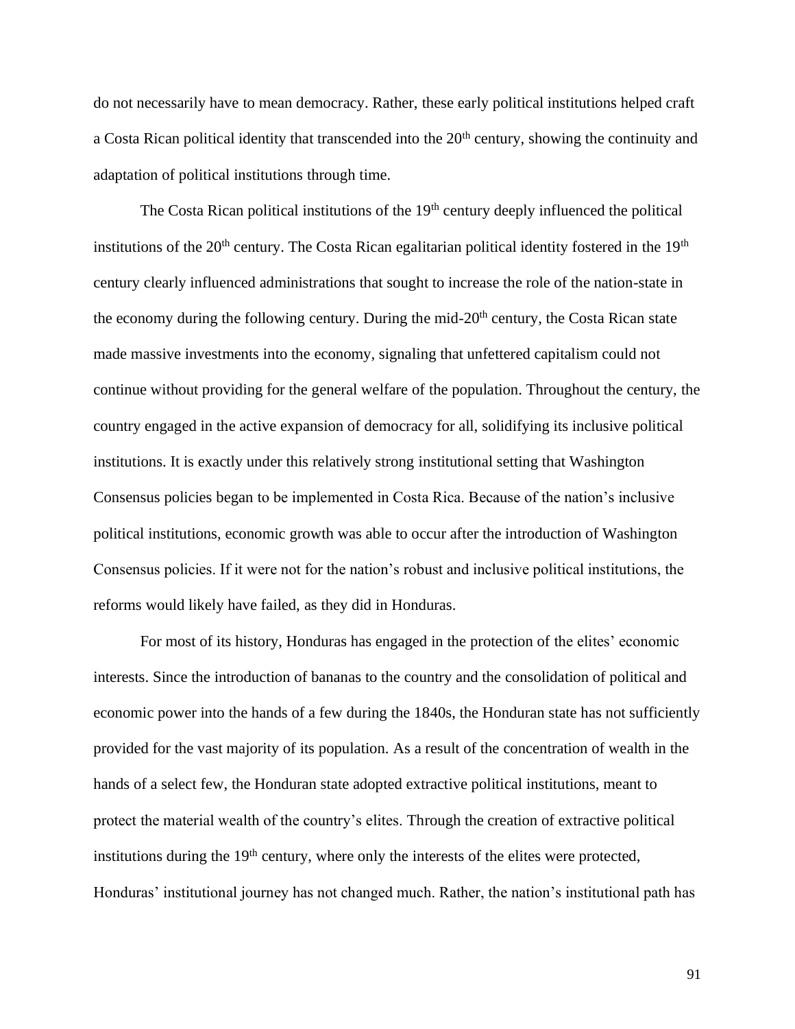do not necessarily have to mean democracy. Rather, these early political institutions helped craft a Costa Rican political identity that transcended into the 20th century, showing the continuity and adaptation of political institutions through time.

The Costa Rican political institutions of the 19th century deeply influenced the political institutions of the 20th century. The Costa Rican egalitarian political identity fostered in the 19th century clearly influenced administrations that sought to increase the role of the nation-state in the economy during the following century. During the mid-20th century, the Costa Rican state made massive investments into the economy, signaling that unfettered capitalism could not continue without providing for the general welfare of the population. Throughout the century, the country engaged in the active expansion of democracy for all, solidifying its inclusive political institutions. It is exactly under this relatively strong institutional setting that Washington Consensus policies began to be implemented in Costa Rica. Because of the nation's inclusive political institutions, economic growth was able to occur after the introduction of Washington Consensus policies. If it were not for the nation's robust and inclusive political institutions, the reforms would likely have failed, as they did in Honduras.

For most of its history, Honduras has engaged in the protection of the elites' economic interests. Since the introduction of bananas to the country and the consolidation of political and economic power into the hands of a few during the 1840s, the Honduran state has not sufficiently provided for the vast majority of its population. As a result of the concentration of wealth in the hands of a select few, the Honduran state adopted extractive political institutions, meant to protect the material wealth of the country's elites. Through the creation of extractive political institutions during the 19th century, where only the interests of the elites were protected, Honduras' institutional journey has not changed much. Rather, the nation's institutional path has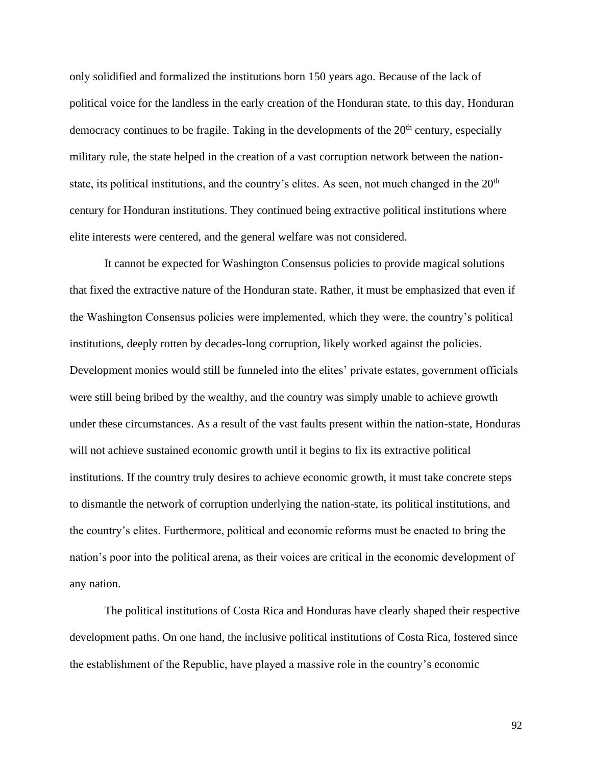only solidified and formalized the institutions born 150 years ago. Because of the lack of political voice for the landless in the early creation of the Honduran state, to this day, Honduran democracy continues to be fragile. Taking in the developments of the 20th century, especially military rule, the state helped in the creation of a vast corruption network between the nation-state, its political institutions, and the country's elites. As seen, not much changed in the 20th century for Honduran institutions. They continued being extractive political institutions where elite interests were centered, and the general welfare was not considered.

It cannot be expected for Washington Consensus policies to provide magical solutions that fixed the extractive nature of the Honduran state. Rather, it must be emphasized that even if the Washington Consensus policies were implemented, which they were, the country's political institutions, deeply rotten by decades-long corruption, likely worked against the policies. Development monies would still be funneled into the elites' private estates, government officials were still being bribed by the wealthy, and the country was simply unable to achieve growth under these circumstances. As a result of the vast faults present within the nation-state, Honduras will not achieve sustained economic growth until it begins to fix its extractive political institutions. If the country truly desires to achieve economic growth, it must take concrete steps to dismantle the network of corruption underlying the nation-state, its political institutions, and the country's elites. Furthermore, political and economic reforms must be enacted to bring the nation's poor into the political arena, as their voices are critical in the economic development of any nation.

The political institutions of Costa Rica and Honduras have clearly shaped their respective development paths. On one hand, the inclusive political institutions of Costa Rica, fostered since the establishment of the Republic, have played a massive role in the country's economic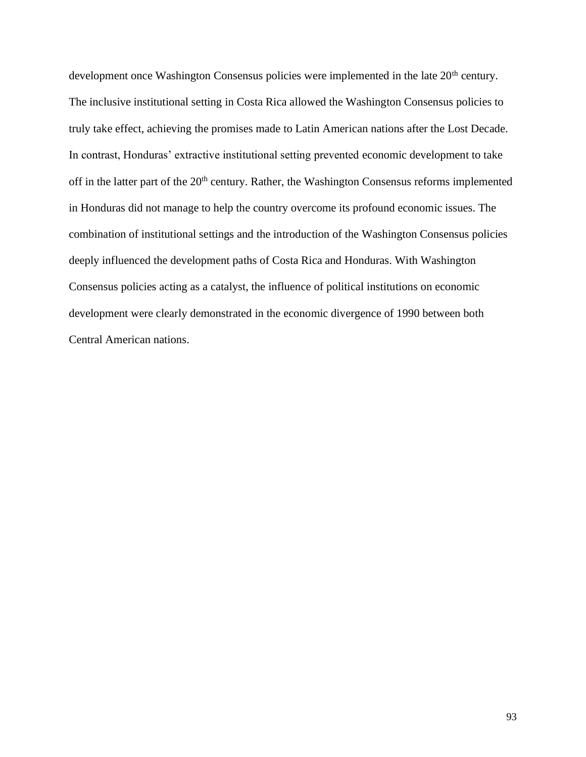development once Washington Consensus policies were implemented in the late 20th century. The inclusive institutional setting in Costa Rica allowed the Washington Consensus policies to truly take effect, achieving the promises made to Latin American nations after the Lost Decade. In contrast, Honduras' extractive institutional setting prevented economic development to take off in the latter part of the 20th century. Rather, the Washington Consensus reforms implemented in Honduras did not manage to help the country overcome its profound economic issues. The combination of institutional settings and the introduction of the Washington Consensus policies deeply influenced the development paths of Costa Rica and Honduras. With Washington Consensus policies acting as a catalyst, the influence of political institutions on economic development were clearly demonstrated in the economic divergence of 1990 between both Central American nations.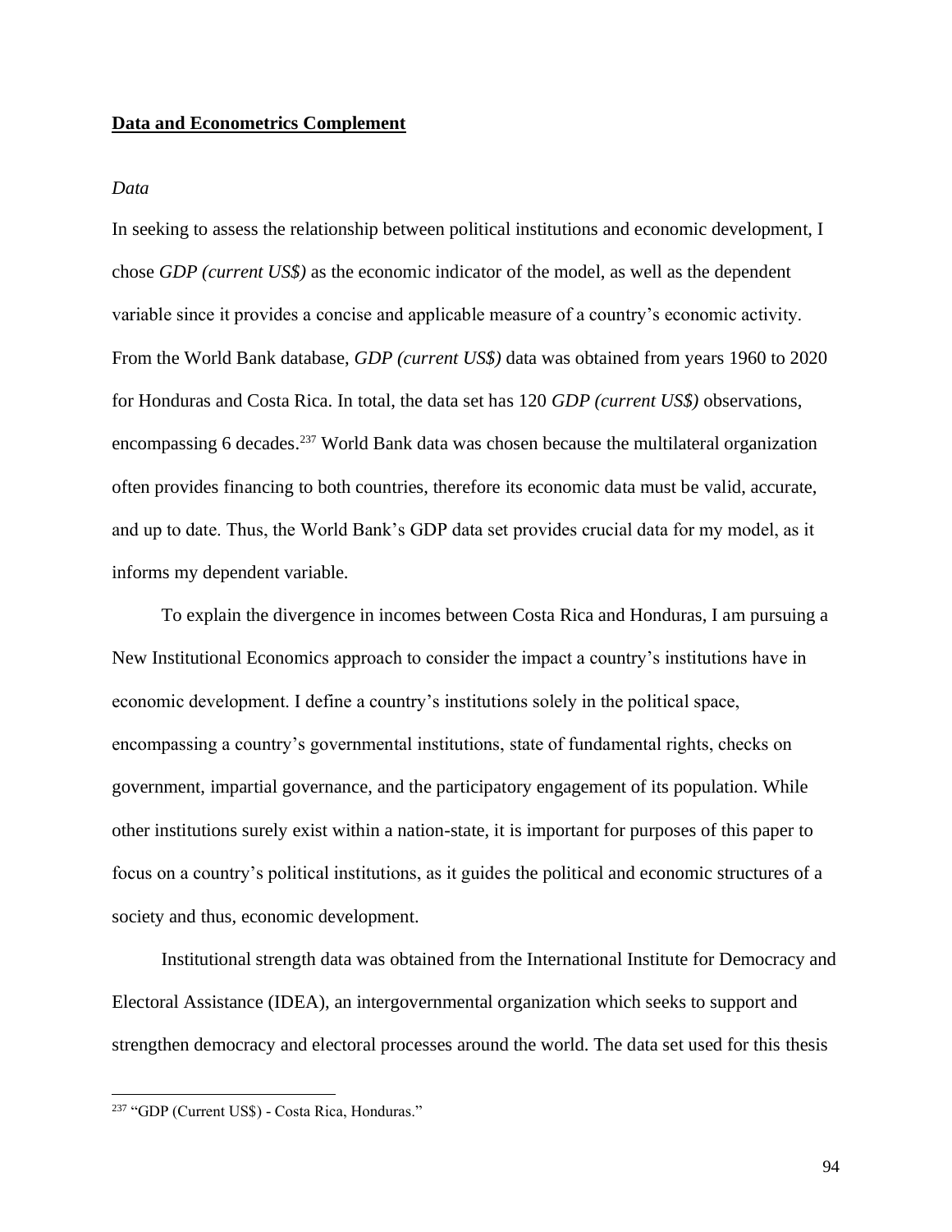## **Data and Econometrics Complement**

*Data*

In seeking to assess the relationship between political institutions and economic development, I chose *GDP (current US$)* as the economic indicator of the model, as well as the dependent variable since it provides a concise and applicable measure of a country's economic activity. From the World Bank database, *GDP (current US$)* data was obtained from years 1960 to 2020 for Honduras and Costa Rica. In total, the data set has 120 *GDP (current US$)* observations, encompassing 6 decades.[237] World Bank data was chosen because the multilateral organization often provides financing to both countries, therefore its economic data must be valid, accurate, and up to date. Thus, the World Bank's GDP data set provides crucial data for my model, as it informs my dependent variable.

To explain the divergence in incomes between Costa Rica and Honduras, I am pursuing a New Institutional Economics approach to consider the impact a country's institutions have in economic development. I define a country's institutions solely in the political space, encompassing a country's governmental institutions, state of fundamental rights, checks on government, impartial governance, and the participatory engagement of its population. While other institutions surely exist within a nation-state, it is important for purposes of this paper to focus on a country's political institutions, as it guides the political and economic structures of a society and thus, economic development.

Institutional strength data was obtained from the International Institute for Democracy and Electoral Assistance (IDEA), an intergovernmental organization which seeks to support and strengthen democracy and electoral processes around the world. The data set used for this thesis

---

[237] "GDP (Current US$) - Costa Rica, Honduras."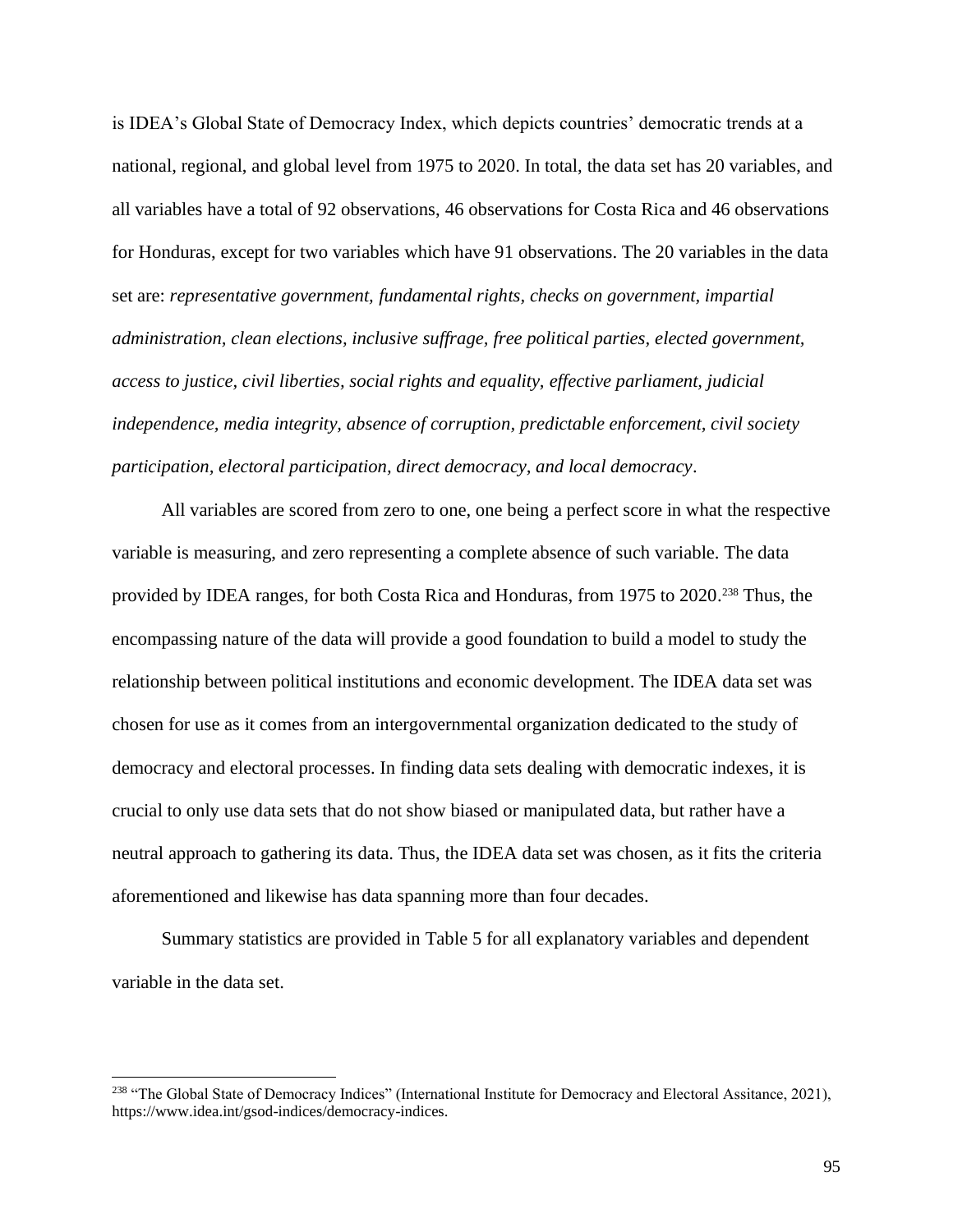is IDEA's Global State of Democracy Index, which depicts countries' democratic trends at a national, regional, and global level from 1975 to 2020. In total, the data set has 20 variables, and all variables have a total of 92 observations, 46 observations for Costa Rica and 46 observations for Honduras, except for two variables which have 91 observations. The 20 variables in the data set are: *representative government, fundamental rights, checks on government, impartial administration, clean elections, inclusive suffrage, free political parties, elected government, access to justice, civil liberties, social rights and equality, effective parliament, judicial independence, media integrity, absence of corruption, predictable enforcement, civil society participation, electoral participation, direct democracy, and local democracy*.

All variables are scored from zero to one, one being a perfect score in what the respective variable is measuring, and zero representing a complete absence of such variable. The data provided by IDEA ranges, for both Costa Rica and Honduras, from 1975 to 2020.[238] Thus, the encompassing nature of the data will provide a good foundation to build a model to study the relationship between political institutions and economic development. The IDEA data set was chosen for use as it comes from an intergovernmental organization dedicated to the study of democracy and electoral processes. In finding data sets dealing with democratic indexes, it is crucial to only use data sets that do not show biased or manipulated data, but rather have a neutral approach to gathering its data. Thus, the IDEA data set was chosen, as it fits the criteria aforementioned and likewise has data spanning more than four decades.

Summary statistics are provided in Table 5 for all explanatory variables and dependent variable in the data set.

---

[238] "The Global State of Democracy Indices" (International Institute for Democracy and Electoral Assitance, 2021), https://www.idea.int/gsod-indices/democracy-indices.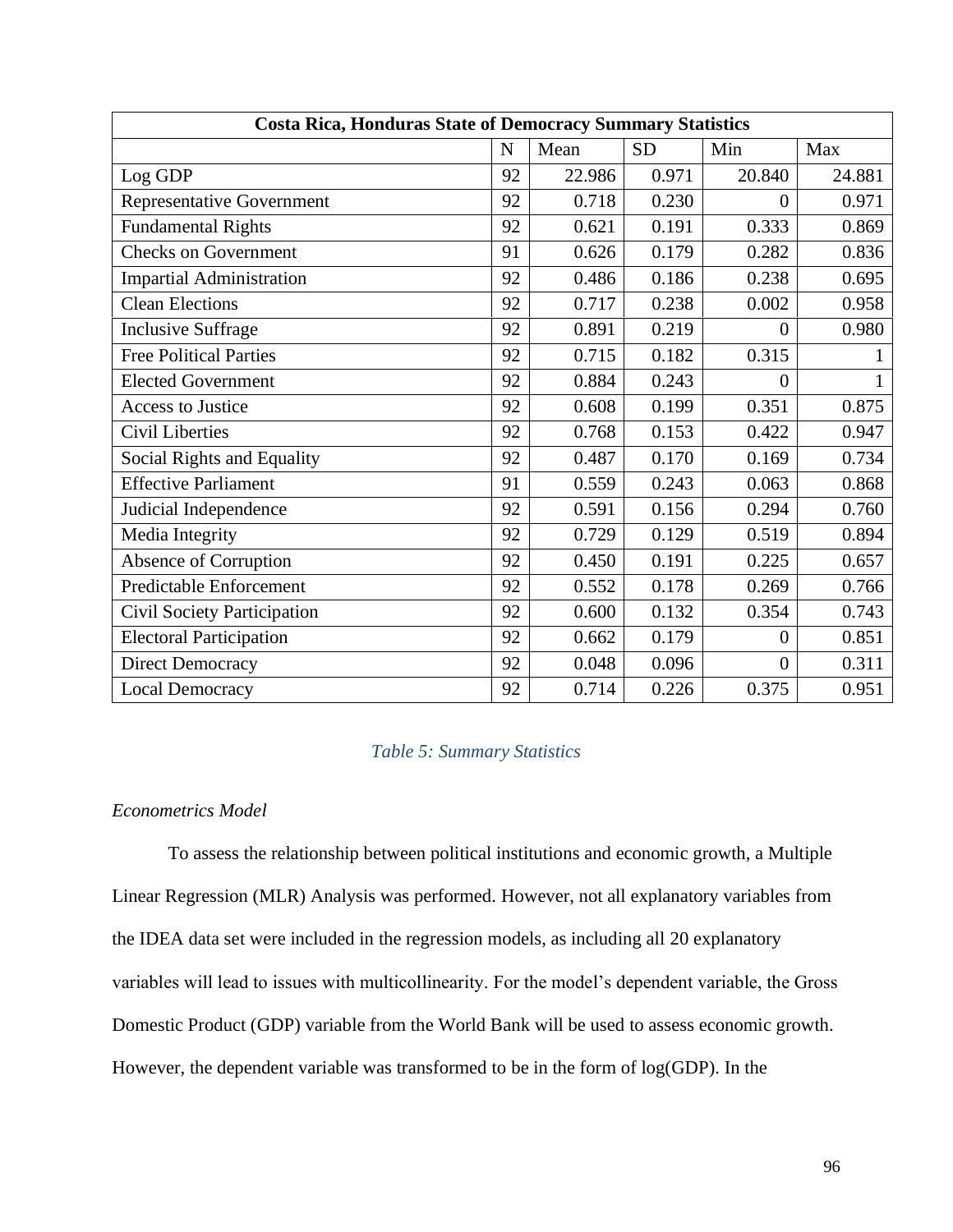| Costa Rica, Honduras State of Democracy Summary Statistics | | | | | |
|---|---|---|---|---|---|
| | N | Mean | SD | Min | Max |
| Log GDP | 92 | 22.986 | 0.971 | 20.840 | 24.881 |
| Representative Government | 92 | 0.718 | 0.230 | 0 | 0.971 |
| Fundamental Rights | 92 | 0.621 | 0.191 | 0.333 | 0.869 |
| Checks on Government | 91 | 0.626 | 0.179 | 0.282 | 0.836 |
| Impartial Administration | 92 | 0.486 | 0.186 | 0.238 | 0.695 |
| Clean Elections | 92 | 0.717 | 0.238 | 0.002 | 0.958 |
| Inclusive Suffrage | 92 | 0.891 | 0.219 | 0 | 0.980 |
| Free Political Parties | 92 | 0.715 | 0.182 | 0.315 | 1 |
| Elected Government | 92 | 0.884 | 0.243 | 0 | 1 |
| Access to Justice | 92 | 0.608 | 0.199 | 0.351 | 0.875 |
| Civil Liberties | 92 | 0.768 | 0.153 | 0.422 | 0.947 |
| Social Rights and Equality | 92 | 0.487 | 0.170 | 0.169 | 0.734 |
| Effective Parliament | 91 | 0.559 | 0.243 | 0.063 | 0.868 |
| Judicial Independence | 92 | 0.591 | 0.156 | 0.294 | 0.760 |
| Media Integrity | 92 | 0.729 | 0.129 | 0.519 | 0.894 |
| Absence of Corruption | 92 | 0.450 | 0.191 | 0.225 | 0.657 |
| Predictable Enforcement | 92 | 0.552 | 0.178 | 0.269 | 0.766 |
| Civil Society Participation | 92 | 0.600 | 0.132 | 0.354 | 0.743 |
| Electoral Participation | 92 | 0.662 | 0.179 | 0 | 0.851 |
| Direct Democracy | 92 | 0.048 | 0.096 | 0 | 0.311 |
| Local Democracy | 92 | 0.714 | 0.226 | 0.375 | 0.951 |

*Table 5: Summary Statistics*

*Econometrics Model*

To assess the relationship between political institutions and economic growth, a Multiple Linear Regression (MLR) Analysis was performed. However, not all explanatory variables from the IDEA data set were included in the regression models, as including all 20 explanatory variables will lead to issues with multicollinearity. For the model's dependent variable, the Gross Domestic Product (GDP) variable from the World Bank will be used to assess economic growth. However, the dependent variable was transformed to be in the form of log(GDP). In the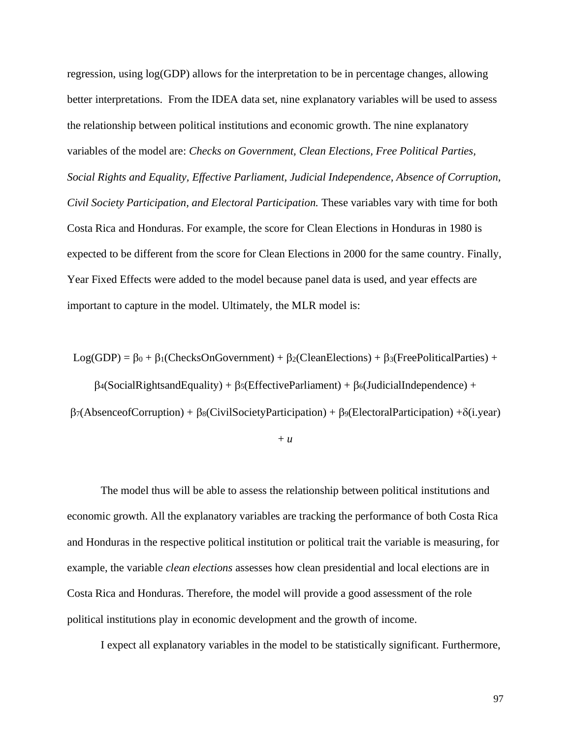regression, using log(GDP) allows for the interpretation to be in percentage changes, allowing better interpretations. From the IDEA data set, nine explanatory variables will be used to assess the relationship between political institutions and economic growth. The nine explanatory variables of the model are: *Checks on Government, Clean Elections, Free Political Parties, Social Rights and Equality, Effective Parliament, Judicial Independence, Absence of Corruption, Civil Society Participation, and Electoral Participation.* These variables vary with time for both Costa Rica and Honduras. For example, the score for Clean Elections in Honduras in 1980 is expected to be different from the score for Clean Elections in 2000 for the same country. Finally, Year Fixed Effects were added to the model because panel data is used, and year effects are important to capture in the model. Ultimately, the MLR model is:

$$\text{Log(GDP)} = \beta_0 + \beta_1(\text{ChecksOnGovernment}) + \beta_2(\text{CleanElections}) + \beta_3(\text{FreePoliticalParties}) + \beta_4(\text{SocialRightsandEquality}) + \beta_5(\text{EffectiveParliament}) + \beta_6(\text{JudicialIndependence}) + \beta_7(\text{AbsenceofCorruption}) + \beta_8(\text{CivilSocietyParticipation}) + \beta_9(\text{ElectoralParticipation}) + \delta(\text{i.year}) + u$$

The model thus will be able to assess the relationship between political institutions and economic growth. All the explanatory variables are tracking the performance of both Costa Rica and Honduras in the respective political institution or political trait the variable is measuring, for example, the variable *clean elections* assesses how clean presidential and local elections are in Costa Rica and Honduras. Therefore, the model will provide a good assessment of the role political institutions play in economic development and the growth of income.

I expect all explanatory variables in the model to be statistically significant. Furthermore,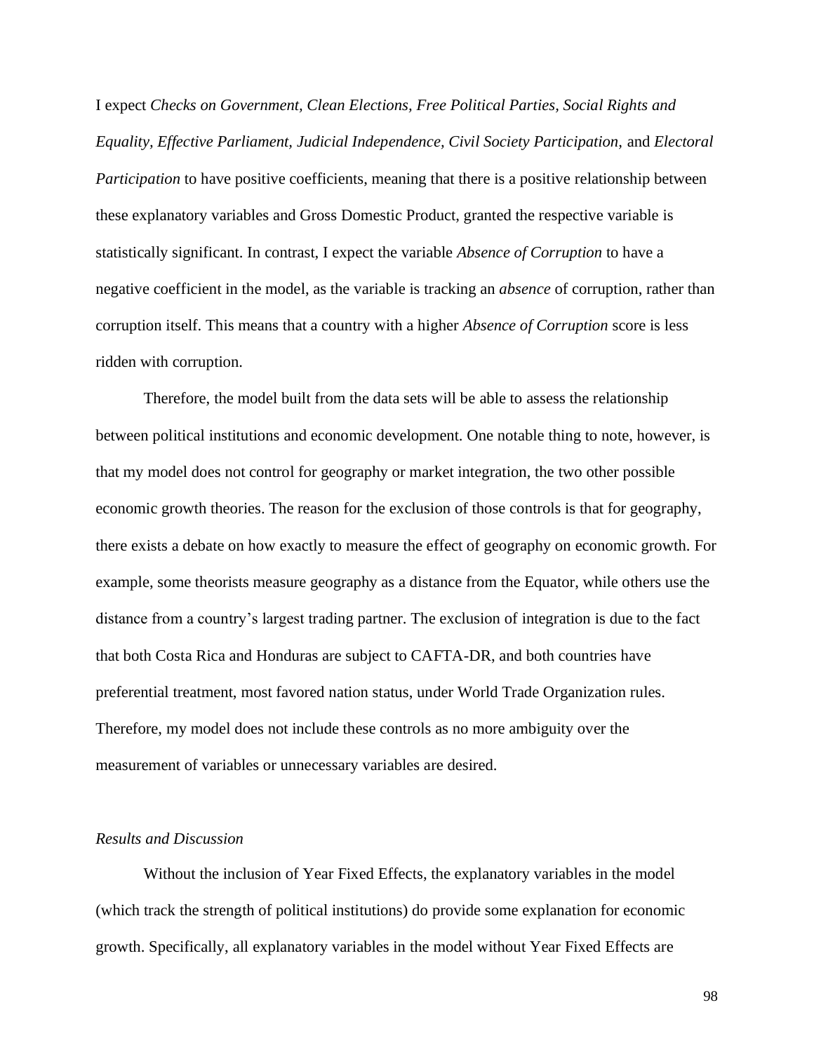I expect *Checks on Government, Clean Elections, Free Political Parties, Social Rights and Equality, Effective Parliament, Judicial Independence, Civil Society Participation,* and *Electoral Participation* to have positive coefficients, meaning that there is a positive relationship between these explanatory variables and Gross Domestic Product, granted the respective variable is statistically significant. In contrast, I expect the variable *Absence of Corruption* to have a negative coefficient in the model, as the variable is tracking an *absence* of corruption, rather than corruption itself. This means that a country with a higher *Absence of Corruption* score is less ridden with corruption.

Therefore, the model built from the data sets will be able to assess the relationship between political institutions and economic development. One notable thing to note, however, is that my model does not control for geography or market integration, the two other possible economic growth theories. The reason for the exclusion of those controls is that for geography, there exists a debate on how exactly to measure the effect of geography on economic growth. For example, some theorists measure geography as a distance from the Equator, while others use the distance from a country's largest trading partner. The exclusion of integration is due to the fact that both Costa Rica and Honduras are subject to CAFTA-DR, and both countries have preferential treatment, most favored nation status, under World Trade Organization rules. Therefore, my model does not include these controls as no more ambiguity over the measurement of variables or unnecessary variables are desired.

*Results and Discussion*

Without the inclusion of Year Fixed Effects, the explanatory variables in the model (which track the strength of political institutions) do provide some explanation for economic growth. Specifically, all explanatory variables in the model without Year Fixed Effects are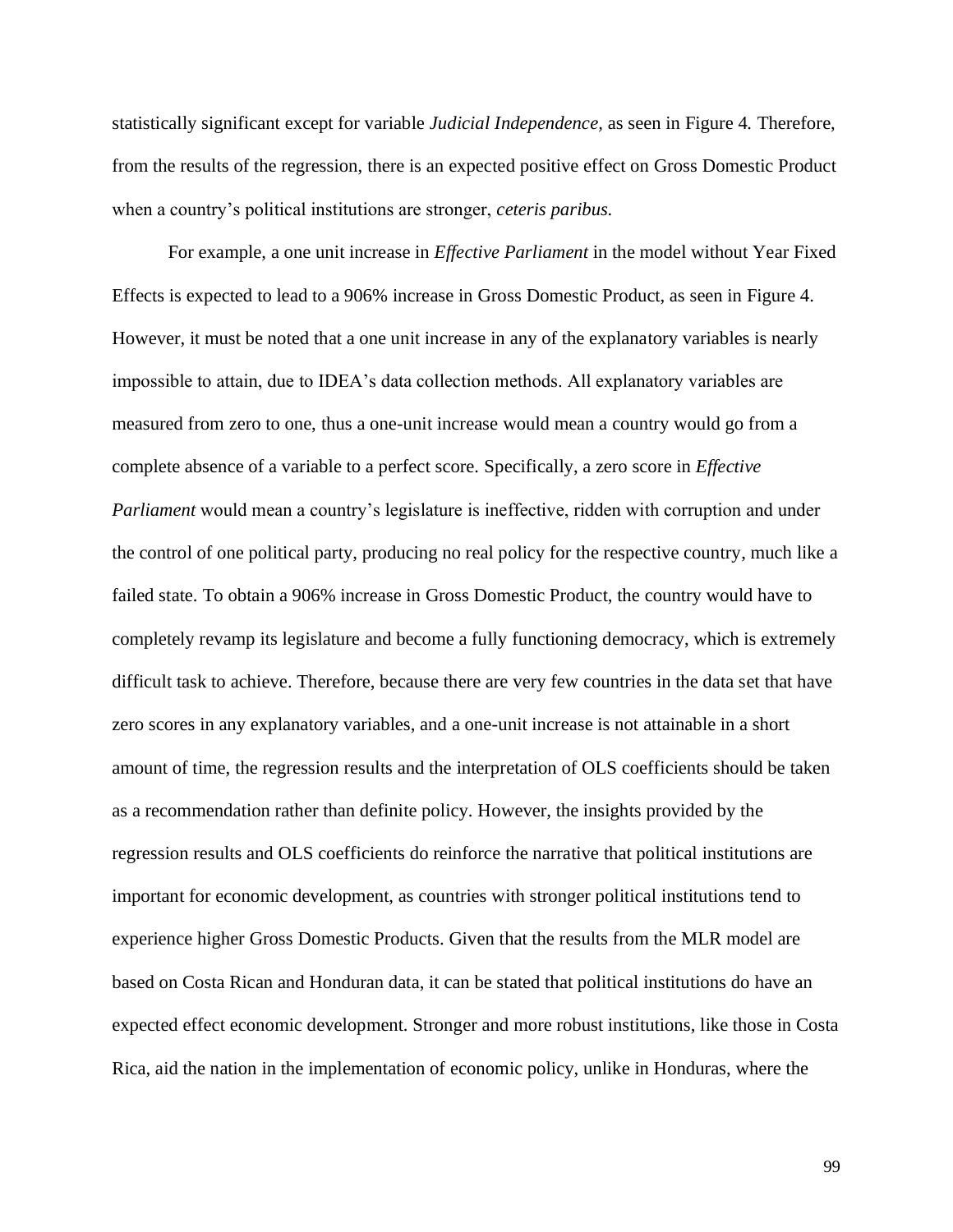statistically significant except for variable *Judicial Independence,* as seen in Figure 4*.* Therefore, from the results of the regression, there is an expected positive effect on Gross Domestic Product when a country's political institutions are stronger, *ceteris paribus.*

For example, a one unit increase in *Effective Parliament* in the model without Year Fixed Effects is expected to lead to a 906% increase in Gross Domestic Product, as seen in Figure 4. However, it must be noted that a one unit increase in any of the explanatory variables is nearly impossible to attain, due to IDEA's data collection methods. All explanatory variables are measured from zero to one, thus a one-unit increase would mean a country would go from a complete absence of a variable to a perfect score. Specifically, a zero score in *Effective Parliament* would mean a country's legislature is ineffective, ridden with corruption and under the control of one political party, producing no real policy for the respective country, much like a failed state. To obtain a 906% increase in Gross Domestic Product, the country would have to completely revamp its legislature and become a fully functioning democracy, which is extremely difficult task to achieve. Therefore, because there are very few countries in the data set that have zero scores in any explanatory variables, and a one-unit increase is not attainable in a short amount of time, the regression results and the interpretation of OLS coefficients should be taken as a recommendation rather than definite policy. However, the insights provided by the regression results and OLS coefficients do reinforce the narrative that political institutions are important for economic development, as countries with stronger political institutions tend to experience higher Gross Domestic Products. Given that the results from the MLR model are based on Costa Rican and Honduran data, it can be stated that political institutions do have an expected effect economic development. Stronger and more robust institutions, like those in Costa Rica, aid the nation in the implementation of economic policy, unlike in Honduras, where the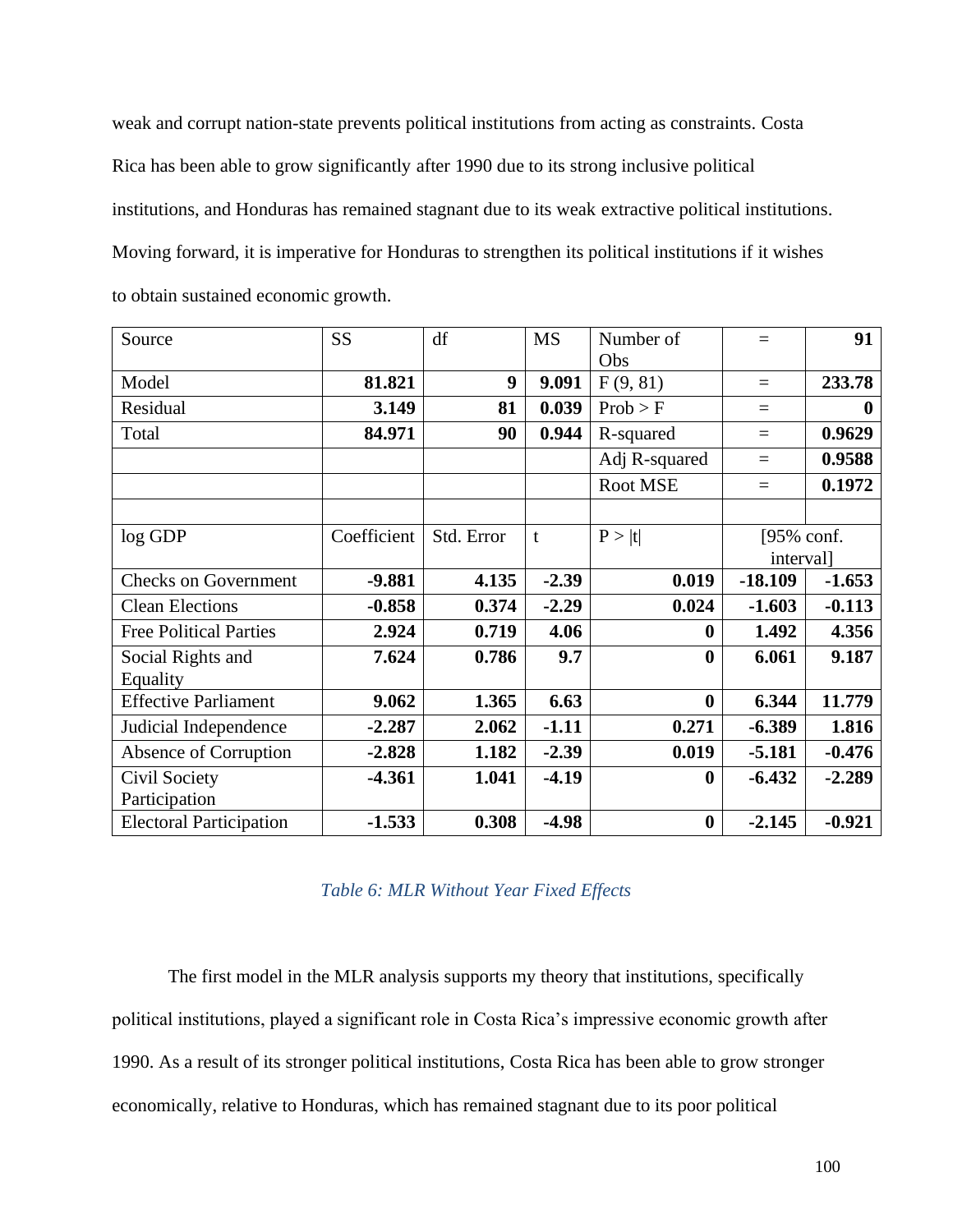weak and corrupt nation-state prevents political institutions from acting as constraints. Costa Rica has been able to grow significantly after 1990 due to its strong inclusive political institutions, and Honduras has remained stagnant due to its weak extractive political institutions. Moving forward, it is imperative for Honduras to strengthen its political institutions if it wishes to obtain sustained economic growth.

| Source | SS | df | MS | Number of Obs | = | **91** |
|---|---|---|---|---|---|---|
| Model | **81.821** | **9** | **9.091** | F (9, 81) | = | **233.78** |
| Residual | **3.149** | **81** | **0.039** | Prob > F | = | **0** |
| Total | **84.971** | **90** | **0.944** | R-squared | = | **0.9629** |
| | | | | Adj R-squared | = | **0.9588** |
| | | | | Root MSE | = | **0.1972** |
| | | | | | | |
| log GDP | Coefficient | Std. Error | t | P > \|t\| | [95% conf. interval] | |
| Checks on Government | **-9.881** | **4.135** | **-2.39** | **0.019** | **-18.109** | **-1.653** |
| Clean Elections | **-0.858** | **0.374** | **-2.29** | **0.024** | **-1.603** | **-0.113** |
| Free Political Parties | **2.924** | **0.719** | **4.06** | **0** | **1.492** | **4.356** |
| Social Rights and Equality | **7.624** | **0.786** | **9.7** | **0** | **6.061** | **9.187** |
| Effective Parliament | **9.062** | **1.365** | **6.63** | **0** | **6.344** | **11.779** |
| Judicial Independence | **-2.287** | **2.062** | **-1.11** | **0.271** | **-6.389** | **1.816** |
| Absence of Corruption | **-2.828** | **1.182** | **-2.39** | **0.019** | **-5.181** | **-0.476** |
| Civil Society Participation | **-4.361** | **1.041** | **-4.19** | **0** | **-6.432** | **-2.289** |
| Electoral Participation | **-1.533** | **0.308** | **-4.98** | **0** | **-2.145** | **-0.921** |

*Table 6: MLR Without Year Fixed Effects*

The first model in the MLR analysis supports my theory that institutions, specifically political institutions, played a significant role in Costa Rica's impressive economic growth after 1990. As a result of its stronger political institutions, Costa Rica has been able to grow stronger economically, relative to Honduras, which has remained stagnant due to its poor political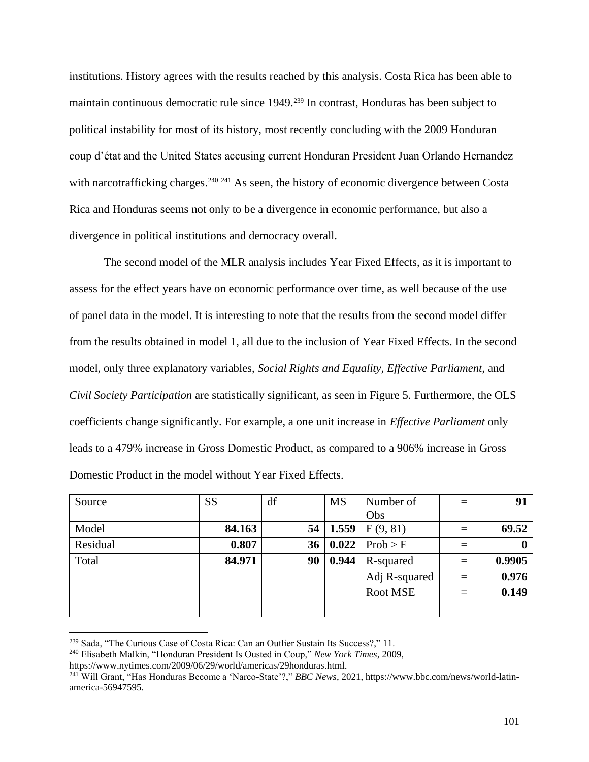institutions. History agrees with the results reached by this analysis. Costa Rica has been able to maintain continuous democratic rule since 1949.[239] In contrast, Honduras has been subject to political instability for most of its history, most recently concluding with the 2009 Honduran coup d'état and the United States accusing current Honduran President Juan Orlando Hernandez with narcotrafficking charges.[240] [241] As seen, the history of economic divergence between Costa Rica and Honduras seems not only to be a divergence in economic performance, but also a divergence in political institutions and democracy overall.

The second model of the MLR analysis includes Year Fixed Effects, as it is important to assess for the effect years have on economic performance over time, as well because of the use of panel data in the model. It is interesting to note that the results from the second model differ from the results obtained in model 1, all due to the inclusion of Year Fixed Effects. In the second model, only three explanatory variables, *Social Rights and Equality, Effective Parliament,* and *Civil Society Participation* are statistically significant, as seen in Figure 5. Furthermore, the OLS coefficients change significantly. For example, a one unit increase in *Effective Parliament* only leads to a 479% increase in Gross Domestic Product, as compared to a 906% increase in Gross Domestic Product in the model without Year Fixed Effects.

| Source | SS | df | MS | Number of Obs | = | 91 |
|---|---|---|---|---|---|---|
| Model | **84.163** | **54** | **1.559** | F (9, 81) | = | **69.52** |
| Residual | **0.807** | **36** | **0.022** | Prob > F | = | **0** |
| Total | **84.971** | **90** | **0.944** | R-squared | = | **0.9905** |
| | | | | Adj R-squared | = | **0.976** |
| | | | | Root MSE | = | **0.149** |
| | | | | | | |

[239] Sada, "The Curious Case of Costa Rica: Can an Outlier Sustain Its Success?," 11.

[240] Elisabeth Malkin, "Honduran President Is Ousted in Coup," *New York Times*, 2009, https://www.nytimes.com/2009/06/29/world/americas/29honduras.html.

[241] Will Grant, "Has Honduras Become a 'Narco-State'?," *BBC News*, 2021, https://www.bbc.com/news/world-latin-america-56947595.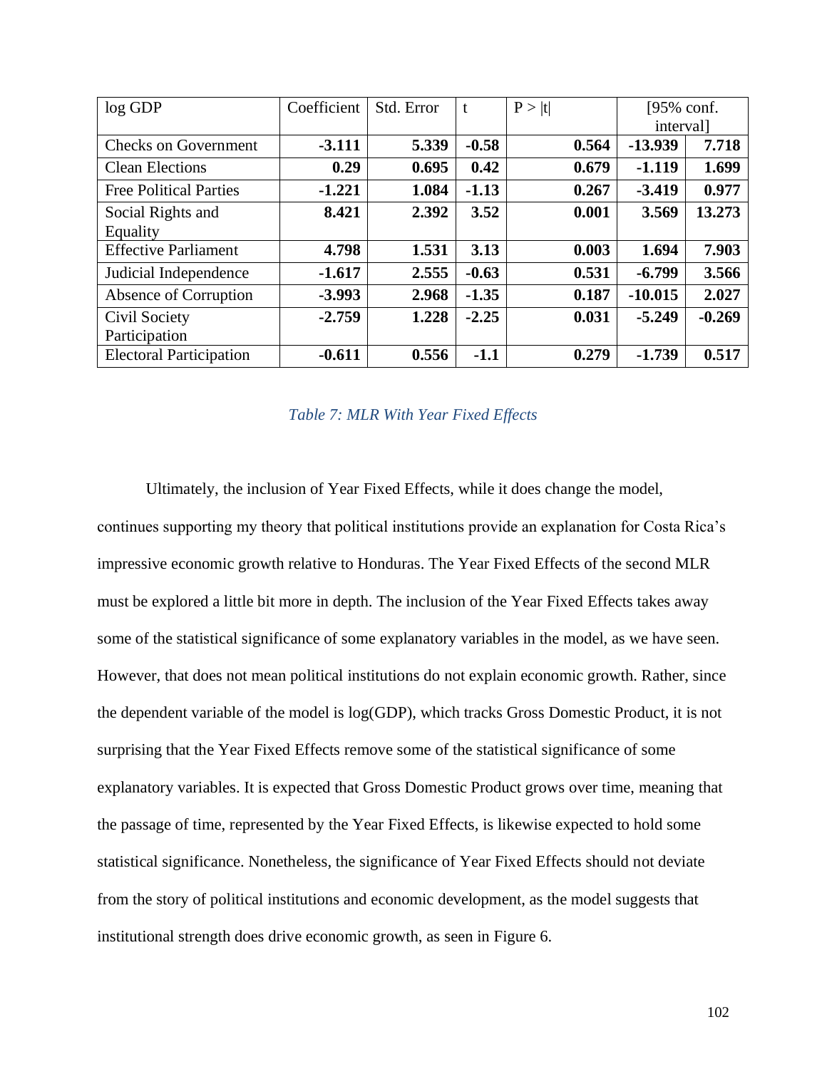| log GDP | Coefficient | Std. Error | t | P > \|t\| | [95% conf. interval] | |
|---|---|---|---|---|---|---|
| Checks on Government | **-3.111** | **5.339** | **-0.58** | **0.564** | **-13.939** | **7.718** |
| Clean Elections | **0.29** | **0.695** | **0.42** | **0.679** | **-1.119** | **1.699** |
| Free Political Parties | **-1.221** | **1.084** | **-1.13** | **0.267** | **-3.419** | **0.977** |
| Social Rights and Equality | **8.421** | **2.392** | **3.52** | **0.001** | **3.569** | **13.273** |
| Effective Parliament | **4.798** | **1.531** | **3.13** | **0.003** | **1.694** | **7.903** |
| Judicial Independence | **-1.617** | **2.555** | **-0.63** | **0.531** | **-6.799** | **3.566** |
| Absence of Corruption | **-3.993** | **2.968** | **-1.35** | **0.187** | **-10.015** | **2.027** |
| Civil Society Participation | **-2.759** | **1.228** | **-2.25** | **0.031** | **-5.249** | **-0.269** |
| Electoral Participation | **-0.611** | **0.556** | **-1.1** | **0.279** | **-1.739** | **0.517** |

*Table 7: MLR With Year Fixed Effects*

Ultimately, the inclusion of Year Fixed Effects, while it does change the model, continues supporting my theory that political institutions provide an explanation for Costa Rica's impressive economic growth relative to Honduras. The Year Fixed Effects of the second MLR must be explored a little bit more in depth. The inclusion of the Year Fixed Effects takes away some of the statistical significance of some explanatory variables in the model, as we have seen. However, that does not mean political institutions do not explain economic growth. Rather, since the dependent variable of the model is log(GDP), which tracks Gross Domestic Product, it is not surprising that the Year Fixed Effects remove some of the statistical significance of some explanatory variables. It is expected that Gross Domestic Product grows over time, meaning that the passage of time, represented by the Year Fixed Effects, is likewise expected to hold some statistical significance. Nonetheless, the significance of Year Fixed Effects should not deviate from the story of political institutions and economic development, as the model suggests that institutional strength does drive economic growth, as seen in Figure 6.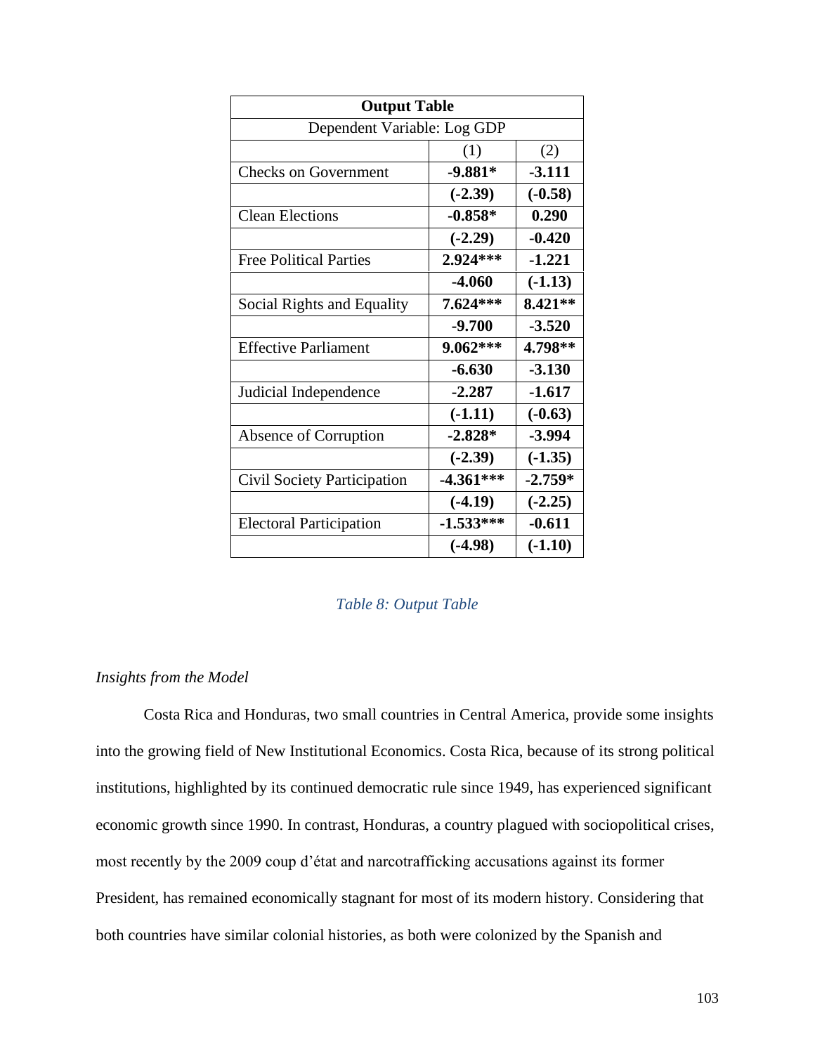| **Output Table** | | |
|---|---|---|
| Dependent Variable: Log GDP | | |
| | (1) | (2) |
| Checks on Government | **-9.881*** | **-3.111** |
| | **(-2.39)** | **(-0.58)** |
| Clean Elections | **-0.858*** | **0.290** |
| | **(-2.29)** | **-0.420** |
| Free Political Parties | **2.924***** | **-1.221** |
| | **-4.060** | **(-1.13)** |
| Social Rights and Equality | **7.624***** | **8.421**** |
| | **-9.700** | **-3.520** |
| Effective Parliament | **9.062***** | **4.798**** |
| | **-6.630** | **-3.130** |
| Judicial Independence | **-2.287** | **-1.617** |
| | **(-1.11)** | **(-0.63)** |
| Absence of Corruption | **-2.828*** | **-3.994** |
| | **(-2.39)** | **(-1.35)** |
| Civil Society Participation | **-4.361***** | **-2.759*** |
| | **(-4.19)** | **(-2.25)** |
| Electoral Participation | **-1.533***** | **-0.611** |
| | **(-4.98)** | **(-1.10)** |

*Table 8: Output Table*

*Insights from the Model*

Costa Rica and Honduras, two small countries in Central America, provide some insights into the growing field of New Institutional Economics. Costa Rica, because of its strong political institutions, highlighted by its continued democratic rule since 1949, has experienced significant economic growth since 1990. In contrast, Honduras, a country plagued with sociopolitical crises, most recently by the 2009 coup d'état and narcotrafficking accusations against its former President, has remained economically stagnant for most of its modern history. Considering that both countries have similar colonial histories, as both were colonized by the Spanish and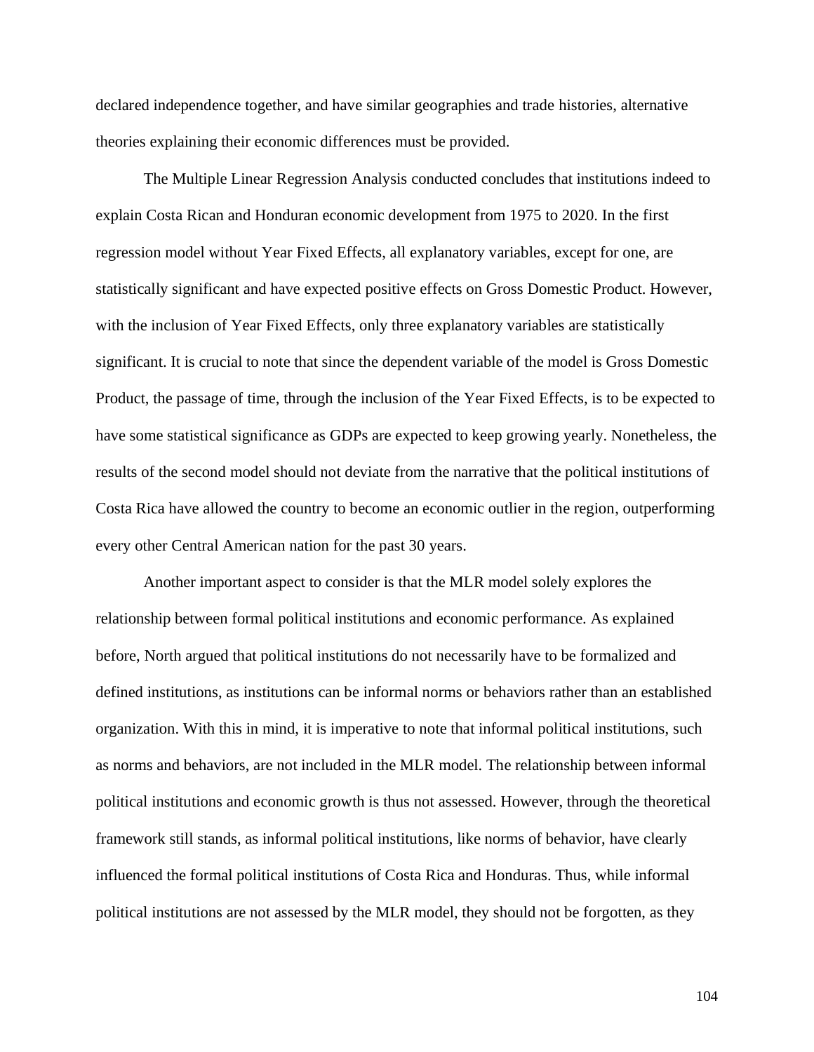declared independence together, and have similar geographies and trade histories, alternative theories explaining their economic differences must be provided.

The Multiple Linear Regression Analysis conducted concludes that institutions indeed to explain Costa Rican and Honduran economic development from 1975 to 2020. In the first regression model without Year Fixed Effects, all explanatory variables, except for one, are statistically significant and have expected positive effects on Gross Domestic Product. However, with the inclusion of Year Fixed Effects, only three explanatory variables are statistically significant. It is crucial to note that since the dependent variable of the model is Gross Domestic Product, the passage of time, through the inclusion of the Year Fixed Effects, is to be expected to have some statistical significance as GDPs are expected to keep growing yearly. Nonetheless, the results of the second model should not deviate from the narrative that the political institutions of Costa Rica have allowed the country to become an economic outlier in the region, outperforming every other Central American nation for the past 30 years.

Another important aspect to consider is that the MLR model solely explores the relationship between formal political institutions and economic performance. As explained before, North argued that political institutions do not necessarily have to be formalized and defined institutions, as institutions can be informal norms or behaviors rather than an established organization. With this in mind, it is imperative to note that informal political institutions, such as norms and behaviors, are not included in the MLR model. The relationship between informal political institutions and economic growth is thus not assessed. However, through the theoretical framework still stands, as informal political institutions, like norms of behavior, have clearly influenced the formal political institutions of Costa Rica and Honduras. Thus, while informal political institutions are not assessed by the MLR model, they should not be forgotten, as they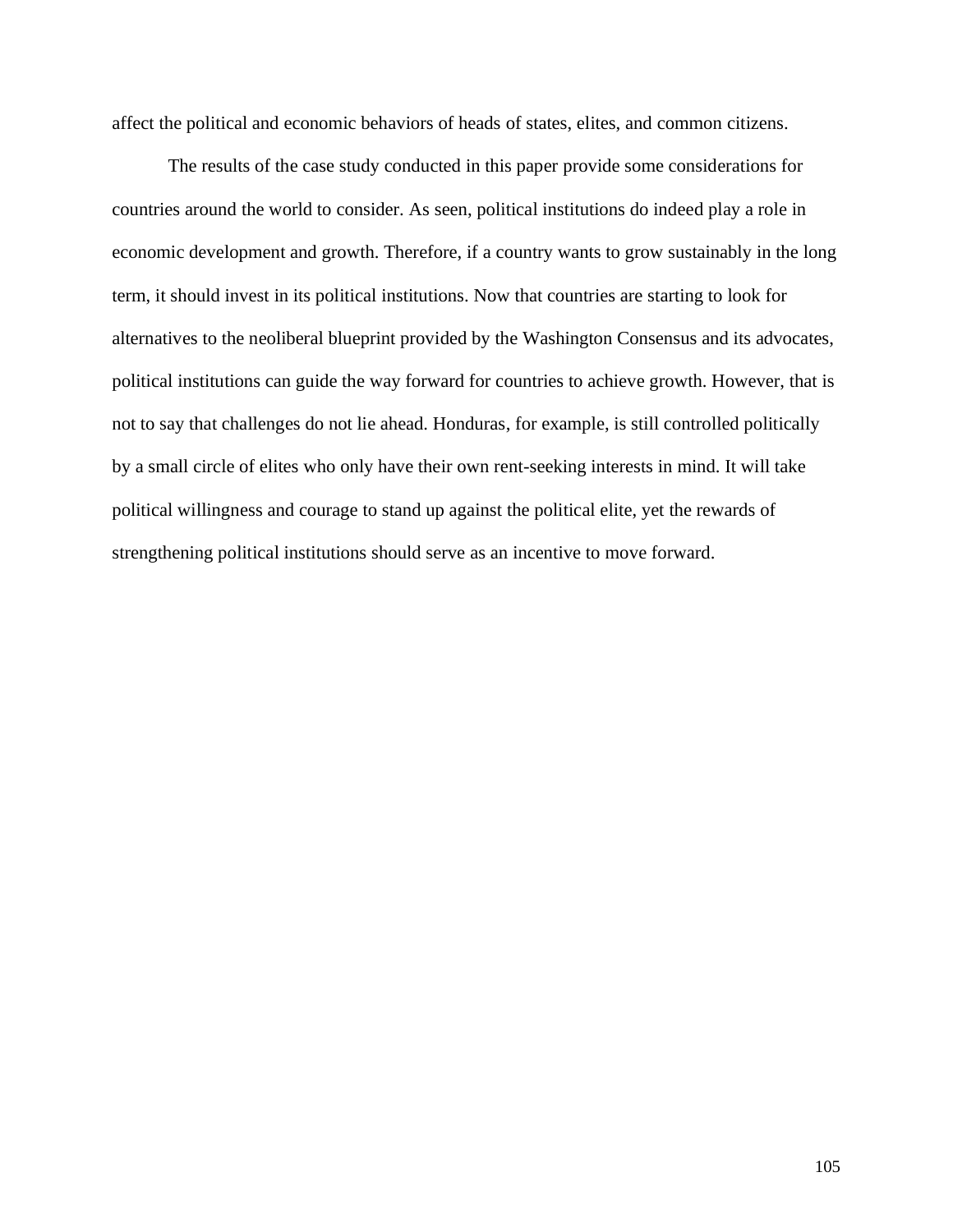affect the political and economic behaviors of heads of states, elites, and common citizens.

The results of the case study conducted in this paper provide some considerations for countries around the world to consider. As seen, political institutions do indeed play a role in economic development and growth. Therefore, if a country wants to grow sustainably in the long term, it should invest in its political institutions. Now that countries are starting to look for alternatives to the neoliberal blueprint provided by the Washington Consensus and its advocates, political institutions can guide the way forward for countries to achieve growth. However, that is not to say that challenges do not lie ahead. Honduras, for example, is still controlled politically by a small circle of elites who only have their own rent-seeking interests in mind. It will take political willingness and courage to stand up against the political elite, yet the rewards of strengthening political institutions should serve as an incentive to move forward.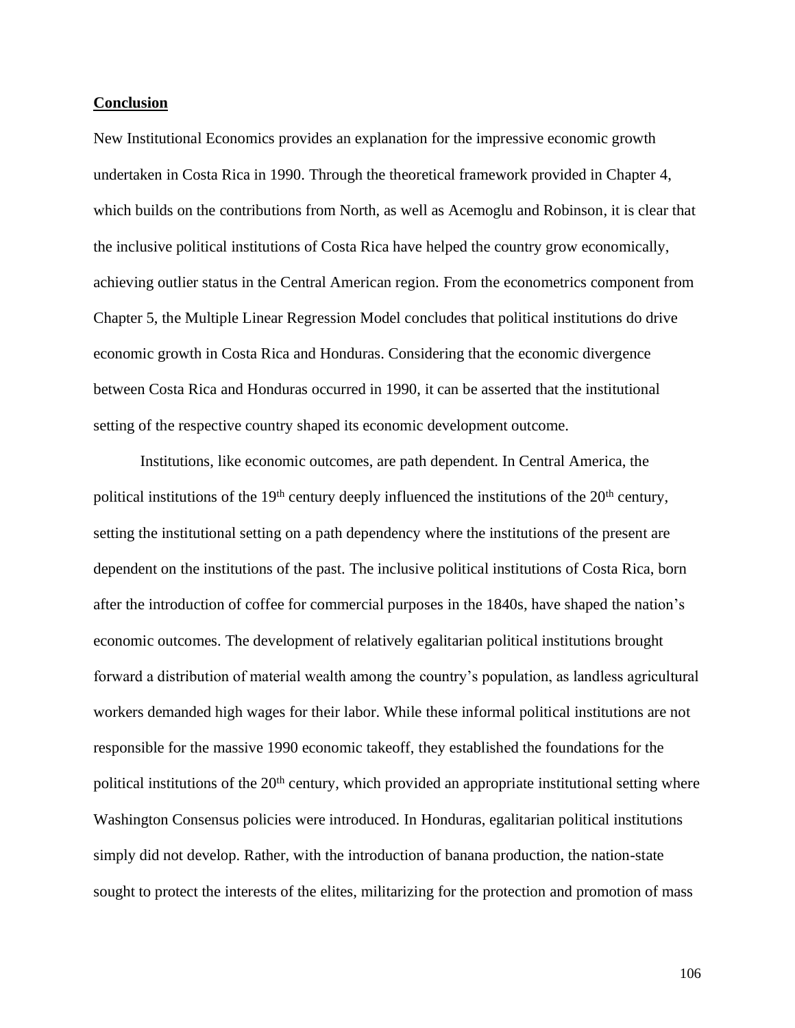## **Conclusion**

New Institutional Economics provides an explanation for the impressive economic growth undertaken in Costa Rica in 1990. Through the theoretical framework provided in Chapter 4, which builds on the contributions from North, as well as Acemoglu and Robinson, it is clear that the inclusive political institutions of Costa Rica have helped the country grow economically, achieving outlier status in the Central American region. From the econometrics component from Chapter 5, the Multiple Linear Regression Model concludes that political institutions do drive economic growth in Costa Rica and Honduras. Considering that the economic divergence between Costa Rica and Honduras occurred in 1990, it can be asserted that the institutional setting of the respective country shaped its economic development outcome.

Institutions, like economic outcomes, are path dependent. In Central America, the political institutions of the 19th century deeply influenced the institutions of the 20th century, setting the institutional setting on a path dependency where the institutions of the present are dependent on the institutions of the past. The inclusive political institutions of Costa Rica, born after the introduction of coffee for commercial purposes in the 1840s, have shaped the nation's economic outcomes. The development of relatively egalitarian political institutions brought forward a distribution of material wealth among the country's population, as landless agricultural workers demanded high wages for their labor. While these informal political institutions are not responsible for the massive 1990 economic takeoff, they established the foundations for the political institutions of the 20th century, which provided an appropriate institutional setting where Washington Consensus policies were introduced. In Honduras, egalitarian political institutions simply did not develop. Rather, with the introduction of banana production, the nation-state sought to protect the interests of the elites, militarizing for the protection and promotion of mass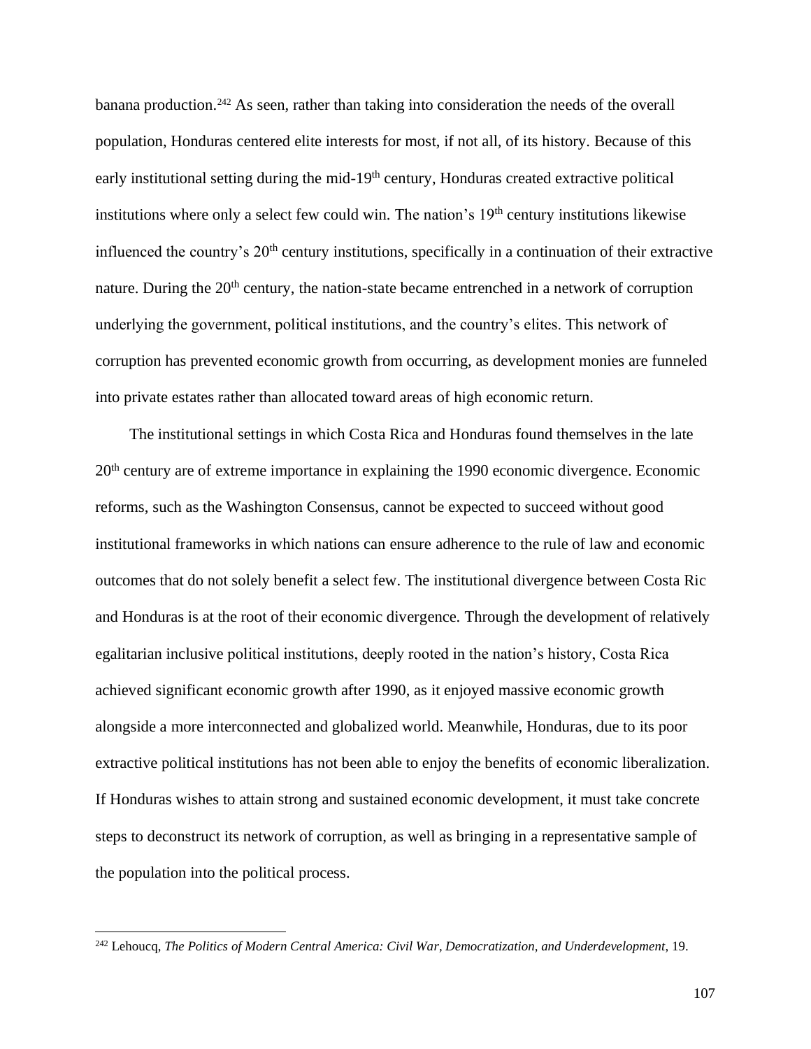banana production.[242] As seen, rather than taking into consideration the needs of the overall population, Honduras centered elite interests for most, if not all, of its history. Because of this early institutional setting during the mid-19th century, Honduras created extractive political institutions where only a select few could win. The nation's 19th century institutions likewise influenced the country's 20th century institutions, specifically in a continuation of their extractive nature. During the 20th century, the nation-state became entrenched in a network of corruption underlying the government, political institutions, and the country's elites. This network of corruption has prevented economic growth from occurring, as development monies are funneled into private estates rather than allocated toward areas of high economic return.

The institutional settings in which Costa Rica and Honduras found themselves in the late 20th century are of extreme importance in explaining the 1990 economic divergence. Economic reforms, such as the Washington Consensus, cannot be expected to succeed without good institutional frameworks in which nations can ensure adherence to the rule of law and economic outcomes that do not solely benefit a select few. The institutional divergence between Costa Ric and Honduras is at the root of their economic divergence. Through the development of relatively egalitarian inclusive political institutions, deeply rooted in the nation's history, Costa Rica achieved significant economic growth after 1990, as it enjoyed massive economic growth alongside a more interconnected and globalized world. Meanwhile, Honduras, due to its poor extractive political institutions has not been able to enjoy the benefits of economic liberalization. If Honduras wishes to attain strong and sustained economic development, it must take concrete steps to deconstruct its network of corruption, as well as bringing in a representative sample of the population into the political process.

[242] Lehoucq, *The Politics of Modern Central America: Civil War, Democratization, and Underdevelopment*, 19.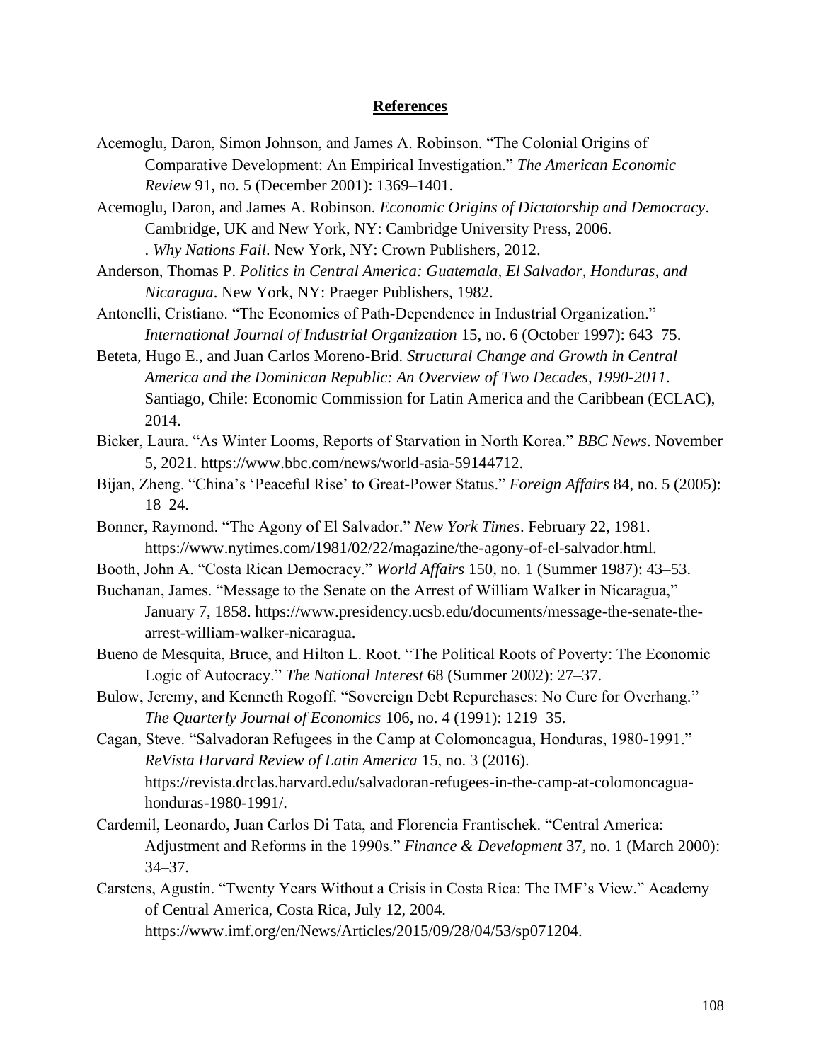## References

Acemoglu, Daron, Simon Johnson, and James A. Robinson. "The Colonial Origins of Comparative Development: An Empirical Investigation." *The American Economic Review* 91, no. 5 (December 2001): 1369–1401.

Acemoglu, Daron, and James A. Robinson. *Economic Origins of Dictatorship and Democracy*. Cambridge, UK and New York, NY: Cambridge University Press, 2006.

———. *Why Nations Fail*. New York, NY: Crown Publishers, 2012.

Anderson, Thomas P. *Politics in Central America: Guatemala, El Salvador, Honduras, and Nicaragua*. New York, NY: Praeger Publishers, 1982.

Antonelli, Cristiano. "The Economics of Path-Dependence in Industrial Organization." *International Journal of Industrial Organization* 15, no. 6 (October 1997): 643–75.

Beteta, Hugo E., and Juan Carlos Moreno-Brid. *Structural Change and Growth in Central America and the Dominican Republic: An Overview of Two Decades, 1990-2011*. Santiago, Chile: Economic Commission for Latin America and the Caribbean (ECLAC), 2014.

Bicker, Laura. "As Winter Looms, Reports of Starvation in North Korea." *BBC News*. November 5, 2021. https://www.bbc.com/news/world-asia-59144712.

Bijan, Zheng. "China's 'Peaceful Rise' to Great-Power Status." *Foreign Affairs* 84, no. 5 (2005): 18–24.

Bonner, Raymond. "The Agony of El Salvador." *New York Times*. February 22, 1981. https://www.nytimes.com/1981/02/22/magazine/the-agony-of-el-salvador.html.

Booth, John A. "Costa Rican Democracy." *World Affairs* 150, no. 1 (Summer 1987): 43–53.

Buchanan, James. "Message to the Senate on the Arrest of William Walker in Nicaragua," January 7, 1858. https://www.presidency.ucsb.edu/documents/message-the-senate-the-arrest-william-walker-nicaragua.

Bueno de Mesquita, Bruce, and Hilton L. Root. "The Political Roots of Poverty: The Economic Logic of Autocracy." *The National Interest* 68 (Summer 2002): 27–37.

Bulow, Jeremy, and Kenneth Rogoff. "Sovereign Debt Repurchases: No Cure for Overhang." *The Quarterly Journal of Economics* 106, no. 4 (1991): 1219–35.

Cagan, Steve. "Salvadoran Refugees in the Camp at Colomoncagua, Honduras, 1980-1991." *ReVista Harvard Review of Latin America* 15, no. 3 (2016). https://revista.drclas.harvard.edu/salvadoran-refugees-in-the-camp-at-colomoncagua-honduras-1980-1991/.

Cardemil, Leonardo, Juan Carlos Di Tata, and Florencia Frantischek. "Central America: Adjustment and Reforms in the 1990s." *Finance & Development* 37, no. 1 (March 2000): 34–37.

Carstens, Agustín. "Twenty Years Without a Crisis in Costa Rica: The IMF's View." Academy of Central America, Costa Rica, July 12, 2004. https://www.imf.org/en/News/Articles/2015/09/28/04/53/sp071204.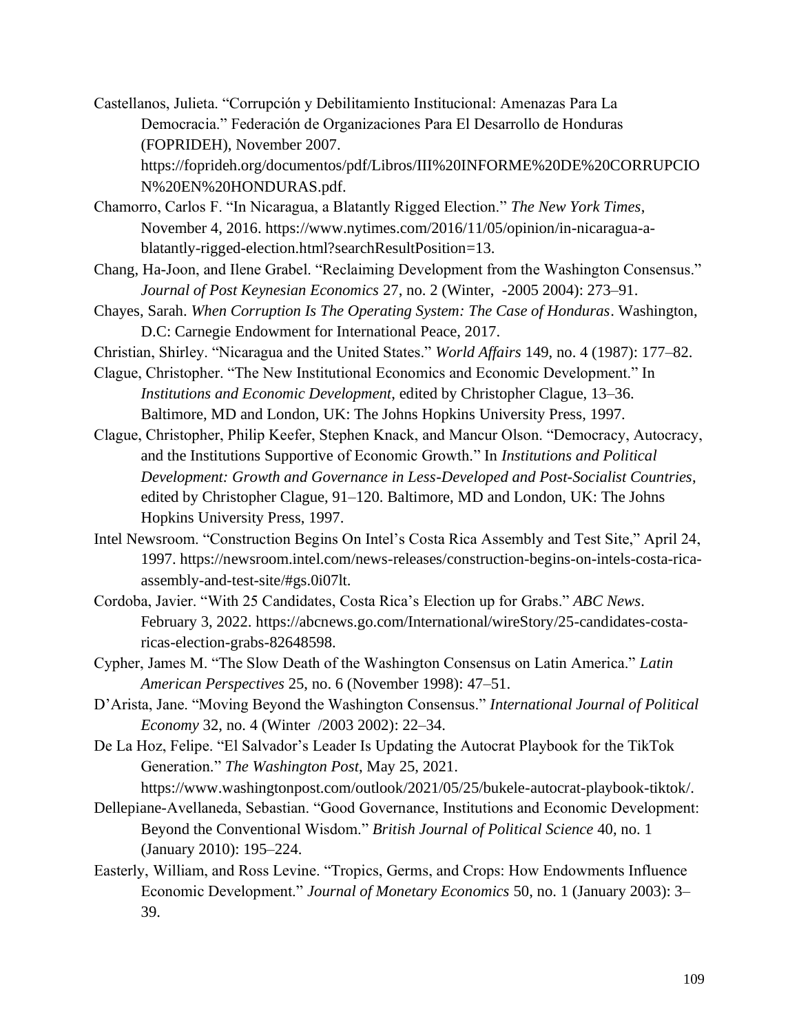Castellanos, Julieta. "Corrupción y Debilitamiento Institucional: Amenazas Para La Democracia." Federación de Organizaciones Para El Desarrollo de Honduras (FOPRIDEH), November 2007. https://foprideh.org/documentos/pdf/Libros/III%20INFORME%20DE%20CORRUPCION%20EN%20HONDURAS.pdf.

Chamorro, Carlos F. "In Nicaragua, a Blatantly Rigged Election." *The New York Times*, November 4, 2016. https://www.nytimes.com/2016/11/05/opinion/in-nicaragua-a-blatantly-rigged-election.html?searchResultPosition=13.

Chang, Ha-Joon, and Ilene Grabel. "Reclaiming Development from the Washington Consensus." *Journal of Post Keynesian Economics* 27, no. 2 (Winter, -2005 2004): 273–91.

Chayes, Sarah. *When Corruption Is The Operating System: The Case of Honduras*. Washington, D.C: Carnegie Endowment for International Peace, 2017.

Christian, Shirley. "Nicaragua and the United States." *World Affairs* 149, no. 4 (1987): 177–82.

Clague, Christopher. "The New Institutional Economics and Economic Development." In *Institutions and Economic Development*, edited by Christopher Clague, 13–36. Baltimore, MD and London, UK: The Johns Hopkins University Press, 1997.

Clague, Christopher, Philip Keefer, Stephen Knack, and Mancur Olson. "Democracy, Autocracy, and the Institutions Supportive of Economic Growth." In *Institutions and Political Development: Growth and Governance in Less-Developed and Post-Socialist Countries*, edited by Christopher Clague, 91–120. Baltimore, MD and London, UK: The Johns Hopkins University Press, 1997.

Intel Newsroom. "Construction Begins On Intel's Costa Rica Assembly and Test Site," April 24, 1997. https://newsroom.intel.com/news-releases/construction-begins-on-intels-costa-rica-assembly-and-test-site/#gs.0i07lt.

Cordoba, Javier. "With 25 Candidates, Costa Rica's Election up for Grabs." *ABC News*. February 3, 2022. https://abcnews.go.com/International/wireStory/25-candidates-costa-ricas-election-grabs-82648598.

Cypher, James M. "The Slow Death of the Washington Consensus on Latin America." *Latin American Perspectives* 25, no. 6 (November 1998): 47–51.

D'Arista, Jane. "Moving Beyond the Washington Consensus." *International Journal of Political Economy* 32, no. 4 (Winter /2003 2002): 22–34.

De La Hoz, Felipe. "El Salvador's Leader Is Updating the Autocrat Playbook for the TikTok Generation." *The Washington Post*, May 25, 2021. https://www.washingtonpost.com/outlook/2021/05/25/bukele-autocrat-playbook-tiktok/.

Dellepiane-Avellaneda, Sebastian. "Good Governance, Institutions and Economic Development: Beyond the Conventional Wisdom." *British Journal of Political Science* 40, no. 1 (January 2010): 195–224.

Easterly, William, and Ross Levine. "Tropics, Germs, and Crops: How Endowments Influence Economic Development." *Journal of Monetary Economics* 50, no. 1 (January 2003): 3–39.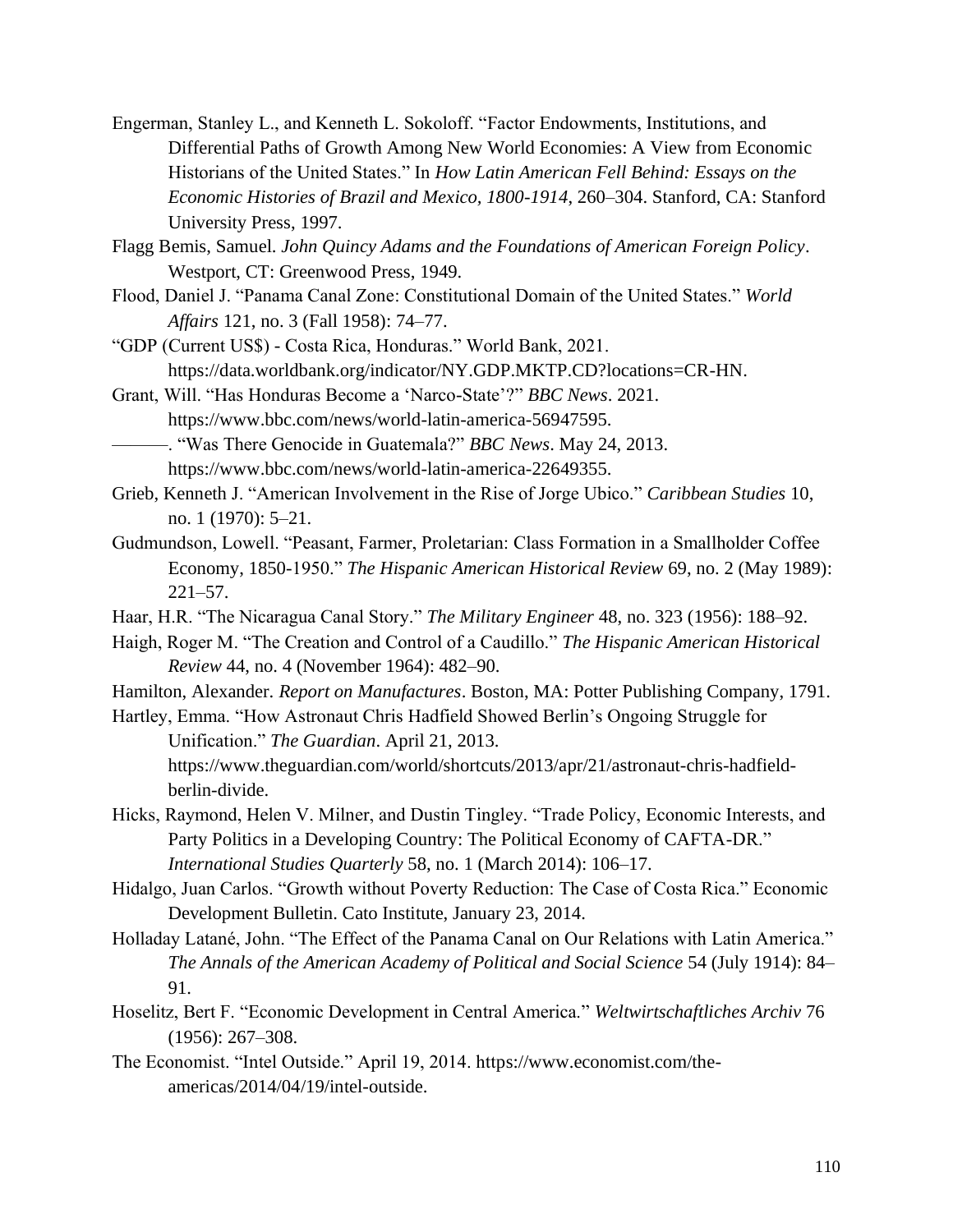Engerman, Stanley L., and Kenneth L. Sokoloff. "Factor Endowments, Institutions, and Differential Paths of Growth Among New World Economies: A View from Economic Historians of the United States." In *How Latin American Fell Behind: Essays on the Economic Histories of Brazil and Mexico, 1800-1914*, 260–304. Stanford, CA: Stanford University Press, 1997.

Flagg Bemis, Samuel. *John Quincy Adams and the Foundations of American Foreign Policy*. Westport, CT: Greenwood Press, 1949.

Flood, Daniel J. "Panama Canal Zone: Constitutional Domain of the United States." *World Affairs* 121, no. 3 (Fall 1958): 74–77.

"GDP (Current US$) - Costa Rica, Honduras." World Bank, 2021. https://data.worldbank.org/indicator/NY.GDP.MKTP.CD?locations=CR-HN.

Grant, Will. "Has Honduras Become a 'Narco-State'?" *BBC News*. 2021. https://www.bbc.com/news/world-latin-america-56947595.

———. "Was There Genocide in Guatemala?" *BBC News*. May 24, 2013. https://www.bbc.com/news/world-latin-america-22649355.

Grieb, Kenneth J. "American Involvement in the Rise of Jorge Ubico." *Caribbean Studies* 10, no. 1 (1970): 5–21.

Gudmundson, Lowell. "Peasant, Farmer, Proletarian: Class Formation in a Smallholder Coffee Economy, 1850-1950." *The Hispanic American Historical Review* 69, no. 2 (May 1989): 221–57.

Haar, H.R. "The Nicaragua Canal Story." *The Military Engineer* 48, no. 323 (1956): 188–92.

Haigh, Roger M. "The Creation and Control of a Caudillo." *The Hispanic American Historical Review* 44, no. 4 (November 1964): 482–90.

Hamilton, Alexander. *Report on Manufactures*. Boston, MA: Potter Publishing Company, 1791.

Hartley, Emma. "How Astronaut Chris Hadfield Showed Berlin's Ongoing Struggle for Unification." *The Guardian*. April 21, 2013. https://www.theguardian.com/world/shortcuts/2013/apr/21/astronaut-chris-hadfield-berlin-divide.

Hicks, Raymond, Helen V. Milner, and Dustin Tingley. "Trade Policy, Economic Interests, and Party Politics in a Developing Country: The Political Economy of CAFTA-DR." *International Studies Quarterly* 58, no. 1 (March 2014): 106–17.

Hidalgo, Juan Carlos. "Growth without Poverty Reduction: The Case of Costa Rica." Economic Development Bulletin. Cato Institute, January 23, 2014.

Holladay Latané, John. "The Effect of the Panama Canal on Our Relations with Latin America." *The Annals of the American Academy of Political and Social Science* 54 (July 1914): 84–91.

Hoselitz, Bert F. "Economic Development in Central America." *Weltwirtschaftliches Archiv* 76 (1956): 267–308.

The Economist. "Intel Outside." April 19, 2014. https://www.economist.com/the-americas/2014/04/19/intel-outside.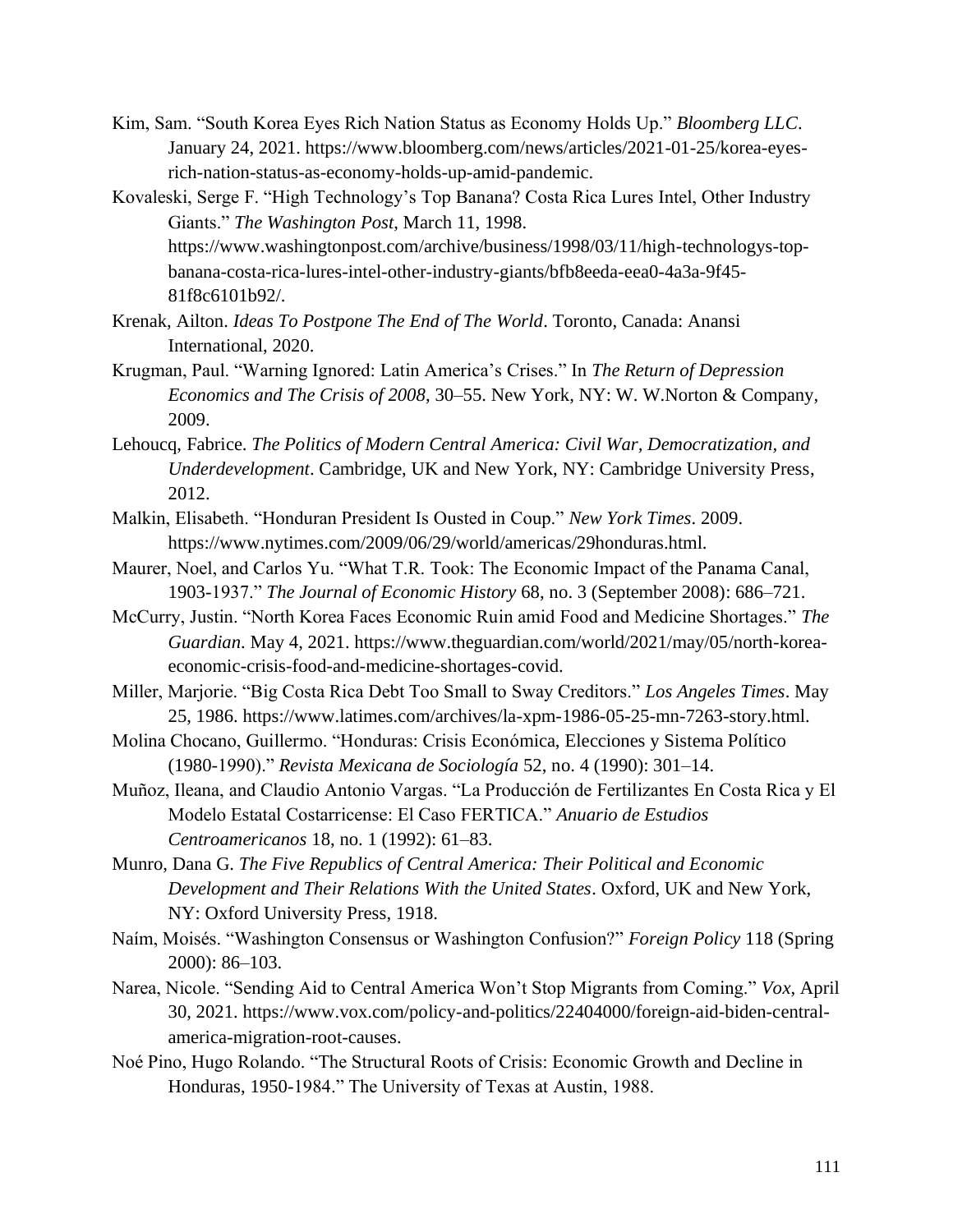Kim, Sam. “South Korea Eyes Rich Nation Status as Economy Holds Up.” *Bloomberg LLC*. January 24, 2021. https://www.bloomberg.com/news/articles/2021-01-25/korea-eyes-rich-nation-status-as-economy-holds-up-amid-pandemic.

Kovaleski, Serge F. “High Technology’s Top Banana? Costa Rica Lures Intel, Other Industry Giants.” *The Washington Post*, March 11, 1998. https://www.washingtonpost.com/archive/business/1998/03/11/high-technologys-top-banana-costa-rica-lures-intel-other-industry-giants/bfb8eeda-eea0-4a3a-9f45-81f8c6101b92/.

Krenak, Ailton. *Ideas To Postpone The End of The World*. Toronto, Canada: Anansi International, 2020.

Krugman, Paul. “Warning Ignored: Latin America’s Crises.” In *The Return of Depression Economics and The Crisis of 2008*, 30–55. New York, NY: W. W.Norton & Company, 2009.

Lehoucq, Fabrice. *The Politics of Modern Central America: Civil War, Democratization, and Underdevelopment*. Cambridge, UK and New York, NY: Cambridge University Press, 2012.

Malkin, Elisabeth. “Honduran President Is Ousted in Coup.” *New York Times*. 2009. https://www.nytimes.com/2009/06/29/world/americas/29honduras.html.

Maurer, Noel, and Carlos Yu. “What T.R. Took: The Economic Impact of the Panama Canal, 1903-1937.” *The Journal of Economic History* 68, no. 3 (September 2008): 686–721.

McCurry, Justin. “North Korea Faces Economic Ruin amid Food and Medicine Shortages.” *The Guardian*. May 4, 2021. https://www.theguardian.com/world/2021/may/05/north-korea-economic-crisis-food-and-medicine-shortages-covid.

Miller, Marjorie. “Big Costa Rica Debt Too Small to Sway Creditors.” *Los Angeles Times*. May 25, 1986. https://www.latimes.com/archives/la-xpm-1986-05-25-mn-7263-story.html.

Molina Chocano, Guillermo. “Honduras: Crisis Económica, Elecciones y Sistema Político (1980-1990).” *Revista Mexicana de Sociología* 52, no. 4 (1990): 301–14.

Muñoz, Ileana, and Claudio Antonio Vargas. “La Producción de Fertilizantes En Costa Rica y El Modelo Estatal Costarricense: El Caso FERTICA.” *Anuario de Estudios Centroamericanos* 18, no. 1 (1992): 61–83.

Munro, Dana G. *The Five Republics of Central America: Their Political and Economic Development and Their Relations With the United States*. Oxford, UK and New York, NY: Oxford University Press, 1918.

Naím, Moisés. “Washington Consensus or Washington Confusion?” *Foreign Policy* 118 (Spring 2000): 86–103.

Narea, Nicole. “Sending Aid to Central America Won’t Stop Migrants from Coming.” *Vox*, April 30, 2021. https://www.vox.com/policy-and-politics/22404000/foreign-aid-biden-central-america-migration-root-causes.

Noé Pino, Hugo Rolando. “The Structural Roots of Crisis: Economic Growth and Decline in Honduras, 1950-1984.” The University of Texas at Austin, 1988.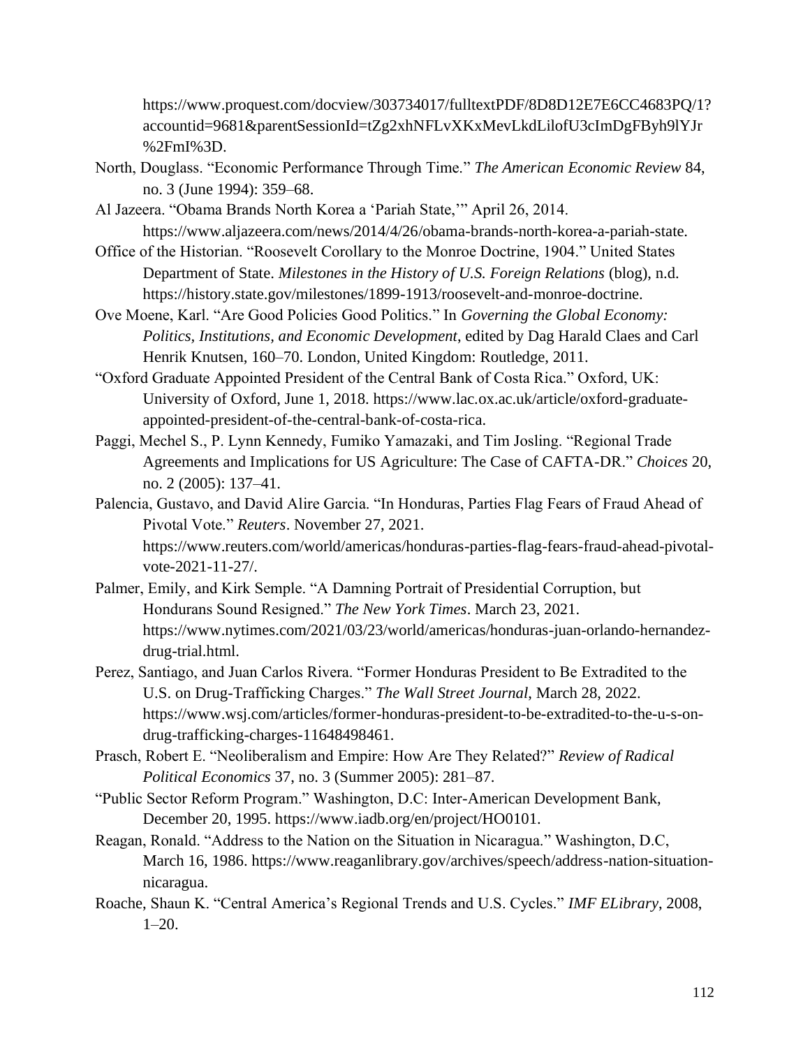https://www.proquest.com/docview/303734017/fulltextPDF/8D8D12E7E6CC4683PQ/1?accountid=9681&parentSessionId=tZg2xhNFLvXKxMevLkdLilofU3cImDgFByh9lYJr%2FmI%3D.

North, Douglass. "Economic Performance Through Time." *The American Economic Review* 84, no. 3 (June 1994): 359–68.

Al Jazeera. "Obama Brands North Korea a 'Pariah State,'" April 26, 2014. https://www.aljazeera.com/news/2014/4/26/obama-brands-north-korea-a-pariah-state.

Office of the Historian. "Roosevelt Corollary to the Monroe Doctrine, 1904." United States Department of State. *Milestones in the History of U.S. Foreign Relations* (blog), n.d. https://history.state.gov/milestones/1899-1913/roosevelt-and-monroe-doctrine.

Ove Moene, Karl. "Are Good Policies Good Politics." In *Governing the Global Economy: Politics, Institutions, and Economic Development*, edited by Dag Harald Claes and Carl Henrik Knutsen, 160–70. London, United Kingdom: Routledge, 2011.

"Oxford Graduate Appointed President of the Central Bank of Costa Rica." Oxford, UK: University of Oxford, June 1, 2018. https://www.lac.ox.ac.uk/article/oxford-graduate-appointed-president-of-the-central-bank-of-costa-rica.

Paggi, Mechel S., P. Lynn Kennedy, Fumiko Yamazaki, and Tim Josling. "Regional Trade Agreements and Implications for US Agriculture: The Case of CAFTA-DR." *Choices* 20, no. 2 (2005): 137–41.

Palencia, Gustavo, and David Alire Garcia. "In Honduras, Parties Flag Fears of Fraud Ahead of Pivotal Vote." *Reuters*. November 27, 2021. https://www.reuters.com/world/americas/honduras-parties-flag-fears-fraud-ahead-pivotal-vote-2021-11-27/.

Palmer, Emily, and Kirk Semple. "A Damning Portrait of Presidential Corruption, but Hondurans Sound Resigned." *The New York Times*. March 23, 2021. https://www.nytimes.com/2021/03/23/world/americas/honduras-juan-orlando-hernandez-drug-trial.html.

Perez, Santiago, and Juan Carlos Rivera. "Former Honduras President to Be Extradited to the U.S. on Drug-Trafficking Charges." *The Wall Street Journal*, March 28, 2022. https://www.wsj.com/articles/former-honduras-president-to-be-extradited-to-the-u-s-on-drug-trafficking-charges-11648498461.

Prasch, Robert E. "Neoliberalism and Empire: How Are They Related?" *Review of Radical Political Economics* 37, no. 3 (Summer 2005): 281–87.

"Public Sector Reform Program." Washington, D.C: Inter-American Development Bank, December 20, 1995. https://www.iadb.org/en/project/HO0101.

Reagan, Ronald. "Address to the Nation on the Situation in Nicaragua." Washington, D.C, March 16, 1986. https://www.reaganlibrary.gov/archives/speech/address-nation-situation-nicaragua.

Roache, Shaun K. "Central America's Regional Trends and U.S. Cycles." *IMF ELibrary*, 2008, 1–20.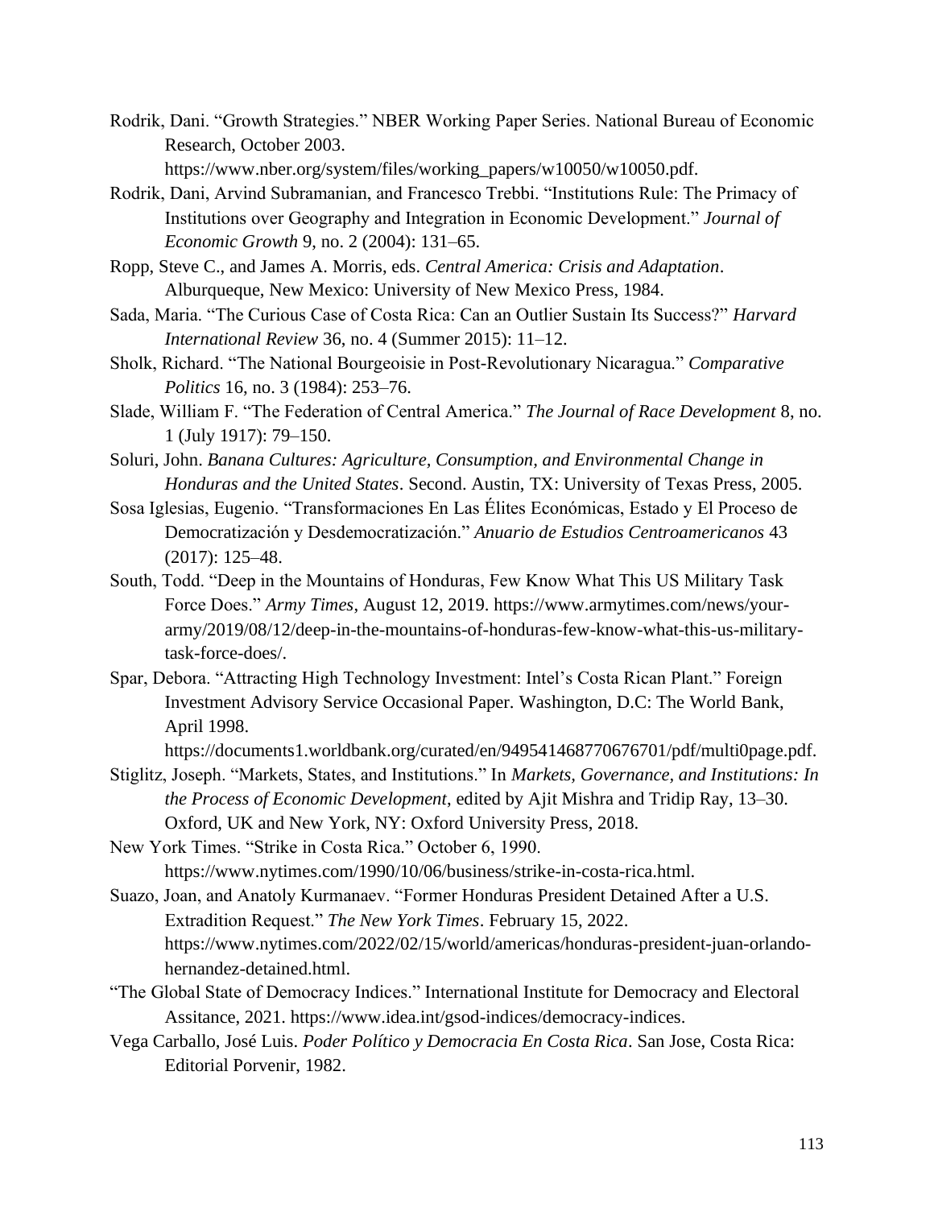Rodrik, Dani. "Growth Strategies." NBER Working Paper Series. National Bureau of Economic Research, October 2003. https://www.nber.org/system/files/working_papers/w10050/w10050.pdf.

Rodrik, Dani, Arvind Subramanian, and Francesco Trebbi. "Institutions Rule: The Primacy of Institutions over Geography and Integration in Economic Development." *Journal of Economic Growth* 9, no. 2 (2004): 131–65.

Ropp, Steve C., and James A. Morris, eds. *Central America: Crisis and Adaptation*. Alburqueque, New Mexico: University of New Mexico Press, 1984.

Sada, Maria. "The Curious Case of Costa Rica: Can an Outlier Sustain Its Success?" *Harvard International Review* 36, no. 4 (Summer 2015): 11–12.

Sholk, Richard. "The National Bourgeoisie in Post-Revolutionary Nicaragua." *Comparative Politics* 16, no. 3 (1984): 253–76.

Slade, William F. "The Federation of Central America." *The Journal of Race Development* 8, no. 1 (July 1917): 79–150.

Soluri, John. *Banana Cultures: Agriculture, Consumption, and Environmental Change in Honduras and the United States*. Second. Austin, TX: University of Texas Press, 2005.

Sosa Iglesias, Eugenio. "Transformaciones En Las Élites Económicas, Estado y El Proceso de Democratización y Desdemocratización." *Anuario de Estudios Centroamericanos* 43 (2017): 125–48.

South, Todd. "Deep in the Mountains of Honduras, Few Know What This US Military Task Force Does." *Army Times*, August 12, 2019. https://www.armytimes.com/news/your-army/2019/08/12/deep-in-the-mountains-of-honduras-few-know-what-this-us-military-task-force-does/.

Spar, Debora. "Attracting High Technology Investment: Intel's Costa Rican Plant." Foreign Investment Advisory Service Occasional Paper. Washington, D.C: The World Bank, April 1998. https://documents1.worldbank.org/curated/en/949541468770676701/pdf/multi0page.pdf.

Stiglitz, Joseph. "Markets, States, and Institutions." In *Markets, Governance, and Institutions: In the Process of Economic Development*, edited by Ajit Mishra and Tridip Ray, 13–30. Oxford, UK and New York, NY: Oxford University Press, 2018.

New York Times. "Strike in Costa Rica." October 6, 1990. https://www.nytimes.com/1990/10/06/business/strike-in-costa-rica.html.

Suazo, Joan, and Anatoly Kurmanaev. "Former Honduras President Detained After a U.S. Extradition Request." *The New York Times*. February 15, 2022. https://www.nytimes.com/2022/02/15/world/americas/honduras-president-juan-orlando-hernandez-detained.html.

"The Global State of Democracy Indices." International Institute for Democracy and Electoral Assitance, 2021. https://www.idea.int/gsod-indices/democracy-indices.

Vega Carballo, José Luis. *Poder Político y Democracia En Costa Rica*. San Jose, Costa Rica: Editorial Porvenir, 1982.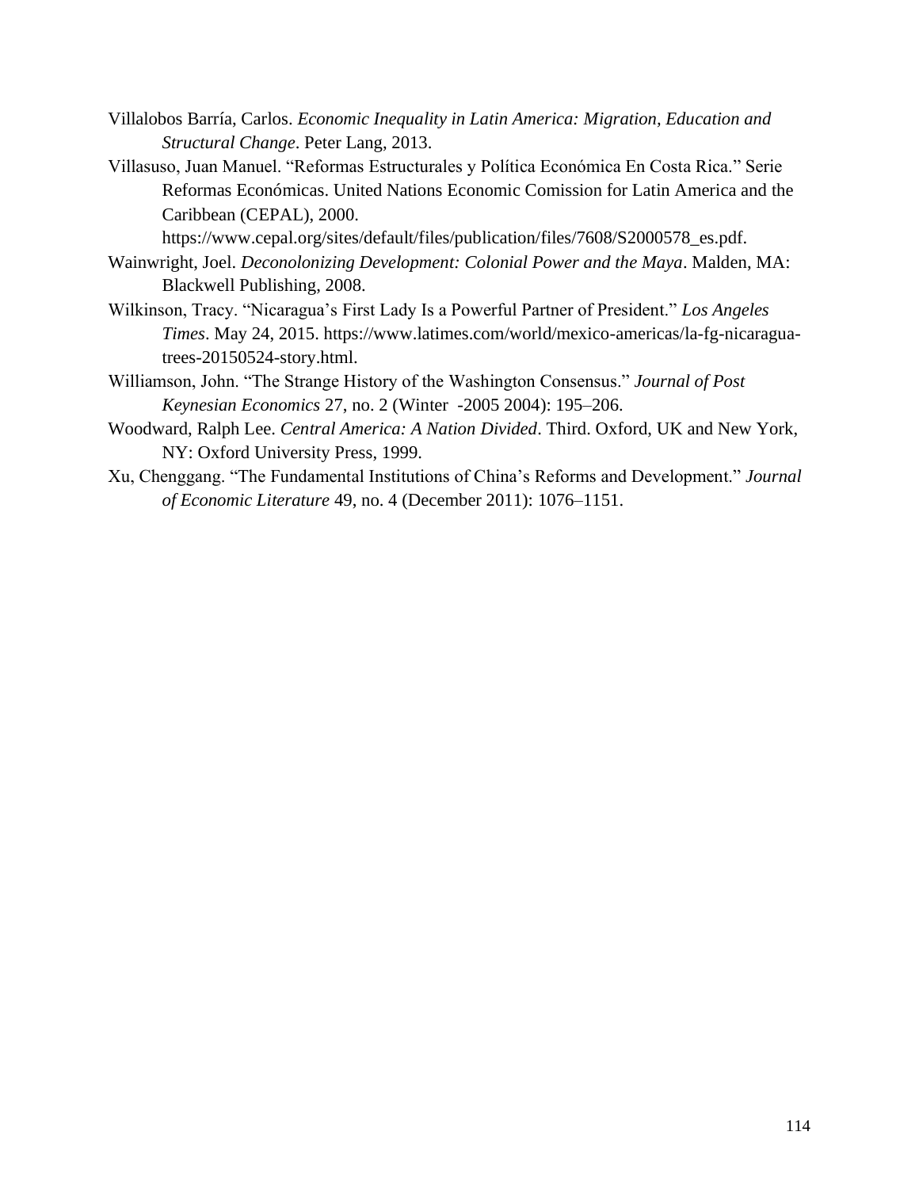Villalobos Barría, Carlos. *Economic Inequality in Latin America: Migration, Education and Structural Change*. Peter Lang, 2013.

Villasuso, Juan Manuel. "Reformas Estructurales y Política Económica En Costa Rica." Serie Reformas Económicas. United Nations Economic Comission for Latin America and the Caribbean (CEPAL), 2000. https://www.cepal.org/sites/default/files/publication/files/7608/S2000578_es.pdf.

Wainwright, Joel. *Deconolonizing Development: Colonial Power and the Maya*. Malden, MA: Blackwell Publishing, 2008.

Wilkinson, Tracy. "Nicaragua's First Lady Is a Powerful Partner of President." *Los Angeles Times*. May 24, 2015. https://www.latimes.com/world/mexico-americas/la-fg-nicaragua-trees-20150524-story.html.

Williamson, John. "The Strange History of the Washington Consensus." *Journal of Post Keynesian Economics* 27, no. 2 (Winter -2005 2004): 195–206.

Woodward, Ralph Lee. *Central America: A Nation Divided*. Third. Oxford, UK and New York, NY: Oxford University Press, 1999.

Xu, Chenggang. "The Fundamental Institutions of China's Reforms and Development." *Journal of Economic Literature* 49, no. 4 (December 2011): 1076–1151.